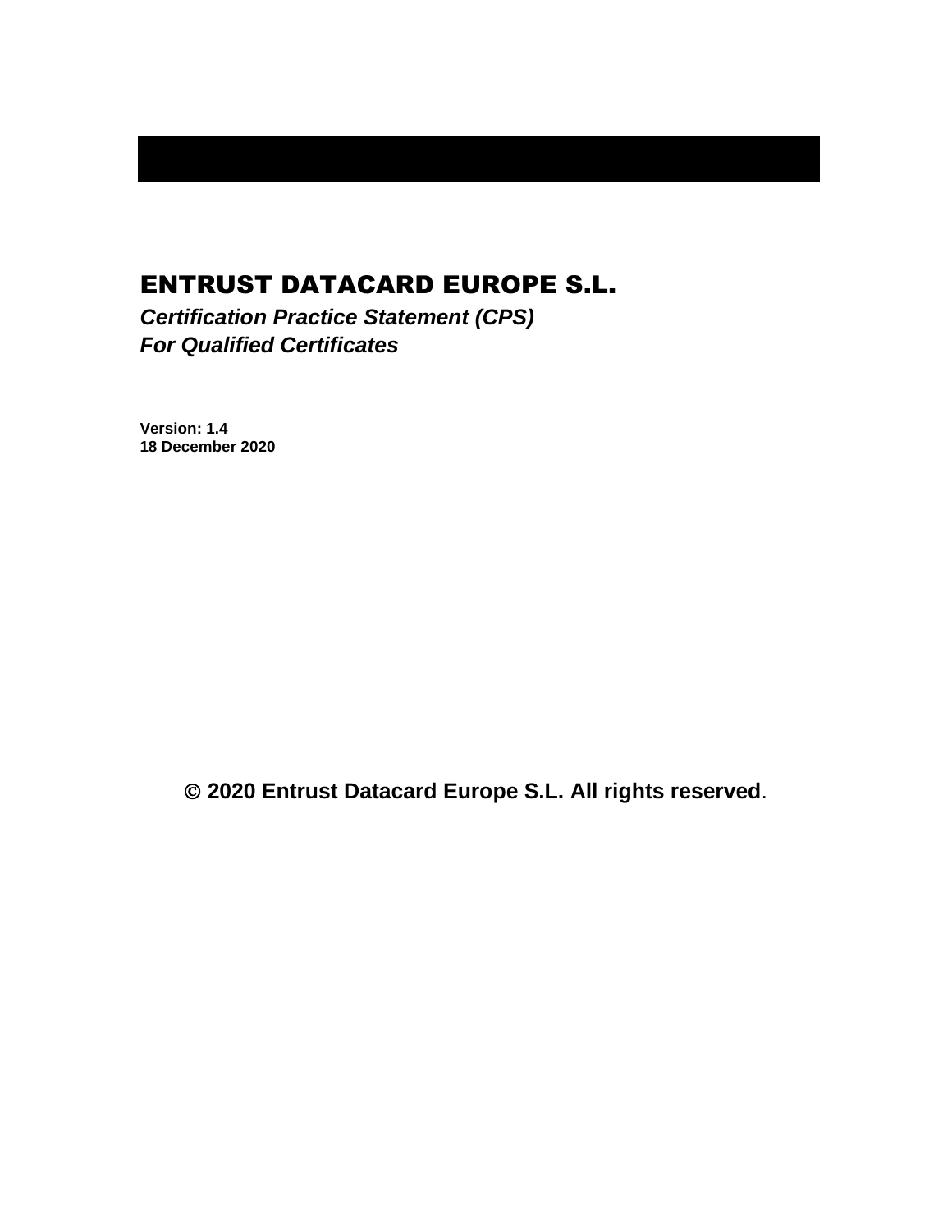# ENTRUST DATACARD EUROPE S.L.

***Certification Practice Statement (CPS)***
***For Qualified Certificates***

**Version: 1.4**
**18 December 2020**

**© 2020 Entrust Datacard Europe S.L. All rights reserved**.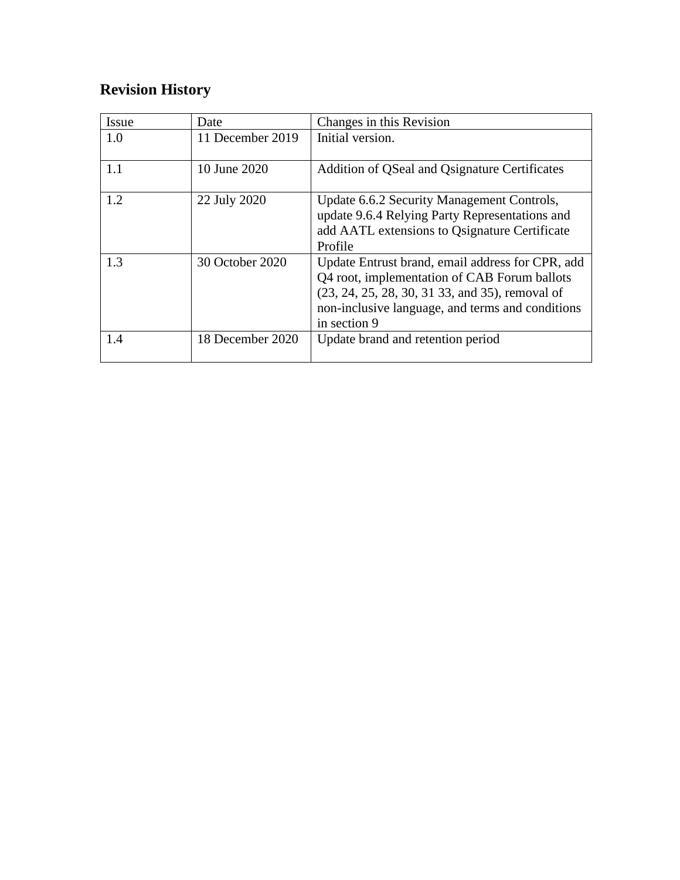## Revision History

| Issue | Date | Changes in this Revision |
|---|---|---|
| 1.0 | 11 December 2019 | Initial version. |
| 1.1 | 10 June 2020 | Addition of QSeal and Qsignature Certificates |
| 1.2 | 22 July 2020 | Update 6.6.2 Security Management Controls, update 9.6.4 Relying Party Representations and add AATL extensions to Qsignature Certificate Profile |
| 1.3 | 30 October 2020 | Update Entrust brand, email address for CPR, add Q4 root, implementation of CAB Forum ballots (23, 24, 25, 28, 30, 31 33, and 35), removal of non-inclusive language, and terms and conditions in section 9 |
| 1.4 | 18 December 2020 | Update brand and retention period |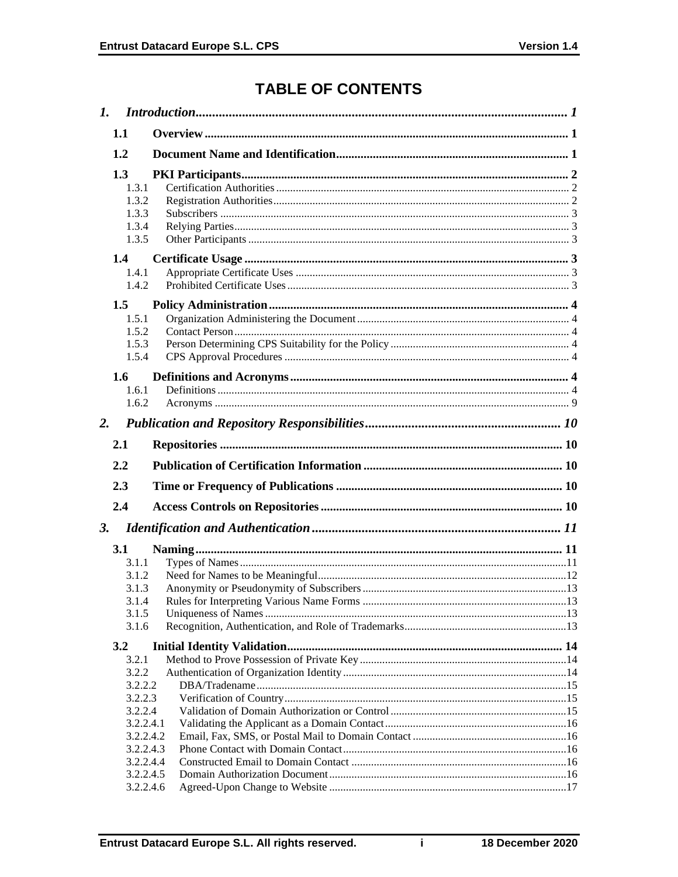# TABLE OF CONTENTS

*1. Introduction ........................................................................................................... 1*

**1.1 Overview ........................................................................................................... 1**

**1.2 Document Name and Identification ............................................................... 1**

**1.3 PKI Participants ............................................................................................... 2**

1.3.1 Certification Authorities ........................................................................................ 2
1.3.2 Registration Authorities ......................................................................................... 2
1.3.3 Subscribers ............................................................................................................ 3
1.3.4 Relying Parties ....................................................................................................... 3
1.3.5 Other Participants .................................................................................................. 3

**1.4 Certificate Usage .............................................................................................. 3**

1.4.1 Appropriate Certificate Uses ................................................................................. 3
1.4.2 Prohibited Certificate Uses .................................................................................... 3

**1.5 Policy Administration ...................................................................................... 4**

1.5.1 Organization Administering the Document ........................................................... 4
1.5.2 Contact Person ....................................................................................................... 4
1.5.3 Person Determining CPS Suitability for the Policy ............................................... 4
1.5.4 CPS Approval Procedures ..................................................................................... 4

**1.6 Definitions and Acronyms ............................................................................... 4**

1.6.1 Definitions ............................................................................................................. 4
1.6.2 Acronyms .............................................................................................................. 9

*2. Publication and Repository Responsibilities .................................................... 10*

**2.1 Repositories .................................................................................................... 10**

**2.2 Publication of Certification Information ..................................................... 10**

**2.3 Time or Frequency of Publications .............................................................. 10**

**2.4 Access Controls on Repositories ................................................................... 10**

*3. Identification and Authentication ..................................................................... 11*

**3.1 Naming ............................................................................................................ 11**

3.1.1 Types of Names .................................................................................................... 11
3.1.2 Need for Names to be Meaningful ........................................................................ 12
3.1.3 Anonymity or Pseudonymity of Subscribers ........................................................ 13
3.1.4 Rules for Interpreting Various Name Forms ......................................................... 13
3.1.5 Uniqueness of Names ........................................................................................... 13
3.1.6 Recognition, Authentication, and Role of Trademarks ......................................... 13

**3.2 Initial Identity Validation ............................................................................. 14**

3.2.1 Method to Prove Possession of Private Key ......................................................... 14
3.2.2 Authentication of Organization Identity ............................................................... 14
3.2.2.2 DBA/Tradename ............................................................................................... 15
3.2.2.3 Verification of Country ..................................................................................... 15
3.2.2.4 Validation of Domain Authorization or Control ............................................... 15
3.2.2.4.1 Validating the Applicant as a Domain Contact ................................................ 16
3.2.2.4.2 Email, Fax, SMS, or Postal Mail to Domain Contact ...................................... 16
3.2.2.4.3 Phone Contact with Domain Contact ............................................................... 16
3.2.2.4.4 Constructed Email to Domain Contact ............................................................ 16
3.2.2.4.5 Domain Authorization Document .................................................................... 16
3.2.2.4.6 Agreed-Upon Change to Website .................................................................... 17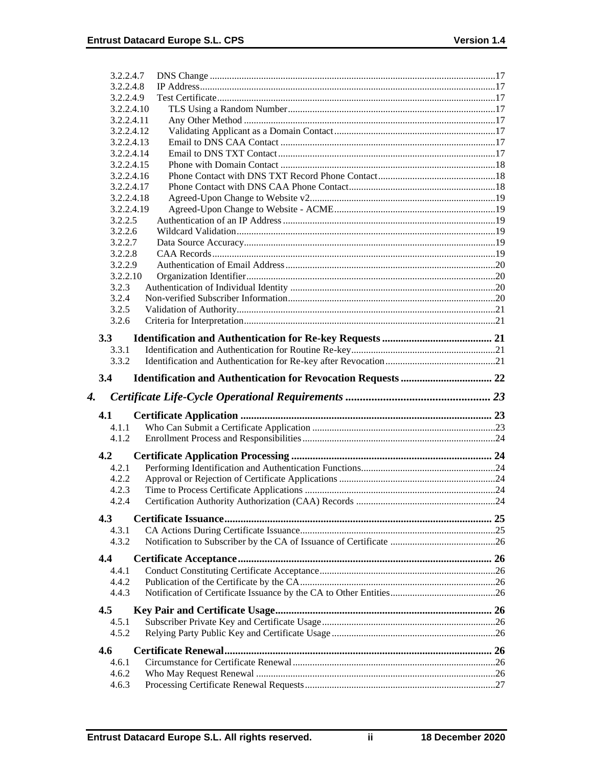3.2.2.4.7 DNS Change ....................................................................................................................17
3.2.2.4.8 IP Address........................................................................................................................17
3.2.2.4.9 Test Certificate.................................................................................................................17
3.2.2.4.10 TLS Using a Random Number....................................................................................17
3.2.2.4.11 Any Other Method ......................................................................................................17
3.2.2.4.12 Validating Applicant as a Domain Contact..................................................................17
3.2.2.4.13 Email to DNS CAA Contact .......................................................................................17
3.2.2.4.14 Email to DNS TXT Contact.........................................................................................17
3.2.2.4.15 Phone with Domain Contact .......................................................................................18
3.2.2.4.16 Phone Contact with DNS TXT Record Phone Contact................................................18
3.2.2.4.17 Phone Contact with DNS CAA Phone Contact............................................................18
3.2.2.4.18 Agreed-Upon Change to Website v2............................................................................19
3.2.2.4.19 Agreed-Upon Change to Website - ACME..................................................................19
3.2.2.5 Authentication of an IP Address......................................................................................19
3.2.2.6 Wildcard Validation.........................................................................................................19
3.2.2.7 Data Source Accuracy......................................................................................................19
3.2.2.8 CAA Records...................................................................................................................19
3.2.2.9 Authentication of Email Address.....................................................................................20
3.2.2.10 Organization Identifier.....................................................................................................20
3.2.3 Authentication of Individual Identity ...................................................................................20
3.2.4 Non-verified Subscriber Information....................................................................................20
3.2.5 Validation of Authority.........................................................................................................21
3.2.6 Criteria for Interpretation.....................................................................................................21

**3.3 Identification and Authentication for Re-key Requests ......................................... 21**
3.3.1 Identification and Authentication for Routine Re-key...........................................................21
3.3.2 Identification and Authentication for Re-key after Revocation.............................................21

**3.4 Identification and Authentication for Revocation Requests ................................. 22**

***4. Certificate Life-Cycle Operational Requirements .................................................. 23***

**4.1 Certificate Application ............................................................................................ 23**
4.1.1 Who Can Submit a Certificate Application ...........................................................................23
4.1.2 Enrollment Process and Responsibilities..............................................................................24

**4.2 Certificate Application Processing .......................................................................... 24**
4.2.1 Performing Identification and Authentication Functions.......................................................24
4.2.2 Approval or Rejection of Certificate Applications ................................................................24
4.2.3 Time to Process Certificate Applications ..............................................................................24
4.2.4 Certification Authority Authorization (CAA) Records .........................................................24

**4.3 Certificate Issuance.................................................................................................... 25**
4.3.1 CA Actions During Certificate Issuance...............................................................................25
4.3.2 Notification to Subscriber by the CA of Issuance of Certificate ...........................................26

**4.4 Certificate Acceptance.............................................................................................. 26**
4.4.1 Conduct Constituting Certificate Acceptance.......................................................................26
4.4.2 Publication of the Certificate by the CA................................................................................26
4.4.3 Notification of Certificate Issuance by the CA to Other Entities...........................................26

**4.5 Key Pair and Certificate Usage................................................................................ 26**
4.5.1 Subscriber Private Key and Certificate Usage......................................................................26
4.5.2 Relying Party Public Key and Certificate Usage...................................................................26

**4.6 Certificate Renewal................................................................................................... 26**
4.6.1 Circumstance for Certificate Renewal..................................................................................26
4.6.2 Who May Request Renewal .................................................................................................26
4.6.3 Processing Certificate Renewal Requests.............................................................................27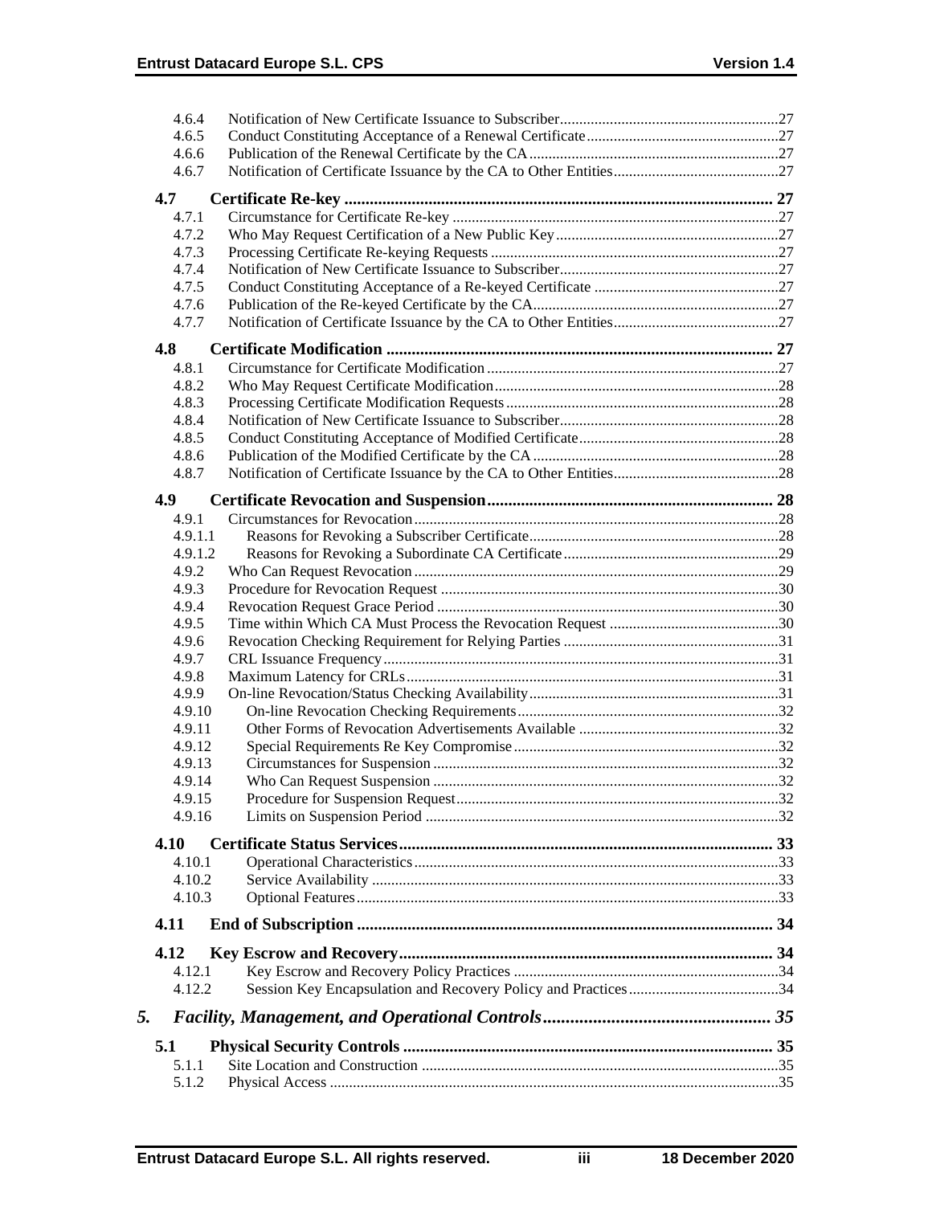| | | |
|---|---|---|
| 4.6.4 | Notification of New Certificate Issuance to Subscriber | 27 |
| 4.6.5 | Conduct Constituting Acceptance of a Renewal Certificate | 27 |
| 4.6.6 | Publication of the Renewal Certificate by the CA | 27 |
| 4.6.7 | Notification of Certificate Issuance by the CA to Other Entities | 27 |
| **4.7** | **Certificate Re-key** | **27** |
| 4.7.1 | Circumstance for Certificate Re-key | 27 |
| 4.7.2 | Who May Request Certification of a New Public Key | 27 |
| 4.7.3 | Processing Certificate Re-keying Requests | 27 |
| 4.7.4 | Notification of New Certificate Issuance to Subscriber | 27 |
| 4.7.5 | Conduct Constituting Acceptance of a Re-keyed Certificate | 27 |
| 4.7.6 | Publication of the Re-keyed Certificate by the CA | 27 |
| 4.7.7 | Notification of Certificate Issuance by the CA to Other Entities | 27 |
| **4.8** | **Certificate Modification** | **27** |
| 4.8.1 | Circumstance for Certificate Modification | 27 |
| 4.8.2 | Who May Request Certificate Modification | 28 |
| 4.8.3 | Processing Certificate Modification Requests | 28 |
| 4.8.4 | Notification of New Certificate Issuance to Subscriber | 28 |
| 4.8.5 | Conduct Constituting Acceptance of Modified Certificate | 28 |
| 4.8.6 | Publication of the Modified Certificate by the CA | 28 |
| 4.8.7 | Notification of Certificate Issuance by the CA to Other Entities | 28 |
| **4.9** | **Certificate Revocation and Suspension** | **28** |
| 4.9.1 | Circumstances for Revocation | 28 |
| 4.9.1.1 | Reasons for Revoking a Subscriber Certificate | 28 |
| 4.9.1.2 | Reasons for Revoking a Subordinate CA Certificate | 29 |
| 4.9.2 | Who Can Request Revocation | 29 |
| 4.9.3 | Procedure for Revocation Request | 30 |
| 4.9.4 | Revocation Request Grace Period | 30 |
| 4.9.5 | Time within Which CA Must Process the Revocation Request | 30 |
| 4.9.6 | Revocation Checking Requirement for Relying Parties | 31 |
| 4.9.7 | CRL Issuance Frequency | 31 |
| 4.9.8 | Maximum Latency for CRLs | 31 |
| 4.9.9 | On-line Revocation/Status Checking Availability | 31 |
| 4.9.10 | On-line Revocation Checking Requirements | 32 |
| 4.9.11 | Other Forms of Revocation Advertisements Available | 32 |
| 4.9.12 | Special Requirements Re Key Compromise | 32 |
| 4.9.13 | Circumstances for Suspension | 32 |
| 4.9.14 | Who Can Request Suspension | 32 |
| 4.9.15 | Procedure for Suspension Request | 32 |
| 4.9.16 | Limits on Suspension Period | 32 |
| **4.10** | **Certificate Status Services** | **33** |
| 4.10.1 | Operational Characteristics | 33 |
| 4.10.2 | Service Availability | 33 |
| 4.10.3 | Optional Features | 33 |
| **4.11** | **End of Subscription** | **34** |
| **4.12** | **Key Escrow and Recovery** | **34** |
| 4.12.1 | Key Escrow and Recovery Policy Practices | 34 |
| 4.12.2 | Session Key Encapsulation and Recovery Policy and Practices | 34 |
| ***5.*** | ***Facility, Management, and Operational Controls*** | ***35*** |
| **5.1** | **Physical Security Controls** | **35** |
| 5.1.1 | Site Location and Construction | 35 |
| 5.1.2 | Physical Access | 35 |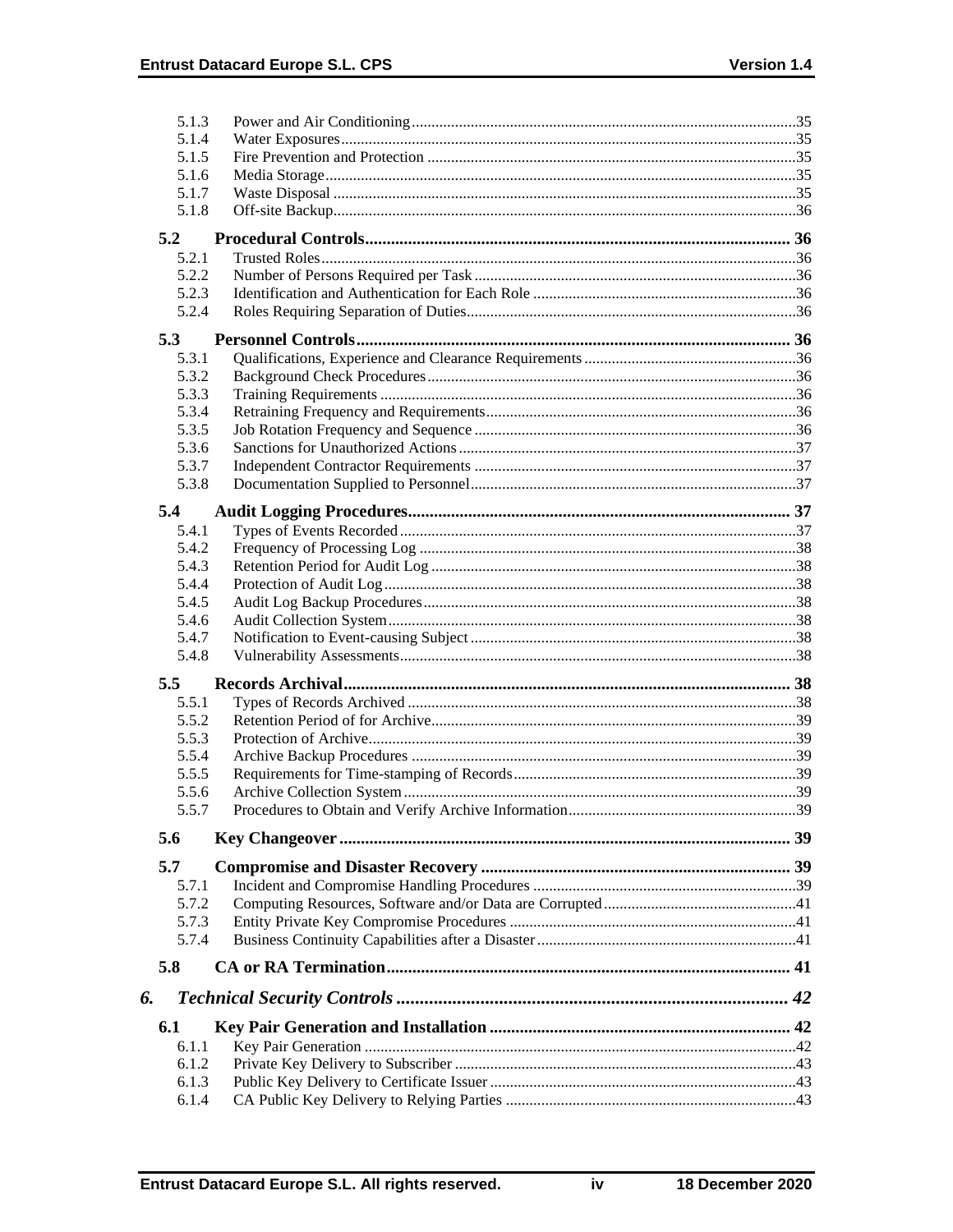5.1.3 Power and Air Conditioning .......... 35
5.1.4 Water Exposures .......... 35
5.1.5 Fire Prevention and Protection .......... 35
5.1.6 Media Storage .......... 35
5.1.7 Waste Disposal .......... 35
5.1.8 Off-site Backup .......... 36

**5.2 Procedural Controls .......... 36**

5.2.1 Trusted Roles .......... 36
5.2.2 Number of Persons Required per Task .......... 36
5.2.3 Identification and Authentication for Each Role .......... 36
5.2.4 Roles Requiring Separation of Duties .......... 36

**5.3 Personnel Controls .......... 36**

5.3.1 Qualifications, Experience and Clearance Requirements .......... 36
5.3.2 Background Check Procedures .......... 36
5.3.3 Training Requirements .......... 36
5.3.4 Retraining Frequency and Requirements .......... 36
5.3.5 Job Rotation Frequency and Sequence .......... 36
5.3.6 Sanctions for Unauthorized Actions .......... 37
5.3.7 Independent Contractor Requirements .......... 37
5.3.8 Documentation Supplied to Personnel .......... 37

**5.4 Audit Logging Procedures .......... 37**

5.4.1 Types of Events Recorded .......... 37
5.4.2 Frequency of Processing Log .......... 38
5.4.3 Retention Period for Audit Log .......... 38
5.4.4 Protection of Audit Log .......... 38
5.4.5 Audit Log Backup Procedures .......... 38
5.4.6 Audit Collection System .......... 38
5.4.7 Notification to Event-causing Subject .......... 38
5.4.8 Vulnerability Assessments .......... 38

**5.5 Records Archival .......... 38**

5.5.1 Types of Records Archived .......... 38
5.5.2 Retention Period of for Archive .......... 39
5.5.3 Protection of Archive .......... 39
5.5.4 Archive Backup Procedures .......... 39
5.5.5 Requirements for Time-stamping of Records .......... 39
5.5.6 Archive Collection System .......... 39
5.5.7 Procedures to Obtain and Verify Archive Information .......... 39

**5.6 Key Changeover .......... 39**

**5.7 Compromise and Disaster Recovery .......... 39**

5.7.1 Incident and Compromise Handling Procedures .......... 39
5.7.2 Computing Resources, Software and/or Data are Corrupted .......... 41
5.7.3 Entity Private Key Compromise Procedures .......... 41
5.7.4 Business Continuity Capabilities after a Disaster .......... 41

**5.8 CA or RA Termination .......... 41**

***6. Technical Security Controls .......... 42***

**6.1 Key Pair Generation and Installation .......... 42**

6.1.1 Key Pair Generation .......... 42
6.1.2 Private Key Delivery to Subscriber .......... 43
6.1.3 Public Key Delivery to Certificate Issuer .......... 43
6.1.4 CA Public Key Delivery to Relying Parties .......... 43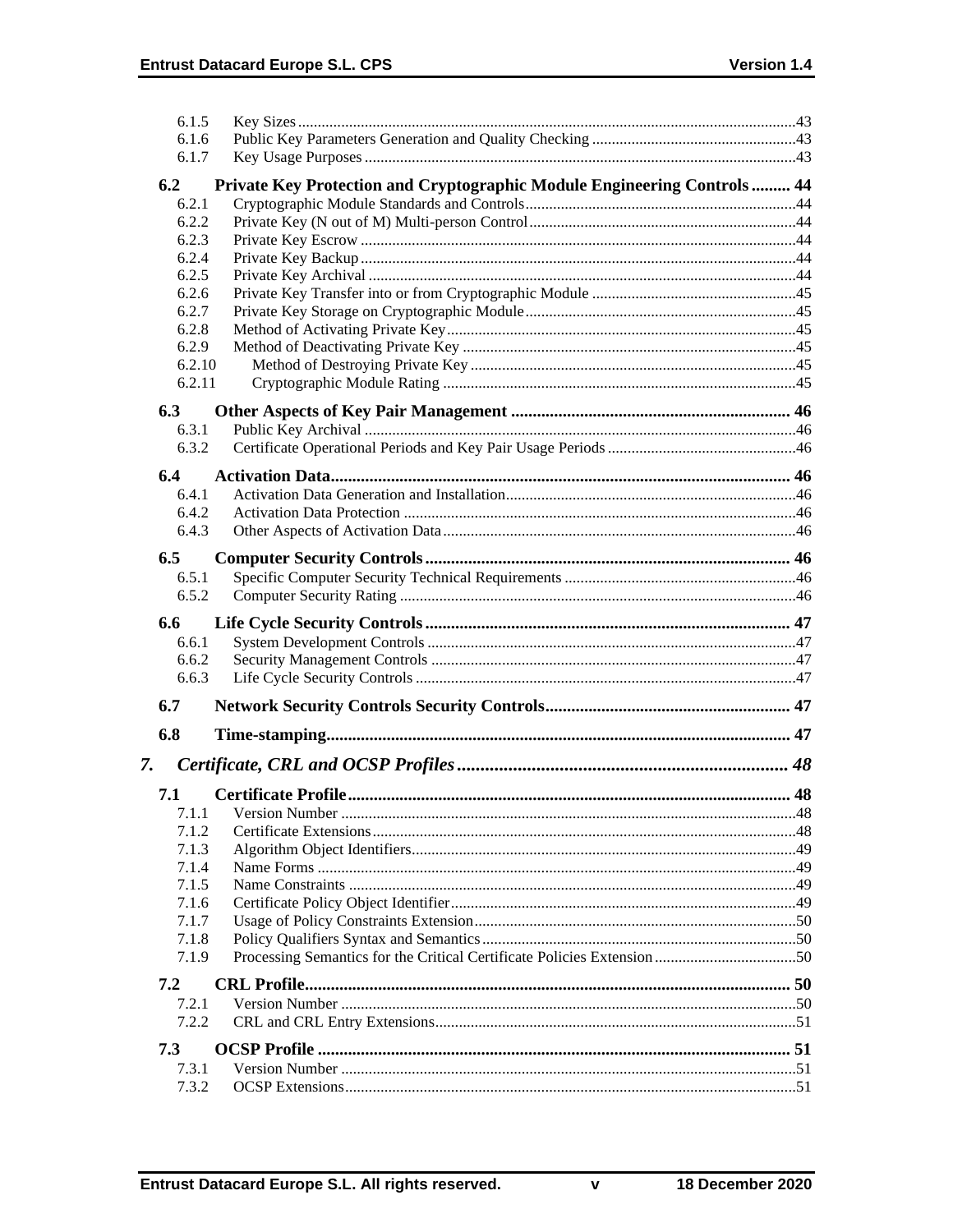6.1.5 Key Sizes .....43
6.1.6 Public Key Parameters Generation and Quality Checking .....43
6.1.7 Key Usage Purposes .....43

**6.2 Private Key Protection and Cryptographic Module Engineering Controls ..... 44**

6.2.1 Cryptographic Module Standards and Controls .....44
6.2.2 Private Key (N out of M) Multi-person Control .....44
6.2.3 Private Key Escrow .....44
6.2.4 Private Key Backup .....44
6.2.5 Private Key Archival .....44
6.2.6 Private Key Transfer into or from Cryptographic Module .....45
6.2.7 Private Key Storage on Cryptographic Module .....45
6.2.8 Method of Activating Private Key .....45
6.2.9 Method of Deactivating Private Key .....45
6.2.10 Method of Destroying Private Key .....45
6.2.11 Cryptographic Module Rating .....45

**6.3 Other Aspects of Key Pair Management ..... 46**

6.3.1 Public Key Archival .....46
6.3.2 Certificate Operational Periods and Key Pair Usage Periods .....46

**6.4 Activation Data ..... 46**

6.4.1 Activation Data Generation and Installation .....46
6.4.2 Activation Data Protection .....46
6.4.3 Other Aspects of Activation Data .....46

**6.5 Computer Security Controls ..... 46**

6.5.1 Specific Computer Security Technical Requirements .....46
6.5.2 Computer Security Rating .....46

**6.6 Life Cycle Security Controls ..... 47**

6.6.1 System Development Controls .....47
6.6.2 Security Management Controls .....47
6.6.3 Life Cycle Security Controls .....47

**6.7 Network Security Controls Security Controls ..... 47**

**6.8 Time-stamping ..... 47**

***7. Certificate, CRL and OCSP Profiles ..... 48***

**7.1 Certificate Profile ..... 48**

7.1.1 Version Number .....48
7.1.2 Certificate Extensions .....48
7.1.3 Algorithm Object Identifiers .....49
7.1.4 Name Forms .....49
7.1.5 Name Constraints .....49
7.1.6 Certificate Policy Object Identifier .....49
7.1.7 Usage of Policy Constraints Extension .....50
7.1.8 Policy Qualifiers Syntax and Semantics .....50
7.1.9 Processing Semantics for the Critical Certificate Policies Extension .....50

**7.2 CRL Profile ..... 50**

7.2.1 Version Number .....50
7.2.2 CRL and CRL Entry Extensions .....51

**7.3 OCSP Profile ..... 51**

7.3.1 Version Number .....51
7.3.2 OCSP Extensions .....51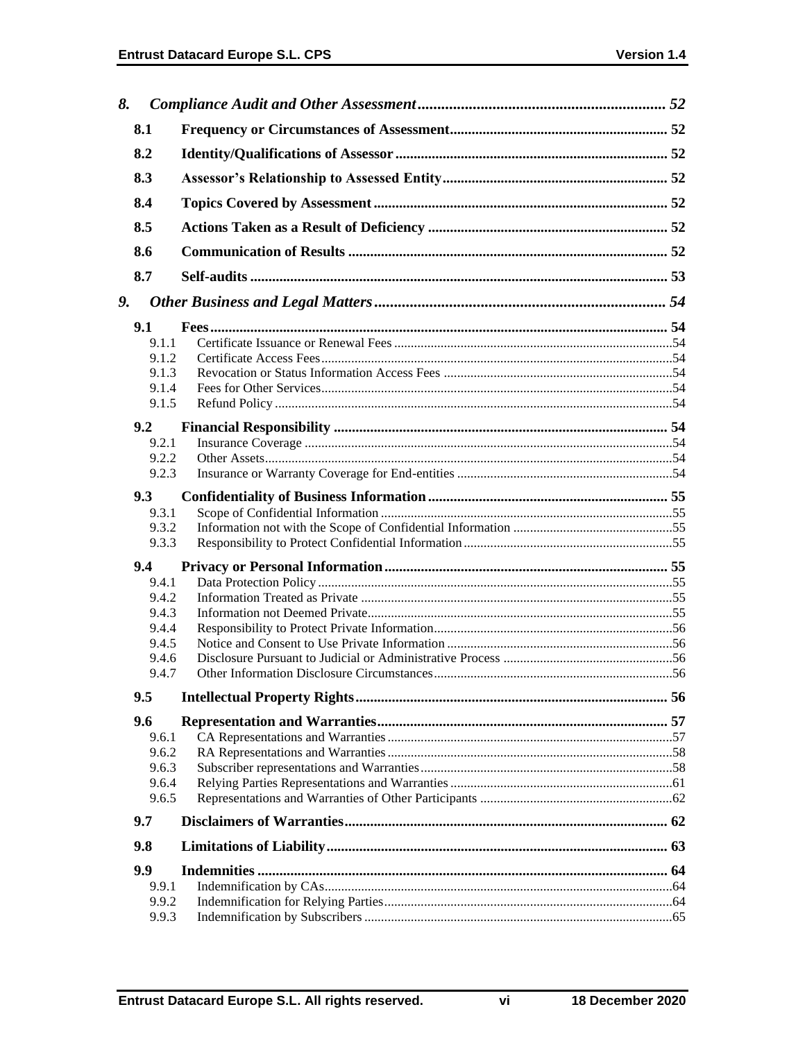*8. Compliance Audit and Other Assessment ............................................................... 52*

**8.1 Frequency or Circumstances of Assessment ........................................................... 52**

**8.2 Identity/Qualifications of Assessor .......................................................................... 52**

**8.3 Assessor's Relationship to Assessed Entity ............................................................. 52**

**8.4 Topics Covered by Assessment ................................................................................ 52**

**8.5 Actions Taken as a Result of Deficiency ................................................................. 52**

**8.6 Communication of Results ....................................................................................... 52**

**8.7 Self-audits .................................................................................................................. 53**

*9. Other Business and Legal Matters .......................................................................... 54*

**9.1 Fees ............................................................................................................................ 54**

9.1.1 Certificate Issuance or Renewal Fees ..................................................................................54
9.1.2 Certificate Access Fees ........................................................................................................54
9.1.3 Revocation or Status Information Access Fees ...................................................................54
9.1.4 Fees for Other Services ........................................................................................................54
9.1.5 Refund Policy ......................................................................................................................54

**9.2 Financial Responsibility ........................................................................................... 54**

9.2.1 Insurance Coverage .............................................................................................................54
9.2.2 Other Assets .........................................................................................................................54
9.2.3 Insurance or Warranty Coverage for End-entities ...............................................................54

**9.3 Confidentiality of Business Information ................................................................. 55**

9.3.1 Scope of Confidential Information ......................................................................................55
9.3.2 Information not with the Scope of Confidential Information ..............................................55
9.3.3 Responsibility to Protect Confidential Information .............................................................55

**9.4 Privacy or Personal Information ............................................................................. 55**

9.4.1 Data Protection Policy .........................................................................................................55
9.4.2 Information Treated as Private ............................................................................................55
9.4.3 Information not Deemed Private ..........................................................................................55
9.4.4 Responsibility to Protect Private Information ......................................................................56
9.4.5 Notice and Consent to Use Private Information ..................................................................56
9.4.6 Disclosure Pursuant to Judicial or Administrative Process ..................................................56
9.4.7 Other Information Disclosure Circumstances ......................................................................56

**9.5 Intellectual Property Rights ..................................................................................... 56**

**9.6 Representation and Warranties ............................................................................... 57**

9.6.1 CA Representations and Warranties ....................................................................................57
9.6.2 RA Representations and Warranties ....................................................................................58
9.6.3 Subscriber representations and Warranties ..........................................................................58
9.6.4 Relying Parties Representations and Warranties .................................................................61
9.6.5 Representations and Warranties of Other Participants ........................................................62

**9.7 Disclaimers of Warranties ......................................................................................... 62**

**9.8 Limitations of Liability ............................................................................................. 63**

**9.9 Indemnities ................................................................................................................ 64**

9.9.1 Indemnification by CAs .......................................................................................................64
9.9.2 Indemnification for Relying Parties .....................................................................................64
9.9.3 Indemnification by Subscribers ...........................................................................................65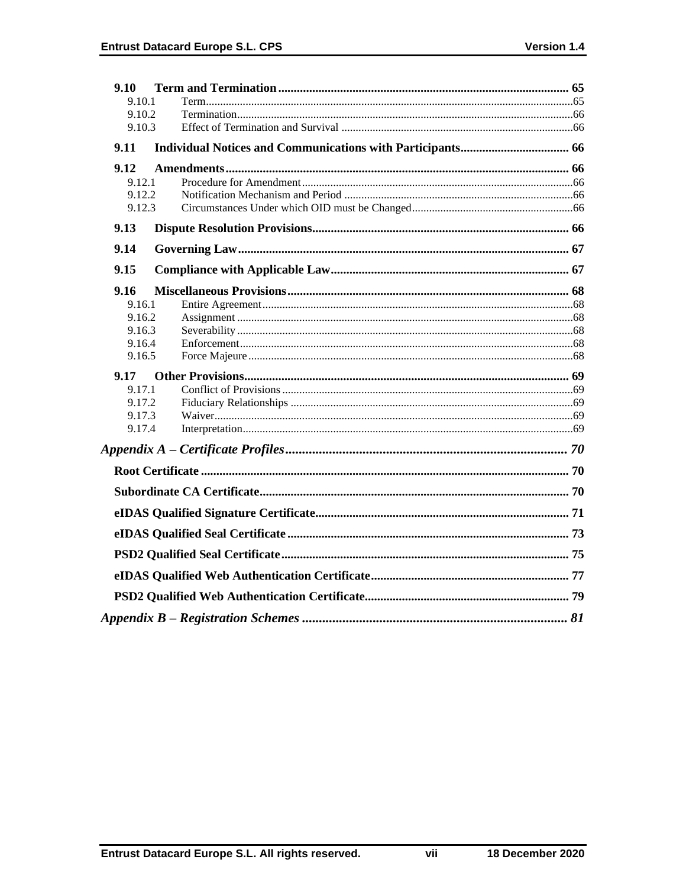**9.10 Term and Termination** 65

- 9.10.1 Term 65
- 9.10.2 Termination 66
- 9.10.3 Effect of Termination and Survival 66

**9.11 Individual Notices and Communications with Participants** 66

**9.12 Amendments** 66

- 9.12.1 Procedure for Amendment 66
- 9.12.2 Notification Mechanism and Period 66
- 9.12.3 Circumstances Under which OID must be Changed 66

**9.13 Dispute Resolution Provisions** 66

**9.14 Governing Law** 67

**9.15 Compliance with Applicable Law** 67

**9.16 Miscellaneous Provisions** 68

- 9.16.1 Entire Agreement 68
- 9.16.2 Assignment 68
- 9.16.3 Severability 68
- 9.16.4 Enforcement 68
- 9.16.5 Force Majeure 68

**9.17 Other Provisions** 69

- 9.17.1 Conflict of Provisions 69
- 9.17.2 Fiduciary Relationships 69
- 9.17.3 Waiver 69
- 9.17.4 Interpretation 69

***Appendix A – Certificate Profiles*** 70

**Root Certificate** 70

**Subordinate CA Certificate** 70

**eIDAS Qualified Signature Certificate** 71

**eIDAS Qualified Seal Certificate** 73

**PSD2 Qualified Seal Certificate** 75

**eIDAS Qualified Web Authentication Certificate** 77

**PSD2 Qualified Web Authentication Certificate** 79

***Appendix B – Registration Schemes*** 81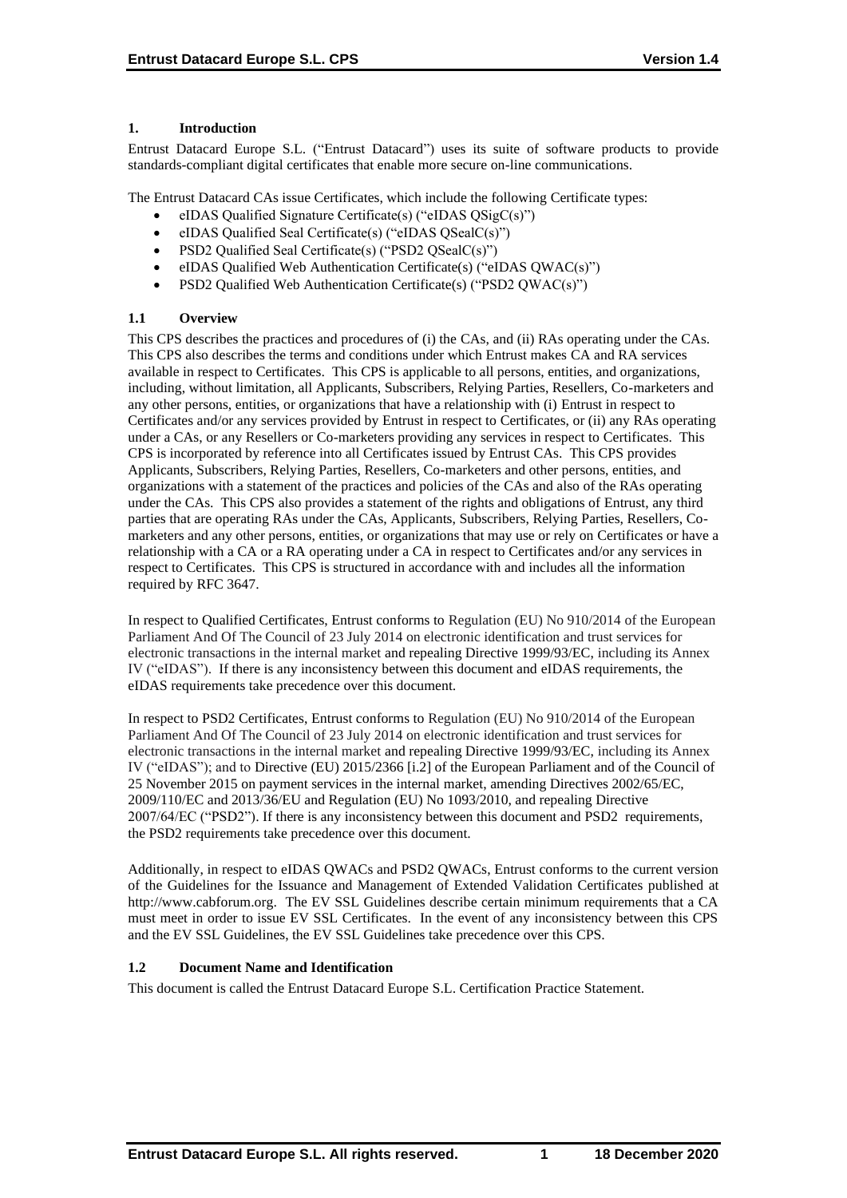## 1. Introduction

Entrust Datacard Europe S.L. ("Entrust Datacard") uses its suite of software products to provide standards-compliant digital certificates that enable more secure on-line communications.

The Entrust Datacard CAs issue Certificates, which include the following Certificate types:

- eIDAS Qualified Signature Certificate(s) ("eIDAS QSigC(s)")
- eIDAS Qualified Seal Certificate(s) ("eIDAS QSealC(s)")
- PSD2 Qualified Seal Certificate(s) ("PSD2 QSealC(s)")
- eIDAS Qualified Web Authentication Certificate(s) ("eIDAS QWAC(s)")
- PSD2 Qualified Web Authentication Certificate(s) ("PSD2 QWAC(s)")

### 1.1 Overview

This CPS describes the practices and procedures of (i) the CAs, and (ii) RAs operating under the CAs. This CPS also describes the terms and conditions under which Entrust makes CA and RA services available in respect to Certificates. This CPS is applicable to all persons, entities, and organizations, including, without limitation, all Applicants, Subscribers, Relying Parties, Resellers, Co-marketers and any other persons, entities, or organizations that have a relationship with (i) Entrust in respect to Certificates and/or any services provided by Entrust in respect to Certificates, or (ii) any RAs operating under a CAs, or any Resellers or Co-marketers providing any services in respect to Certificates. This CPS is incorporated by reference into all Certificates issued by Entrust CAs. This CPS provides Applicants, Subscribers, Relying Parties, Resellers, Co-marketers and other persons, entities, and organizations with a statement of the practices and policies of the CAs and also of the RAs operating under the CAs. This CPS also provides a statement of the rights and obligations of Entrust, any third parties that are operating RAs under the CAs, Applicants, Subscribers, Relying Parties, Resellers, Co-marketers and any other persons, entities, or organizations that may use or rely on Certificates or have a relationship with a CA or a RA operating under a CA in respect to Certificates and/or any services in respect to Certificates. This CPS is structured in accordance with and includes all the information required by RFC 3647.

In respect to Qualified Certificates, Entrust conforms to Regulation (EU) No 910/2014 of the European Parliament And Of The Council of 23 July 2014 on electronic identification and trust services for electronic transactions in the internal market and repealing Directive 1999/93/EC, including its Annex IV ("eIDAS"). If there is any inconsistency between this document and eIDAS requirements, the eIDAS requirements take precedence over this document.

In respect to PSD2 Certificates, Entrust conforms to Regulation (EU) No 910/2014 of the European Parliament And Of The Council of 23 July 2014 on electronic identification and trust services for electronic transactions in the internal market and repealing Directive 1999/93/EC, including its Annex IV ("eIDAS"); and to Directive (EU) 2015/2366 [i.2] of the European Parliament and of the Council of 25 November 2015 on payment services in the internal market, amending Directives 2002/65/EC, 2009/110/EC and 2013/36/EU and Regulation (EU) No 1093/2010, and repealing Directive 2007/64/EC ("PSD2"). If there is any inconsistency between this document and PSD2 requirements, the PSD2 requirements take precedence over this document.

Additionally, in respect to eIDAS QWACs and PSD2 QWACs, Entrust conforms to the current version of the Guidelines for the Issuance and Management of Extended Validation Certificates published at http://www.cabforum.org. The EV SSL Guidelines describe certain minimum requirements that a CA must meet in order to issue EV SSL Certificates. In the event of any inconsistency between this CPS and the EV SSL Guidelines, the EV SSL Guidelines take precedence over this CPS.

### 1.2 Document Name and Identification

This document is called the Entrust Datacard Europe S.L. Certification Practice Statement.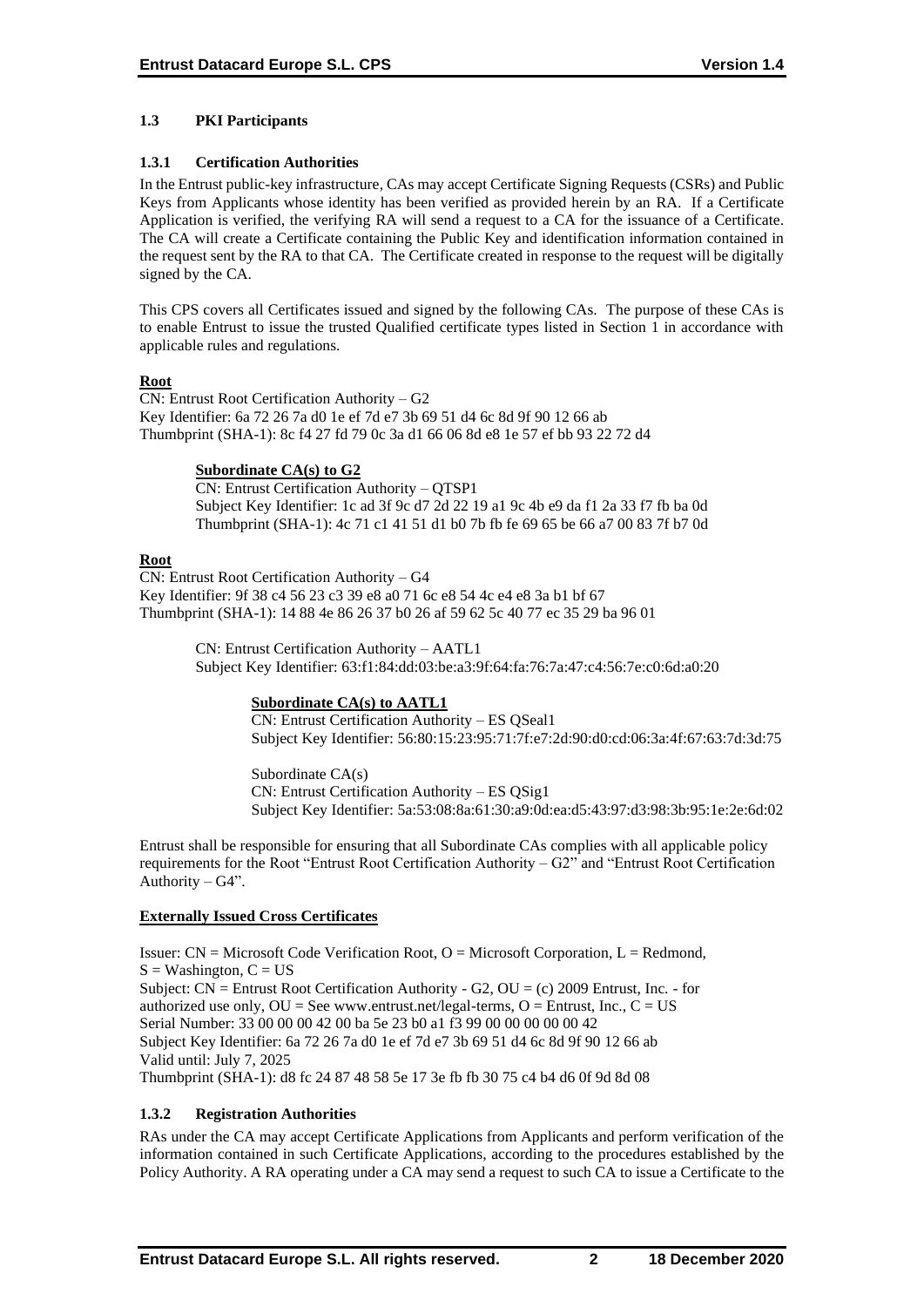### 1.3 PKI Participants

#### 1.3.1 Certification Authorities

In the Entrust public-key infrastructure, CAs may accept Certificate Signing Requests (CSRs) and Public Keys from Applicants whose identity has been verified as provided herein by an RA. If a Certificate Application is verified, the verifying RA will send a request to a CA for the issuance of a Certificate. The CA will create a Certificate containing the Public Key and identification information contained in the request sent by the RA to that CA. The Certificate created in response to the request will be digitally signed by the CA.

This CPS covers all Certificates issued and signed by the following CAs. The purpose of these CAs is to enable Entrust to issue the trusted Qualified certificate types listed in Section 1 in accordance with applicable rules and regulations.

**Root**

CN: Entrust Root Certification Authority – G2
Key Identifier: 6a 72 26 7a d0 1e ef 7d e7 3b 69 51 d4 6c 8d 9f 90 12 66 ab
Thumbprint (SHA-1): 8c f4 27 fd 79 0c 3a d1 66 06 8d e8 1e 57 ef bb 93 22 72 d4

**Subordinate CA(s) to G2**

CN: Entrust Certification Authority – QTSP1
Subject Key Identifier: 1c ad 3f 9c d7 2d 22 19 a1 9c 4b e9 da f1 2a 33 f7 fb ba 0d
Thumbprint (SHA-1): 4c 71 c1 41 51 d1 b0 7b fb fe 69 65 be 66 a7 00 83 7f b7 0d

**Root**

CN: Entrust Root Certification Authority – G4
Key Identifier: 9f 38 c4 56 23 c3 39 e8 a0 71 6c e8 54 4c e4 e8 3a b1 bf 67
Thumbprint (SHA-1): 14 88 4e 86 26 37 b0 26 af 59 62 5c 40 77 ec 35 29 ba 96 01

CN: Entrust Certification Authority – AATL1
Subject Key Identifier: 63:f1:84:dd:03:be:a3:9f:64:fa:76:7a:47:c4:56:7e:c0:6d:a0:20

**Subordinate CA(s) to AATL1**

CN: Entrust Certification Authority – ES QSeal1
Subject Key Identifier: 56:80:15:23:95:71:7f:e7:2d:90:d0:cd:06:3a:4f:67:63:7d:3d:75

Subordinate CA(s)
CN: Entrust Certification Authority – ES QSig1
Subject Key Identifier: 5a:53:08:8a:61:30:a9:0d:ea:d5:43:97:d3:98:3b:95:1e:2e:6d:02

Entrust shall be responsible for ensuring that all Subordinate CAs complies with all applicable policy requirements for the Root "Entrust Root Certification Authority – G2" and "Entrust Root Certification Authority – G4".

**Externally Issued Cross Certificates**

Issuer: CN = Microsoft Code Verification Root, O = Microsoft Corporation, L = Redmond, S = Washington, C = US
Subject: CN = Entrust Root Certification Authority - G2, OU = (c) 2009 Entrust, Inc. - for authorized use only, OU = See www.entrust.net/legal-terms, O = Entrust, Inc., C = US
Serial Number: 33 00 00 00 42 00 ba 5e 23 b0 a1 f3 99 00 00 00 00 00 42
Subject Key Identifier: 6a 72 26 7a d0 1e ef 7d e7 3b 69 51 d4 6c 8d 9f 90 12 66 ab
Valid until: July 7, 2025
Thumbprint (SHA-1): d8 fc 24 87 48 58 5e 17 3e fb fb 30 75 c4 b4 d6 0f 9d 8d 08

#### 1.3.2 Registration Authorities

RAs under the CA may accept Certificate Applications from Applicants and perform verification of the information contained in such Certificate Applications, according to the procedures established by the Policy Authority. A RA operating under a CA may send a request to such CA to issue a Certificate to the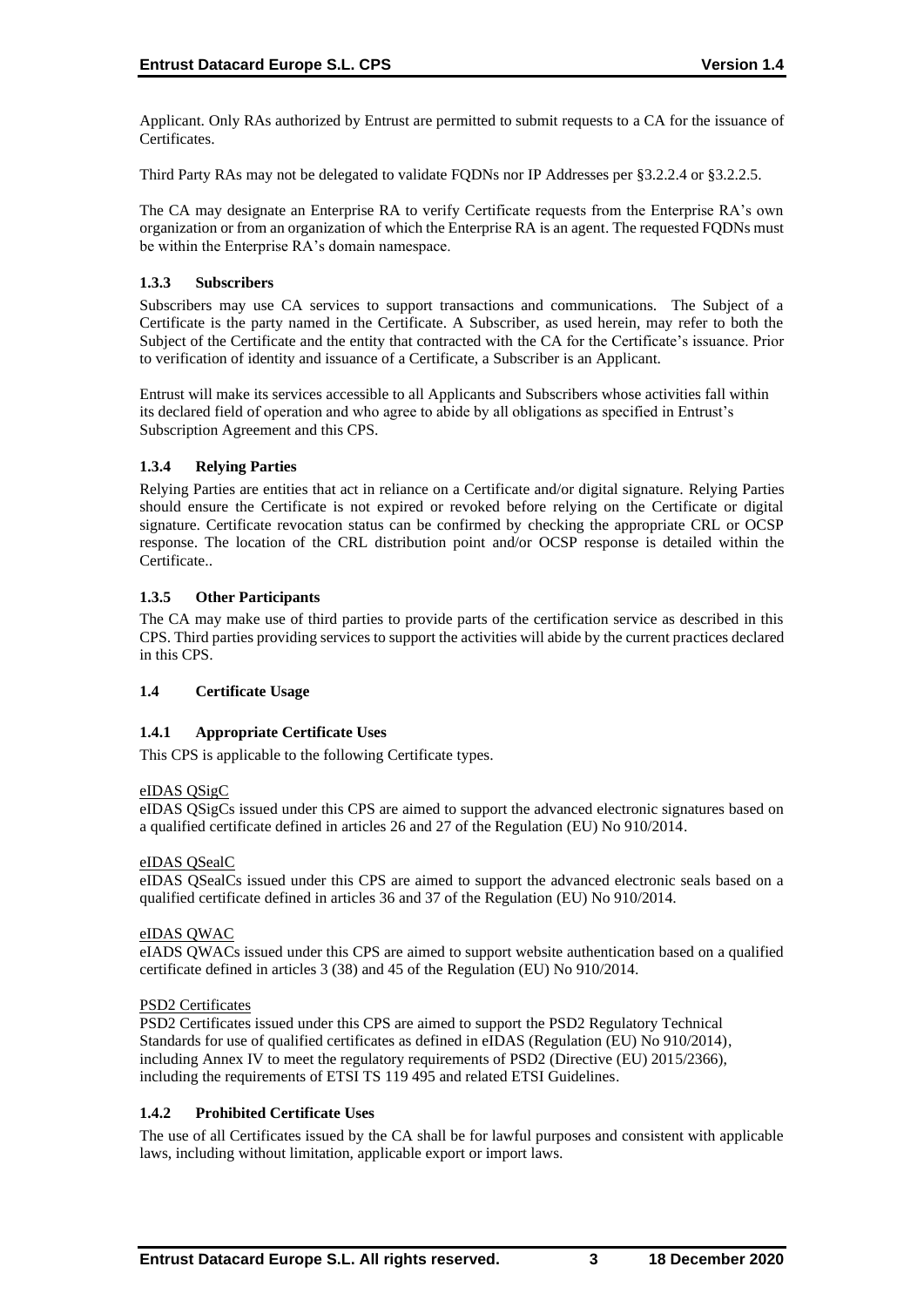Applicant. Only RAs authorized by Entrust are permitted to submit requests to a CA for the issuance of Certificates.

Third Party RAs may not be delegated to validate FQDNs nor IP Addresses per §3.2.2.4 or §3.2.2.5.

The CA may designate an Enterprise RA to verify Certificate requests from the Enterprise RA's own organization or from an organization of which the Enterprise RA is an agent. The requested FQDNs must be within the Enterprise RA's domain namespace.

### 1.3.3 Subscribers

Subscribers may use CA services to support transactions and communications. The Subject of a Certificate is the party named in the Certificate. A Subscriber, as used herein, may refer to both the Subject of the Certificate and the entity that contracted with the CA for the Certificate's issuance. Prior to verification of identity and issuance of a Certificate, a Subscriber is an Applicant.

Entrust will make its services accessible to all Applicants and Subscribers whose activities fall within its declared field of operation and who agree to abide by all obligations as specified in Entrust's Subscription Agreement and this CPS.

### 1.3.4 Relying Parties

Relying Parties are entities that act in reliance on a Certificate and/or digital signature. Relying Parties should ensure the Certificate is not expired or revoked before relying on the Certificate or digital signature. Certificate revocation status can be confirmed by checking the appropriate CRL or OCSP response. The location of the CRL distribution point and/or OCSP response is detailed within the Certificate..

### 1.3.5 Other Participants

The CA may make use of third parties to provide parts of the certification service as described in this CPS. Third parties providing services to support the activities will abide by the current practices declared in this CPS.

## 1.4 Certificate Usage

### 1.4.1 Appropriate Certificate Uses

This CPS is applicable to the following Certificate types.

eIDAS QSigC

eIDAS QSigCs issued under this CPS are aimed to support the advanced electronic signatures based on a qualified certificate defined in articles 26 and 27 of the Regulation (EU) No 910/2014.

eIDAS QSealC

eIDAS QSealCs issued under this CPS are aimed to support the advanced electronic seals based on a qualified certificate defined in articles 36 and 37 of the Regulation (EU) No 910/2014.

eIDAS QWAC

eIADS QWACs issued under this CPS are aimed to support website authentication based on a qualified certificate defined in articles 3 (38) and 45 of the Regulation (EU) No 910/2014.

PSD2 Certificates

PSD2 Certificates issued under this CPS are aimed to support the PSD2 Regulatory Technical Standards for use of qualified certificates as defined in eIDAS (Regulation (EU) No 910/2014), including Annex IV to meet the regulatory requirements of PSD2 (Directive (EU) 2015/2366), including the requirements of ETSI TS 119 495 and related ETSI Guidelines.

### 1.4.2 Prohibited Certificate Uses

The use of all Certificates issued by the CA shall be for lawful purposes and consistent with applicable laws, including without limitation, applicable export or import laws.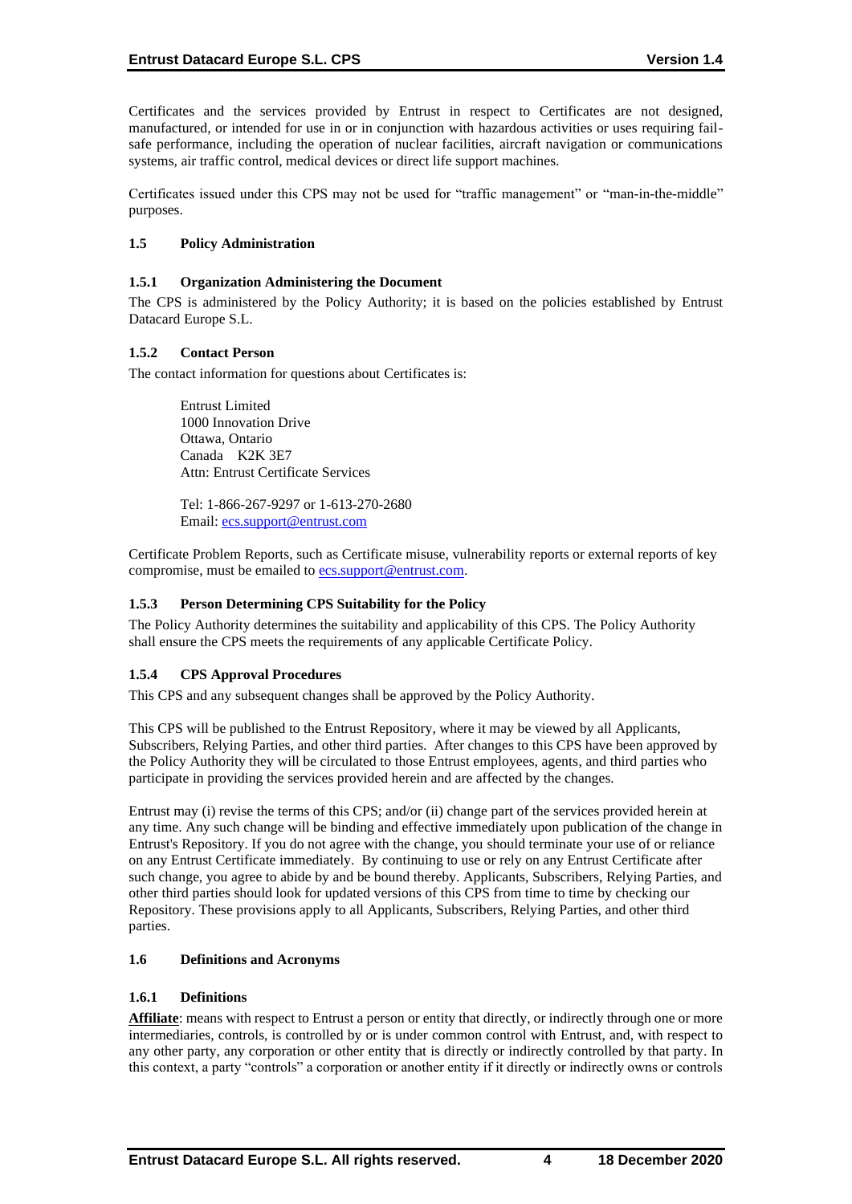Certificates and the services provided by Entrust in respect to Certificates are not designed, manufactured, or intended for use in or in conjunction with hazardous activities or uses requiring fail-safe performance, including the operation of nuclear facilities, aircraft navigation or communications systems, air traffic control, medical devices or direct life support machines.

Certificates issued under this CPS may not be used for "traffic management" or "man-in-the-middle" purposes.

### 1.5 Policy Administration

#### 1.5.1 Organization Administering the Document

The CPS is administered by the Policy Authority; it is based on the policies established by Entrust Datacard Europe S.L.

#### 1.5.2 Contact Person

The contact information for questions about Certificates is:

> Entrust Limited
> 1000 Innovation Drive
> Ottawa, Ontario
> Canada K2K 3E7
> Attn: Entrust Certificate Services
>
> Tel: 1-866-267-9297 or 1-613-270-2680
> Email: ecs.support@entrust.com

Certificate Problem Reports, such as Certificate misuse, vulnerability reports or external reports of key compromise, must be emailed to ecs.support@entrust.com.

#### 1.5.3 Person Determining CPS Suitability for the Policy

The Policy Authority determines the suitability and applicability of this CPS. The Policy Authority shall ensure the CPS meets the requirements of any applicable Certificate Policy.

#### 1.5.4 CPS Approval Procedures

This CPS and any subsequent changes shall be approved by the Policy Authority.

This CPS will be published to the Entrust Repository, where it may be viewed by all Applicants, Subscribers, Relying Parties, and other third parties. After changes to this CPS have been approved by the Policy Authority they will be circulated to those Entrust employees, agents, and third parties who participate in providing the services provided herein and are affected by the changes.

Entrust may (i) revise the terms of this CPS; and/or (ii) change part of the services provided herein at any time. Any such change will be binding and effective immediately upon publication of the change in Entrust's Repository. If you do not agree with the change, you should terminate your use of or reliance on any Entrust Certificate immediately. By continuing to use or rely on any Entrust Certificate after such change, you agree to abide by and be bound thereby. Applicants, Subscribers, Relying Parties, and other third parties should look for updated versions of this CPS from time to time by checking our Repository. These provisions apply to all Applicants, Subscribers, Relying Parties, and other third parties.

### 1.6 Definitions and Acronyms

#### 1.6.1 Definitions

**Affiliate**: means with respect to Entrust a person or entity that directly, or indirectly through one or more intermediaries, controls, is controlled by or is under common control with Entrust, and, with respect to any other party, any corporation or other entity that is directly or indirectly controlled by that party. In this context, a party "controls" a corporation or another entity if it directly or indirectly owns or controls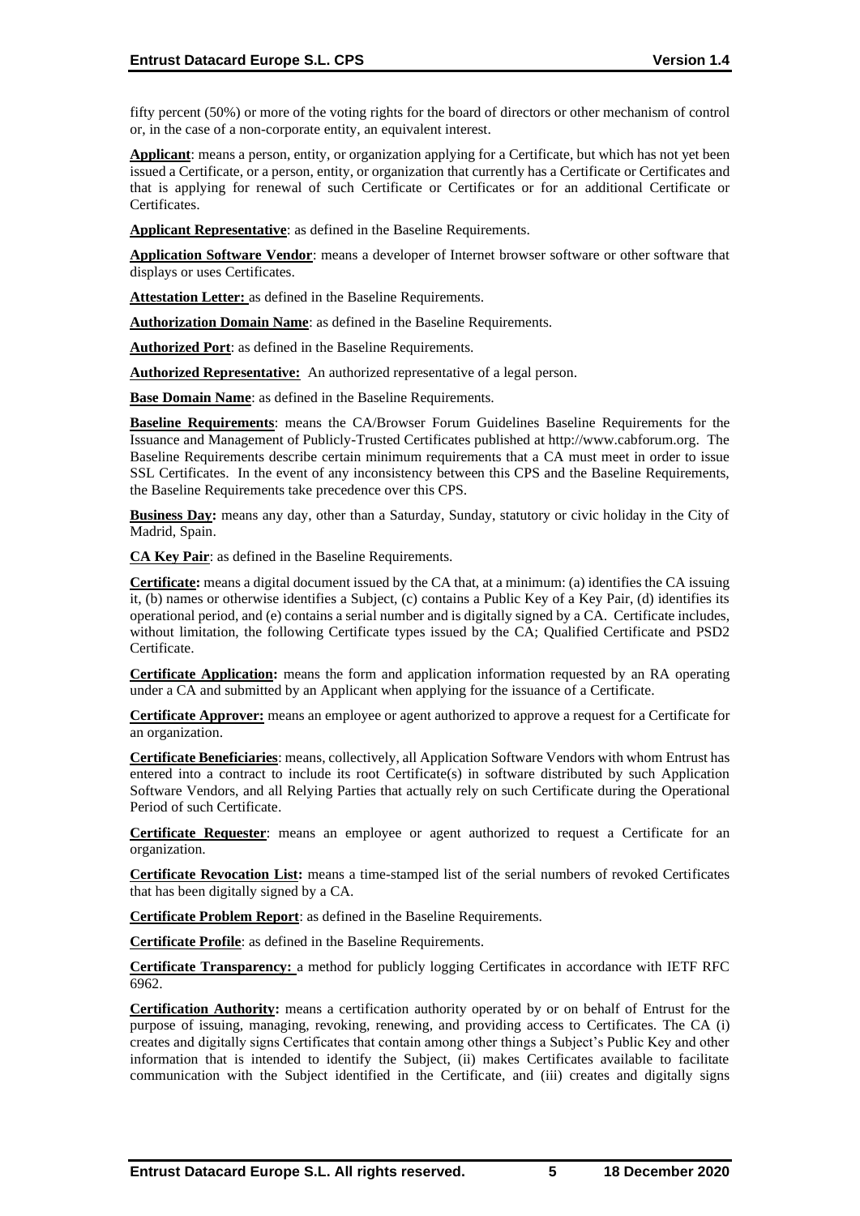fifty percent (50%) or more of the voting rights for the board of directors or other mechanism of control or, in the case of a non-corporate entity, an equivalent interest.

**Applicant**: means a person, entity, or organization applying for a Certificate, but which has not yet been issued a Certificate, or a person, entity, or organization that currently has a Certificate or Certificates and that is applying for renewal of such Certificate or Certificates or for an additional Certificate or Certificates.

**Applicant Representative**: as defined in the Baseline Requirements.

**Application Software Vendor**: means a developer of Internet browser software or other software that displays or uses Certificates.

**Attestation Letter:** as defined in the Baseline Requirements.

**Authorization Domain Name**: as defined in the Baseline Requirements.

**Authorized Port**: as defined in the Baseline Requirements.

**Authorized Representative:** An authorized representative of a legal person.

**Base Domain Name**: as defined in the Baseline Requirements.

**Baseline Requirements**: means the CA/Browser Forum Guidelines Baseline Requirements for the Issuance and Management of Publicly-Trusted Certificates published at http://www.cabforum.org. The Baseline Requirements describe certain minimum requirements that a CA must meet in order to issue SSL Certificates. In the event of any inconsistency between this CPS and the Baseline Requirements, the Baseline Requirements take precedence over this CPS.

**Business Day:** means any day, other than a Saturday, Sunday, statutory or civic holiday in the City of Madrid, Spain.

**CA Key Pair**: as defined in the Baseline Requirements.

**Certificate:** means a digital document issued by the CA that, at a minimum: (a) identifies the CA issuing it, (b) names or otherwise identifies a Subject, (c) contains a Public Key of a Key Pair, (d) identifies its operational period, and (e) contains a serial number and is digitally signed by a CA. Certificate includes, without limitation, the following Certificate types issued by the CA; Qualified Certificate and PSD2 Certificate.

**Certificate Application:** means the form and application information requested by an RA operating under a CA and submitted by an Applicant when applying for the issuance of a Certificate.

**Certificate Approver:** means an employee or agent authorized to approve a request for a Certificate for an organization.

**Certificate Beneficiaries**: means, collectively, all Application Software Vendors with whom Entrust has entered into a contract to include its root Certificate(s) in software distributed by such Application Software Vendors, and all Relying Parties that actually rely on such Certificate during the Operational Period of such Certificate.

**Certificate Requester**: means an employee or agent authorized to request a Certificate for an organization.

**Certificate Revocation List:** means a time-stamped list of the serial numbers of revoked Certificates that has been digitally signed by a CA.

**Certificate Problem Report**: as defined in the Baseline Requirements.

**Certificate Profile**: as defined in the Baseline Requirements.

**Certificate Transparency:** a method for publicly logging Certificates in accordance with IETF RFC 6962.

**Certification Authority:** means a certification authority operated by or on behalf of Entrust for the purpose of issuing, managing, revoking, renewing, and providing access to Certificates. The CA (i) creates and digitally signs Certificates that contain among other things a Subject's Public Key and other information that is intended to identify the Subject, (ii) makes Certificates available to facilitate communication with the Subject identified in the Certificate, and (iii) creates and digitally signs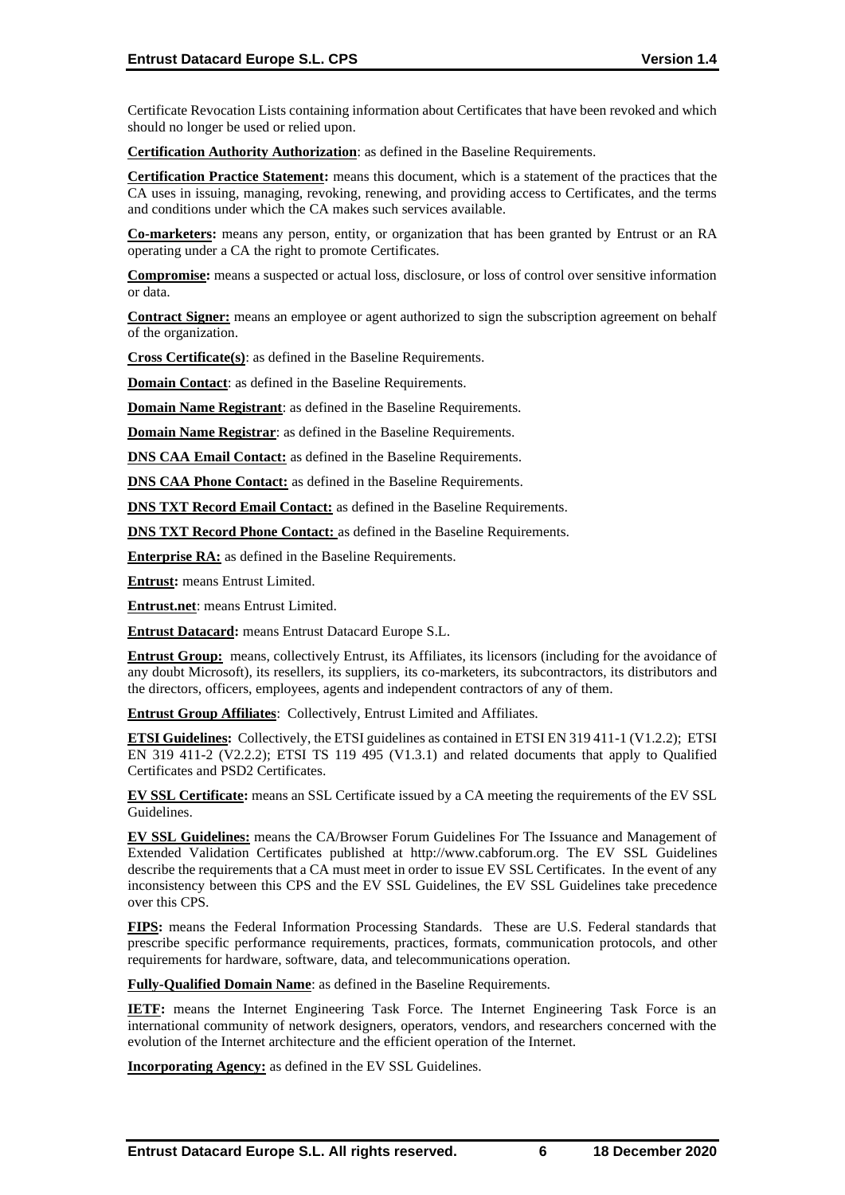Certificate Revocation Lists containing information about Certificates that have been revoked and which should no longer be used or relied upon.

**Certification Authority Authorization**: as defined in the Baseline Requirements.

**Certification Practice Statement:** means this document, which is a statement of the practices that the CA uses in issuing, managing, revoking, renewing, and providing access to Certificates, and the terms and conditions under which the CA makes such services available.

**Co-marketers:** means any person, entity, or organization that has been granted by Entrust or an RA operating under a CA the right to promote Certificates.

**Compromise:** means a suspected or actual loss, disclosure, or loss of control over sensitive information or data.

**Contract Signer:** means an employee or agent authorized to sign the subscription agreement on behalf of the organization.

**Cross Certificate(s)**: as defined in the Baseline Requirements.

**Domain Contact**: as defined in the Baseline Requirements.

**Domain Name Registrant**: as defined in the Baseline Requirements.

**Domain Name Registrar**: as defined in the Baseline Requirements.

**DNS CAA Email Contact:** as defined in the Baseline Requirements.

**DNS CAA Phone Contact:** as defined in the Baseline Requirements.

**DNS TXT Record Email Contact:** as defined in the Baseline Requirements.

**DNS TXT Record Phone Contact:** as defined in the Baseline Requirements.

**Enterprise RA:** as defined in the Baseline Requirements.

**Entrust:** means Entrust Limited.

**Entrust.net**: means Entrust Limited.

**Entrust Datacard:** means Entrust Datacard Europe S.L.

**Entrust Group:** means, collectively Entrust, its Affiliates, its licensors (including for the avoidance of any doubt Microsoft), its resellers, its suppliers, its co-marketers, its subcontractors, its distributors and the directors, officers, employees, agents and independent contractors of any of them.

**Entrust Group Affiliates**: Collectively, Entrust Limited and Affiliates.

**ETSI Guidelines:** Collectively, the ETSI guidelines as contained in ETSI EN 319 411-1 (V1.2.2); ETSI EN 319 411-2 (V2.2.2); ETSI TS 119 495 (V1.3.1) and related documents that apply to Qualified Certificates and PSD2 Certificates.

**EV SSL Certificate:** means an SSL Certificate issued by a CA meeting the requirements of the EV SSL Guidelines.

**EV SSL Guidelines:** means the CA/Browser Forum Guidelines For The Issuance and Management of Extended Validation Certificates published at http://www.cabforum.org. The EV SSL Guidelines describe the requirements that a CA must meet in order to issue EV SSL Certificates. In the event of any inconsistency between this CPS and the EV SSL Guidelines, the EV SSL Guidelines take precedence over this CPS.

**FIPS:** means the Federal Information Processing Standards. These are U.S. Federal standards that prescribe specific performance requirements, practices, formats, communication protocols, and other requirements for hardware, software, data, and telecommunications operation.

**Fully-Qualified Domain Name**: as defined in the Baseline Requirements.

**IETF:** means the Internet Engineering Task Force. The Internet Engineering Task Force is an international community of network designers, operators, vendors, and researchers concerned with the evolution of the Internet architecture and the efficient operation of the Internet.

**Incorporating Agency:** as defined in the EV SSL Guidelines.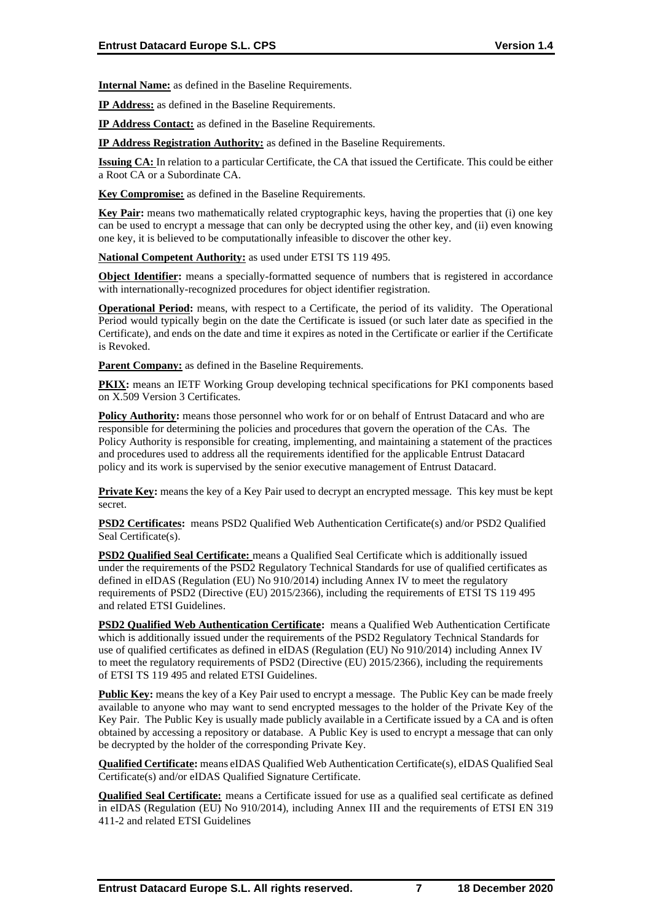**Internal Name:** as defined in the Baseline Requirements.

**IP Address:** as defined in the Baseline Requirements.

**IP Address Contact:** as defined in the Baseline Requirements.

**IP Address Registration Authority:** as defined in the Baseline Requirements.

**Issuing CA:** In relation to a particular Certificate, the CA that issued the Certificate. This could be either a Root CA or a Subordinate CA.

**Key Compromise:** as defined in the Baseline Requirements.

**Key Pair:** means two mathematically related cryptographic keys, having the properties that (i) one key can be used to encrypt a message that can only be decrypted using the other key, and (ii) even knowing one key, it is believed to be computationally infeasible to discover the other key.

**National Competent Authority:** as used under ETSI TS 119 495.

**Object Identifier:** means a specially-formatted sequence of numbers that is registered in accordance with internationally-recognized procedures for object identifier registration.

**Operational Period:** means, with respect to a Certificate, the period of its validity. The Operational Period would typically begin on the date the Certificate is issued (or such later date as specified in the Certificate), and ends on the date and time it expires as noted in the Certificate or earlier if the Certificate is Revoked.

**Parent Company:** as defined in the Baseline Requirements.

**PKIX:** means an IETF Working Group developing technical specifications for PKI components based on X.509 Version 3 Certificates.

**Policy Authority:** means those personnel who work for or on behalf of Entrust Datacard and who are responsible for determining the policies and procedures that govern the operation of the CAs. The Policy Authority is responsible for creating, implementing, and maintaining a statement of the practices and procedures used to address all the requirements identified for the applicable Entrust Datacard policy and its work is supervised by the senior executive management of Entrust Datacard.

**Private Key:** means the key of a Key Pair used to decrypt an encrypted message. This key must be kept secret.

**PSD2 Certificates:** means PSD2 Qualified Web Authentication Certificate(s) and/or PSD2 Qualified Seal Certificate(s).

**PSD2 Qualified Seal Certificate:** means a Qualified Seal Certificate which is additionally issued under the requirements of the PSD2 Regulatory Technical Standards for use of qualified certificates as defined in eIDAS (Regulation (EU) No 910/2014) including Annex IV to meet the regulatory requirements of PSD2 (Directive (EU) 2015/2366), including the requirements of ETSI TS 119 495 and related ETSI Guidelines.

**PSD2 Qualified Web Authentication Certificate:** means a Qualified Web Authentication Certificate which is additionally issued under the requirements of the PSD2 Regulatory Technical Standards for use of qualified certificates as defined in eIDAS (Regulation (EU) No 910/2014) including Annex IV to meet the regulatory requirements of PSD2 (Directive (EU) 2015/2366), including the requirements of ETSI TS 119 495 and related ETSI Guidelines.

**Public Key:** means the key of a Key Pair used to encrypt a message. The Public Key can be made freely available to anyone who may want to send encrypted messages to the holder of the Private Key of the Key Pair. The Public Key is usually made publicly available in a Certificate issued by a CA and is often obtained by accessing a repository or database. A Public Key is used to encrypt a message that can only be decrypted by the holder of the corresponding Private Key.

**Qualified Certificate:** means eIDAS Qualified Web Authentication Certificate(s), eIDAS Qualified Seal Certificate(s) and/or eIDAS Qualified Signature Certificate.

**Qualified Seal Certificate:** means a Certificate issued for use as a qualified seal certificate as defined in eIDAS (Regulation (EU) No 910/2014), including Annex III and the requirements of ETSI EN 319 411-2 and related ETSI Guidelines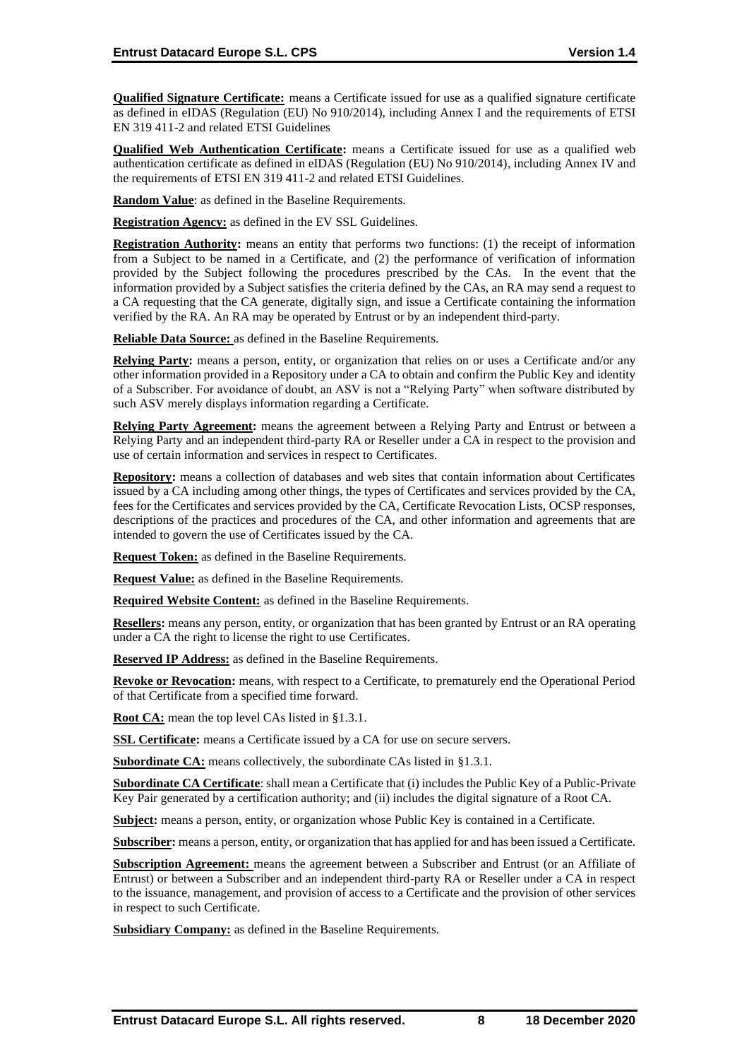**Qualified Signature Certificate:** means a Certificate issued for use as a qualified signature certificate as defined in eIDAS (Regulation (EU) No 910/2014), including Annex I and the requirements of ETSI EN 319 411-2 and related ETSI Guidelines

**Qualified Web Authentication Certificate:** means a Certificate issued for use as a qualified web authentication certificate as defined in eIDAS (Regulation (EU) No 910/2014), including Annex IV and the requirements of ETSI EN 319 411-2 and related ETSI Guidelines.

**Random Value**: as defined in the Baseline Requirements.

**Registration Agency:** as defined in the EV SSL Guidelines.

**Registration Authority:** means an entity that performs two functions: (1) the receipt of information from a Subject to be named in a Certificate, and (2) the performance of verification of information provided by the Subject following the procedures prescribed by the CAs. In the event that the information provided by a Subject satisfies the criteria defined by the CAs, an RA may send a request to a CA requesting that the CA generate, digitally sign, and issue a Certificate containing the information verified by the RA. An RA may be operated by Entrust or by an independent third-party.

**Reliable Data Source:** as defined in the Baseline Requirements.

**Relying Party:** means a person, entity, or organization that relies on or uses a Certificate and/or any other information provided in a Repository under a CA to obtain and confirm the Public Key and identity of a Subscriber. For avoidance of doubt, an ASV is not a "Relying Party" when software distributed by such ASV merely displays information regarding a Certificate.

**Relying Party Agreement:** means the agreement between a Relying Party and Entrust or between a Relying Party and an independent third-party RA or Reseller under a CA in respect to the provision and use of certain information and services in respect to Certificates.

**Repository:** means a collection of databases and web sites that contain information about Certificates issued by a CA including among other things, the types of Certificates and services provided by the CA, fees for the Certificates and services provided by the CA, Certificate Revocation Lists, OCSP responses, descriptions of the practices and procedures of the CA, and other information and agreements that are intended to govern the use of Certificates issued by the CA.

**Request Token:** as defined in the Baseline Requirements.

**Request Value:** as defined in the Baseline Requirements.

**Required Website Content:** as defined in the Baseline Requirements.

**Resellers:** means any person, entity, or organization that has been granted by Entrust or an RA operating under a CA the right to license the right to use Certificates.

**Reserved IP Address:** as defined in the Baseline Requirements.

**Revoke or Revocation:** means, with respect to a Certificate, to prematurely end the Operational Period of that Certificate from a specified time forward.

**Root CA:** mean the top level CAs listed in §1.3.1.

**SSL Certificate:** means a Certificate issued by a CA for use on secure servers.

**Subordinate CA:** means collectively, the subordinate CAs listed in §1.3.1.

**Subordinate CA Certificate**: shall mean a Certificate that (i) includes the Public Key of a Public-Private Key Pair generated by a certification authority; and (ii) includes the digital signature of a Root CA.

**Subject:** means a person, entity, or organization whose Public Key is contained in a Certificate.

**Subscriber:** means a person, entity, or organization that has applied for and has been issued a Certificate.

**Subscription Agreement:** means the agreement between a Subscriber and Entrust (or an Affiliate of Entrust) or between a Subscriber and an independent third-party RA or Reseller under a CA in respect to the issuance, management, and provision of access to a Certificate and the provision of other services in respect to such Certificate.

**Subsidiary Company:** as defined in the Baseline Requirements.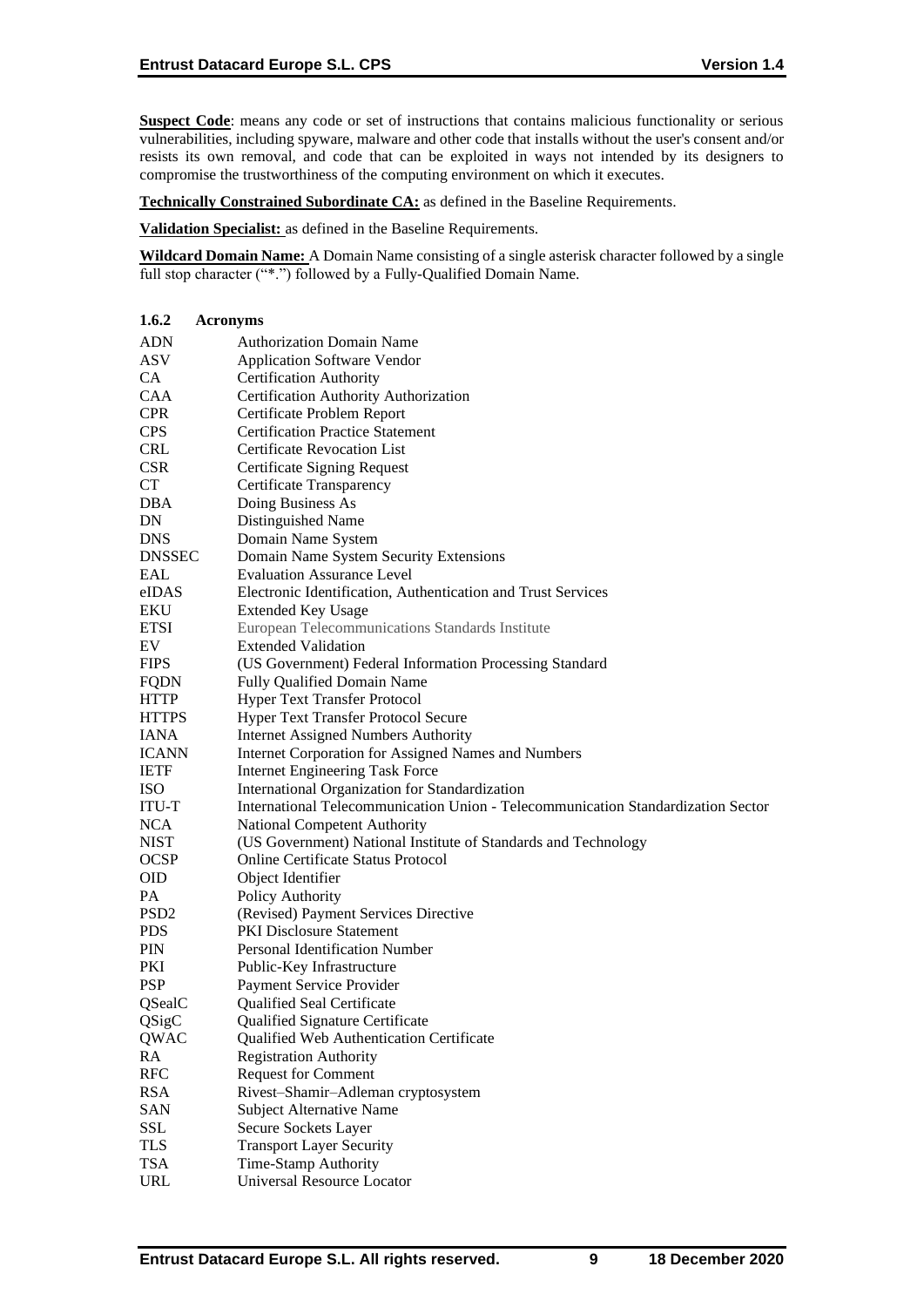**Suspect Code**: means any code or set of instructions that contains malicious functionality or serious vulnerabilities, including spyware, malware and other code that installs without the user's consent and/or resists its own removal, and code that can be exploited in ways not intended by its designers to compromise the trustworthiness of the computing environment on which it executes.

**Technically Constrained Subordinate CA:** as defined in the Baseline Requirements.

**Validation Specialist:** as defined in the Baseline Requirements.

**Wildcard Domain Name:** A Domain Name consisting of a single asterisk character followed by a single full stop character ("*.") followed by a Fully-Qualified Domain Name.

#### 1.6.2 Acronyms

| | |
|---|---|
| ADN | Authorization Domain Name |
| ASV | Application Software Vendor |
| CA | Certification Authority |
| CAA | Certification Authority Authorization |
| CPR | Certificate Problem Report |
| CPS | Certification Practice Statement |
| CRL | Certificate Revocation List |
| CSR | Certificate Signing Request |
| CT | Certificate Transparency |
| DBA | Doing Business As |
| DN | Distinguished Name |
| DNS | Domain Name System |
| DNSSEC | Domain Name System Security Extensions |
| EAL | Evaluation Assurance Level |
| eIDAS | Electronic Identification, Authentication and Trust Services |
| EKU | Extended Key Usage |
| ETSI | European Telecommunications Standards Institute |
| EV | Extended Validation |
| FIPS | (US Government) Federal Information Processing Standard |
| FQDN | Fully Qualified Domain Name |
| HTTP | Hyper Text Transfer Protocol |
| HTTPS | Hyper Text Transfer Protocol Secure |
| IANA | Internet Assigned Numbers Authority |
| ICANN | Internet Corporation for Assigned Names and Numbers |
| IETF | Internet Engineering Task Force |
| ISO | International Organization for Standardization |
| ITU-T | International Telecommunication Union - Telecommunication Standardization Sector |
| NCA | National Competent Authority |
| NIST | (US Government) National Institute of Standards and Technology |
| OCSP | Online Certificate Status Protocol |
| OID | Object Identifier |
| PA | Policy Authority |
| PSD2 | (Revised) Payment Services Directive |
| PDS | PKI Disclosure Statement |
| PIN | Personal Identification Number |
| PKI | Public-Key Infrastructure |
| PSP | Payment Service Provider |
| QSealC | Qualified Seal Certificate |
| QSigC | Qualified Signature Certificate |
| QWAC | Qualified Web Authentication Certificate |
| RA | Registration Authority |
| RFC | Request for Comment |
| RSA | Rivest–Shamir–Adleman cryptosystem |
| SAN | Subject Alternative Name |
| SSL | Secure Sockets Layer |
| TLS | Transport Layer Security |
| TSA | Time-Stamp Authority |
| URL | Universal Resource Locator |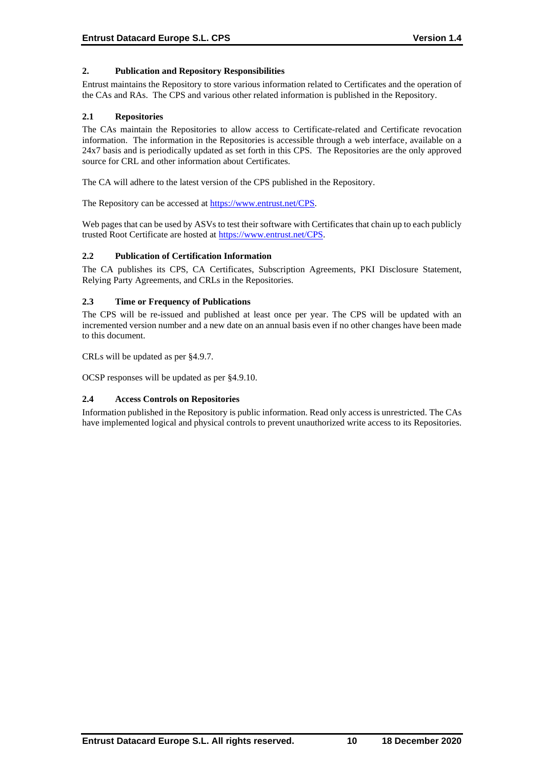## 2. Publication and Repository Responsibilities

Entrust maintains the Repository to store various information related to Certificates and the operation of the CAs and RAs. The CPS and various other related information is published in the Repository.

### 2.1 Repositories

The CAs maintain the Repositories to allow access to Certificate-related and Certificate revocation information. The information in the Repositories is accessible through a web interface, available on a 24x7 basis and is periodically updated as set forth in this CPS. The Repositories are the only approved source for CRL and other information about Certificates.

The CA will adhere to the latest version of the CPS published in the Repository.

The Repository can be accessed at https://www.entrust.net/CPS.

Web pages that can be used by ASVs to test their software with Certificates that chain up to each publicly trusted Root Certificate are hosted at https://www.entrust.net/CPS.

### 2.2 Publication of Certification Information

The CA publishes its CPS, CA Certificates, Subscription Agreements, PKI Disclosure Statement, Relying Party Agreements, and CRLs in the Repositories.

### 2.3 Time or Frequency of Publications

The CPS will be re-issued and published at least once per year. The CPS will be updated with an incremented version number and a new date on an annual basis even if no other changes have been made to this document.

CRLs will be updated as per §4.9.7.

OCSP responses will be updated as per §4.9.10.

### 2.4 Access Controls on Repositories

Information published in the Repository is public information. Read only access is unrestricted. The CAs have implemented logical and physical controls to prevent unauthorized write access to its Repositories.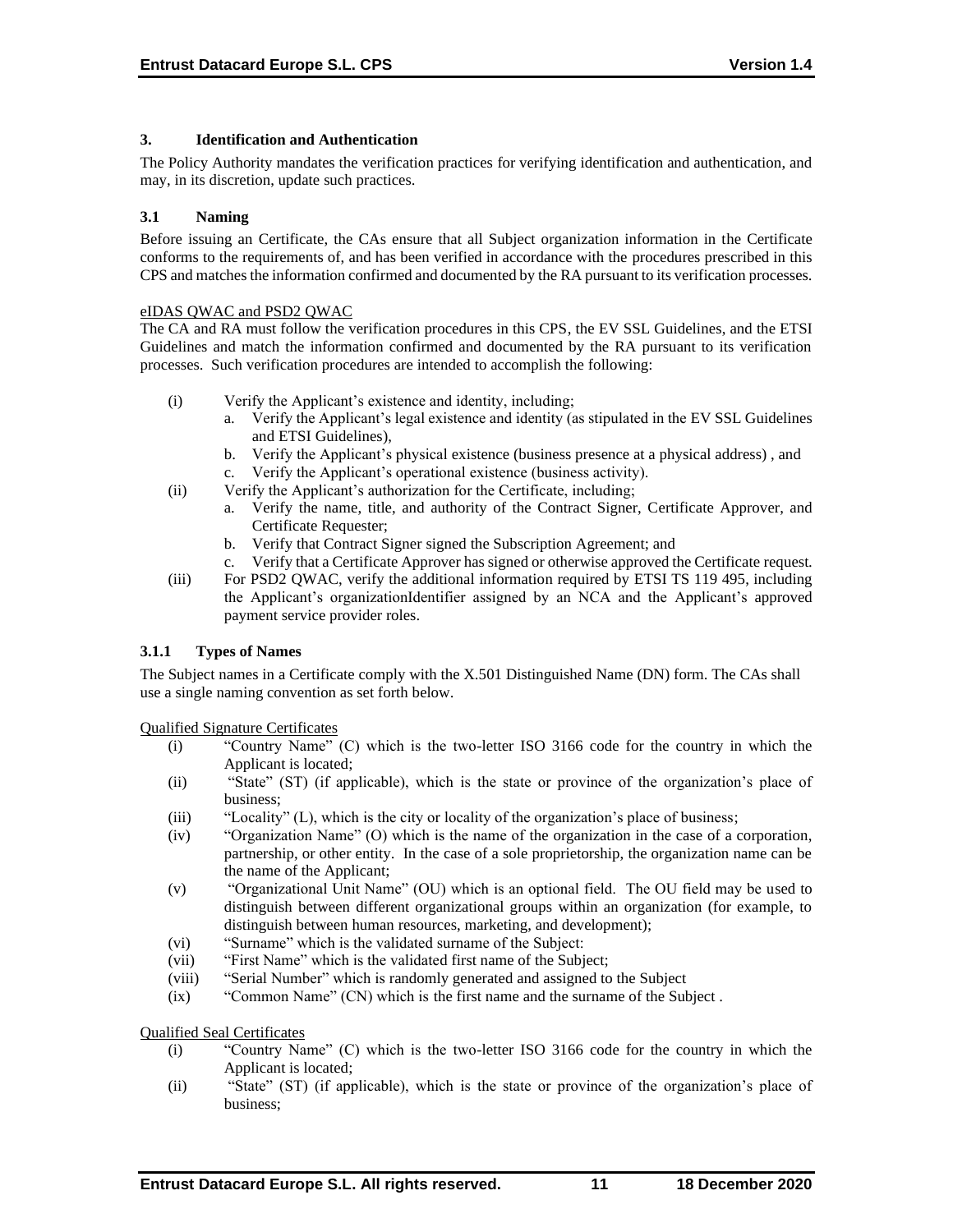## 3. Identification and Authentication

The Policy Authority mandates the verification practices for verifying identification and authentication, and may, in its discretion, update such practices.

### 3.1 Naming

Before issuing an Certificate, the CAs ensure that all Subject organization information in the Certificate conforms to the requirements of, and has been verified in accordance with the procedures prescribed in this CPS and matches the information confirmed and documented by the RA pursuant to its verification processes.

eIDAS QWAC and PSD2 QWAC

The CA and RA must follow the verification procedures in this CPS, the EV SSL Guidelines, and the ETSI Guidelines and match the information confirmed and documented by the RA pursuant to its verification processes. Such verification procedures are intended to accomplish the following:

(i) Verify the Applicant's existence and identity, including;
   a. Verify the Applicant's legal existence and identity (as stipulated in the EV SSL Guidelines and ETSI Guidelines),
   b. Verify the Applicant's physical existence (business presence at a physical address) , and
   c. Verify the Applicant's operational existence (business activity).

(ii) Verify the Applicant's authorization for the Certificate, including;
   a. Verify the name, title, and authority of the Contract Signer, Certificate Approver, and Certificate Requester;
   b. Verify that Contract Signer signed the Subscription Agreement; and
   c. Verify that a Certificate Approver has signed or otherwise approved the Certificate request.

(iii) For PSD2 QWAC, verify the additional information required by ETSI TS 119 495, including the Applicant's organizationIdentifier assigned by an NCA and the Applicant's approved payment service provider roles.

#### 3.1.1 Types of Names

The Subject names in a Certificate comply with the X.501 Distinguished Name (DN) form. The CAs shall use a single naming convention as set forth below.

Qualified Signature Certificates

(i) "Country Name" (C) which is the two-letter ISO 3166 code for the country in which the Applicant is located;
(ii) "State" (ST) (if applicable), which is the state or province of the organization's place of business;
(iii) "Locality" (L), which is the city or locality of the organization's place of business;
(iv) "Organization Name" (O) which is the name of the organization in the case of a corporation, partnership, or other entity. In the case of a sole proprietorship, the organization name can be the name of the Applicant;
(v) "Organizational Unit Name" (OU) which is an optional field. The OU field may be used to distinguish between different organizational groups within an organization (for example, to distinguish between human resources, marketing, and development);
(vi) "Surname" which is the validated surname of the Subject:
(vii) "First Name" which is the validated first name of the Subject;
(viii) "Serial Number" which is randomly generated and assigned to the Subject
(ix) "Common Name" (CN) which is the first name and the surname of the Subject .

Qualified Seal Certificates

(i) "Country Name" (C) which is the two-letter ISO 3166 code for the country in which the Applicant is located;
(ii) "State" (ST) (if applicable), which is the state or province of the organization's place of business;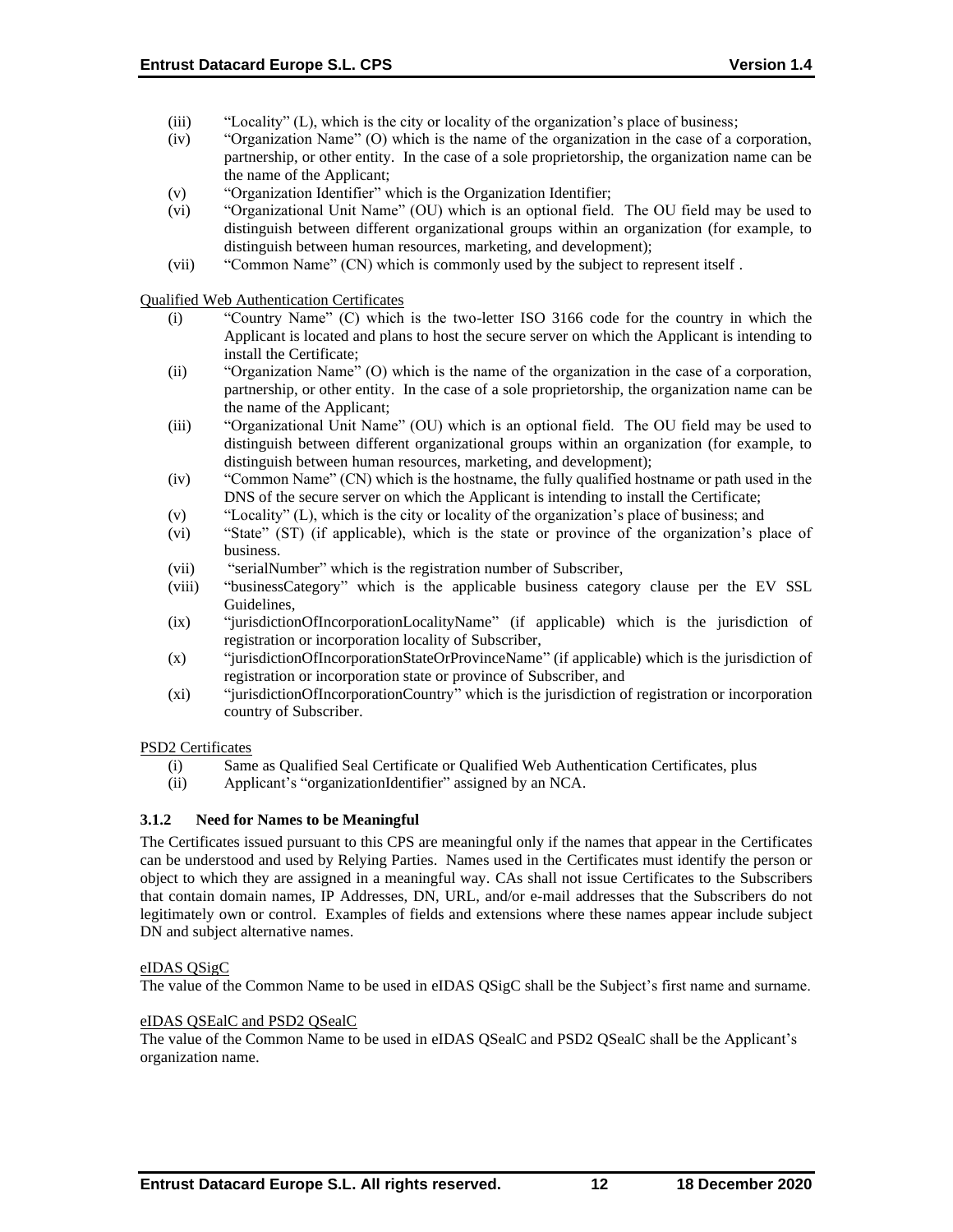(iii) "Locality" (L), which is the city or locality of the organization's place of business;
(iv) "Organization Name" (O) which is the name of the organization in the case of a corporation, partnership, or other entity. In the case of a sole proprietorship, the organization name can be the name of the Applicant;
(v) "Organization Identifier" which is the Organization Identifier;
(vi) "Organizational Unit Name" (OU) which is an optional field. The OU field may be used to distinguish between different organizational groups within an organization (for example, to distinguish between human resources, marketing, and development);
(vii) "Common Name" (CN) which is commonly used by the subject to represent itself .

Qualified Web Authentication Certificates

(i) "Country Name" (C) which is the two-letter ISO 3166 code for the country in which the Applicant is located and plans to host the secure server on which the Applicant is intending to install the Certificate;
(ii) "Organization Name" (O) which is the name of the organization in the case of a corporation, partnership, or other entity. In the case of a sole proprietorship, the organization name can be the name of the Applicant;
(iii) "Organizational Unit Name" (OU) which is an optional field. The OU field may be used to distinguish between different organizational groups within an organization (for example, to distinguish between human resources, marketing, and development);
(iv) "Common Name" (CN) which is the hostname, the fully qualified hostname or path used in the DNS of the secure server on which the Applicant is intending to install the Certificate;
(v) "Locality" (L), which is the city or locality of the organization's place of business; and
(vi) "State" (ST) (if applicable), which is the state or province of the organization's place of business.
(vii) "serialNumber" which is the registration number of Subscriber,
(viii) "businessCategory" which is the applicable business category clause per the EV SSL Guidelines,
(ix) "jurisdictionOfIncorporationLocalityName" (if applicable) which is the jurisdiction of registration or incorporation locality of Subscriber,
(x) "jurisdictionOfIncorporationStateOrProvinceName" (if applicable) which is the jurisdiction of registration or incorporation state or province of Subscriber, and
(xi) "jurisdictionOfIncorporationCountry" which is the jurisdiction of registration or incorporation country of Subscriber.

PSD2 Certificates

(i) Same as Qualified Seal Certificate or Qualified Web Authentication Certificates, plus
(ii) Applicant's "organizationIdentifier" assigned by an NCA.

### 3.1.2 Need for Names to be Meaningful

The Certificates issued pursuant to this CPS are meaningful only if the names that appear in the Certificates can be understood and used by Relying Parties. Names used in the Certificates must identify the person or object to which they are assigned in a meaningful way. CAs shall not issue Certificates to the Subscribers that contain domain names, IP Addresses, DN, URL, and/or e-mail addresses that the Subscribers do not legitimately own or control. Examples of fields and extensions where these names appear include subject DN and subject alternative names.

eIDAS QSigC

The value of the Common Name to be used in eIDAS QSigC shall be the Subject's first name and surname.

eIDAS QSEalC and PSD2 QSealC

The value of the Common Name to be used in eIDAS QSealC and PSD2 QSealC shall be the Applicant's organization name.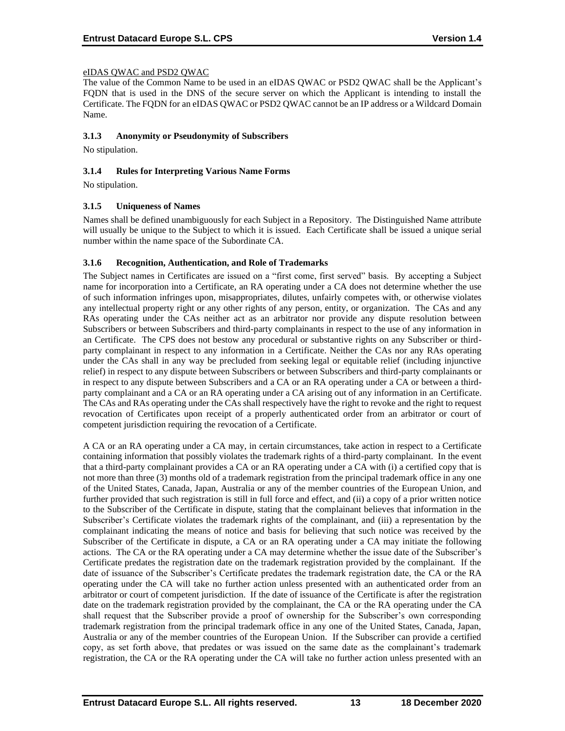eIDAS QWAC and PSD2 QWAC

The value of the Common Name to be used in an eIDAS QWAC or PSD2 QWAC shall be the Applicant's FQDN that is used in the DNS of the secure server on which the Applicant is intending to install the Certificate. The FQDN for an eIDAS QWAC or PSD2 QWAC cannot be an IP address or a Wildcard Domain Name.

### 3.1.3 Anonymity or Pseudonymity of Subscribers

No stipulation.

### 3.1.4 Rules for Interpreting Various Name Forms

No stipulation.

### 3.1.5 Uniqueness of Names

Names shall be defined unambiguously for each Subject in a Repository. The Distinguished Name attribute will usually be unique to the Subject to which it is issued. Each Certificate shall be issued a unique serial number within the name space of the Subordinate CA.

### 3.1.6 Recognition, Authentication, and Role of Trademarks

The Subject names in Certificates are issued on a "first come, first served" basis. By accepting a Subject name for incorporation into a Certificate, an RA operating under a CA does not determine whether the use of such information infringes upon, misappropriates, dilutes, unfairly competes with, or otherwise violates any intellectual property right or any other rights of any person, entity, or organization. The CAs and any RAs operating under the CAs neither act as an arbitrator nor provide any dispute resolution between Subscribers or between Subscribers and third-party complainants in respect to the use of any information in an Certificate. The CPS does not bestow any procedural or substantive rights on any Subscriber or third-party complainant in respect to any information in a Certificate. Neither the CAs nor any RAs operating under the CAs shall in any way be precluded from seeking legal or equitable relief (including injunctive relief) in respect to any dispute between Subscribers or between Subscribers and third-party complainants or in respect to any dispute between Subscribers and a CA or an RA operating under a CA or between a third-party complainant and a CA or an RA operating under a CA arising out of any information in an Certificate. The CAs and RAs operating under the CAs shall respectively have the right to revoke and the right to request revocation of Certificates upon receipt of a properly authenticated order from an arbitrator or court of competent jurisdiction requiring the revocation of a Certificate.

A CA or an RA operating under a CA may, in certain circumstances, take action in respect to a Certificate containing information that possibly violates the trademark rights of a third-party complainant. In the event that a third-party complainant provides a CA or an RA operating under a CA with (i) a certified copy that is not more than three (3) months old of a trademark registration from the principal trademark office in any one of the United States, Canada, Japan, Australia or any of the member countries of the European Union, and further provided that such registration is still in full force and effect, and (ii) a copy of a prior written notice to the Subscriber of the Certificate in dispute, stating that the complainant believes that information in the Subscriber's Certificate violates the trademark rights of the complainant, and (iii) a representation by the complainant indicating the means of notice and basis for believing that such notice was received by the Subscriber of the Certificate in dispute, a CA or an RA operating under a CA may initiate the following actions. The CA or the RA operating under a CA may determine whether the issue date of the Subscriber's Certificate predates the registration date on the trademark registration provided by the complainant. If the date of issuance of the Subscriber's Certificate predates the trademark registration date, the CA or the RA operating under the CA will take no further action unless presented with an authenticated order from an arbitrator or court of competent jurisdiction. If the date of issuance of the Certificate is after the registration date on the trademark registration provided by the complainant, the CA or the RA operating under the CA shall request that the Subscriber provide a proof of ownership for the Subscriber's own corresponding trademark registration from the principal trademark office in any one of the United States, Canada, Japan, Australia or any of the member countries of the European Union. If the Subscriber can provide a certified copy, as set forth above, that predates or was issued on the same date as the complainant's trademark registration, the CA or the RA operating under the CA will take no further action unless presented with an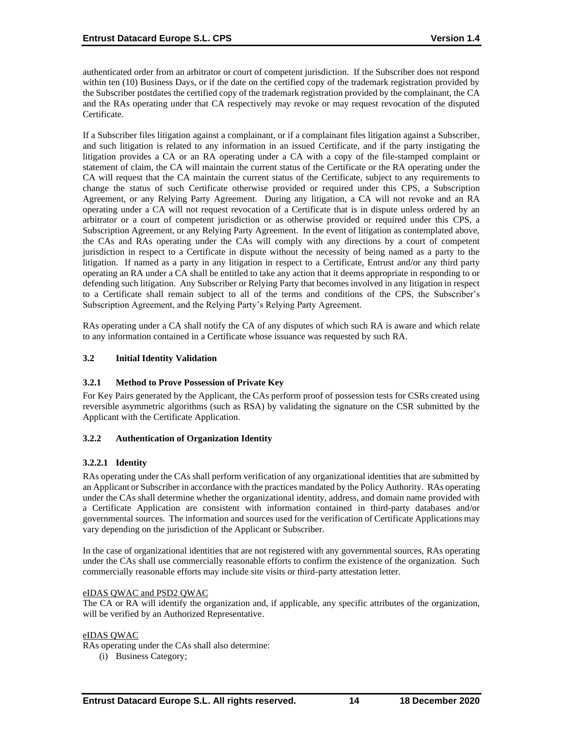authenticated order from an arbitrator or court of competent jurisdiction. If the Subscriber does not respond within ten (10) Business Days, or if the date on the certified copy of the trademark registration provided by the Subscriber postdates the certified copy of the trademark registration provided by the complainant, the CA and the RAs operating under that CA respectively may revoke or may request revocation of the disputed Certificate.

If a Subscriber files litigation against a complainant, or if a complainant files litigation against a Subscriber, and such litigation is related to any information in an issued Certificate, and if the party instigating the litigation provides a CA or an RA operating under a CA with a copy of the file-stamped complaint or statement of claim, the CA will maintain the current status of the Certificate or the RA operating under the CA will request that the CA maintain the current status of the Certificate, subject to any requirements to change the status of such Certificate otherwise provided or required under this CPS, a Subscription Agreement, or any Relying Party Agreement. During any litigation, a CA will not revoke and an RA operating under a CA will not request revocation of a Certificate that is in dispute unless ordered by an arbitrator or a court of competent jurisdiction or as otherwise provided or required under this CPS, a Subscription Agreement, or any Relying Party Agreement. In the event of litigation as contemplated above, the CAs and RAs operating under the CAs will comply with any directions by a court of competent jurisdiction in respect to a Certificate in dispute without the necessity of being named as a party to the litigation. If named as a party in any litigation in respect to a Certificate, Entrust and/or any third party operating an RA under a CA shall be entitled to take any action that it deems appropriate in responding to or defending such litigation. Any Subscriber or Relying Party that becomes involved in any litigation in respect to a Certificate shall remain subject to all of the terms and conditions of the CPS, the Subscriber's Subscription Agreement, and the Relying Party's Relying Party Agreement.

RAs operating under a CA shall notify the CA of any disputes of which such RA is aware and which relate to any information contained in a Certificate whose issuance was requested by such RA.

## 3.2 Initial Identity Validation

### 3.2.1 Method to Prove Possession of Private Key

For Key Pairs generated by the Applicant, the CAs perform proof of possession tests for CSRs created using reversible asymmetric algorithms (such as RSA) by validating the signature on the CSR submitted by the Applicant with the Certificate Application.

### 3.2.2 Authentication of Organization Identity

#### 3.2.2.1 Identity

RAs operating under the CAs shall perform verification of any organizational identities that are submitted by an Applicant or Subscriber in accordance with the practices mandated by the Policy Authority. RAs operating under the CAs shall determine whether the organizational identity, address, and domain name provided with a Certificate Application are consistent with information contained in third-party databases and/or governmental sources. The information and sources used for the verification of Certificate Applications may vary depending on the jurisdiction of the Applicant or Subscriber.

In the case of organizational identities that are not registered with any governmental sources, RAs operating under the CAs shall use commercially reasonable efforts to confirm the existence of the organization. Such commercially reasonable efforts may include site visits or third-party attestation letter.

<u>eIDAS QWAC and PSD2 QWAC</u>

The CA or RA will identify the organization and, if applicable, any specific attributes of the organization, will be verified by an Authorized Representative.

<u>eIDAS QWAC</u>

RAs operating under the CAs shall also determine:

(i) Business Category;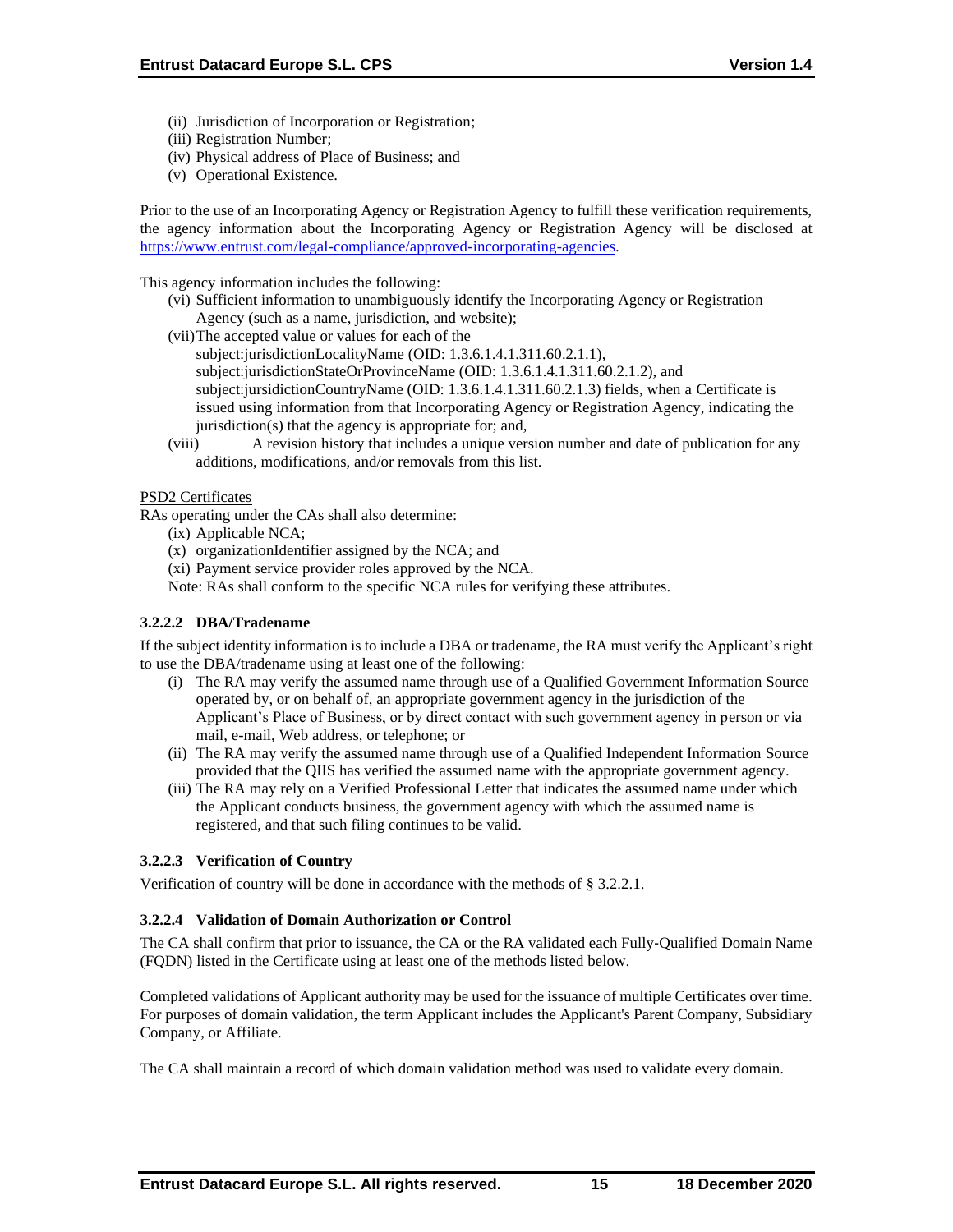(ii) Jurisdiction of Incorporation or Registration;
(iii) Registration Number;
(iv) Physical address of Place of Business; and
(v) Operational Existence.

Prior to the use of an Incorporating Agency or Registration Agency to fulfill these verification requirements, the agency information about the Incorporating Agency or Registration Agency will be disclosed at https://www.entrust.com/legal-compliance/approved-incorporating-agencies.

This agency information includes the following:

(vi) Sufficient information to unambiguously identify the Incorporating Agency or Registration Agency (such as a name, jurisdiction, and website);
(vii) The accepted value or values for each of the subject:jurisdictionLocalityName (OID: 1.3.6.1.4.1.311.60.2.1.1), subject:jurisdictionStateOrProvinceName (OID: 1.3.6.1.4.1.311.60.2.1.2), and subject:jursidictionCountryName (OID: 1.3.6.1.4.1.311.60.2.1.3) fields, when a Certificate is issued using information from that Incorporating Agency or Registration Agency, indicating the jurisdiction(s) that the agency is appropriate for; and,
(viii) A revision history that includes a unique version number and date of publication for any additions, modifications, and/or removals from this list.

PSD2 Certificates

RAs operating under the CAs shall also determine:

(ix) Applicable NCA;
(x) organizationIdentifier assigned by the NCA; and
(xi) Payment service provider roles approved by the NCA.

Note: RAs shall conform to the specific NCA rules for verifying these attributes.

#### 3.2.2.2 DBA/Tradename

If the subject identity information is to include a DBA or tradename, the RA must verify the Applicant's right to use the DBA/tradename using at least one of the following:

(i) The RA may verify the assumed name through use of a Qualified Government Information Source operated by, or on behalf of, an appropriate government agency in the jurisdiction of the Applicant's Place of Business, or by direct contact with such government agency in person or via mail, e-mail, Web address, or telephone; or
(ii) The RA may verify the assumed name through use of a Qualified Independent Information Source provided that the QIIS has verified the assumed name with the appropriate government agency.
(iii) The RA may rely on a Verified Professional Letter that indicates the assumed name under which the Applicant conducts business, the government agency with which the assumed name is registered, and that such filing continues to be valid.

#### 3.2.2.3 Verification of Country

Verification of country will be done in accordance with the methods of § 3.2.2.1.

#### 3.2.2.4 Validation of Domain Authorization or Control

The CA shall confirm that prior to issuance, the CA or the RA validated each Fully-Qualified Domain Name (FQDN) listed in the Certificate using at least one of the methods listed below.

Completed validations of Applicant authority may be used for the issuance of multiple Certificates over time. For purposes of domain validation, the term Applicant includes the Applicant's Parent Company, Subsidiary Company, or Affiliate.

The CA shall maintain a record of which domain validation method was used to validate every domain.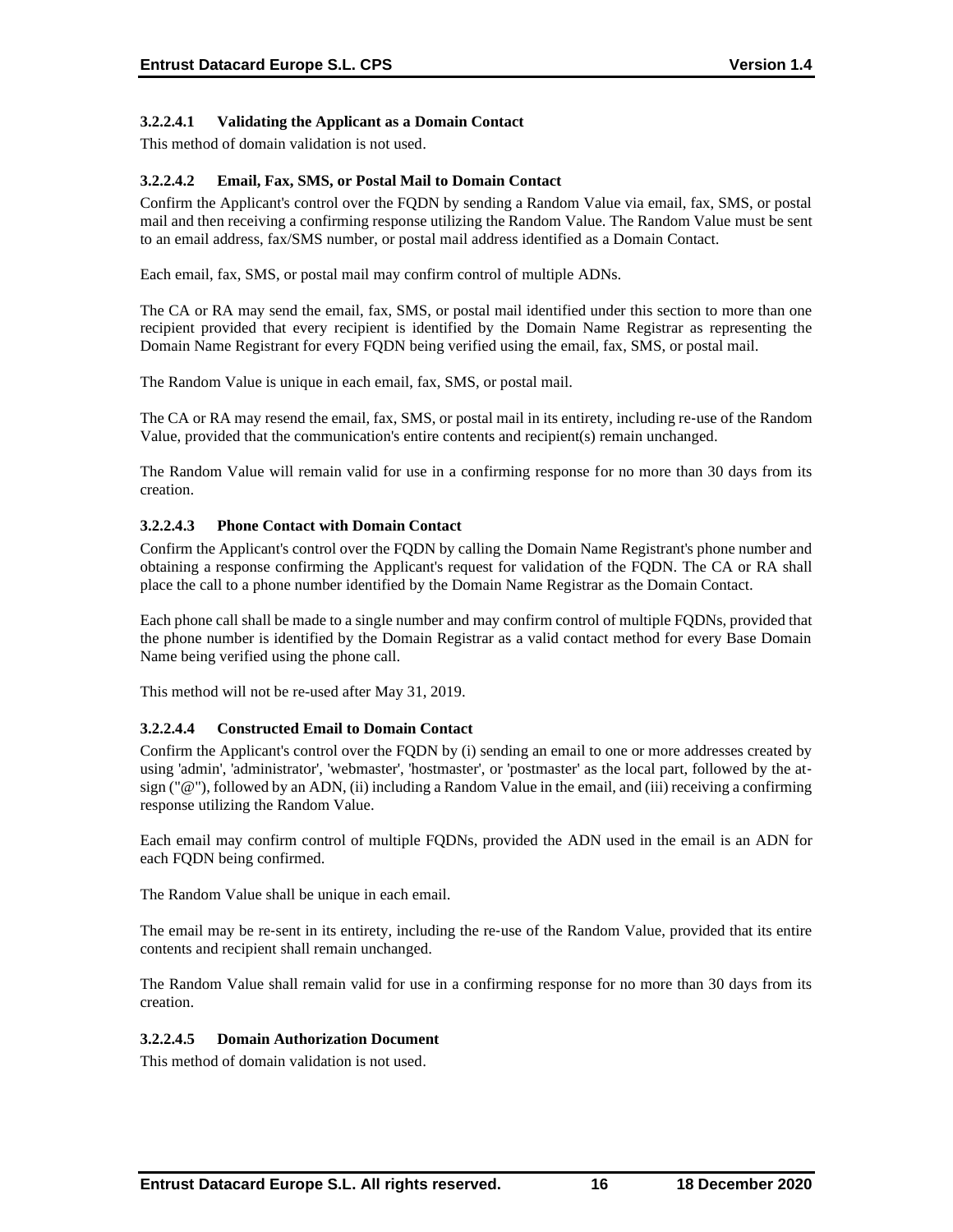#### 3.2.2.4.1 Validating the Applicant as a Domain Contact

This method of domain validation is not used.

#### 3.2.2.4.2 Email, Fax, SMS, or Postal Mail to Domain Contact

Confirm the Applicant's control over the FQDN by sending a Random Value via email, fax, SMS, or postal mail and then receiving a confirming response utilizing the Random Value. The Random Value must be sent to an email address, fax/SMS number, or postal mail address identified as a Domain Contact.

Each email, fax, SMS, or postal mail may confirm control of multiple ADNs.

The CA or RA may send the email, fax, SMS, or postal mail identified under this section to more than one recipient provided that every recipient is identified by the Domain Name Registrar as representing the Domain Name Registrant for every FQDN being verified using the email, fax, SMS, or postal mail.

The Random Value is unique in each email, fax, SMS, or postal mail.

The CA or RA may resend the email, fax, SMS, or postal mail in its entirety, including re-use of the Random Value, provided that the communication's entire contents and recipient(s) remain unchanged.

The Random Value will remain valid for use in a confirming response for no more than 30 days from its creation.

#### 3.2.2.4.3 Phone Contact with Domain Contact

Confirm the Applicant's control over the FQDN by calling the Domain Name Registrant's phone number and obtaining a response confirming the Applicant's request for validation of the FQDN. The CA or RA shall place the call to a phone number identified by the Domain Name Registrar as the Domain Contact.

Each phone call shall be made to a single number and may confirm control of multiple FQDNs, provided that the phone number is identified by the Domain Registrar as a valid contact method for every Base Domain Name being verified using the phone call.

This method will not be re-used after May 31, 2019.

#### 3.2.2.4.4 Constructed Email to Domain Contact

Confirm the Applicant's control over the FQDN by (i) sending an email to one or more addresses created by using 'admin', 'administrator', 'webmaster', 'hostmaster', or 'postmaster' as the local part, followed by the at-sign ("@"), followed by an ADN, (ii) including a Random Value in the email, and (iii) receiving a confirming response utilizing the Random Value.

Each email may confirm control of multiple FQDNs, provided the ADN used in the email is an ADN for each FQDN being confirmed.

The Random Value shall be unique in each email.

The email may be re-sent in its entirety, including the re-use of the Random Value, provided that its entire contents and recipient shall remain unchanged.

The Random Value shall remain valid for use in a confirming response for no more than 30 days from its creation.

#### 3.2.2.4.5 Domain Authorization Document

This method of domain validation is not used.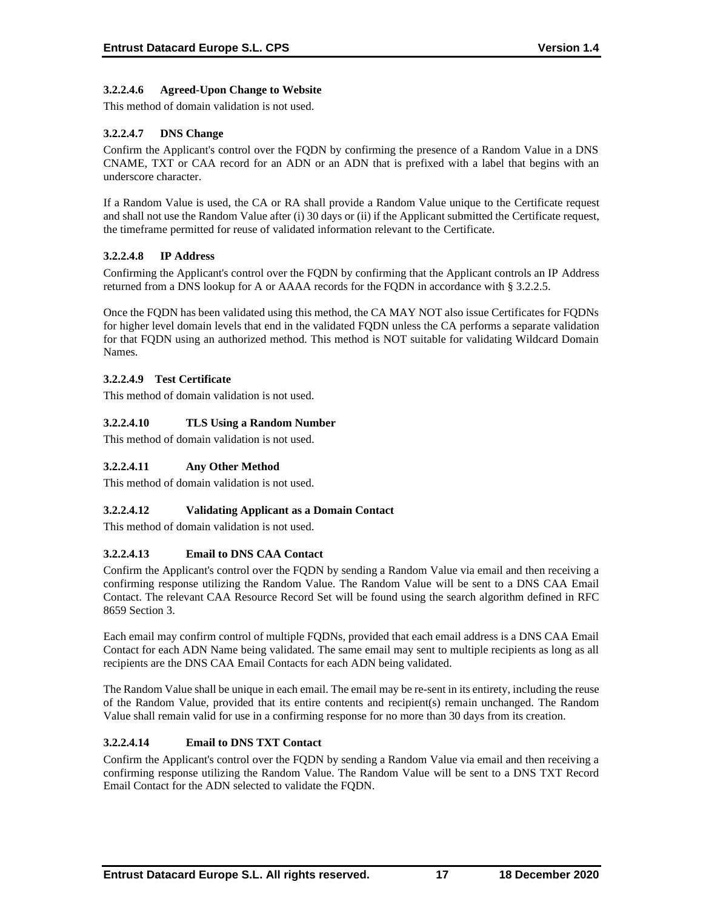#### 3.2.2.4.6 Agreed-Upon Change to Website

This method of domain validation is not used.

#### 3.2.2.4.7 DNS Change

Confirm the Applicant's control over the FQDN by confirming the presence of a Random Value in a DNS CNAME, TXT or CAA record for an ADN or an ADN that is prefixed with a label that begins with an underscore character.

If a Random Value is used, the CA or RA shall provide a Random Value unique to the Certificate request and shall not use the Random Value after (i) 30 days or (ii) if the Applicant submitted the Certificate request, the timeframe permitted for reuse of validated information relevant to the Certificate.

#### 3.2.2.4.8 IP Address

Confirming the Applicant's control over the FQDN by confirming that the Applicant controls an IP Address returned from a DNS lookup for A or AAAA records for the FQDN in accordance with § 3.2.2.5.

Once the FQDN has been validated using this method, the CA MAY NOT also issue Certificates for FQDNs for higher level domain levels that end in the validated FQDN unless the CA performs a separate validation for that FQDN using an authorized method. This method is NOT suitable for validating Wildcard Domain Names.

#### 3.2.2.4.9 Test Certificate

This method of domain validation is not used.

#### 3.2.2.4.10 TLS Using a Random Number

This method of domain validation is not used.

#### 3.2.2.4.11 Any Other Method

This method of domain validation is not used.

#### 3.2.2.4.12 Validating Applicant as a Domain Contact

This method of domain validation is not used.

#### 3.2.2.4.13 Email to DNS CAA Contact

Confirm the Applicant's control over the FQDN by sending a Random Value via email and then receiving a confirming response utilizing the Random Value. The Random Value will be sent to a DNS CAA Email Contact. The relevant CAA Resource Record Set will be found using the search algorithm defined in RFC 8659 Section 3.

Each email may confirm control of multiple FQDNs, provided that each email address is a DNS CAA Email Contact for each ADN Name being validated. The same email may sent to multiple recipients as long as all recipients are the DNS CAA Email Contacts for each ADN being validated.

The Random Value shall be unique in each email. The email may be re-sent in its entirety, including the reuse of the Random Value, provided that its entire contents and recipient(s) remain unchanged. The Random Value shall remain valid for use in a confirming response for no more than 30 days from its creation.

#### 3.2.2.4.14 Email to DNS TXT Contact

Confirm the Applicant's control over the FQDN by sending a Random Value via email and then receiving a confirming response utilizing the Random Value. The Random Value will be sent to a DNS TXT Record Email Contact for the ADN selected to validate the FQDN.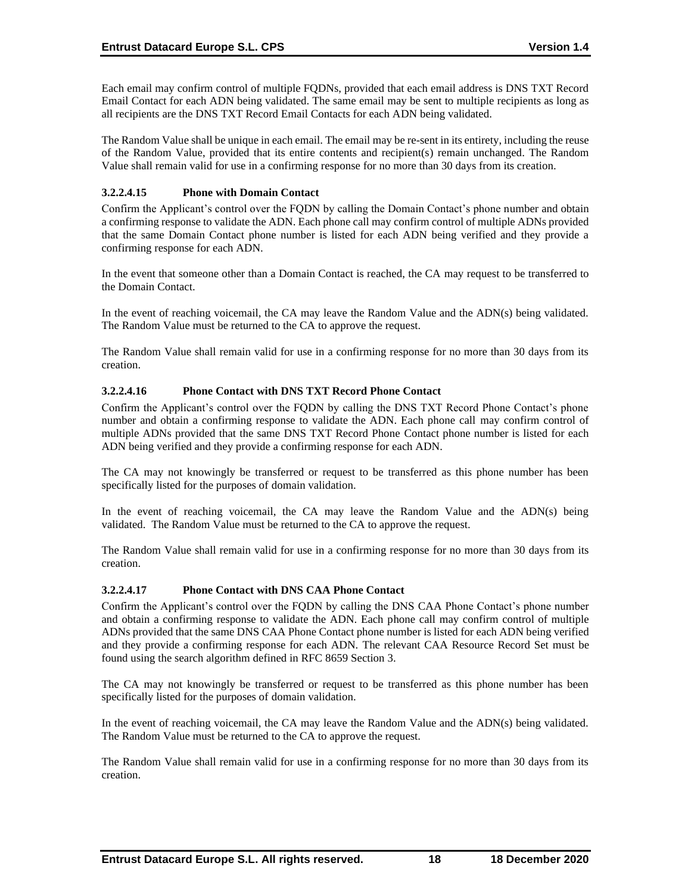Each email may confirm control of multiple FQDNs, provided that each email address is DNS TXT Record Email Contact for each ADN being validated. The same email may be sent to multiple recipients as long as all recipients are the DNS TXT Record Email Contacts for each ADN being validated.

The Random Value shall be unique in each email. The email may be re-sent in its entirety, including the reuse of the Random Value, provided that its entire contents and recipient(s) remain unchanged. The Random Value shall remain valid for use in a confirming response for no more than 30 days from its creation.

#### 3.2.2.4.15 Phone with Domain Contact

Confirm the Applicant's control over the FQDN by calling the Domain Contact's phone number and obtain a confirming response to validate the ADN. Each phone call may confirm control of multiple ADNs provided that the same Domain Contact phone number is listed for each ADN being verified and they provide a confirming response for each ADN.

In the event that someone other than a Domain Contact is reached, the CA may request to be transferred to the Domain Contact.

In the event of reaching voicemail, the CA may leave the Random Value and the ADN(s) being validated. The Random Value must be returned to the CA to approve the request.

The Random Value shall remain valid for use in a confirming response for no more than 30 days from its creation.

#### 3.2.2.4.16 Phone Contact with DNS TXT Record Phone Contact

Confirm the Applicant's control over the FQDN by calling the DNS TXT Record Phone Contact's phone number and obtain a confirming response to validate the ADN. Each phone call may confirm control of multiple ADNs provided that the same DNS TXT Record Phone Contact phone number is listed for each ADN being verified and they provide a confirming response for each ADN.

The CA may not knowingly be transferred or request to be transferred as this phone number has been specifically listed for the purposes of domain validation.

In the event of reaching voicemail, the CA may leave the Random Value and the ADN(s) being validated. The Random Value must be returned to the CA to approve the request.

The Random Value shall remain valid for use in a confirming response for no more than 30 days from its creation.

#### 3.2.2.4.17 Phone Contact with DNS CAA Phone Contact

Confirm the Applicant's control over the FQDN by calling the DNS CAA Phone Contact's phone number and obtain a confirming response to validate the ADN. Each phone call may confirm control of multiple ADNs provided that the same DNS CAA Phone Contact phone number is listed for each ADN being verified and they provide a confirming response for each ADN. The relevant CAA Resource Record Set must be found using the search algorithm defined in RFC 8659 Section 3.

The CA may not knowingly be transferred or request to be transferred as this phone number has been specifically listed for the purposes of domain validation.

In the event of reaching voicemail, the CA may leave the Random Value and the ADN(s) being validated. The Random Value must be returned to the CA to approve the request.

The Random Value shall remain valid for use in a confirming response for no more than 30 days from its creation.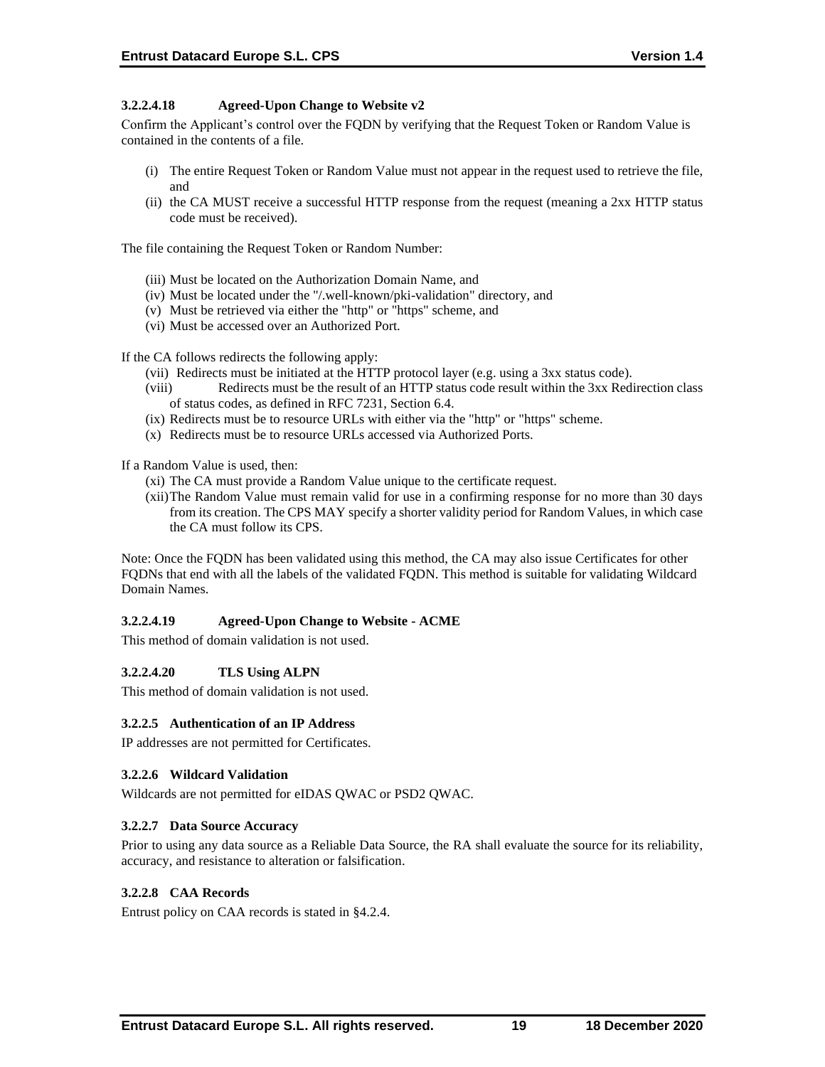#### 3.2.2.4.18 Agreed-Upon Change to Website v2

Confirm the Applicant's control over the FQDN by verifying that the Request Token or Random Value is contained in the contents of a file.

(i) The entire Request Token or Random Value must not appear in the request used to retrieve the file, and
(ii) the CA MUST receive a successful HTTP response from the request (meaning a 2xx HTTP status code must be received).

The file containing the Request Token or Random Number:

(iii) Must be located on the Authorization Domain Name, and
(iv) Must be located under the "/.well-known/pki-validation" directory, and
(v) Must be retrieved via either the "http" or "https" scheme, and
(vi) Must be accessed over an Authorized Port.

If the CA follows redirects the following apply:

(vii) Redirects must be initiated at the HTTP protocol layer (e.g. using a 3xx status code).
(viii) Redirects must be the result of an HTTP status code result within the 3xx Redirection class of status codes, as defined in RFC 7231, Section 6.4.
(ix) Redirects must be to resource URLs with either via the "http" or "https" scheme.
(x) Redirects must be to resource URLs accessed via Authorized Ports.

If a Random Value is used, then:

(xi) The CA must provide a Random Value unique to the certificate request.
(xii) The Random Value must remain valid for use in a confirming response for no more than 30 days from its creation. The CPS MAY specify a shorter validity period for Random Values, in which case the CA must follow its CPS.

Note: Once the FQDN has been validated using this method, the CA may also issue Certificates for other FQDNs that end with all the labels of the validated FQDN. This method is suitable for validating Wildcard Domain Names.

#### 3.2.2.4.19 Agreed-Upon Change to Website - ACME

This method of domain validation is not used.

#### 3.2.2.4.20 TLS Using ALPN

This method of domain validation is not used.

### 3.2.2.5 Authentication of an IP Address

IP addresses are not permitted for Certificates.

### 3.2.2.6 Wildcard Validation

Wildcards are not permitted for eIDAS QWAC or PSD2 QWAC.

### 3.2.2.7 Data Source Accuracy

Prior to using any data source as a Reliable Data Source, the RA shall evaluate the source for its reliability, accuracy, and resistance to alteration or falsification.

### 3.2.2.8 CAA Records

Entrust policy on CAA records is stated in §4.2.4.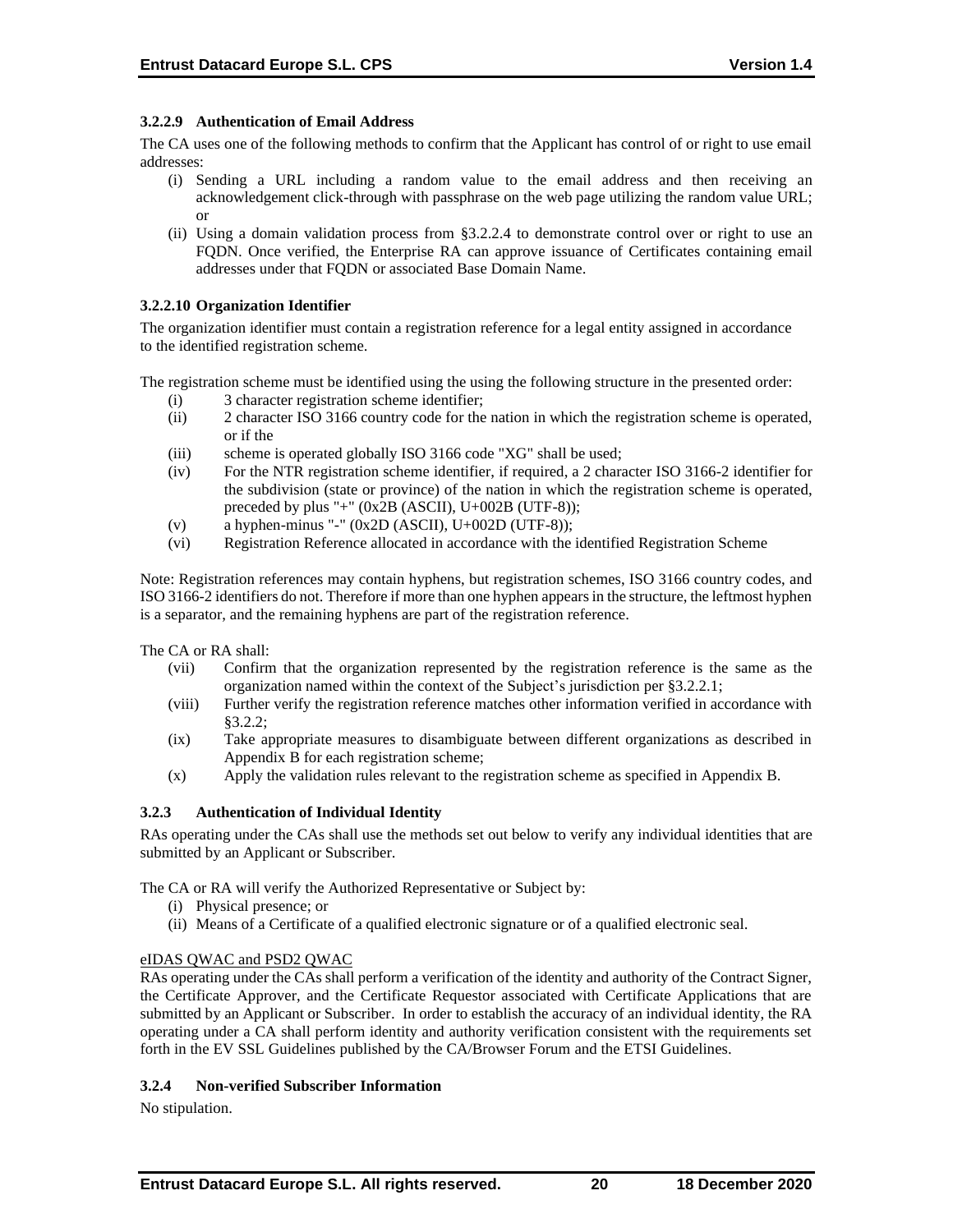#### 3.2.2.9 Authentication of Email Address

The CA uses one of the following methods to confirm that the Applicant has control of or right to use email addresses:

(i) Sending a URL including a random value to the email address and then receiving an acknowledgement click-through with passphrase on the web page utilizing the random value URL; or

(ii) Using a domain validation process from §3.2.2.4 to demonstrate control over or right to use an FQDN. Once verified, the Enterprise RA can approve issuance of Certificates containing email addresses under that FQDN or associated Base Domain Name.

#### 3.2.2.10 Organization Identifier

The organization identifier must contain a registration reference for a legal entity assigned in accordance to the identified registration scheme.

The registration scheme must be identified using the using the following structure in the presented order:

(i) 3 character registration scheme identifier;

(ii) 2 character ISO 3166 country code for the nation in which the registration scheme is operated, or if the

(iii) scheme is operated globally ISO 3166 code "XG" shall be used;

(iv) For the NTR registration scheme identifier, if required, a 2 character ISO 3166-2 identifier for the subdivision (state or province) of the nation in which the registration scheme is operated, preceded by plus "+" (0x2B (ASCII), U+002B (UTF-8));

(v) a hyphen-minus "-" (0x2D (ASCII), U+002D (UTF-8));

(vi) Registration Reference allocated in accordance with the identified Registration Scheme

Note: Registration references may contain hyphens, but registration schemes, ISO 3166 country codes, and ISO 3166-2 identifiers do not. Therefore if more than one hyphen appears in the structure, the leftmost hyphen is a separator, and the remaining hyphens are part of the registration reference.

The CA or RA shall:

(vii) Confirm that the organization represented by the registration reference is the same as the organization named within the context of the Subject's jurisdiction per §3.2.2.1;

(viii) Further verify the registration reference matches other information verified in accordance with §3.2.2;

(ix) Take appropriate measures to disambiguate between different organizations as described in Appendix B for each registration scheme;

(x) Apply the validation rules relevant to the registration scheme as specified in Appendix B.

### 3.2.3 Authentication of Individual Identity

RAs operating under the CAs shall use the methods set out below to verify any individual identities that are submitted by an Applicant or Subscriber.

The CA or RA will verify the Authorized Representative or Subject by:

(i) Physical presence; or

(ii) Means of a Certificate of a qualified electronic signature or of a qualified electronic seal.

eIDAS QWAC and PSD2 QWAC

RAs operating under the CAs shall perform a verification of the identity and authority of the Contract Signer, the Certificate Approver, and the Certificate Requestor associated with Certificate Applications that are submitted by an Applicant or Subscriber. In order to establish the accuracy of an individual identity, the RA operating under a CA shall perform identity and authority verification consistent with the requirements set forth in the EV SSL Guidelines published by the CA/Browser Forum and the ETSI Guidelines.

### 3.2.4 Non-verified Subscriber Information

No stipulation.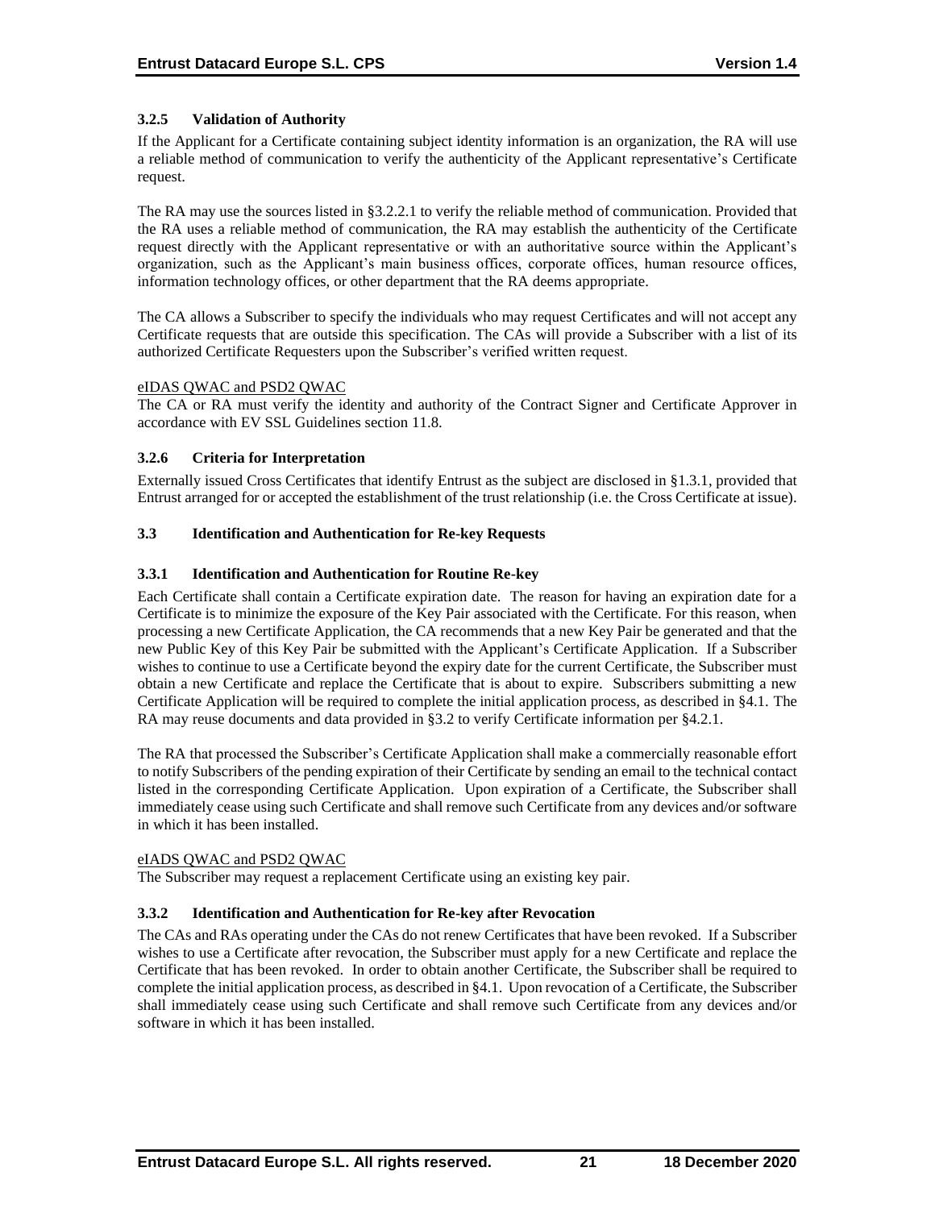### 3.2.5 Validation of Authority

If the Applicant for a Certificate containing subject identity information is an organization, the RA will use a reliable method of communication to verify the authenticity of the Applicant representative's Certificate request.

The RA may use the sources listed in §3.2.2.1 to verify the reliable method of communication. Provided that the RA uses a reliable method of communication, the RA may establish the authenticity of the Certificate request directly with the Applicant representative or with an authoritative source within the Applicant's organization, such as the Applicant's main business offices, corporate offices, human resource offices, information technology offices, or other department that the RA deems appropriate.

The CA allows a Subscriber to specify the individuals who may request Certificates and will not accept any Certificate requests that are outside this specification. The CAs will provide a Subscriber with a list of its authorized Certificate Requesters upon the Subscriber's verified written request.

<u>eIDAS QWAC and PSD2 QWAC</u>
The CA or RA must verify the identity and authority of the Contract Signer and Certificate Approver in accordance with EV SSL Guidelines section 11.8.

### 3.2.6 Criteria for Interpretation

Externally issued Cross Certificates that identify Entrust as the subject are disclosed in §1.3.1, provided that Entrust arranged for or accepted the establishment of the trust relationship (i.e. the Cross Certificate at issue).

## 3.3 Identification and Authentication for Re-key Requests

### 3.3.1 Identification and Authentication for Routine Re-key

Each Certificate shall contain a Certificate expiration date. The reason for having an expiration date for a Certificate is to minimize the exposure of the Key Pair associated with the Certificate. For this reason, when processing a new Certificate Application, the CA recommends that a new Key Pair be generated and that the new Public Key of this Key Pair be submitted with the Applicant's Certificate Application. If a Subscriber wishes to continue to use a Certificate beyond the expiry date for the current Certificate, the Subscriber must obtain a new Certificate and replace the Certificate that is about to expire. Subscribers submitting a new Certificate Application will be required to complete the initial application process, as described in §4.1. The RA may reuse documents and data provided in §3.2 to verify Certificate information per §4.2.1.

The RA that processed the Subscriber's Certificate Application shall make a commercially reasonable effort to notify Subscribers of the pending expiration of their Certificate by sending an email to the technical contact listed in the corresponding Certificate Application. Upon expiration of a Certificate, the Subscriber shall immediately cease using such Certificate and shall remove such Certificate from any devices and/or software in which it has been installed.

<u>eIADS QWAC and PSD2 QWAC</u>
The Subscriber may request a replacement Certificate using an existing key pair.

### 3.3.2 Identification and Authentication for Re-key after Revocation

The CAs and RAs operating under the CAs do not renew Certificates that have been revoked. If a Subscriber wishes to use a Certificate after revocation, the Subscriber must apply for a new Certificate and replace the Certificate that has been revoked. In order to obtain another Certificate, the Subscriber shall be required to complete the initial application process, as described in §4.1. Upon revocation of a Certificate, the Subscriber shall immediately cease using such Certificate and shall remove such Certificate from any devices and/or software in which it has been installed.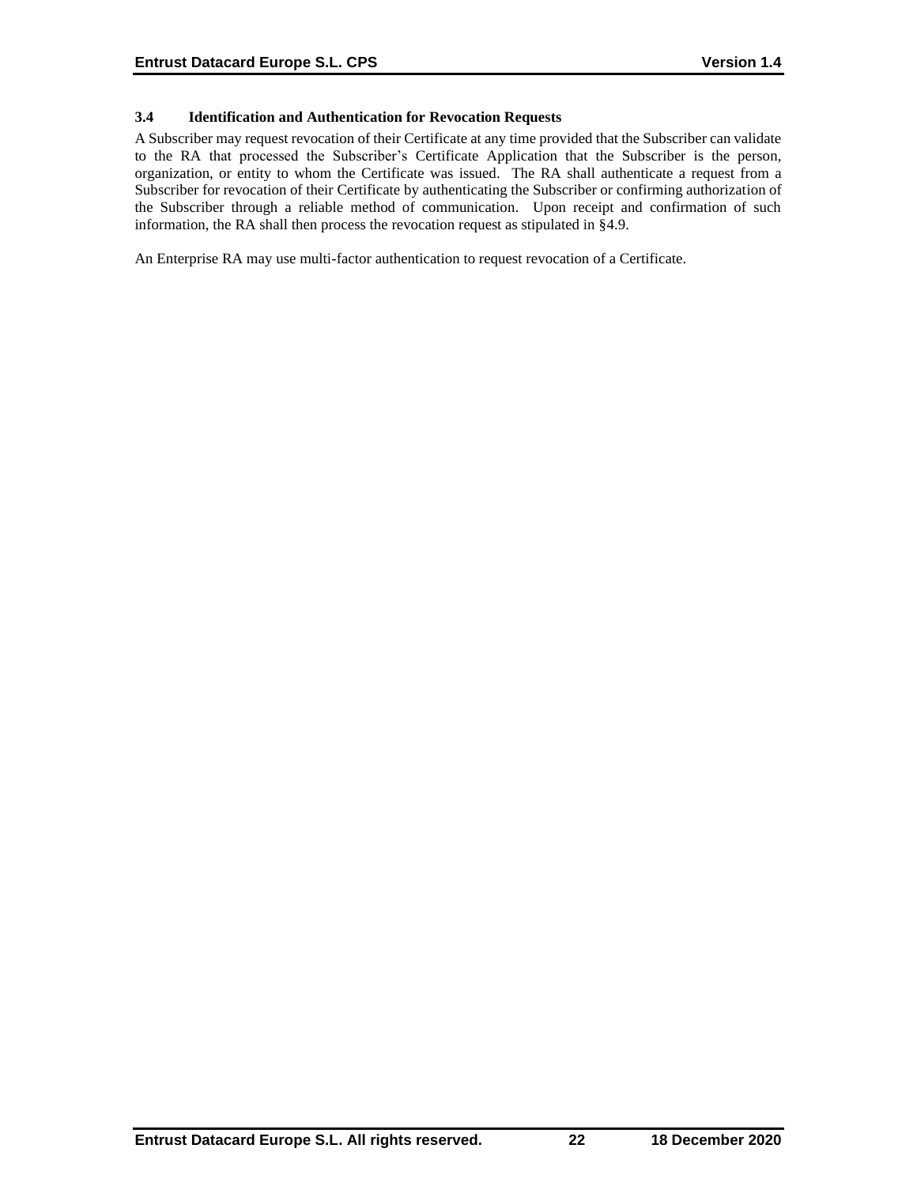### 3.4 Identification and Authentication for Revocation Requests

A Subscriber may request revocation of their Certificate at any time provided that the Subscriber can validate to the RA that processed the Subscriber's Certificate Application that the Subscriber is the person, organization, or entity to whom the Certificate was issued. The RA shall authenticate a request from a Subscriber for revocation of their Certificate by authenticating the Subscriber or confirming authorization of the Subscriber through a reliable method of communication. Upon receipt and confirmation of such information, the RA shall then process the revocation request as stipulated in §4.9.

An Enterprise RA may use multi-factor authentication to request revocation of a Certificate.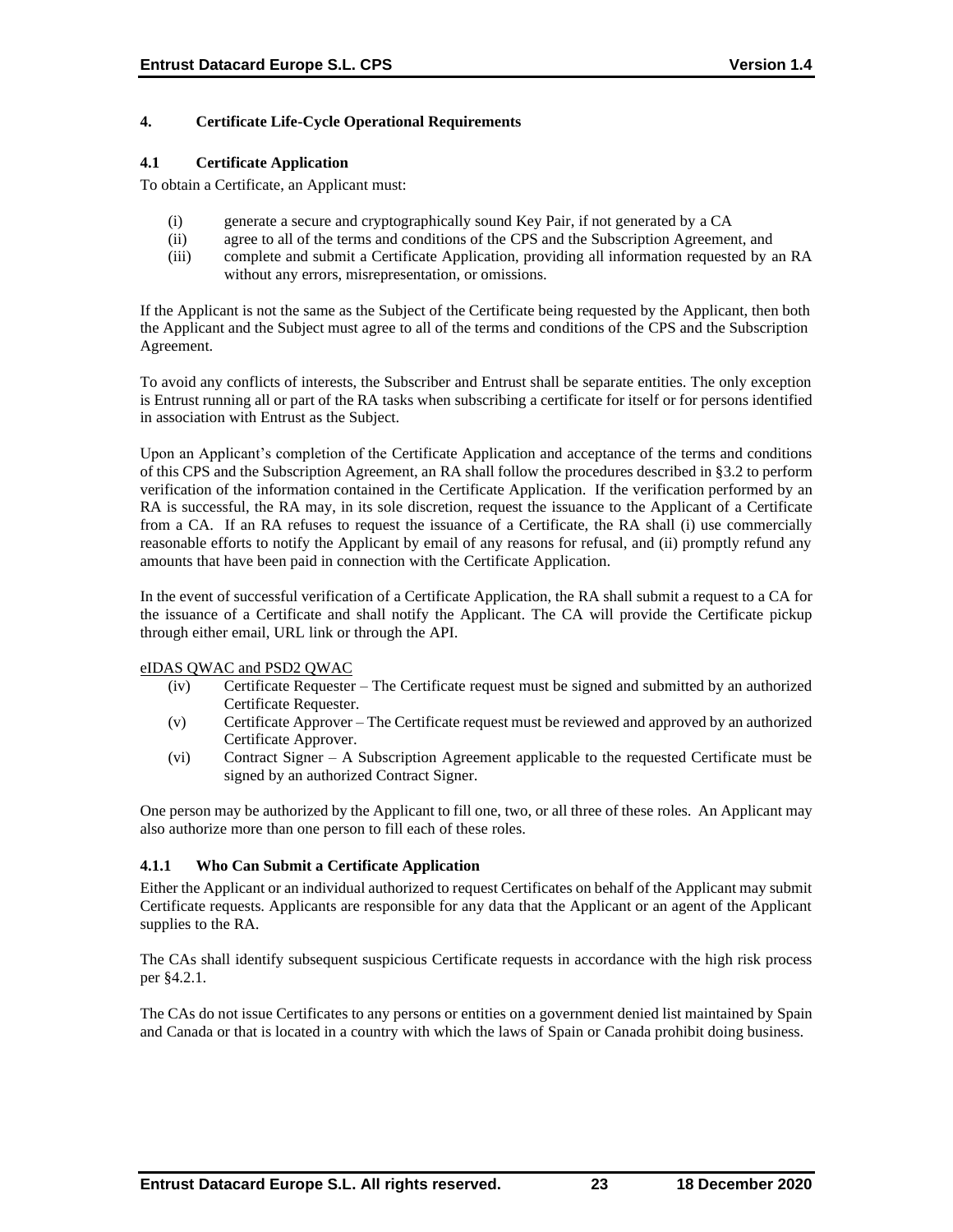## 4. Certificate Life-Cycle Operational Requirements

### 4.1 Certificate Application

To obtain a Certificate, an Applicant must:

(i) generate a secure and cryptographically sound Key Pair, if not generated by a CA
(ii) agree to all of the terms and conditions of the CPS and the Subscription Agreement, and
(iii) complete and submit a Certificate Application, providing all information requested by an RA without any errors, misrepresentation, or omissions.

If the Applicant is not the same as the Subject of the Certificate being requested by the Applicant, then both the Applicant and the Subject must agree to all of the terms and conditions of the CPS and the Subscription Agreement.

To avoid any conflicts of interests, the Subscriber and Entrust shall be separate entities. The only exception is Entrust running all or part of the RA tasks when subscribing a certificate for itself or for persons identified in association with Entrust as the Subject.

Upon an Applicant's completion of the Certificate Application and acceptance of the terms and conditions of this CPS and the Subscription Agreement, an RA shall follow the procedures described in §3.2 to perform verification of the information contained in the Certificate Application. If the verification performed by an RA is successful, the RA may, in its sole discretion, request the issuance to the Applicant of a Certificate from a CA. If an RA refuses to request the issuance of a Certificate, the RA shall (i) use commercially reasonable efforts to notify the Applicant by email of any reasons for refusal, and (ii) promptly refund any amounts that have been paid in connection with the Certificate Application.

In the event of successful verification of a Certificate Application, the RA shall submit a request to a CA for the issuance of a Certificate and shall notify the Applicant. The CA will provide the Certificate pickup through either email, URL link or through the API.

<u>eIDAS QWAC and PSD2 QWAC</u>

(iv) Certificate Requester – The Certificate request must be signed and submitted by an authorized Certificate Requester.
(v) Certificate Approver – The Certificate request must be reviewed and approved by an authorized Certificate Approver.
(vi) Contract Signer – A Subscription Agreement applicable to the requested Certificate must be signed by an authorized Contract Signer.

One person may be authorized by the Applicant to fill one, two, or all three of these roles. An Applicant may also authorize more than one person to fill each of these roles.

#### 4.1.1 Who Can Submit a Certificate Application

Either the Applicant or an individual authorized to request Certificates on behalf of the Applicant may submit Certificate requests. Applicants are responsible for any data that the Applicant or an agent of the Applicant supplies to the RA.

The CAs shall identify subsequent suspicious Certificate requests in accordance with the high risk process per §4.2.1.

The CAs do not issue Certificates to any persons or entities on a government denied list maintained by Spain and Canada or that is located in a country with which the laws of Spain or Canada prohibit doing business.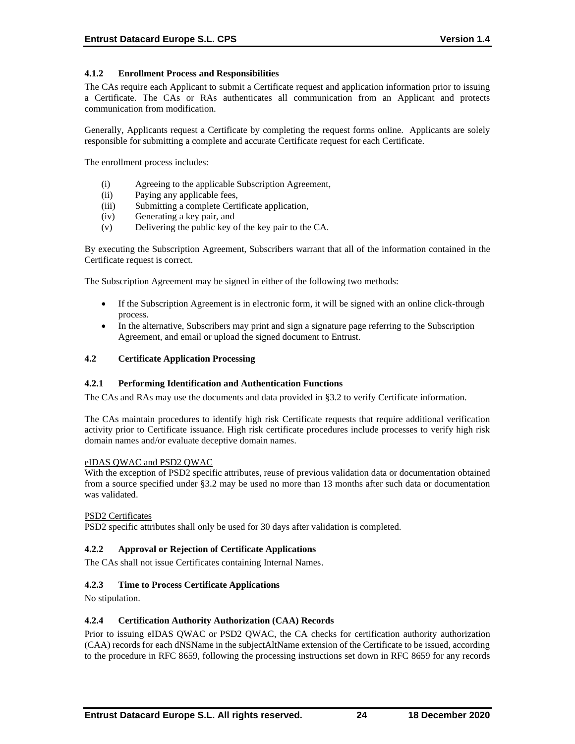#### 4.1.2 Enrollment Process and Responsibilities

The CAs require each Applicant to submit a Certificate request and application information prior to issuing a Certificate. The CAs or RAs authenticates all communication from an Applicant and protects communication from modification.

Generally, Applicants request a Certificate by completing the request forms online. Applicants are solely responsible for submitting a complete and accurate Certificate request for each Certificate.

The enrollment process includes:

(i) Agreeing to the applicable Subscription Agreement,
(ii) Paying any applicable fees,
(iii) Submitting a complete Certificate application,
(iv) Generating a key pair, and
(v) Delivering the public key of the key pair to the CA.

By executing the Subscription Agreement, Subscribers warrant that all of the information contained in the Certificate request is correct.

The Subscription Agreement may be signed in either of the following two methods:

- If the Subscription Agreement is in electronic form, it will be signed with an online click-through process.
- In the alternative, Subscribers may print and sign a signature page referring to the Subscription Agreement, and email or upload the signed document to Entrust.

### 4.2 Certificate Application Processing

#### 4.2.1 Performing Identification and Authentication Functions

The CAs and RAs may use the documents and data provided in §3.2 to verify Certificate information.

The CAs maintain procedures to identify high risk Certificate requests that require additional verification activity prior to Certificate issuance. High risk certificate procedures include processes to verify high risk domain names and/or evaluate deceptive domain names.

eIDAS QWAC and PSD2 QWAC
With the exception of PSD2 specific attributes, reuse of previous validation data or documentation obtained from a source specified under §3.2 may be used no more than 13 months after such data or documentation was validated.

PSD2 Certificates
PSD2 specific attributes shall only be used for 30 days after validation is completed.

#### 4.2.2 Approval or Rejection of Certificate Applications

The CAs shall not issue Certificates containing Internal Names.

#### 4.2.3 Time to Process Certificate Applications

No stipulation.

#### 4.2.4 Certification Authority Authorization (CAA) Records

Prior to issuing eIDAS QWAC or PSD2 QWAC, the CA checks for certification authority authorization (CAA) records for each dNSName in the subjectAltName extension of the Certificate to be issued, according to the procedure in RFC 8659, following the processing instructions set down in RFC 8659 for any records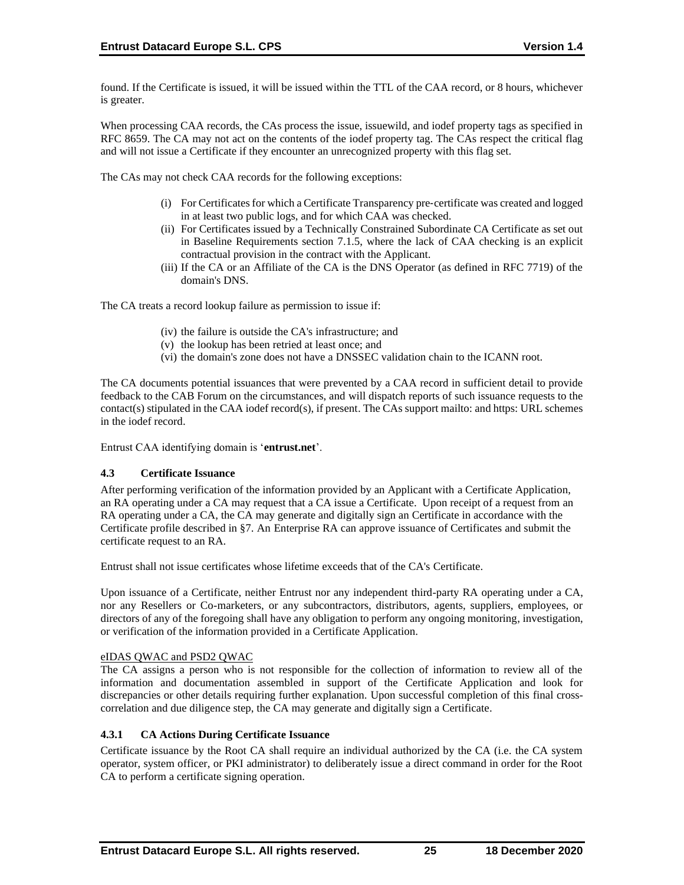found. If the Certificate is issued, it will be issued within the TTL of the CAA record, or 8 hours, whichever is greater.

When processing CAA records, the CAs process the issue, issuewild, and iodef property tags as specified in RFC 8659. The CA may not act on the contents of the iodef property tag. The CAs respect the critical flag and will not issue a Certificate if they encounter an unrecognized property with this flag set.

The CAs may not check CAA records for the following exceptions:

(i) For Certificates for which a Certificate Transparency pre‐certificate was created and logged in at least two public logs, and for which CAA was checked.
(ii) For Certificates issued by a Technically Constrained Subordinate CA Certificate as set out in Baseline Requirements section 7.1.5, where the lack of CAA checking is an explicit contractual provision in the contract with the Applicant.
(iii) If the CA or an Affiliate of the CA is the DNS Operator (as defined in RFC 7719) of the domain's DNS.

The CA treats a record lookup failure as permission to issue if:

(iv) the failure is outside the CA's infrastructure; and
(v) the lookup has been retried at least once; and
(vi) the domain's zone does not have a DNSSEC validation chain to the ICANN root.

The CA documents potential issuances that were prevented by a CAA record in sufficient detail to provide feedback to the CAB Forum on the circumstances, and will dispatch reports of such issuance requests to the contact(s) stipulated in the CAA iodef record(s), if present. The CAs support mailto: and https: URL schemes in the iodef record.

Entrust CAA identifying domain is '**entrust.net**'.

### 4.3 Certificate Issuance

After performing verification of the information provided by an Applicant with a Certificate Application, an RA operating under a CA may request that a CA issue a Certificate. Upon receipt of a request from an RA operating under a CA, the CA may generate and digitally sign an Certificate in accordance with the Certificate profile described in §7. An Enterprise RA can approve issuance of Certificates and submit the certificate request to an RA.

Entrust shall not issue certificates whose lifetime exceeds that of the CA's Certificate.

Upon issuance of a Certificate, neither Entrust nor any independent third-party RA operating under a CA, nor any Resellers or Co-marketers, or any subcontractors, distributors, agents, suppliers, employees, or directors of any of the foregoing shall have any obligation to perform any ongoing monitoring, investigation, or verification of the information provided in a Certificate Application.

eIDAS QWAC and PSD2 QWAC

The CA assigns a person who is not responsible for the collection of information to review all of the information and documentation assembled in support of the Certificate Application and look for discrepancies or other details requiring further explanation. Upon successful completion of this final cross-correlation and due diligence step, the CA may generate and digitally sign a Certificate.

#### 4.3.1 CA Actions During Certificate Issuance

Certificate issuance by the Root CA shall require an individual authorized by the CA (i.e. the CA system operator, system officer, or PKI administrator) to deliberately issue a direct command in order for the Root CA to perform a certificate signing operation.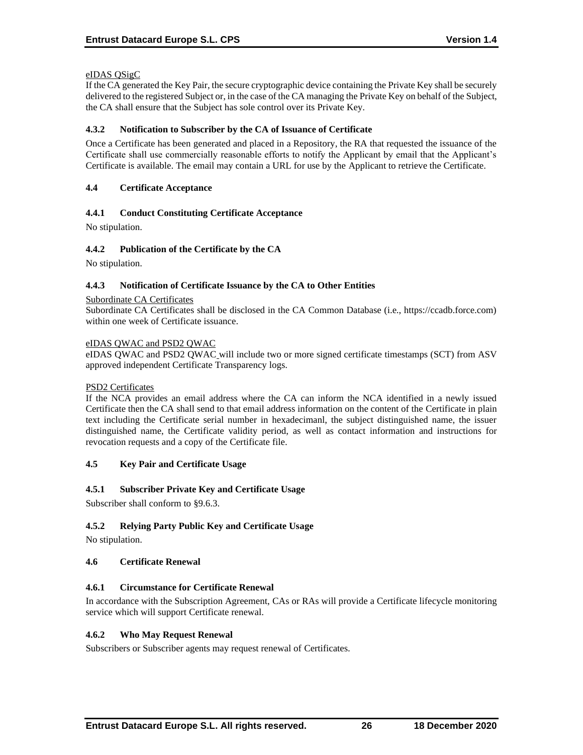eIDAS QSigC

If the CA generated the Key Pair, the secure cryptographic device containing the Private Key shall be securely delivered to the registered Subject or, in the case of the CA managing the Private Key on behalf of the Subject, the CA shall ensure that the Subject has sole control over its Private Key.

### 4.3.2 Notification to Subscriber by the CA of Issuance of Certificate

Once a Certificate has been generated and placed in a Repository, the RA that requested the issuance of the Certificate shall use commercially reasonable efforts to notify the Applicant by email that the Applicant's Certificate is available. The email may contain a URL for use by the Applicant to retrieve the Certificate.

## 4.4 Certificate Acceptance

### 4.4.1 Conduct Constituting Certificate Acceptance

No stipulation.

### 4.4.2 Publication of the Certificate by the CA

No stipulation.

### 4.4.3 Notification of Certificate Issuance by the CA to Other Entities

Subordinate CA Certificates

Subordinate CA Certificates shall be disclosed in the CA Common Database (i.e., https://ccadb.force.com) within one week of Certificate issuance.

eIDAS QWAC and PSD2 QWAC

eIDAS QWAC and PSD2 QWAC will include two or more signed certificate timestamps (SCT) from ASV approved independent Certificate Transparency logs.

PSD2 Certificates

If the NCA provides an email address where the CA can inform the NCA identified in a newly issued Certificate then the CA shall send to that email address information on the content of the Certificate in plain text including the Certificate serial number in hexadecimanl, the subject distinguished name, the issuer distinguished name, the Certificate validity period, as well as contact information and instructions for revocation requests and a copy of the Certificate file.

## 4.5 Key Pair and Certificate Usage

### 4.5.1 Subscriber Private Key and Certificate Usage

Subscriber shall conform to §9.6.3.

### 4.5.2 Relying Party Public Key and Certificate Usage

No stipulation.

## 4.6 Certificate Renewal

### 4.6.1 Circumstance for Certificate Renewal

In accordance with the Subscription Agreement, CAs or RAs will provide a Certificate lifecycle monitoring service which will support Certificate renewal.

### 4.6.2 Who May Request Renewal

Subscribers or Subscriber agents may request renewal of Certificates.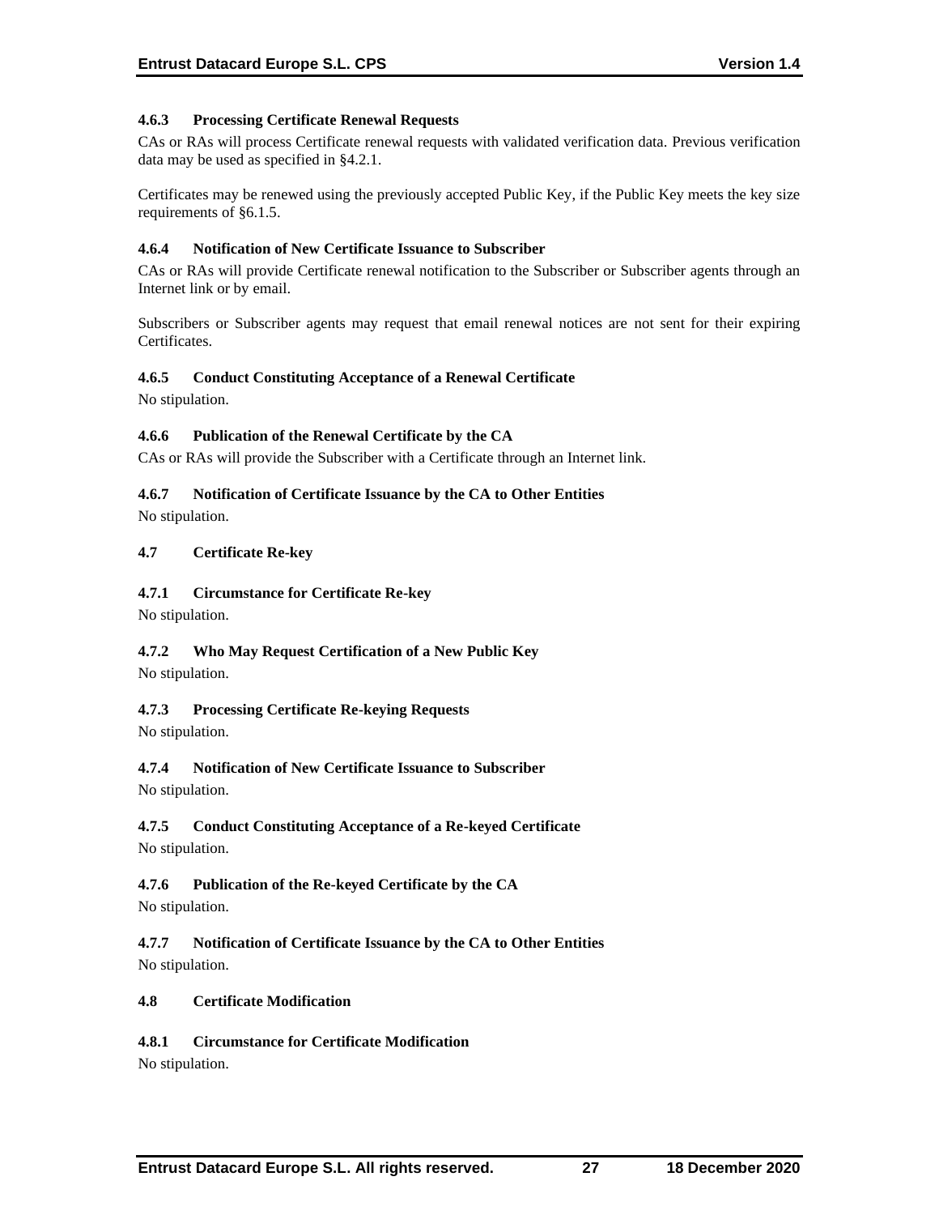#### 4.6.3 Processing Certificate Renewal Requests

CAs or RAs will process Certificate renewal requests with validated verification data. Previous verification data may be used as specified in §4.2.1.

Certificates may be renewed using the previously accepted Public Key, if the Public Key meets the key size requirements of §6.1.5.

#### 4.6.4 Notification of New Certificate Issuance to Subscriber

CAs or RAs will provide Certificate renewal notification to the Subscriber or Subscriber agents through an Internet link or by email.

Subscribers or Subscriber agents may request that email renewal notices are not sent for their expiring Certificates.

#### 4.6.5 Conduct Constituting Acceptance of a Renewal Certificate

No stipulation.

#### 4.6.6 Publication of the Renewal Certificate by the CA

CAs or RAs will provide the Subscriber with a Certificate through an Internet link.

#### 4.6.7 Notification of Certificate Issuance by the CA to Other Entities

No stipulation.

### 4.7 Certificate Re-key

#### 4.7.1 Circumstance for Certificate Re-key

No stipulation.

#### 4.7.2 Who May Request Certification of a New Public Key

No stipulation.

#### 4.7.3 Processing Certificate Re-keying Requests

No stipulation.

#### 4.7.4 Notification of New Certificate Issuance to Subscriber

No stipulation.

#### 4.7.5 Conduct Constituting Acceptance of a Re-keyed Certificate

No stipulation.

#### 4.7.6 Publication of the Re-keyed Certificate by the CA

No stipulation.

#### 4.7.7 Notification of Certificate Issuance by the CA to Other Entities

No stipulation.

### 4.8 Certificate Modification

#### 4.8.1 Circumstance for Certificate Modification

No stipulation.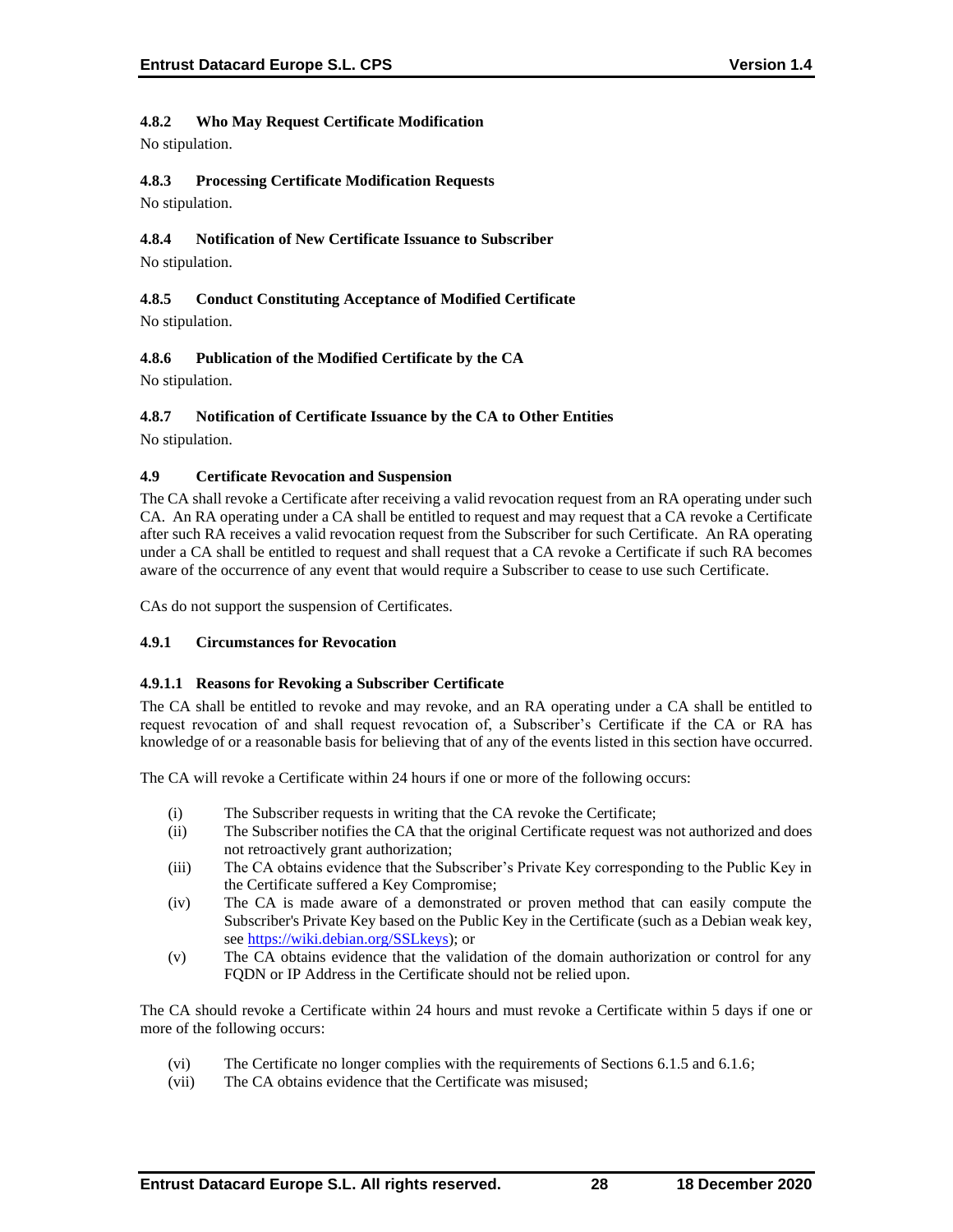#### 4.8.2 Who May Request Certificate Modification

No stipulation.

#### 4.8.3 Processing Certificate Modification Requests

No stipulation.

#### 4.8.4 Notification of New Certificate Issuance to Subscriber

No stipulation.

#### 4.8.5 Conduct Constituting Acceptance of Modified Certificate

No stipulation.

#### 4.8.6 Publication of the Modified Certificate by the CA

No stipulation.

#### 4.8.7 Notification of Certificate Issuance by the CA to Other Entities

No stipulation.

### 4.9 Certificate Revocation and Suspension

The CA shall revoke a Certificate after receiving a valid revocation request from an RA operating under such CA. An RA operating under a CA shall be entitled to request and may request that a CA revoke a Certificate after such RA receives a valid revocation request from the Subscriber for such Certificate. An RA operating under a CA shall be entitled to request and shall request that a CA revoke a Certificate if such RA becomes aware of the occurrence of any event that would require a Subscriber to cease to use such Certificate.

CAs do not support the suspension of Certificates.

#### 4.9.1 Circumstances for Revocation

##### 4.9.1.1 Reasons for Revoking a Subscriber Certificate

The CA shall be entitled to revoke and may revoke, and an RA operating under a CA shall be entitled to request revocation of and shall request revocation of, a Subscriber's Certificate if the CA or RA has knowledge of or a reasonable basis for believing that of any of the events listed in this section have occurred.

The CA will revoke a Certificate within 24 hours if one or more of the following occurs:

(i) The Subscriber requests in writing that the CA revoke the Certificate;

(ii) The Subscriber notifies the CA that the original Certificate request was not authorized and does not retroactively grant authorization;

(iii) The CA obtains evidence that the Subscriber's Private Key corresponding to the Public Key in the Certificate suffered a Key Compromise;

(iv) The CA is made aware of a demonstrated or proven method that can easily compute the Subscriber's Private Key based on the Public Key in the Certificate (such as a Debian weak key, see https://wiki.debian.org/SSLkeys); or

(v) The CA obtains evidence that the validation of the domain authorization or control for any FQDN or IP Address in the Certificate should not be relied upon.

The CA should revoke a Certificate within 24 hours and must revoke a Certificate within 5 days if one or more of the following occurs:

(vi) The Certificate no longer complies with the requirements of Sections 6.1.5 and 6.1.6;

(vii) The CA obtains evidence that the Certificate was misused;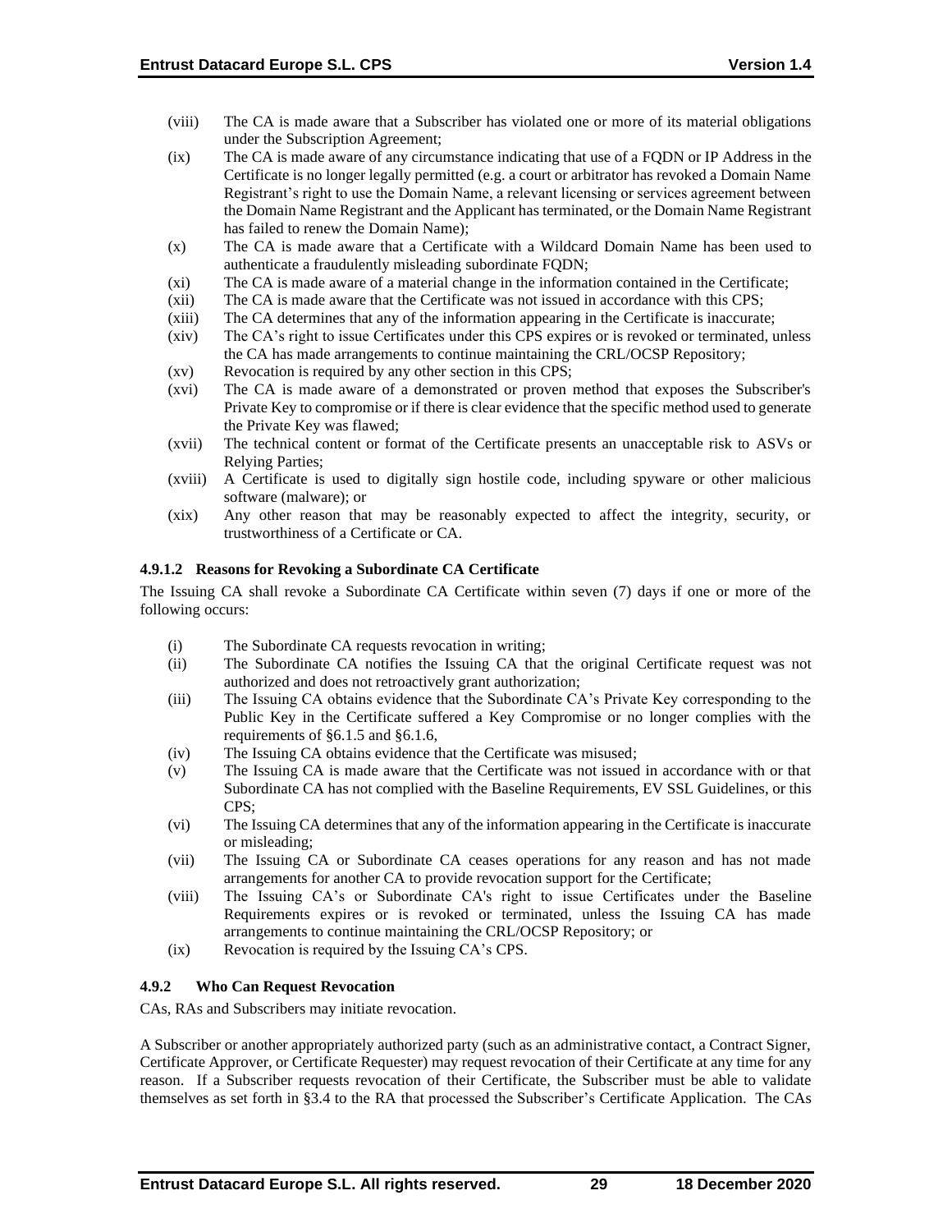(viii) The CA is made aware that a Subscriber has violated one or more of its material obligations under the Subscription Agreement;

(ix) The CA is made aware of any circumstance indicating that use of a FQDN or IP Address in the Certificate is no longer legally permitted (e.g. a court or arbitrator has revoked a Domain Name Registrant's right to use the Domain Name, a relevant licensing or services agreement between the Domain Name Registrant and the Applicant has terminated, or the Domain Name Registrant has failed to renew the Domain Name);

(x) The CA is made aware that a Certificate with a Wildcard Domain Name has been used to authenticate a fraudulently misleading subordinate FQDN;

(xi) The CA is made aware of a material change in the information contained in the Certificate;

(xii) The CA is made aware that the Certificate was not issued in accordance with this CPS;

(xiii) The CA determines that any of the information appearing in the Certificate is inaccurate;

(xiv) The CA's right to issue Certificates under this CPS expires or is revoked or terminated, unless the CA has made arrangements to continue maintaining the CRL/OCSP Repository;

(xv) Revocation is required by any other section in this CPS;

(xvi) The CA is made aware of a demonstrated or proven method that exposes the Subscriber's Private Key to compromise or if there is clear evidence that the specific method used to generate the Private Key was flawed;

(xvii) The technical content or format of the Certificate presents an unacceptable risk to ASVs or Relying Parties;

(xviii) A Certificate is used to digitally sign hostile code, including spyware or other malicious software (malware); or

(xix) Any other reason that may be reasonably expected to affect the integrity, security, or trustworthiness of a Certificate or CA.

#### 4.9.1.2 Reasons for Revoking a Subordinate CA Certificate

The Issuing CA shall revoke a Subordinate CA Certificate within seven (7) days if one or more of the following occurs:

(i) The Subordinate CA requests revocation in writing;

(ii) The Subordinate CA notifies the Issuing CA that the original Certificate request was not authorized and does not retroactively grant authorization;

(iii) The Issuing CA obtains evidence that the Subordinate CA's Private Key corresponding to the Public Key in the Certificate suffered a Key Compromise or no longer complies with the requirements of §6.1.5 and §6.1.6,

(iv) The Issuing CA obtains evidence that the Certificate was misused;

(v) The Issuing CA is made aware that the Certificate was not issued in accordance with or that Subordinate CA has not complied with the Baseline Requirements, EV SSL Guidelines, or this CPS;

(vi) The Issuing CA determines that any of the information appearing in the Certificate is inaccurate or misleading;

(vii) The Issuing CA or Subordinate CA ceases operations for any reason and has not made arrangements for another CA to provide revocation support for the Certificate;

(viii) The Issuing CA's or Subordinate CA's right to issue Certificates under the Baseline Requirements expires or is revoked or terminated, unless the Issuing CA has made arrangements to continue maintaining the CRL/OCSP Repository; or

(ix) Revocation is required by the Issuing CA's CPS.

### 4.9.2 Who Can Request Revocation

CAs, RAs and Subscribers may initiate revocation.

A Subscriber or another appropriately authorized party (such as an administrative contact, a Contract Signer, Certificate Approver, or Certificate Requester) may request revocation of their Certificate at any time for any reason. If a Subscriber requests revocation of their Certificate, the Subscriber must be able to validate themselves as set forth in §3.4 to the RA that processed the Subscriber's Certificate Application. The CAs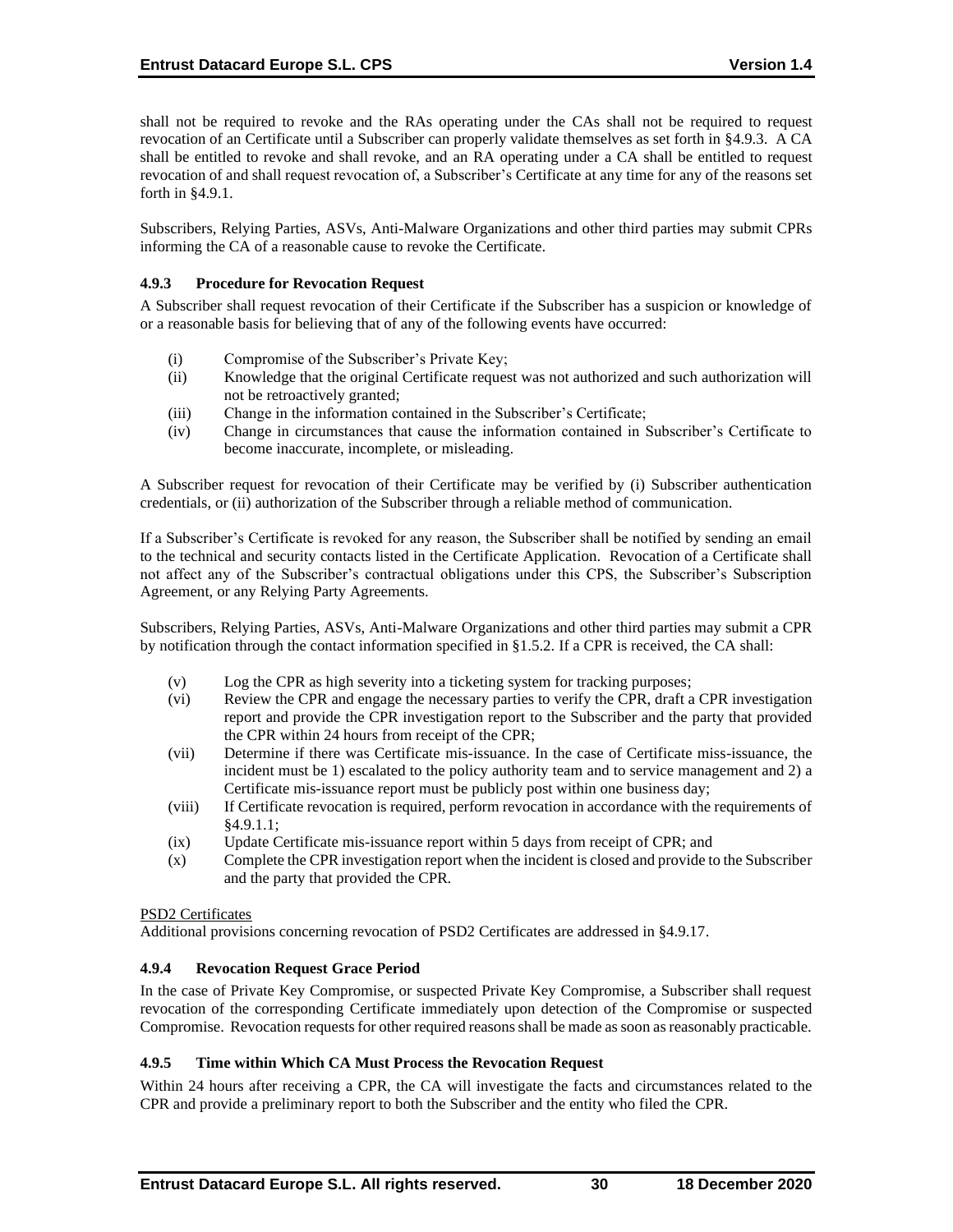shall not be required to revoke and the RAs operating under the CAs shall not be required to request revocation of an Certificate until a Subscriber can properly validate themselves as set forth in §4.9.3. A CA shall be entitled to revoke and shall revoke, and an RA operating under a CA shall be entitled to request revocation of and shall request revocation of, a Subscriber's Certificate at any time for any of the reasons set forth in §4.9.1.

Subscribers, Relying Parties, ASVs, Anti-Malware Organizations and other third parties may submit CPRs informing the CA of a reasonable cause to revoke the Certificate.

### 4.9.3 Procedure for Revocation Request

A Subscriber shall request revocation of their Certificate if the Subscriber has a suspicion or knowledge of or a reasonable basis for believing that of any of the following events have occurred:

- (i) Compromise of the Subscriber's Private Key;
- (ii) Knowledge that the original Certificate request was not authorized and such authorization will not be retroactively granted;
- (iii) Change in the information contained in the Subscriber's Certificate;
- (iv) Change in circumstances that cause the information contained in Subscriber's Certificate to become inaccurate, incomplete, or misleading.

A Subscriber request for revocation of their Certificate may be verified by (i) Subscriber authentication credentials, or (ii) authorization of the Subscriber through a reliable method of communication.

If a Subscriber's Certificate is revoked for any reason, the Subscriber shall be notified by sending an email to the technical and security contacts listed in the Certificate Application. Revocation of a Certificate shall not affect any of the Subscriber's contractual obligations under this CPS, the Subscriber's Subscription Agreement, or any Relying Party Agreements.

Subscribers, Relying Parties, ASVs, Anti-Malware Organizations and other third parties may submit a CPR by notification through the contact information specified in §1.5.2. If a CPR is received, the CA shall:

- (v) Log the CPR as high severity into a ticketing system for tracking purposes;
- (vi) Review the CPR and engage the necessary parties to verify the CPR, draft a CPR investigation report and provide the CPR investigation report to the Subscriber and the party that provided the CPR within 24 hours from receipt of the CPR;
- (vii) Determine if there was Certificate mis-issuance. In the case of Certificate miss-issuance, the incident must be 1) escalated to the policy authority team and to service management and 2) a Certificate mis-issuance report must be publicly post within one business day;
- (viii) If Certificate revocation is required, perform revocation in accordance with the requirements of §4.9.1.1;
- (ix) Update Certificate mis-issuance report within 5 days from receipt of CPR; and
- (x) Complete the CPR investigation report when the incident is closed and provide to the Subscriber and the party that provided the CPR.

<u>PSD2 Certificates</u>
Additional provisions concerning revocation of PSD2 Certificates are addressed in §4.9.17.

### 4.9.4 Revocation Request Grace Period

In the case of Private Key Compromise, or suspected Private Key Compromise, a Subscriber shall request revocation of the corresponding Certificate immediately upon detection of the Compromise or suspected Compromise. Revocation requests for other required reasons shall be made as soon as reasonably practicable.

### 4.9.5 Time within Which CA Must Process the Revocation Request

Within 24 hours after receiving a CPR, the CA will investigate the facts and circumstances related to the CPR and provide a preliminary report to both the Subscriber and the entity who filed the CPR.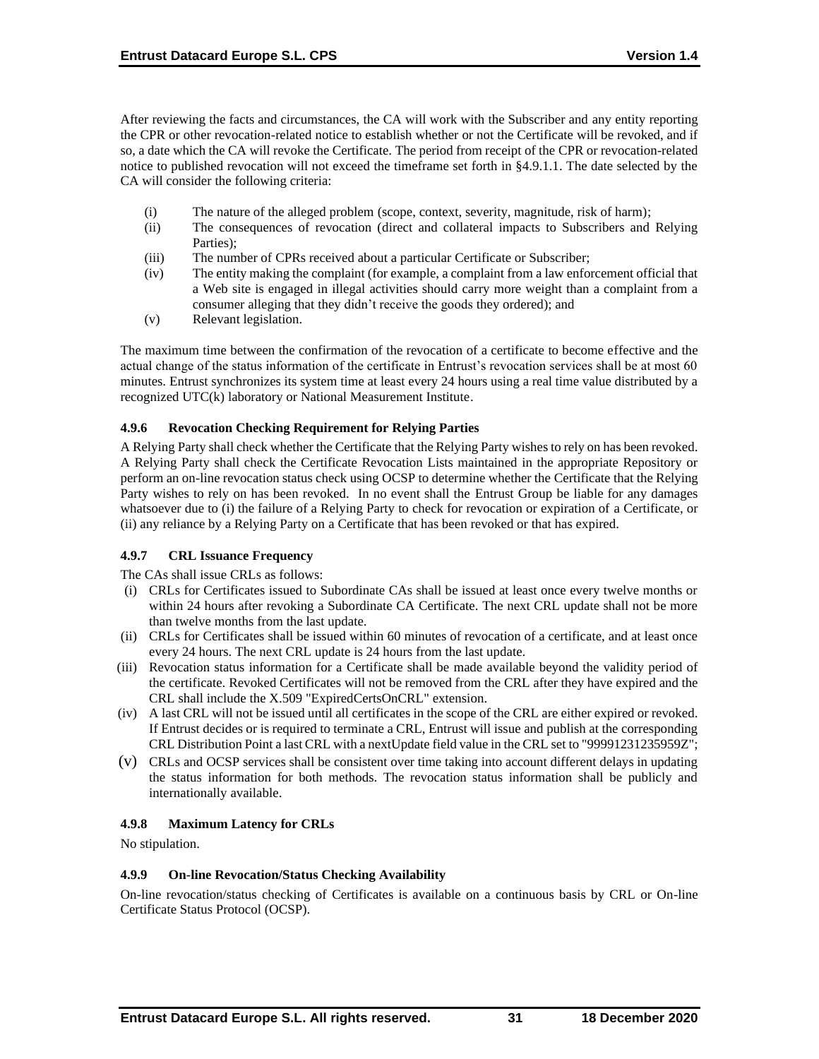After reviewing the facts and circumstances, the CA will work with the Subscriber and any entity reporting the CPR or other revocation-related notice to establish whether or not the Certificate will be revoked, and if so, a date which the CA will revoke the Certificate. The period from receipt of the CPR or revocation-related notice to published revocation will not exceed the timeframe set forth in §4.9.1.1. The date selected by the CA will consider the following criteria:

(i) The nature of the alleged problem (scope, context, severity, magnitude, risk of harm);
(ii) The consequences of revocation (direct and collateral impacts to Subscribers and Relying Parties);
(iii) The number of CPRs received about a particular Certificate or Subscriber;
(iv) The entity making the complaint (for example, a complaint from a law enforcement official that a Web site is engaged in illegal activities should carry more weight than a complaint from a consumer alleging that they didn't receive the goods they ordered); and
(v) Relevant legislation.

The maximum time between the confirmation of the revocation of a certificate to become effective and the actual change of the status information of the certificate in Entrust's revocation services shall be at most 60 minutes. Entrust synchronizes its system time at least every 24 hours using a real time value distributed by a recognized UTC(k) laboratory or National Measurement Institute.

#### 4.9.6 Revocation Checking Requirement for Relying Parties

A Relying Party shall check whether the Certificate that the Relying Party wishes to rely on has been revoked. A Relying Party shall check the Certificate Revocation Lists maintained in the appropriate Repository or perform an on-line revocation status check using OCSP to determine whether the Certificate that the Relying Party wishes to rely on has been revoked. In no event shall the Entrust Group be liable for any damages whatsoever due to (i) the failure of a Relying Party to check for revocation or expiration of a Certificate, or (ii) any reliance by a Relying Party on a Certificate that has been revoked or that has expired.

#### 4.9.7 CRL Issuance Frequency

The CAs shall issue CRLs as follows:

(i) CRLs for Certificates issued to Subordinate CAs shall be issued at least once every twelve months or within 24 hours after revoking a Subordinate CA Certificate. The next CRL update shall not be more than twelve months from the last update.
(ii) CRLs for Certificates shall be issued within 60 minutes of revocation of a certificate, and at least once every 24 hours. The next CRL update is 24 hours from the last update.
(iii) Revocation status information for a Certificate shall be made available beyond the validity period of the certificate. Revoked Certificates will not be removed from the CRL after they have expired and the CRL shall include the X.509 "ExpiredCertsOnCRL" extension.
(iv) A last CRL will not be issued until all certificates in the scope of the CRL are either expired or revoked. If Entrust decides or is required to terminate a CRL, Entrust will issue and publish at the corresponding CRL Distribution Point a last CRL with a nextUpdate field value in the CRL set to "99991231235959Z";
(v) CRLs and OCSP services shall be consistent over time taking into account different delays in updating the status information for both methods. The revocation status information shall be publicly and internationally available.

#### 4.9.8 Maximum Latency for CRLs

No stipulation.

#### 4.9.9 On-line Revocation/Status Checking Availability

On-line revocation/status checking of Certificates is available on a continuous basis by CRL or On-line Certificate Status Protocol (OCSP).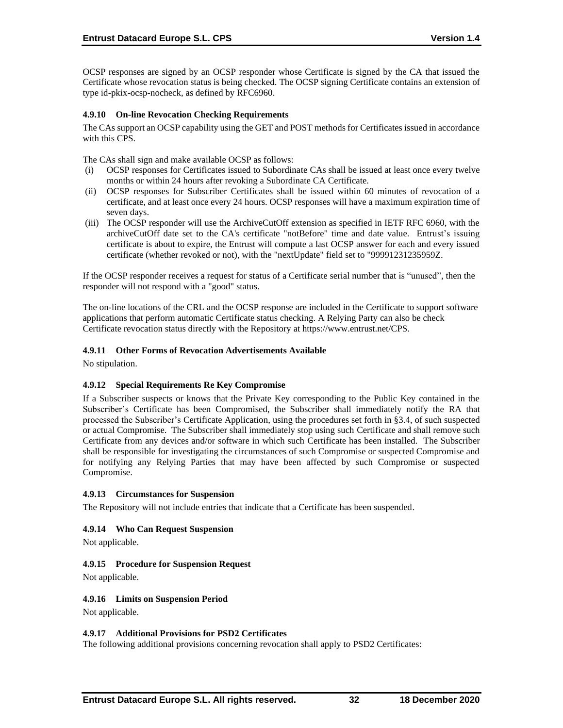OCSP responses are signed by an OCSP responder whose Certificate is signed by the CA that issued the Certificate whose revocation status is being checked. The OCSP signing Certificate contains an extension of type id-pkix-ocsp-nocheck, as defined by RFC6960.

#### 4.9.10 On-line Revocation Checking Requirements

The CAs support an OCSP capability using the GET and POST methods for Certificates issued in accordance with this CPS.

The CAs shall sign and make available OCSP as follows:

(i) OCSP responses for Certificates issued to Subordinate CAs shall be issued at least once every twelve months or within 24 hours after revoking a Subordinate CA Certificate.

(ii) OCSP responses for Subscriber Certificates shall be issued within 60 minutes of revocation of a certificate, and at least once every 24 hours. OCSP responses will have a maximum expiration time of seven days.

(iii) The OCSP responder will use the ArchiveCutOff extension as specified in IETF RFC 6960, with the archiveCutOff date set to the CA's certificate "notBefore" time and date value. Entrust's issuing certificate is about to expire, the Entrust will compute a last OCSP answer for each and every issued certificate (whether revoked or not), with the "nextUpdate" field set to "99991231235959Z.

If the OCSP responder receives a request for status of a Certificate serial number that is "unused", then the responder will not respond with a "good" status.

The on-line locations of the CRL and the OCSP response are included in the Certificate to support software applications that perform automatic Certificate status checking. A Relying Party can also be check Certificate revocation status directly with the Repository at https://www.entrust.net/CPS.

#### 4.9.11 Other Forms of Revocation Advertisements Available

No stipulation.

#### 4.9.12 Special Requirements Re Key Compromise

If a Subscriber suspects or knows that the Private Key corresponding to the Public Key contained in the Subscriber's Certificate has been Compromised, the Subscriber shall immediately notify the RA that processed the Subscriber's Certificate Application, using the procedures set forth in §3.4, of such suspected or actual Compromise. The Subscriber shall immediately stop using such Certificate and shall remove such Certificate from any devices and/or software in which such Certificate has been installed. The Subscriber shall be responsible for investigating the circumstances of such Compromise or suspected Compromise and for notifying any Relying Parties that may have been affected by such Compromise or suspected Compromise.

#### 4.9.13 Circumstances for Suspension

The Repository will not include entries that indicate that a Certificate has been suspended.

#### 4.9.14 Who Can Request Suspension

Not applicable.

#### 4.9.15 Procedure for Suspension Request

Not applicable.

#### 4.9.16 Limits on Suspension Period

Not applicable.

#### 4.9.17 Additional Provisions for PSD2 Certificates

The following additional provisions concerning revocation shall apply to PSD2 Certificates: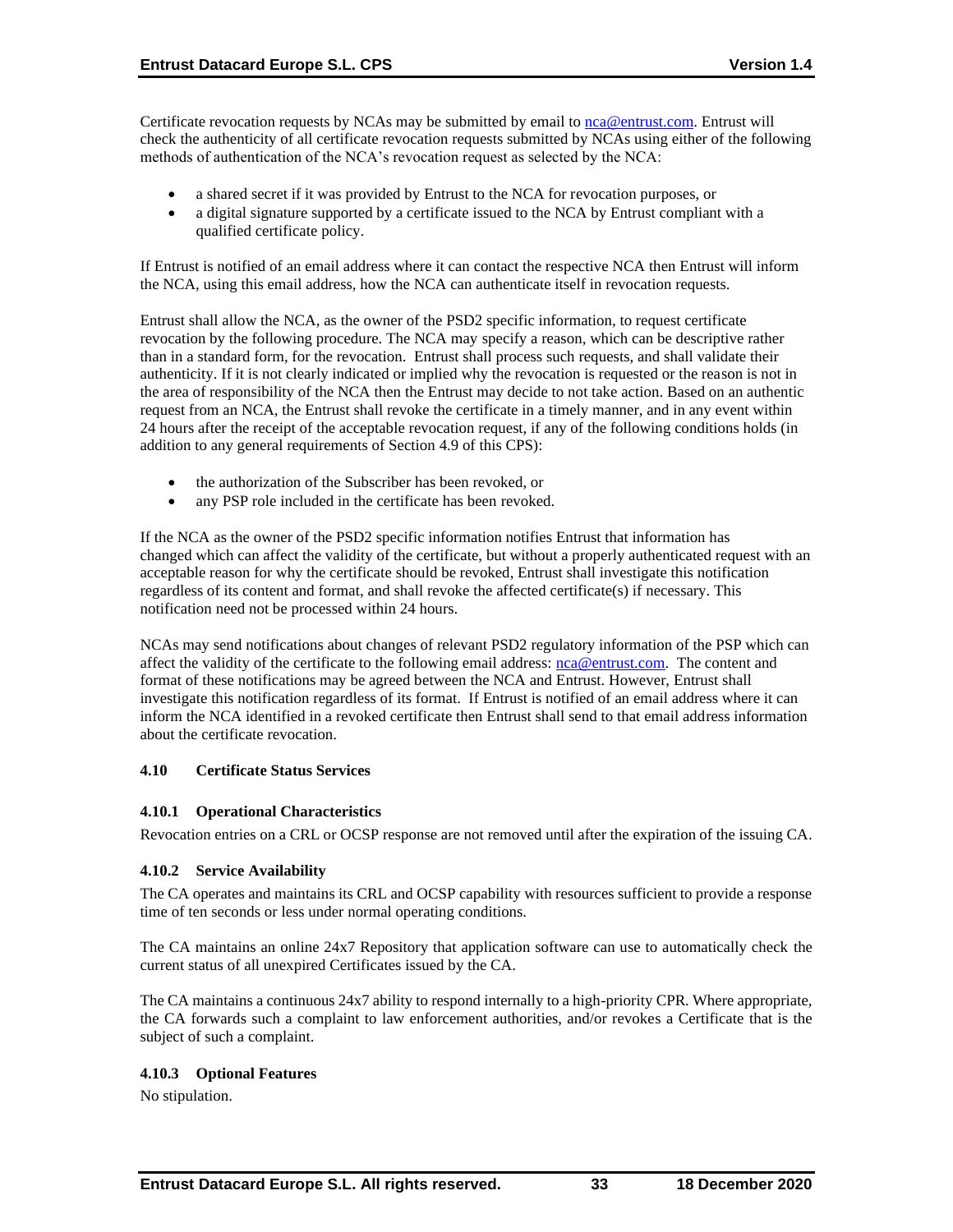Certificate revocation requests by NCAs may be submitted by email to nca@entrust.com. Entrust will check the authenticity of all certificate revocation requests submitted by NCAs using either of the following methods of authentication of the NCA's revocation request as selected by the NCA:

- a shared secret if it was provided by Entrust to the NCA for revocation purposes, or
- a digital signature supported by a certificate issued to the NCA by Entrust compliant with a qualified certificate policy.

If Entrust is notified of an email address where it can contact the respective NCA then Entrust will inform the NCA, using this email address, how the NCA can authenticate itself in revocation requests.

Entrust shall allow the NCA, as the owner of the PSD2 specific information, to request certificate revocation by the following procedure. The NCA may specify a reason, which can be descriptive rather than in a standard form, for the revocation. Entrust shall process such requests, and shall validate their authenticity. If it is not clearly indicated or implied why the revocation is requested or the reason is not in the area of responsibility of the NCA then the Entrust may decide to not take action. Based on an authentic request from an NCA, the Entrust shall revoke the certificate in a timely manner, and in any event within 24 hours after the receipt of the acceptable revocation request, if any of the following conditions holds (in addition to any general requirements of Section 4.9 of this CPS):

- the authorization of the Subscriber has been revoked, or
- any PSP role included in the certificate has been revoked.

If the NCA as the owner of the PSD2 specific information notifies Entrust that information has changed which can affect the validity of the certificate, but without a properly authenticated request with an acceptable reason for why the certificate should be revoked, Entrust shall investigate this notification regardless of its content and format, and shall revoke the affected certificate(s) if necessary. This notification need not be processed within 24 hours.

NCAs may send notifications about changes of relevant PSD2 regulatory information of the PSP which can affect the validity of the certificate to the following email address: nca@entrust.com. The content and format of these notifications may be agreed between the NCA and Entrust. However, Entrust shall investigate this notification regardless of its format. If Entrust is notified of an email address where it can inform the NCA identified in a revoked certificate then Entrust shall send to that email address information about the certificate revocation.

### 4.10 Certificate Status Services

#### 4.10.1 Operational Characteristics

Revocation entries on a CRL or OCSP response are not removed until after the expiration of the issuing CA.

#### 4.10.2 Service Availability

The CA operates and maintains its CRL and OCSP capability with resources sufficient to provide a response time of ten seconds or less under normal operating conditions.

The CA maintains an online 24x7 Repository that application software can use to automatically check the current status of all unexpired Certificates issued by the CA.

The CA maintains a continuous 24x7 ability to respond internally to a high-priority CPR. Where appropriate, the CA forwards such a complaint to law enforcement authorities, and/or revokes a Certificate that is the subject of such a complaint.

#### 4.10.3 Optional Features

No stipulation.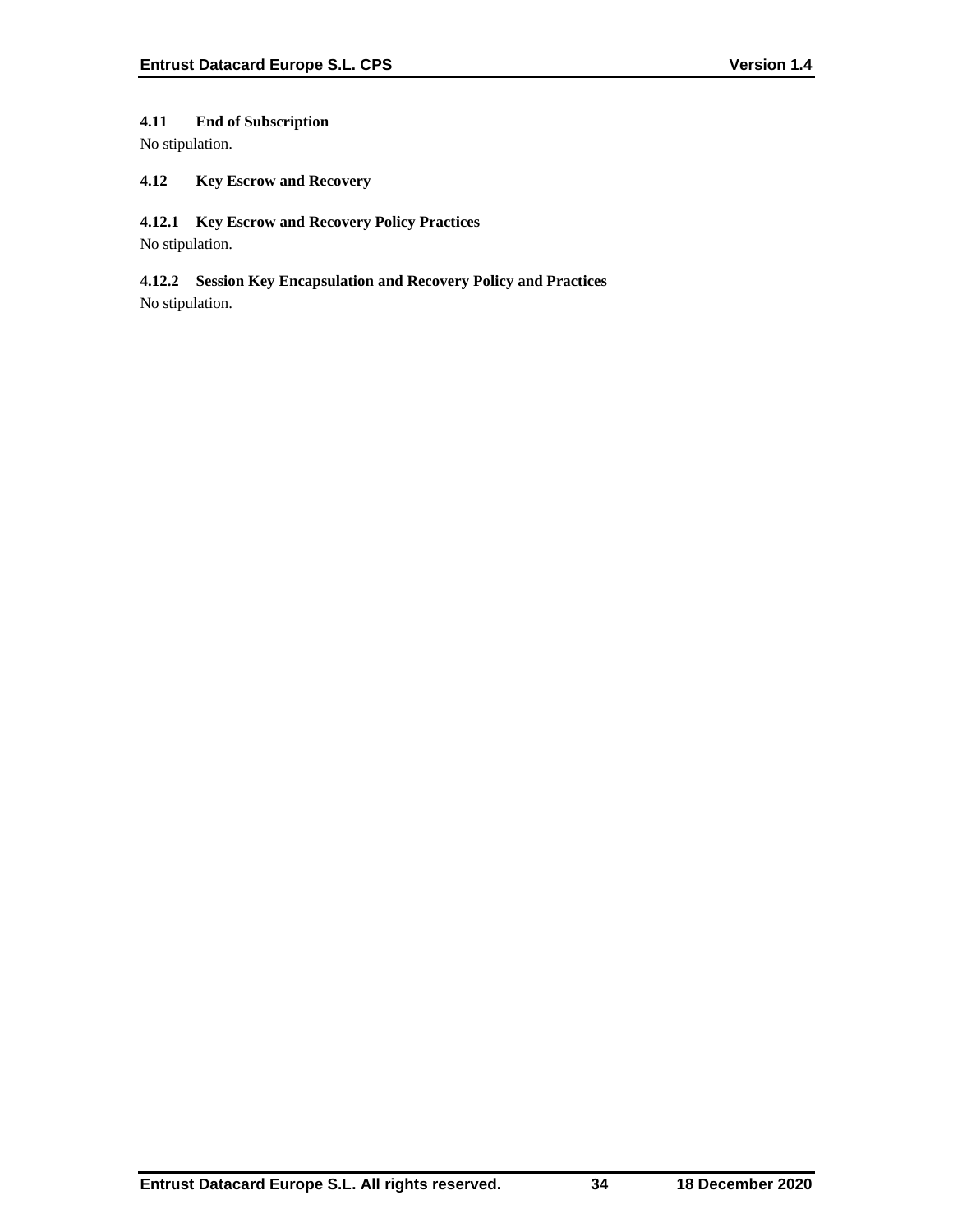## 4.11 End of Subscription

No stipulation.

## 4.12 Key Escrow and Recovery

### 4.12.1 Key Escrow and Recovery Policy Practices

No stipulation.

### 4.12.2 Session Key Encapsulation and Recovery Policy and Practices

No stipulation.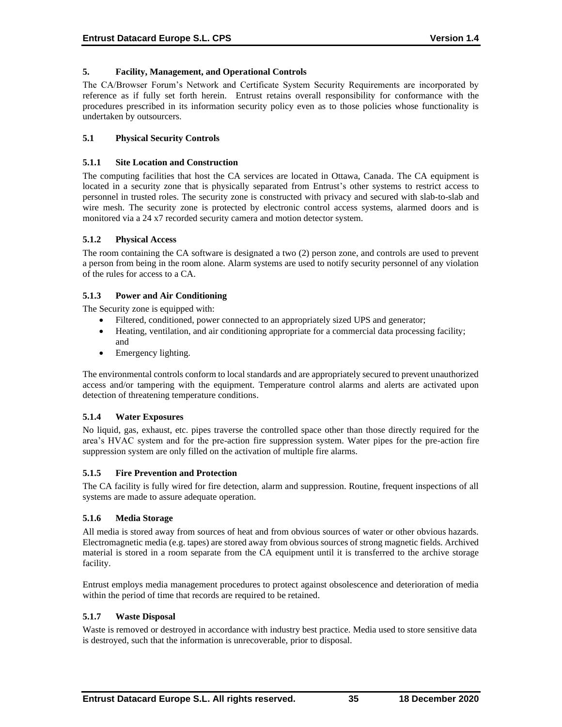## 5. Facility, Management, and Operational Controls

The CA/Browser Forum's Network and Certificate System Security Requirements are incorporated by reference as if fully set forth herein. Entrust retains overall responsibility for conformance with the procedures prescribed in its information security policy even as to those policies whose functionality is undertaken by outsourcers.

### 5.1 Physical Security Controls

#### 5.1.1 Site Location and Construction

The computing facilities that host the CA services are located in Ottawa, Canada. The CA equipment is located in a security zone that is physically separated from Entrust's other systems to restrict access to personnel in trusted roles. The security zone is constructed with privacy and secured with slab-to-slab and wire mesh. The security zone is protected by electronic control access systems, alarmed doors and is monitored via a 24 x7 recorded security camera and motion detector system.

#### 5.1.2 Physical Access

The room containing the CA software is designated a two (2) person zone, and controls are used to prevent a person from being in the room alone. Alarm systems are used to notify security personnel of any violation of the rules for access to a CA.

#### 5.1.3 Power and Air Conditioning

The Security zone is equipped with:

- Filtered, conditioned, power connected to an appropriately sized UPS and generator;
- Heating, ventilation, and air conditioning appropriate for a commercial data processing facility; and
- Emergency lighting.

The environmental controls conform to local standards and are appropriately secured to prevent unauthorized access and/or tampering with the equipment. Temperature control alarms and alerts are activated upon detection of threatening temperature conditions.

#### 5.1.4 Water Exposures

No liquid, gas, exhaust, etc. pipes traverse the controlled space other than those directly required for the area's HVAC system and for the pre-action fire suppression system. Water pipes for the pre-action fire suppression system are only filled on the activation of multiple fire alarms.

#### 5.1.5 Fire Prevention and Protection

The CA facility is fully wired for fire detection, alarm and suppression. Routine, frequent inspections of all systems are made to assure adequate operation.

#### 5.1.6 Media Storage

All media is stored away from sources of heat and from obvious sources of water or other obvious hazards. Electromagnetic media (e.g. tapes) are stored away from obvious sources of strong magnetic fields. Archived material is stored in a room separate from the CA equipment until it is transferred to the archive storage facility.

Entrust employs media management procedures to protect against obsolescence and deterioration of media within the period of time that records are required to be retained.

#### 5.1.7 Waste Disposal

Waste is removed or destroyed in accordance with industry best practice. Media used to store sensitive data is destroyed, such that the information is unrecoverable, prior to disposal.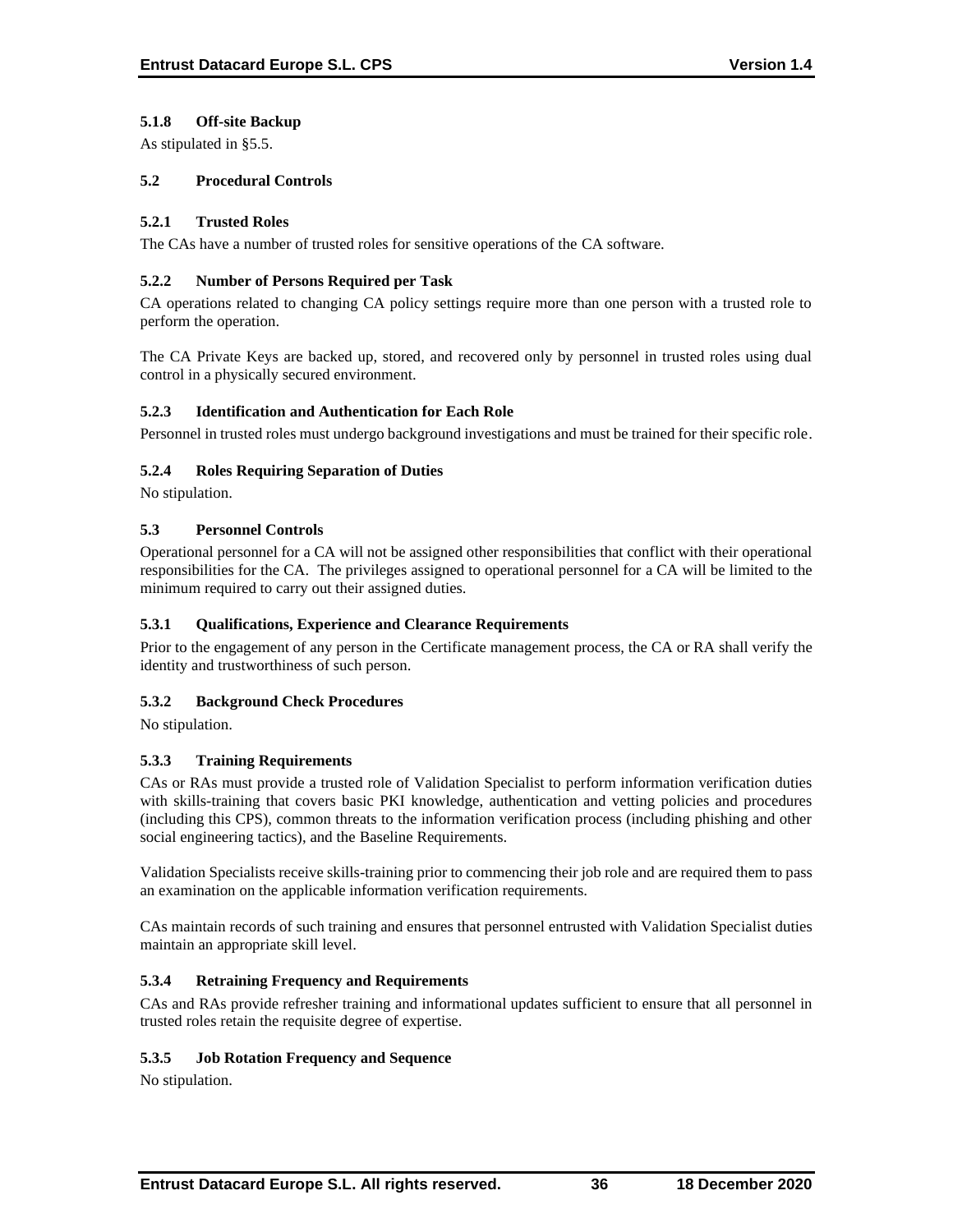### 5.1.8 Off-site Backup

As stipulated in §5.5.

### 5.2 Procedural Controls

### 5.2.1 Trusted Roles

The CAs have a number of trusted roles for sensitive operations of the CA software.

### 5.2.2 Number of Persons Required per Task

CA operations related to changing CA policy settings require more than one person with a trusted role to perform the operation.

The CA Private Keys are backed up, stored, and recovered only by personnel in trusted roles using dual control in a physically secured environment.

### 5.2.3 Identification and Authentication for Each Role

Personnel in trusted roles must undergo background investigations and must be trained for their specific role.

### 5.2.4 Roles Requiring Separation of Duties

No stipulation.

### 5.3 Personnel Controls

Operational personnel for a CA will not be assigned other responsibilities that conflict with their operational responsibilities for the CA. The privileges assigned to operational personnel for a CA will be limited to the minimum required to carry out their assigned duties.

### 5.3.1 Qualifications, Experience and Clearance Requirements

Prior to the engagement of any person in the Certificate management process, the CA or RA shall verify the identity and trustworthiness of such person.

### 5.3.2 Background Check Procedures

No stipulation.

### 5.3.3 Training Requirements

CAs or RAs must provide a trusted role of Validation Specialist to perform information verification duties with skills-training that covers basic PKI knowledge, authentication and vetting policies and procedures (including this CPS), common threats to the information verification process (including phishing and other social engineering tactics), and the Baseline Requirements.

Validation Specialists receive skills-training prior to commencing their job role and are required them to pass an examination on the applicable information verification requirements.

CAs maintain records of such training and ensures that personnel entrusted with Validation Specialist duties maintain an appropriate skill level.

### 5.3.4 Retraining Frequency and Requirements

CAs and RAs provide refresher training and informational updates sufficient to ensure that all personnel in trusted roles retain the requisite degree of expertise.

### 5.3.5 Job Rotation Frequency and Sequence

No stipulation.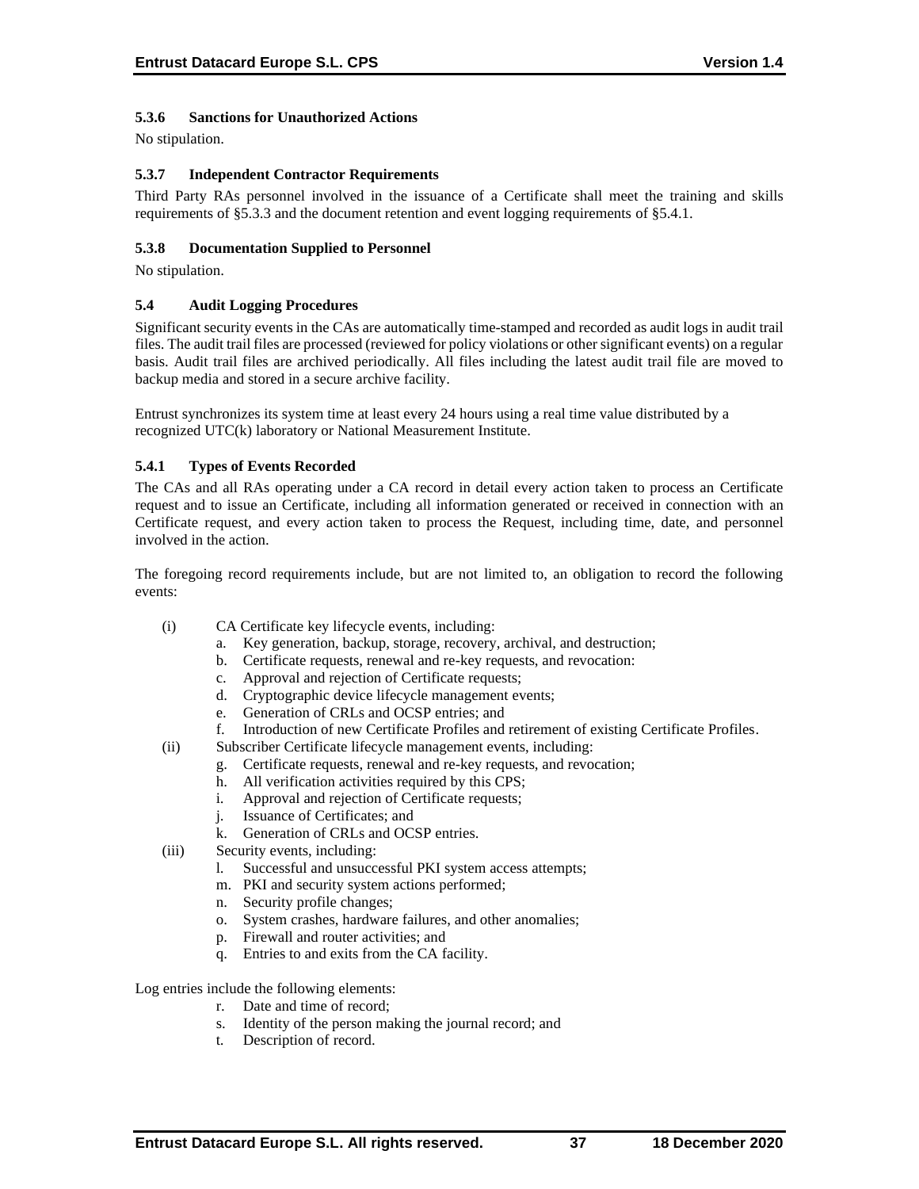#### 5.3.6 Sanctions for Unauthorized Actions

No stipulation.

#### 5.3.7 Independent Contractor Requirements

Third Party RAs personnel involved in the issuance of a Certificate shall meet the training and skills requirements of §5.3.3 and the document retention and event logging requirements of §5.4.1.

#### 5.3.8 Documentation Supplied to Personnel

No stipulation.

### 5.4 Audit Logging Procedures

Significant security events in the CAs are automatically time-stamped and recorded as audit logs in audit trail files. The audit trail files are processed (reviewed for policy violations or other significant events) on a regular basis. Audit trail files are archived periodically. All files including the latest audit trail file are moved to backup media and stored in a secure archive facility.

Entrust synchronizes its system time at least every 24 hours using a real time value distributed by a recognized UTC(k) laboratory or National Measurement Institute.

#### 5.4.1 Types of Events Recorded

The CAs and all RAs operating under a CA record in detail every action taken to process an Certificate request and to issue an Certificate, including all information generated or received in connection with an Certificate request, and every action taken to process the Request, including time, date, and personnel involved in the action.

The foregoing record requirements include, but are not limited to, an obligation to record the following events:

(i) CA Certificate key lifecycle events, including:
  a. Key generation, backup, storage, recovery, archival, and destruction;
  b. Certificate requests, renewal and re-key requests, and revocation:
  c. Approval and rejection of Certificate requests;
  d. Cryptographic device lifecycle management events;
  e. Generation of CRLs and OCSP entries; and
  f. Introduction of new Certificate Profiles and retirement of existing Certificate Profiles.

(ii) Subscriber Certificate lifecycle management events, including:
  g. Certificate requests, renewal and re-key requests, and revocation;
  h. All verification activities required by this CPS;
  i. Approval and rejection of Certificate requests;
  j. Issuance of Certificates; and
  k. Generation of CRLs and OCSP entries.

(iii) Security events, including:
  l. Successful and unsuccessful PKI system access attempts;
  m. PKI and security system actions performed;
  n. Security profile changes;
  o. System crashes, hardware failures, and other anomalies;
  p. Firewall and router activities; and
  q. Entries to and exits from the CA facility.

Log entries include the following elements:

  r. Date and time of record;
  s. Identity of the person making the journal record; and
  t. Description of record.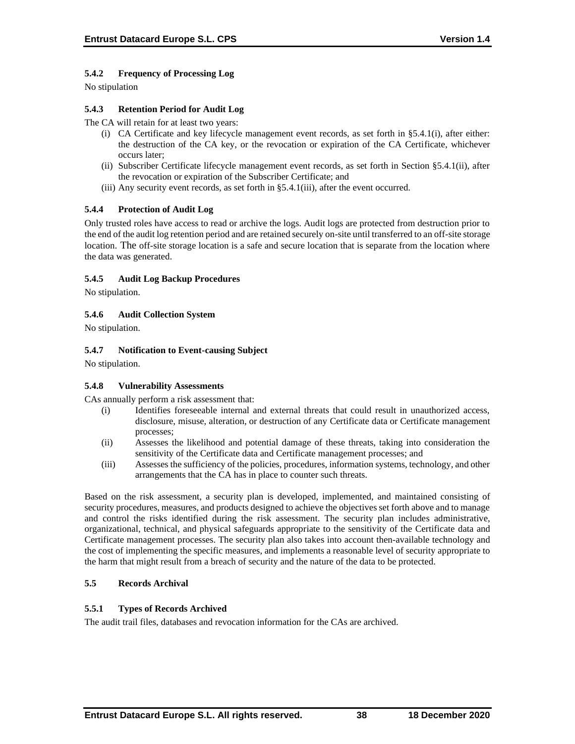### 5.4.2 Frequency of Processing Log

No stipulation

### 5.4.3 Retention Period for Audit Log

The CA will retain for at least two years:

(i) CA Certificate and key lifecycle management event records, as set forth in §5.4.1(i), after either: the destruction of the CA key, or the revocation or expiration of the CA Certificate, whichever occurs later;
(ii) Subscriber Certificate lifecycle management event records, as set forth in Section §5.4.1(ii), after the revocation or expiration of the Subscriber Certificate; and
(iii) Any security event records, as set forth in §5.4.1(iii), after the event occurred.

### 5.4.4 Protection of Audit Log

Only trusted roles have access to read or archive the logs. Audit logs are protected from destruction prior to the end of the audit log retention period and are retained securely on-site until transferred to an off-site storage location. The off-site storage location is a safe and secure location that is separate from the location where the data was generated.

### 5.4.5 Audit Log Backup Procedures

No stipulation.

### 5.4.6 Audit Collection System

No stipulation.

### 5.4.7 Notification to Event-causing Subject

No stipulation.

### 5.4.8 Vulnerability Assessments

CAs annually perform a risk assessment that:

(i) Identifies foreseeable internal and external threats that could result in unauthorized access, disclosure, misuse, alteration, or destruction of any Certificate data or Certificate management processes;
(ii) Assesses the likelihood and potential damage of these threats, taking into consideration the sensitivity of the Certificate data and Certificate management processes; and
(iii) Assesses the sufficiency of the policies, procedures, information systems, technology, and other arrangements that the CA has in place to counter such threats.

Based on the risk assessment, a security plan is developed, implemented, and maintained consisting of security procedures, measures, and products designed to achieve the objectives set forth above and to manage and control the risks identified during the risk assessment. The security plan includes administrative, organizational, technical, and physical safeguards appropriate to the sensitivity of the Certificate data and Certificate management processes. The security plan also takes into account then-available technology and the cost of implementing the specific measures, and implements a reasonable level of security appropriate to the harm that might result from a breach of security and the nature of the data to be protected.

## 5.5 Records Archival

### 5.5.1 Types of Records Archived

The audit trail files, databases and revocation information for the CAs are archived.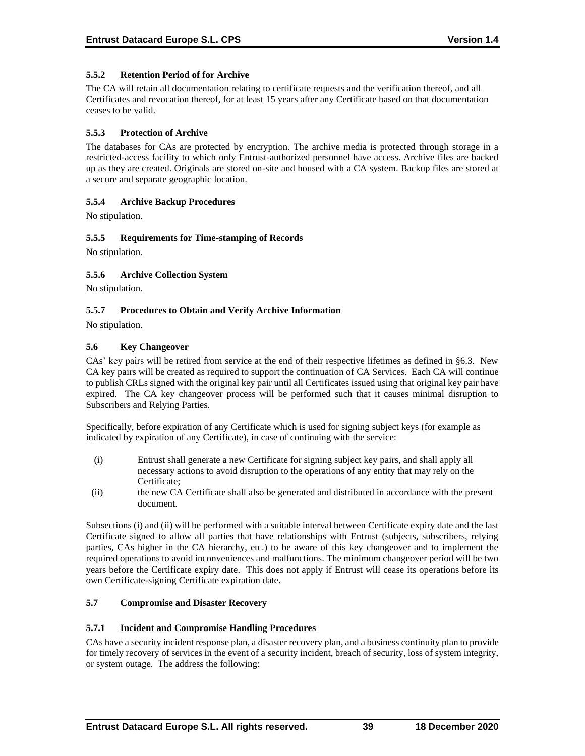### 5.5.2 Retention Period of for Archive

The CA will retain all documentation relating to certificate requests and the verification thereof, and all Certificates and revocation thereof, for at least 15 years after any Certificate based on that documentation ceases to be valid.

### 5.5.3 Protection of Archive

The databases for CAs are protected by encryption. The archive media is protected through storage in a restricted-access facility to which only Entrust-authorized personnel have access. Archive files are backed up as they are created. Originals are stored on-site and housed with a CA system. Backup files are stored at a secure and separate geographic location.

### 5.5.4 Archive Backup Procedures

No stipulation.

### 5.5.5 Requirements for Time-stamping of Records

No stipulation.

### 5.5.6 Archive Collection System

No stipulation.

### 5.5.7 Procedures to Obtain and Verify Archive Information

No stipulation.

## 5.6 Key Changeover

CAs' key pairs will be retired from service at the end of their respective lifetimes as defined in §6.3. New CA key pairs will be created as required to support the continuation of CA Services. Each CA will continue to publish CRLs signed with the original key pair until all Certificates issued using that original key pair have expired. The CA key changeover process will be performed such that it causes minimal disruption to Subscribers and Relying Parties.

Specifically, before expiration of any Certificate which is used for signing subject keys (for example as indicated by expiration of any Certificate), in case of continuing with the service:

(i) Entrust shall generate a new Certificate for signing subject key pairs, and shall apply all necessary actions to avoid disruption to the operations of any entity that may rely on the Certificate;

(ii) the new CA Certificate shall also be generated and distributed in accordance with the present document.

Subsections (i) and (ii) will be performed with a suitable interval between Certificate expiry date and the last Certificate signed to allow all parties that have relationships with Entrust (subjects, subscribers, relying parties, CAs higher in the CA hierarchy, etc.) to be aware of this key changeover and to implement the required operations to avoid inconveniences and malfunctions. The minimum changeover period will be two years before the Certificate expiry date. This does not apply if Entrust will cease its operations before its own Certificate-signing Certificate expiration date.

## 5.7 Compromise and Disaster Recovery

### 5.7.1 Incident and Compromise Handling Procedures

CAs have a security incident response plan, a disaster recovery plan, and a business continuity plan to provide for timely recovery of services in the event of a security incident, breach of security, loss of system integrity, or system outage. The address the following: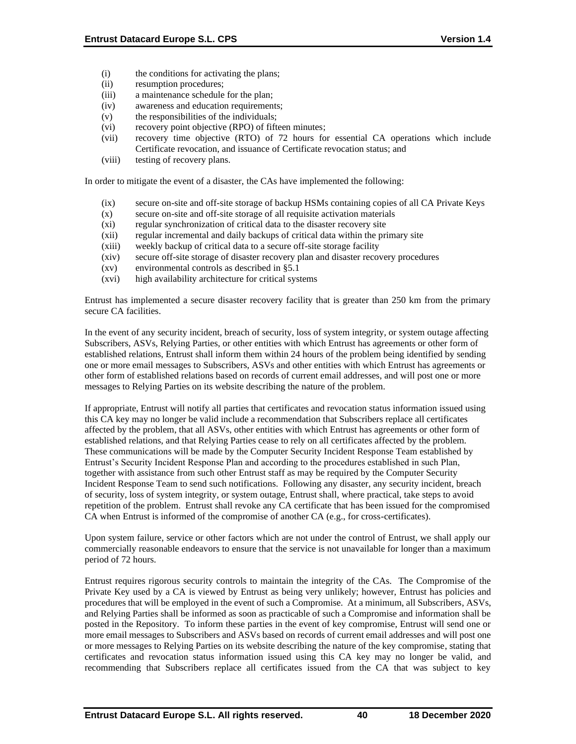(i) the conditions for activating the plans;
(ii) resumption procedures;
(iii) a maintenance schedule for the plan;
(iv) awareness and education requirements;
(v) the responsibilities of the individuals;
(vi) recovery point objective (RPO) of fifteen minutes;
(vii) recovery time objective (RTO) of 72 hours for essential CA operations which include Certificate revocation, and issuance of Certificate revocation status; and
(viii) testing of recovery plans.

In order to mitigate the event of a disaster, the CAs have implemented the following:

(ix) secure on-site and off-site storage of backup HSMs containing copies of all CA Private Keys
(x) secure on-site and off-site storage of all requisite activation materials
(xi) regular synchronization of critical data to the disaster recovery site
(xii) regular incremental and daily backups of critical data within the primary site
(xiii) weekly backup of critical data to a secure off-site storage facility
(xiv) secure off-site storage of disaster recovery plan and disaster recovery procedures
(xv) environmental controls as described in §5.1
(xvi) high availability architecture for critical systems

Entrust has implemented a secure disaster recovery facility that is greater than 250 km from the primary secure CA facilities.

In the event of any security incident, breach of security, loss of system integrity, or system outage affecting Subscribers, ASVs, Relying Parties, or other entities with which Entrust has agreements or other form of established relations, Entrust shall inform them within 24 hours of the problem being identified by sending one or more email messages to Subscribers, ASVs and other entities with which Entrust has agreements or other form of established relations based on records of current email addresses, and will post one or more messages to Relying Parties on its website describing the nature of the problem.

If appropriate, Entrust will notify all parties that certificates and revocation status information issued using this CA key may no longer be valid include a recommendation that Subscribers replace all certificates affected by the problem, that all ASVs, other entities with which Entrust has agreements or other form of established relations, and that Relying Parties cease to rely on all certificates affected by the problem. These communications will be made by the Computer Security Incident Response Team established by Entrust's Security Incident Response Plan and according to the procedures established in such Plan, together with assistance from such other Entrust staff as may be required by the Computer Security Incident Response Team to send such notifications. Following any disaster, any security incident, breach of security, loss of system integrity, or system outage, Entrust shall, where practical, take steps to avoid repetition of the problem. Entrust shall revoke any CA certificate that has been issued for the compromised CA when Entrust is informed of the compromise of another CA (e.g., for cross-certificates).

Upon system failure, service or other factors which are not under the control of Entrust, we shall apply our commercially reasonable endeavors to ensure that the service is not unavailable for longer than a maximum period of 72 hours.

Entrust requires rigorous security controls to maintain the integrity of the CAs. The Compromise of the Private Key used by a CA is viewed by Entrust as being very unlikely; however, Entrust has policies and procedures that will be employed in the event of such a Compromise. At a minimum, all Subscribers, ASVs, and Relying Parties shall be informed as soon as practicable of such a Compromise and information shall be posted in the Repository. To inform these parties in the event of key compromise, Entrust will send one or more email messages to Subscribers and ASVs based on records of current email addresses and will post one or more messages to Relying Parties on its website describing the nature of the key compromise, stating that certificates and revocation status information issued using this CA key may no longer be valid, and recommending that Subscribers replace all certificates issued from the CA that was subject to key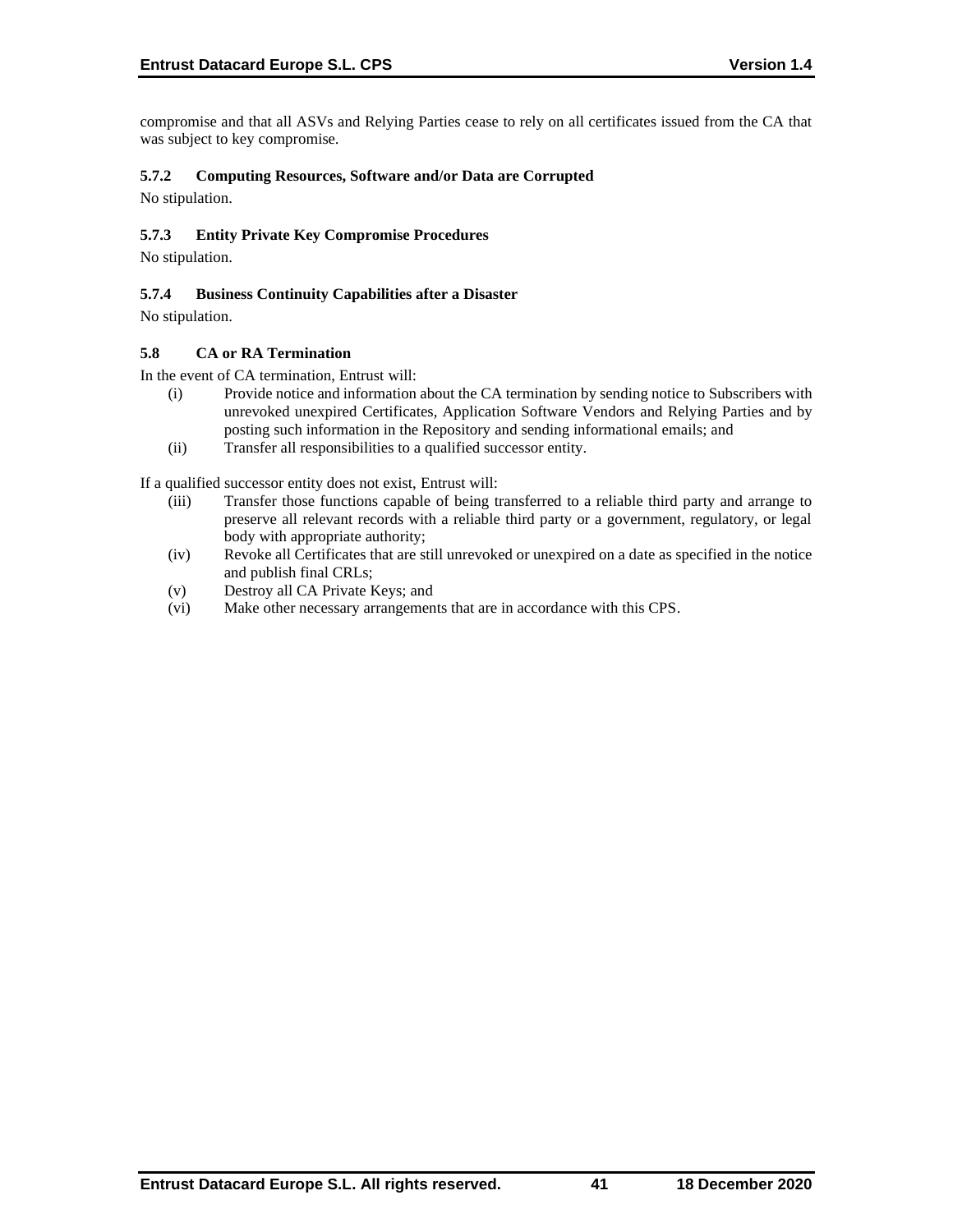compromise and that all ASVs and Relying Parties cease to rely on all certificates issued from the CA that was subject to key compromise.

### 5.7.2 Computing Resources, Software and/or Data are Corrupted

No stipulation.

### 5.7.3 Entity Private Key Compromise Procedures

No stipulation.

### 5.7.4 Business Continuity Capabilities after a Disaster

No stipulation.

## 5.8 CA or RA Termination

In the event of CA termination, Entrust will:

(i) Provide notice and information about the CA termination by sending notice to Subscribers with unrevoked unexpired Certificates, Application Software Vendors and Relying Parties and by posting such information in the Repository and sending informational emails; and

(ii) Transfer all responsibilities to a qualified successor entity.

If a qualified successor entity does not exist, Entrust will:

(iii) Transfer those functions capable of being transferred to a reliable third party and arrange to preserve all relevant records with a reliable third party or a government, regulatory, or legal body with appropriate authority;

(iv) Revoke all Certificates that are still unrevoked or unexpired on a date as specified in the notice and publish final CRLs;

(v) Destroy all CA Private Keys; and

(vi) Make other necessary arrangements that are in accordance with this CPS.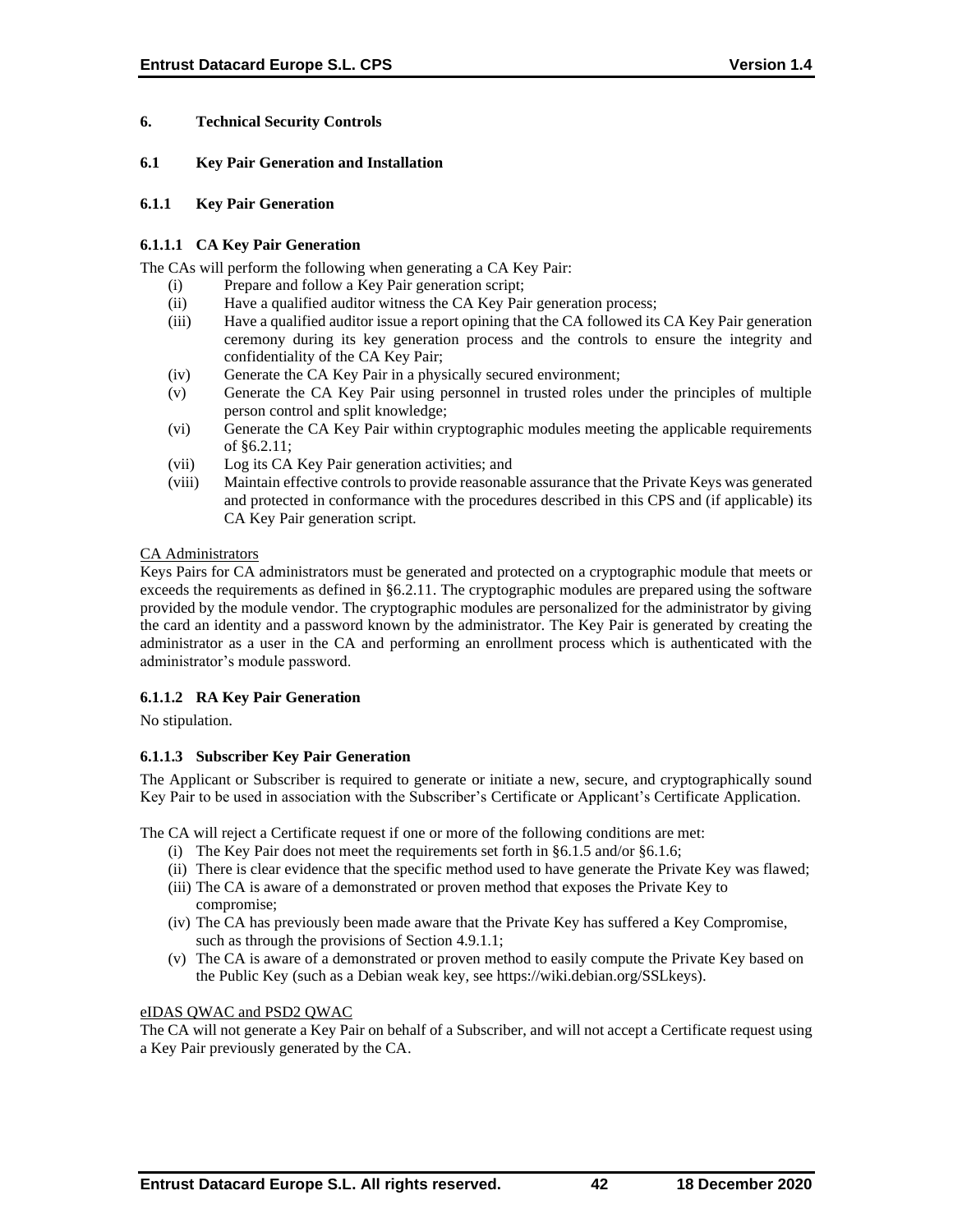# 6. Technical Security Controls

## 6.1 Key Pair Generation and Installation

### 6.1.1 Key Pair Generation

#### 6.1.1.1 CA Key Pair Generation

The CAs will perform the following when generating a CA Key Pair:

(i) Prepare and follow a Key Pair generation script;

(ii) Have a qualified auditor witness the CA Key Pair generation process;

(iii) Have a qualified auditor issue a report opining that the CA followed its CA Key Pair generation ceremony during its key generation process and the controls to ensure the integrity and confidentiality of the CA Key Pair;

(iv) Generate the CA Key Pair in a physically secured environment;

(v) Generate the CA Key Pair using personnel in trusted roles under the principles of multiple person control and split knowledge;

(vi) Generate the CA Key Pair within cryptographic modules meeting the applicable requirements of §6.2.11;

(vii) Log its CA Key Pair generation activities; and

(viii) Maintain effective controls to provide reasonable assurance that the Private Keys was generated and protected in conformance with the procedures described in this CPS and (if applicable) its CA Key Pair generation script.

<u>CA Administrators</u>

Keys Pairs for CA administrators must be generated and protected on a cryptographic module that meets or exceeds the requirements as defined in §6.2.11. The cryptographic modules are prepared using the software provided by the module vendor. The cryptographic modules are personalized for the administrator by giving the card an identity and a password known by the administrator. The Key Pair is generated by creating the administrator as a user in the CA and performing an enrollment process which is authenticated with the administrator's module password.

#### 6.1.1.2 RA Key Pair Generation

No stipulation.

#### 6.1.1.3 Subscriber Key Pair Generation

The Applicant or Subscriber is required to generate or initiate a new, secure, and cryptographically sound Key Pair to be used in association with the Subscriber's Certificate or Applicant's Certificate Application.

The CA will reject a Certificate request if one or more of the following conditions are met:

(i) The Key Pair does not meet the requirements set forth in §6.1.5 and/or §6.1.6;

(ii) There is clear evidence that the specific method used to have generate the Private Key was flawed;

(iii) The CA is aware of a demonstrated or proven method that exposes the Private Key to compromise;

(iv) The CA has previously been made aware that the Private Key has suffered a Key Compromise, such as through the provisions of Section 4.9.1.1;

(v) The CA is aware of a demonstrated or proven method to easily compute the Private Key based on the Public Key (such as a Debian weak key, see https://wiki.debian.org/SSLkeys).

<u>eIDAS QWAC and PSD2 QWAC</u>

The CA will not generate a Key Pair on behalf of a Subscriber, and will not accept a Certificate request using a Key Pair previously generated by the CA.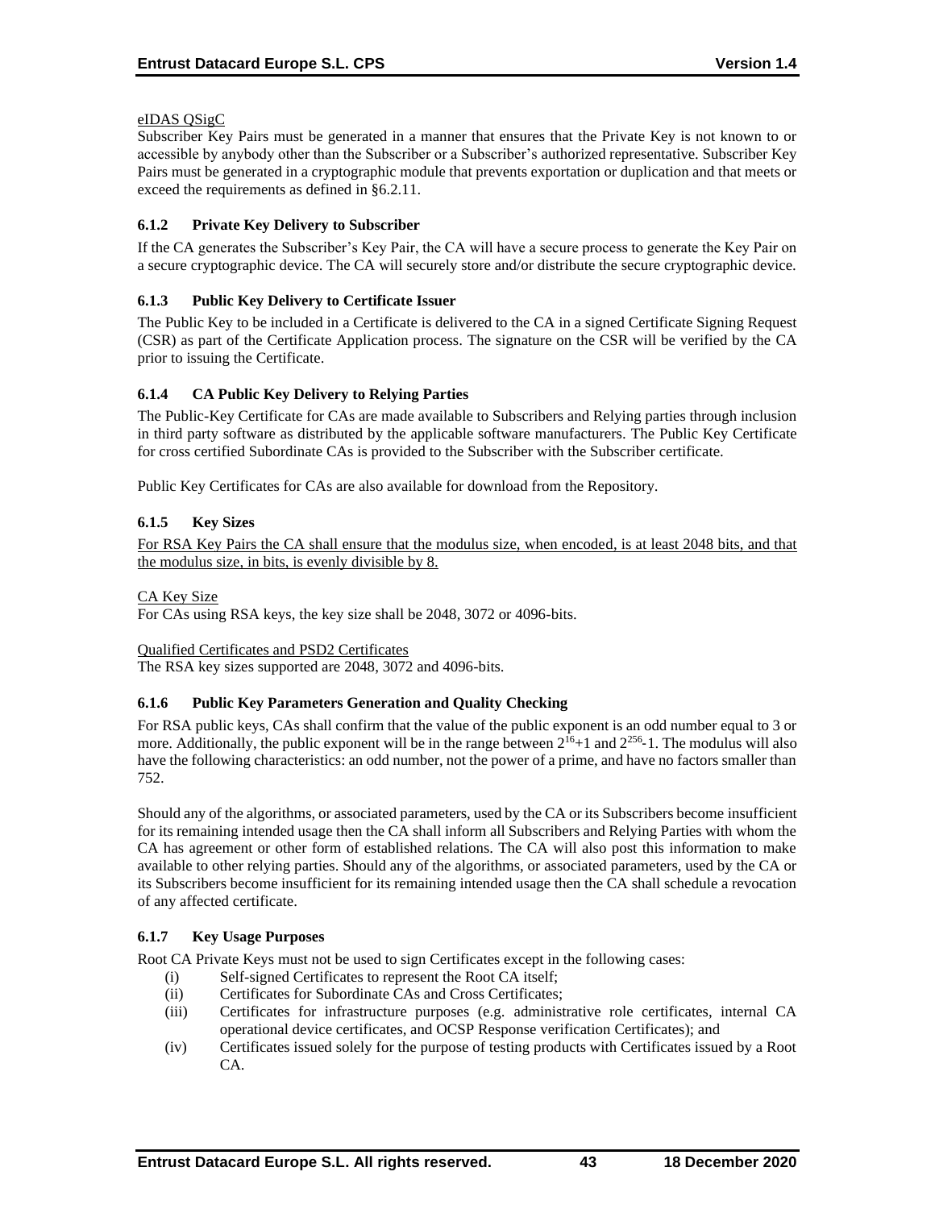eIDAS QSigC

Subscriber Key Pairs must be generated in a manner that ensures that the Private Key is not known to or accessible by anybody other than the Subscriber or a Subscriber's authorized representative. Subscriber Key Pairs must be generated in a cryptographic module that prevents exportation or duplication and that meets or exceed the requirements as defined in §6.2.11.

### 6.1.2 Private Key Delivery to Subscriber

If the CA generates the Subscriber's Key Pair, the CA will have a secure process to generate the Key Pair on a secure cryptographic device. The CA will securely store and/or distribute the secure cryptographic device.

### 6.1.3 Public Key Delivery to Certificate Issuer

The Public Key to be included in a Certificate is delivered to the CA in a signed Certificate Signing Request (CSR) as part of the Certificate Application process. The signature on the CSR will be verified by the CA prior to issuing the Certificate.

### 6.1.4 CA Public Key Delivery to Relying Parties

The Public-Key Certificate for CAs are made available to Subscribers and Relying parties through inclusion in third party software as distributed by the applicable software manufacturers. The Public Key Certificate for cross certified Subordinate CAs is provided to the Subscriber with the Subscriber certificate.

Public Key Certificates for CAs are also available for download from the Repository.

### 6.1.5 Key Sizes

For RSA Key Pairs the CA shall ensure that the modulus size, when encoded, is at least 2048 bits, and that the modulus size, in bits, is evenly divisible by 8.

CA Key Size

For CAs using RSA keys, the key size shall be 2048, 3072 or 4096-bits.

Qualified Certificates and PSD2 Certificates

The RSA key sizes supported are 2048, 3072 and 4096-bits.

### 6.1.6 Public Key Parameters Generation and Quality Checking

For RSA public keys, CAs shall confirm that the value of the public exponent is an odd number equal to 3 or more. Additionally, the public exponent will be in the range between $2^{16}+1$ and $2^{256}-1$. The modulus will also have the following characteristics: an odd number, not the power of a prime, and have no factors smaller than 752.

Should any of the algorithms, or associated parameters, used by the CA or its Subscribers become insufficient for its remaining intended usage then the CA shall inform all Subscribers and Relying Parties with whom the CA has agreement or other form of established relations. The CA will also post this information to make available to other relying parties. Should any of the algorithms, or associated parameters, used by the CA or its Subscribers become insufficient for its remaining intended usage then the CA shall schedule a revocation of any affected certificate.

### 6.1.7 Key Usage Purposes

Root CA Private Keys must not be used to sign Certificates except in the following cases:

(i) Self-signed Certificates to represent the Root CA itself;
(ii) Certificates for Subordinate CAs and Cross Certificates;
(iii) Certificates for infrastructure purposes (e.g. administrative role certificates, internal CA operational device certificates, and OCSP Response verification Certificates); and
(iv) Certificates issued solely for the purpose of testing products with Certificates issued by a Root CA.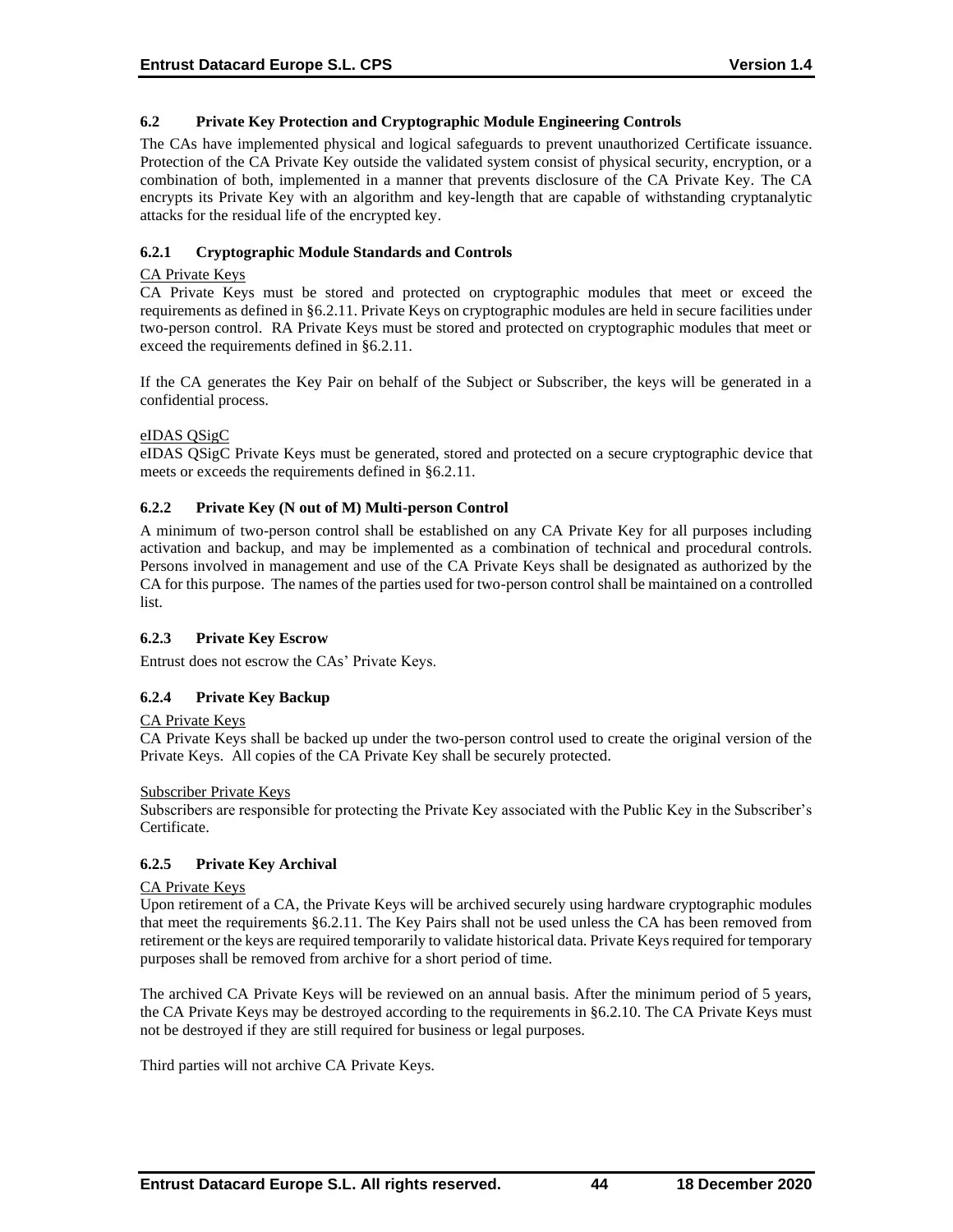### 6.2 Private Key Protection and Cryptographic Module Engineering Controls

The CAs have implemented physical and logical safeguards to prevent unauthorized Certificate issuance. Protection of the CA Private Key outside the validated system consist of physical security, encryption, or a combination of both, implemented in a manner that prevents disclosure of the CA Private Key. The CA encrypts its Private Key with an algorithm and key-length that are capable of withstanding cryptanalytic attacks for the residual life of the encrypted key.

#### 6.2.1 Cryptographic Module Standards and Controls

CA Private Keys

CA Private Keys must be stored and protected on cryptographic modules that meet or exceed the requirements as defined in §6.2.11. Private Keys on cryptographic modules are held in secure facilities under two-person control. RA Private Keys must be stored and protected on cryptographic modules that meet or exceed the requirements defined in §6.2.11.

If the CA generates the Key Pair on behalf of the Subject or Subscriber, the keys will be generated in a confidential process.

eIDAS QSigC

eIDAS QSigC Private Keys must be generated, stored and protected on a secure cryptographic device that meets or exceeds the requirements defined in §6.2.11.

#### 6.2.2 Private Key (N out of M) Multi-person Control

A minimum of two-person control shall be established on any CA Private Key for all purposes including activation and backup, and may be implemented as a combination of technical and procedural controls. Persons involved in management and use of the CA Private Keys shall be designated as authorized by the CA for this purpose. The names of the parties used for two-person control shall be maintained on a controlled list.

#### 6.2.3 Private Key Escrow

Entrust does not escrow the CAs' Private Keys.

#### 6.2.4 Private Key Backup

CA Private Keys

CA Private Keys shall be backed up under the two-person control used to create the original version of the Private Keys. All copies of the CA Private Key shall be securely protected.

Subscriber Private Keys

Subscribers are responsible for protecting the Private Key associated with the Public Key in the Subscriber's Certificate.

#### 6.2.5 Private Key Archival

CA Private Keys

Upon retirement of a CA, the Private Keys will be archived securely using hardware cryptographic modules that meet the requirements §6.2.11. The Key Pairs shall not be used unless the CA has been removed from retirement or the keys are required temporarily to validate historical data. Private Keys required for temporary purposes shall be removed from archive for a short period of time.

The archived CA Private Keys will be reviewed on an annual basis. After the minimum period of 5 years, the CA Private Keys may be destroyed according to the requirements in §6.2.10. The CA Private Keys must not be destroyed if they are still required for business or legal purposes.

Third parties will not archive CA Private Keys.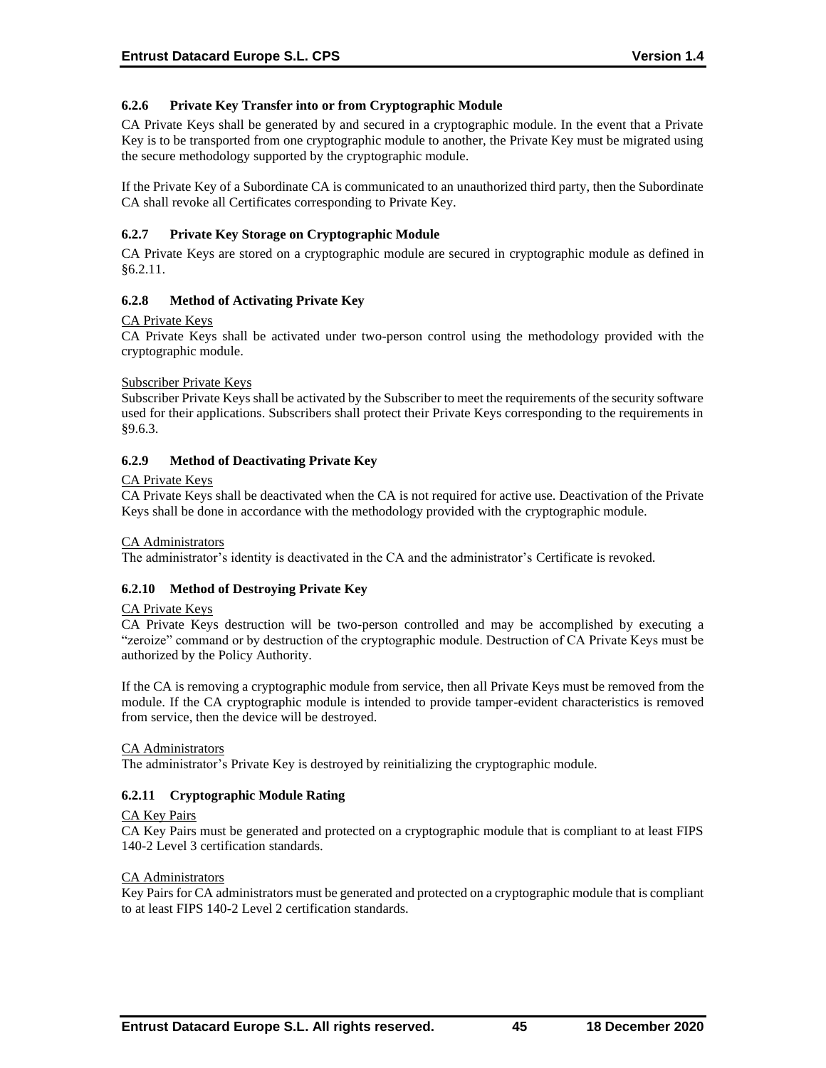### 6.2.6 Private Key Transfer into or from Cryptographic Module

CA Private Keys shall be generated by and secured in a cryptographic module. In the event that a Private Key is to be transported from one cryptographic module to another, the Private Key must be migrated using the secure methodology supported by the cryptographic module.

If the Private Key of a Subordinate CA is communicated to an unauthorized third party, then the Subordinate CA shall revoke all Certificates corresponding to Private Key.

### 6.2.7 Private Key Storage on Cryptographic Module

CA Private Keys are stored on a cryptographic module are secured in cryptographic module as defined in §6.2.11.

### 6.2.8 Method of Activating Private Key

<u>CA Private Keys</u>

CA Private Keys shall be activated under two-person control using the methodology provided with the cryptographic module.

<u>Subscriber Private Keys</u>

Subscriber Private Keys shall be activated by the Subscriber to meet the requirements of the security software used for their applications. Subscribers shall protect their Private Keys corresponding to the requirements in §9.6.3.

### 6.2.9 Method of Deactivating Private Key

<u>CA Private Keys</u>

CA Private Keys shall be deactivated when the CA is not required for active use. Deactivation of the Private Keys shall be done in accordance with the methodology provided with the cryptographic module.

<u>CA Administrators</u>

The administrator's identity is deactivated in the CA and the administrator's Certificate is revoked.

### 6.2.10 Method of Destroying Private Key

<u>CA Private Keys</u>

CA Private Keys destruction will be two-person controlled and may be accomplished by executing a "zeroize" command or by destruction of the cryptographic module. Destruction of CA Private Keys must be authorized by the Policy Authority.

If the CA is removing a cryptographic module from service, then all Private Keys must be removed from the module. If the CA cryptographic module is intended to provide tamper-evident characteristics is removed from service, then the device will be destroyed.

<u>CA Administrators</u>

The administrator's Private Key is destroyed by reinitializing the cryptographic module.

### 6.2.11 Cryptographic Module Rating

<u>CA Key Pairs</u>

CA Key Pairs must be generated and protected on a cryptographic module that is compliant to at least FIPS 140-2 Level 3 certification standards.

<u>CA Administrators</u>

Key Pairs for CA administrators must be generated and protected on a cryptographic module that is compliant to at least FIPS 140-2 Level 2 certification standards.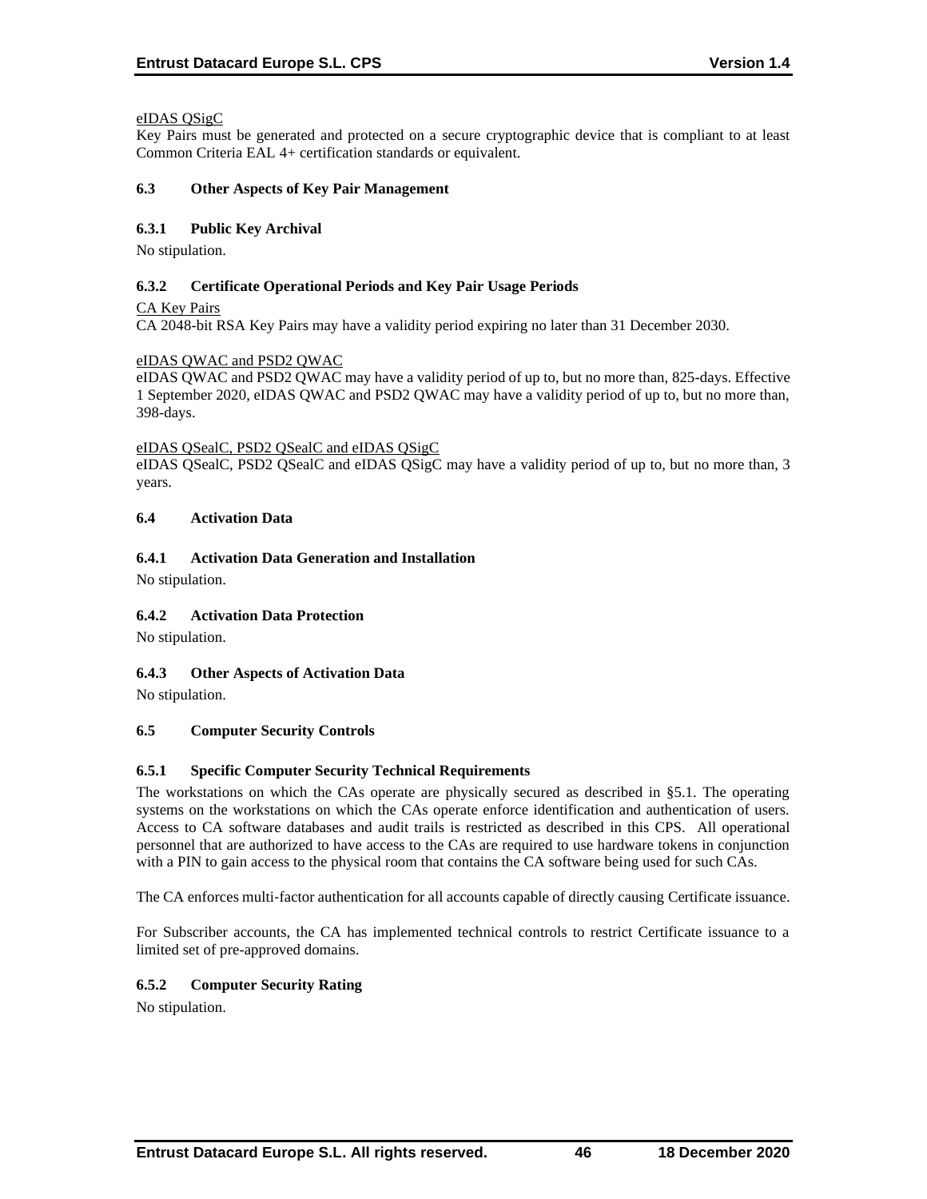eIDAS QSigC

Key Pairs must be generated and protected on a secure cryptographic device that is compliant to at least Common Criteria EAL 4+ certification standards or equivalent.

### 6.3 Other Aspects of Key Pair Management

#### 6.3.1 Public Key Archival

No stipulation.

#### 6.3.2 Certificate Operational Periods and Key Pair Usage Periods

CA Key Pairs

CA 2048-bit RSA Key Pairs may have a validity period expiring no later than 31 December 2030.

eIDAS QWAC and PSD2 QWAC

eIDAS QWAC and PSD2 QWAC may have a validity period of up to, but no more than, 825-days. Effective 1 September 2020, eIDAS QWAC and PSD2 QWAC may have a validity period of up to, but no more than, 398-days.

eIDAS QSealC, PSD2 QSealC and eIDAS QSigC

eIDAS QSealC, PSD2 QSealC and eIDAS QSigC may have a validity period of up to, but no more than, 3 years.

### 6.4 Activation Data

#### 6.4.1 Activation Data Generation and Installation

No stipulation.

#### 6.4.2 Activation Data Protection

No stipulation.

#### 6.4.3 Other Aspects of Activation Data

No stipulation.

### 6.5 Computer Security Controls

#### 6.5.1 Specific Computer Security Technical Requirements

The workstations on which the CAs operate are physically secured as described in §5.1. The operating systems on the workstations on which the CAs operate enforce identification and authentication of users. Access to CA software databases and audit trails is restricted as described in this CPS. All operational personnel that are authorized to have access to the CAs are required to use hardware tokens in conjunction with a PIN to gain access to the physical room that contains the CA software being used for such CAs.

The CA enforces multi-factor authentication for all accounts capable of directly causing Certificate issuance.

For Subscriber accounts, the CA has implemented technical controls to restrict Certificate issuance to a limited set of pre-approved domains.

#### 6.5.2 Computer Security Rating

No stipulation.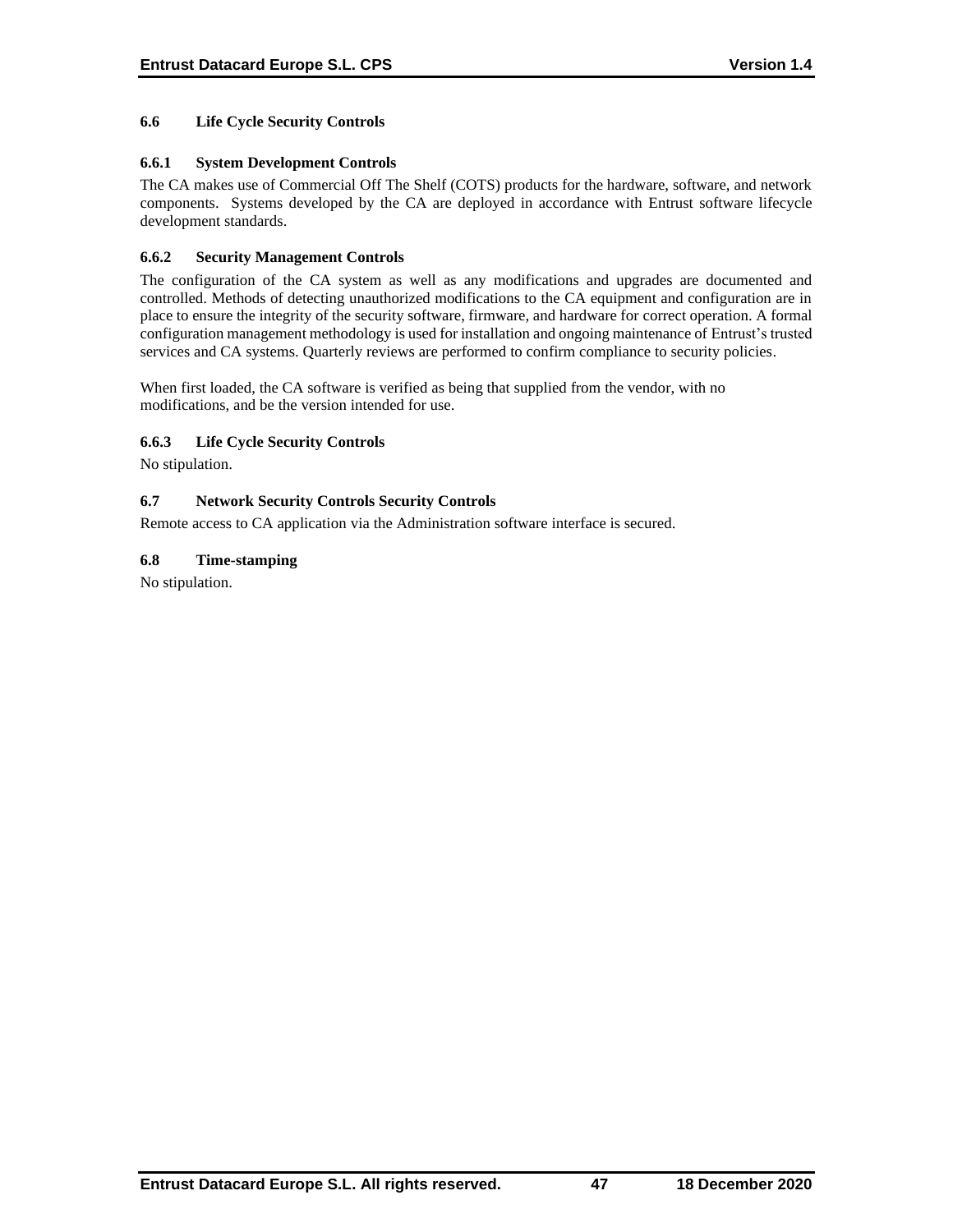### 6.6 Life Cycle Security Controls

#### 6.6.1 System Development Controls

The CA makes use of Commercial Off The Shelf (COTS) products for the hardware, software, and network components. Systems developed by the CA are deployed in accordance with Entrust software lifecycle development standards.

#### 6.6.2 Security Management Controls

The configuration of the CA system as well as any modifications and upgrades are documented and controlled. Methods of detecting unauthorized modifications to the CA equipment and configuration are in place to ensure the integrity of the security software, firmware, and hardware for correct operation. A formal configuration management methodology is used for installation and ongoing maintenance of Entrust's trusted services and CA systems. Quarterly reviews are performed to confirm compliance to security policies.

When first loaded, the CA software is verified as being that supplied from the vendor, with no modifications, and be the version intended for use.

#### 6.6.3 Life Cycle Security Controls

No stipulation.

### 6.7 Network Security Controls Security Controls

Remote access to CA application via the Administration software interface is secured.

### 6.8 Time-stamping

No stipulation.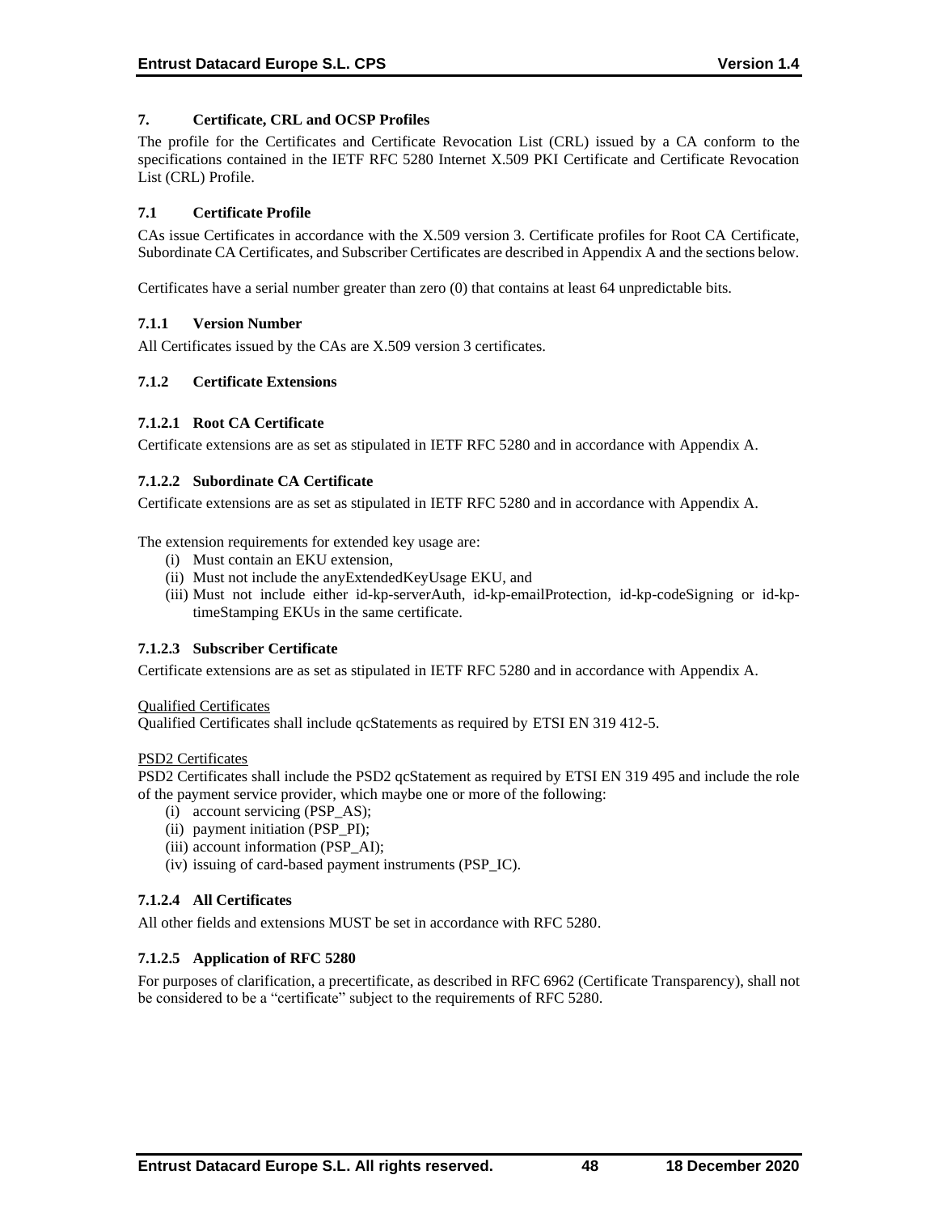# 7. Certificate, CRL and OCSP Profiles

The profile for the Certificates and Certificate Revocation List (CRL) issued by a CA conform to the specifications contained in the IETF RFC 5280 Internet X.509 PKI Certificate and Certificate Revocation List (CRL) Profile.

## 7.1 Certificate Profile

CAs issue Certificates in accordance with the X.509 version 3. Certificate profiles for Root CA Certificate, Subordinate CA Certificates, and Subscriber Certificates are described in Appendix A and the sections below.

Certificates have a serial number greater than zero (0) that contains at least 64 unpredictable bits.

### 7.1.1 Version Number

All Certificates issued by the CAs are X.509 version 3 certificates.

### 7.1.2 Certificate Extensions

#### 7.1.2.1 Root CA Certificate

Certificate extensions are as set as stipulated in IETF RFC 5280 and in accordance with Appendix A.

#### 7.1.2.2 Subordinate CA Certificate

Certificate extensions are as set as stipulated in IETF RFC 5280 and in accordance with Appendix A.

The extension requirements for extended key usage are:

(i) Must contain an EKU extension,
(ii) Must not include the anyExtendedKeyUsage EKU, and
(iii) Must not include either id-kp-serverAuth, id-kp-emailProtection, id-kp-codeSigning or id-kp-timeStamping EKUs in the same certificate.

#### 7.1.2.3 Subscriber Certificate

Certificate extensions are as set as stipulated in IETF RFC 5280 and in accordance with Appendix A.

<u>Qualified Certificates</u>
Qualified Certificates shall include qcStatements as required by ETSI EN 319 412-5.

<u>PSD2 Certificates</u>
PSD2 Certificates shall include the PSD2 qcStatement as required by ETSI EN 319 495 and include the role of the payment service provider, which maybe one or more of the following:

(i) account servicing (PSP_AS);
(ii) payment initiation (PSP_PI);
(iii) account information (PSP_AI);
(iv) issuing of card-based payment instruments (PSP_IC).

#### 7.1.2.4 All Certificates

All other fields and extensions MUST be set in accordance with RFC 5280.

#### 7.1.2.5 Application of RFC 5280

For purposes of clarification, a precertificate, as described in RFC 6962 (Certificate Transparency), shall not be considered to be a "certificate" subject to the requirements of RFC 5280.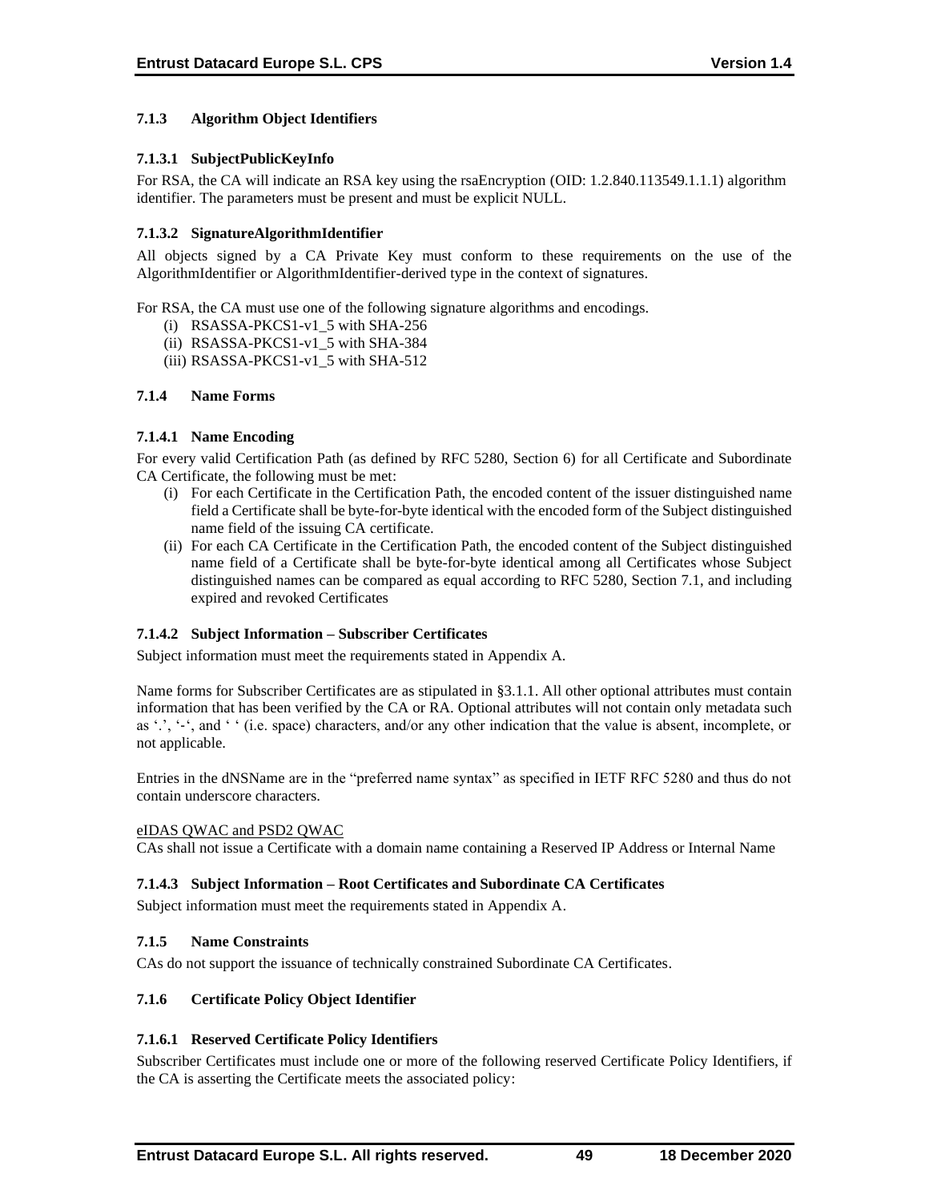### 7.1.3 Algorithm Object Identifiers

#### 7.1.3.1 SubjectPublicKeyInfo

For RSA, the CA will indicate an RSA key using the rsaEncryption (OID: 1.2.840.113549.1.1.1) algorithm identifier. The parameters must be present and must be explicit NULL.

#### 7.1.3.2 SignatureAlgorithmIdentifier

All objects signed by a CA Private Key must conform to these requirements on the use of the AlgorithmIdentifier or AlgorithmIdentifier-derived type in the context of signatures.

For RSA, the CA must use one of the following signature algorithms and encodings.

(i) RSASSA-PKCS1-v1_5 with SHA-256
(ii) RSASSA-PKCS1-v1_5 with SHA-384
(iii) RSASSA-PKCS1-v1_5 with SHA-512

### 7.1.4 Name Forms

#### 7.1.4.1 Name Encoding

For every valid Certification Path (as defined by RFC 5280, Section 6) for all Certificate and Subordinate CA Certificate, the following must be met:

(i) For each Certificate in the Certification Path, the encoded content of the issuer distinguished name field a Certificate shall be byte-for-byte identical with the encoded form of the Subject distinguished name field of the issuing CA certificate.
(ii) For each CA Certificate in the Certification Path, the encoded content of the Subject distinguished name field of a Certificate shall be byte-for-byte identical among all Certificates whose Subject distinguished names can be compared as equal according to RFC 5280, Section 7.1, and including expired and revoked Certificates

#### 7.1.4.2 Subject Information – Subscriber Certificates

Subject information must meet the requirements stated in Appendix A.

Name forms for Subscriber Certificates are as stipulated in §3.1.1. All other optional attributes must contain information that has been verified by the CA or RA. Optional attributes will not contain only metadata such as '.', '-', and ' ' (i.e. space) characters, and/or any other indication that the value is absent, incomplete, or not applicable.

Entries in the dNSName are in the "preferred name syntax" as specified in IETF RFC 5280 and thus do not contain underscore characters.

<u>eIDAS QWAC and PSD2 QWAC</u>

CAs shall not issue a Certificate with a domain name containing a Reserved IP Address or Internal Name

#### 7.1.4.3 Subject Information – Root Certificates and Subordinate CA Certificates

Subject information must meet the requirements stated in Appendix A.

### 7.1.5 Name Constraints

CAs do not support the issuance of technically constrained Subordinate CA Certificates.

### 7.1.6 Certificate Policy Object Identifier

#### 7.1.6.1 Reserved Certificate Policy Identifiers

Subscriber Certificates must include one or more of the following reserved Certificate Policy Identifiers, if the CA is asserting the Certificate meets the associated policy: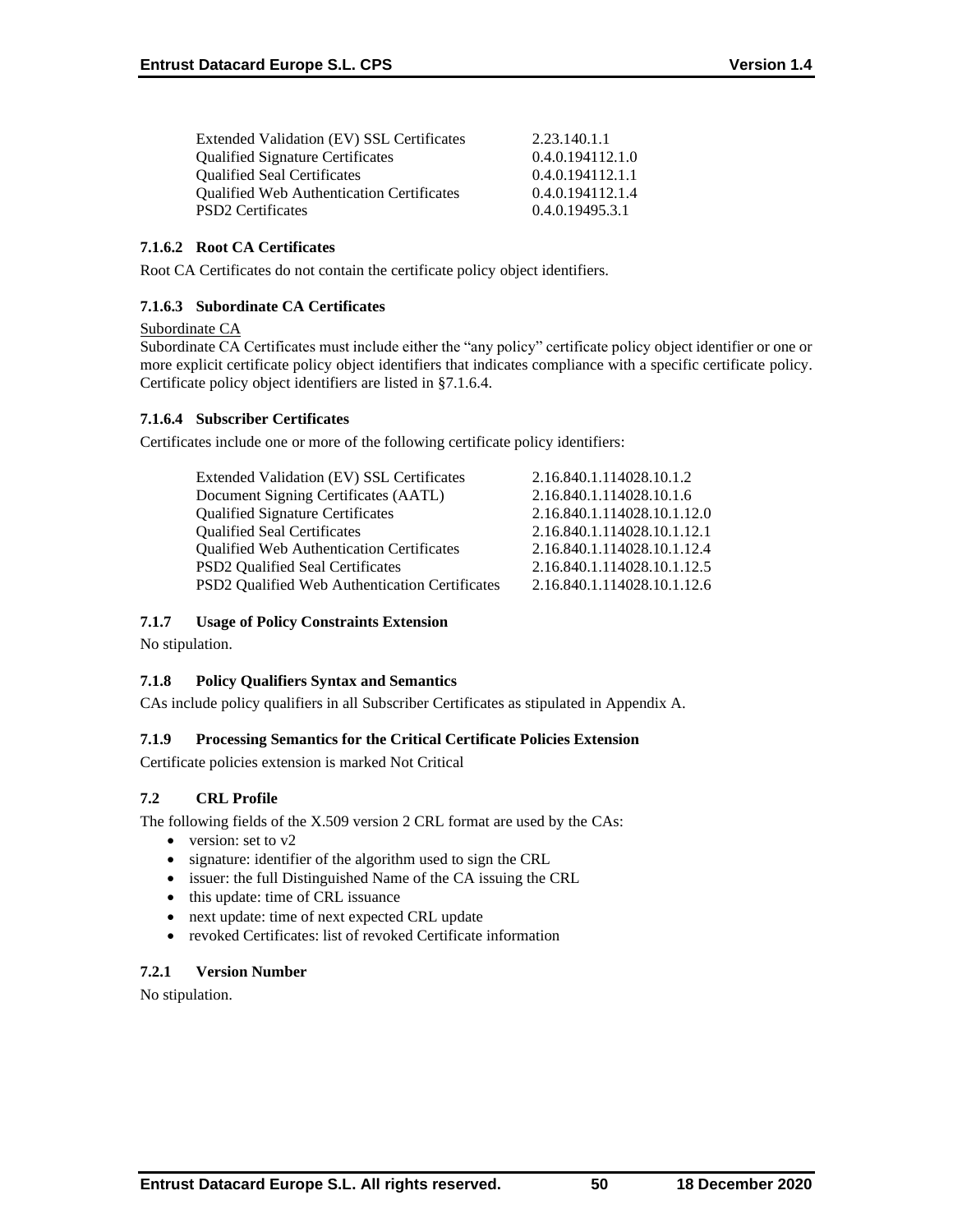| | |
|---|---|
| Extended Validation (EV) SSL Certificates | 2.23.140.1.1 |
| Qualified Signature Certificates | 0.4.0.194112.1.0 |
| Qualified Seal Certificates | 0.4.0.194112.1.1 |
| Qualified Web Authentication Certificates | 0.4.0.194112.1.4 |
| PSD2 Certificates | 0.4.0.19495.3.1 |

#### 7.1.6.2 Root CA Certificates

Root CA Certificates do not contain the certificate policy object identifiers.

#### 7.1.6.3 Subordinate CA Certificates

Subordinate CA

Subordinate CA Certificates must include either the "any policy" certificate policy object identifier or one or more explicit certificate policy object identifiers that indicates compliance with a specific certificate policy. Certificate policy object identifiers are listed in §7.1.6.4.

#### 7.1.6.4 Subscriber Certificates

Certificates include one or more of the following certificate policy identifiers:

| | |
|---|---|
| Extended Validation (EV) SSL Certificates | 2.16.840.1.114028.10.1.2 |
| Document Signing Certificates (AATL) | 2.16.840.1.114028.10.1.6 |
| Qualified Signature Certificates | 2.16.840.1.114028.10.1.12.0 |
| Qualified Seal Certificates | 2.16.840.1.114028.10.1.12.1 |
| Qualified Web Authentication Certificates | 2.16.840.1.114028.10.1.12.4 |
| PSD2 Qualified Seal Certificates | 2.16.840.1.114028.10.1.12.5 |
| PSD2 Qualified Web Authentication Certificates | 2.16.840.1.114028.10.1.12.6 |

### 7.1.7 Usage of Policy Constraints Extension

No stipulation.

### 7.1.8 Policy Qualifiers Syntax and Semantics

CAs include policy qualifiers in all Subscriber Certificates as stipulated in Appendix A.

### 7.1.9 Processing Semantics for the Critical Certificate Policies Extension

Certificate policies extension is marked Not Critical

## 7.2 CRL Profile

The following fields of the X.509 version 2 CRL format are used by the CAs:

- version: set to v2
- signature: identifier of the algorithm used to sign the CRL
- issuer: the full Distinguished Name of the CA issuing the CRL
- this update: time of CRL issuance
- next update: time of next expected CRL update
- revoked Certificates: list of revoked Certificate information

### 7.2.1 Version Number

No stipulation.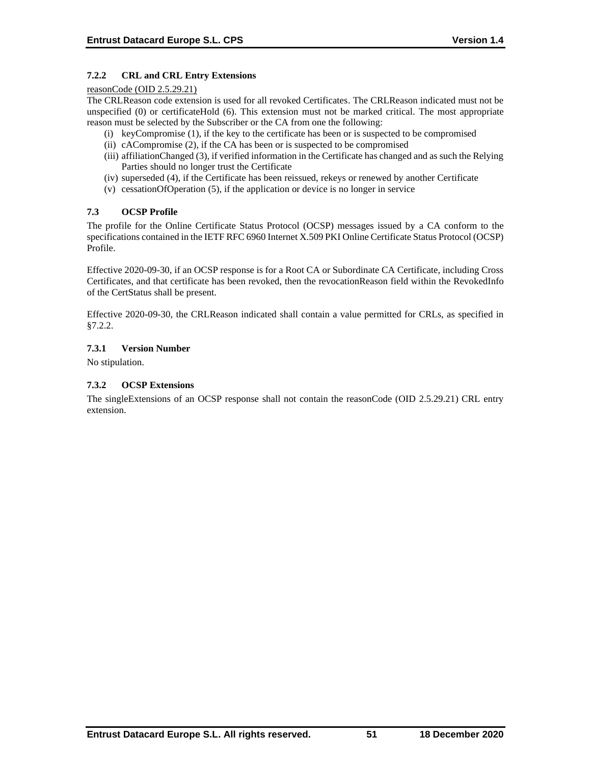### 7.2.2 CRL and CRL Entry Extensions

reasonCode (OID 2.5.29.21)

The CRLReason code extension is used for all revoked Certificates. The CRLReason indicated must not be unspecified (0) or certificateHold (6). This extension must not be marked critical. The most appropriate reason must be selected by the Subscriber or the CA from one the following:

(i) keyCompromise (1), if the key to the certificate has been or is suspected to be compromised
(ii) cACompromise (2), if the CA has been or is suspected to be compromised
(iii) affiliationChanged (3), if verified information in the Certificate has changed and as such the Relying Parties should no longer trust the Certificate
(iv) superseded (4), if the Certificate has been reissued, rekeys or renewed by another Certificate
(v) cessationOfOperation (5), if the application or device is no longer in service

## 7.3 OCSP Profile

The profile for the Online Certificate Status Protocol (OCSP) messages issued by a CA conform to the specifications contained in the IETF RFC 6960 Internet X.509 PKI Online Certificate Status Protocol (OCSP) Profile.

Effective 2020-09-30, if an OCSP response is for a Root CA or Subordinate CA Certificate, including Cross Certificates, and that certificate has been revoked, then the revocationReason field within the RevokedInfo of the CertStatus shall be present.

Effective 2020-09-30, the CRLReason indicated shall contain a value permitted for CRLs, as specified in §7.2.2.

### 7.3.1 Version Number

No stipulation.

### 7.3.2 OCSP Extensions

The singleExtensions of an OCSP response shall not contain the reasonCode (OID 2.5.29.21) CRL entry extension.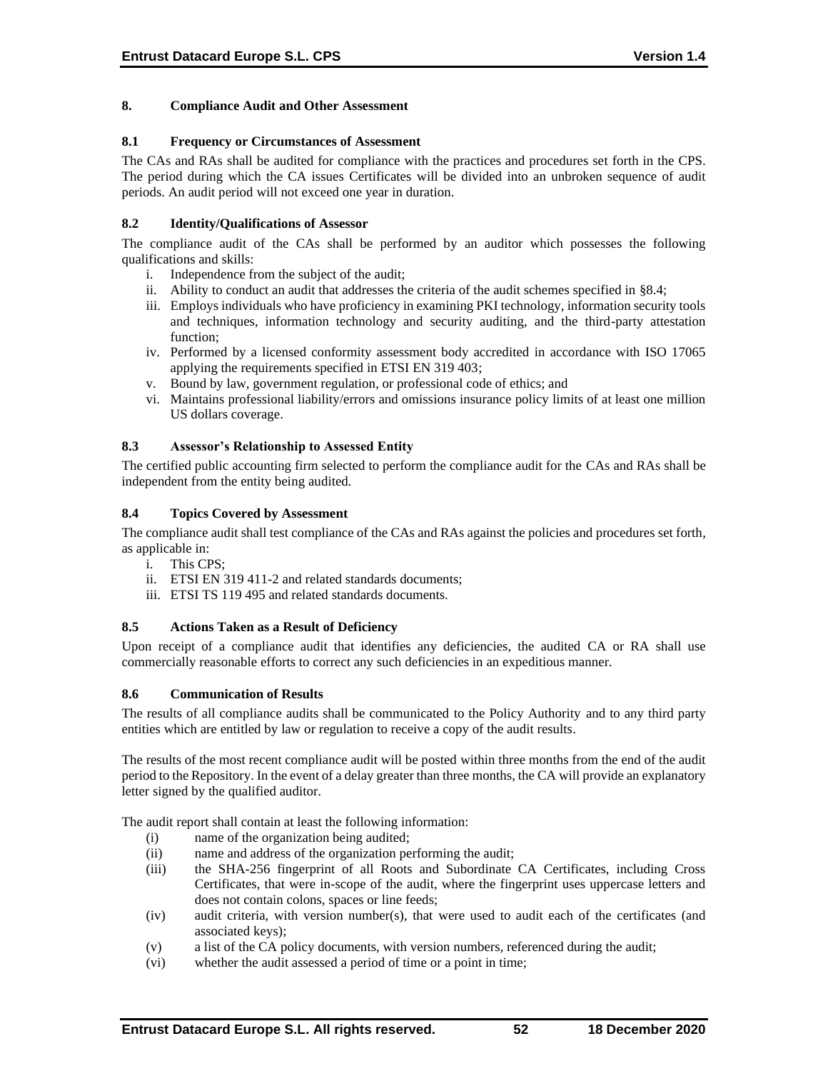# 8. Compliance Audit and Other Assessment

## 8.1 Frequency or Circumstances of Assessment

The CAs and RAs shall be audited for compliance with the practices and procedures set forth in the CPS. The period during which the CA issues Certificates will be divided into an unbroken sequence of audit periods. An audit period will not exceed one year in duration.

## 8.2 Identity/Qualifications of Assessor

The compliance audit of the CAs shall be performed by an auditor which possesses the following qualifications and skills:

i. Independence from the subject of the audit;
ii. Ability to conduct an audit that addresses the criteria of the audit schemes specified in §8.4;
iii. Employs individuals who have proficiency in examining PKI technology, information security tools and techniques, information technology and security auditing, and the third-party attestation function;
iv. Performed by a licensed conformity assessment body accredited in accordance with ISO 17065 applying the requirements specified in ETSI EN 319 403;
v. Bound by law, government regulation, or professional code of ethics; and
vi. Maintains professional liability/errors and omissions insurance policy limits of at least one million US dollars coverage.

## 8.3 Assessor's Relationship to Assessed Entity

The certified public accounting firm selected to perform the compliance audit for the CAs and RAs shall be independent from the entity being audited.

## 8.4 Topics Covered by Assessment

The compliance audit shall test compliance of the CAs and RAs against the policies and procedures set forth, as applicable in:

i. This CPS;
ii. ETSI EN 319 411-2 and related standards documents;
iii. ETSI TS 119 495 and related standards documents.

## 8.5 Actions Taken as a Result of Deficiency

Upon receipt of a compliance audit that identifies any deficiencies, the audited CA or RA shall use commercially reasonable efforts to correct any such deficiencies in an expeditious manner.

## 8.6 Communication of Results

The results of all compliance audits shall be communicated to the Policy Authority and to any third party entities which are entitled by law or regulation to receive a copy of the audit results.

The results of the most recent compliance audit will be posted within three months from the end of the audit period to the Repository. In the event of a delay greater than three months, the CA will provide an explanatory letter signed by the qualified auditor.

The audit report shall contain at least the following information:

(i) name of the organization being audited;
(ii) name and address of the organization performing the audit;
(iii) the SHA-256 fingerprint of all Roots and Subordinate CA Certificates, including Cross Certificates, that were in-scope of the audit, where the fingerprint uses uppercase letters and does not contain colons, spaces or line feeds;
(iv) audit criteria, with version number(s), that were used to audit each of the certificates (and associated keys);
(v) a list of the CA policy documents, with version numbers, referenced during the audit;
(vi) whether the audit assessed a period of time or a point in time;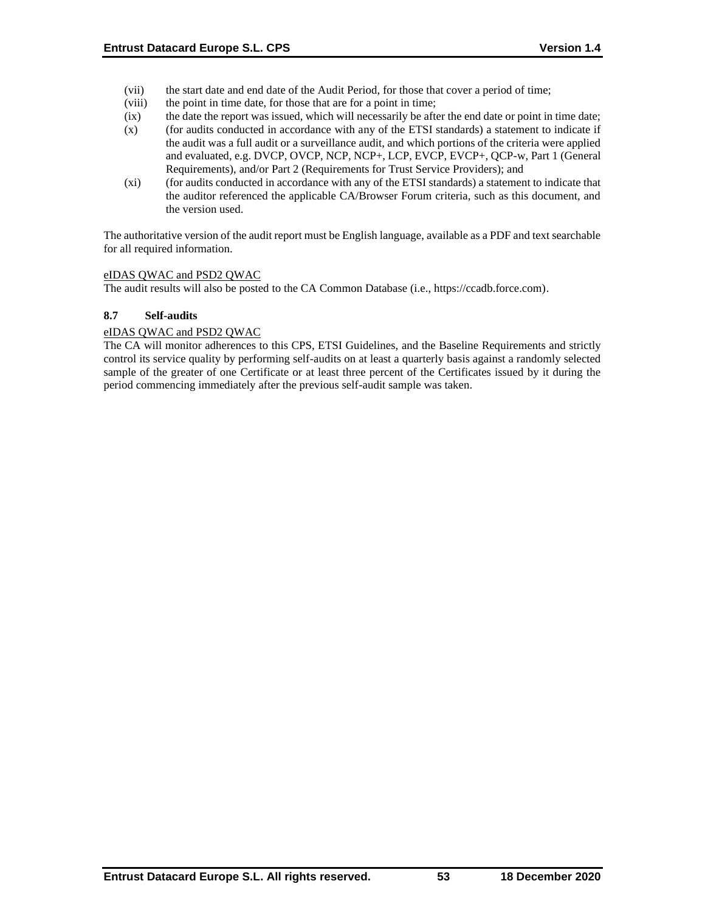(vii) the start date and end date of the Audit Period, for those that cover a period of time;

(viii) the point in time date, for those that are for a point in time;

(ix) the date the report was issued, which will necessarily be after the end date or point in time date;

(x) (for audits conducted in accordance with any of the ETSI standards) a statement to indicate if the audit was a full audit or a surveillance audit, and which portions of the criteria were applied and evaluated, e.g. DVCP, OVCP, NCP, NCP+, LCP, EVCP, EVCP+, QCP-w, Part 1 (General Requirements), and/or Part 2 (Requirements for Trust Service Providers); and

(xi) (for audits conducted in accordance with any of the ETSI standards) a statement to indicate that the auditor referenced the applicable CA/Browser Forum criteria, such as this document, and the version used.

The authoritative version of the audit report must be English language, available as a PDF and text searchable for all required information.

<u>eIDAS QWAC and PSD2 QWAC</u>

The audit results will also be posted to the CA Common Database (i.e., https://ccadb.force.com).

### 8.7 Self-audits

<u>eIDAS QWAC and PSD2 QWAC</u>

The CA will monitor adherences to this CPS, ETSI Guidelines, and the Baseline Requirements and strictly control its service quality by performing self-audits on at least a quarterly basis against a randomly selected sample of the greater of one Certificate or at least three percent of the Certificates issued by it during the period commencing immediately after the previous self-audit sample was taken.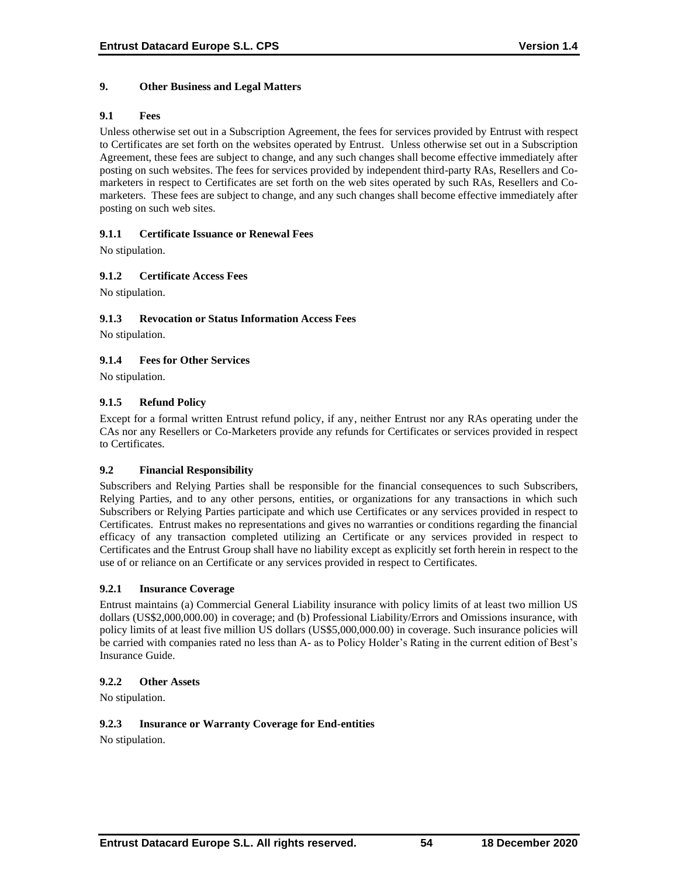# 9. Other Business and Legal Matters

## 9.1 Fees

Unless otherwise set out in a Subscription Agreement, the fees for services provided by Entrust with respect to Certificates are set forth on the websites operated by Entrust. Unless otherwise set out in a Subscription Agreement, these fees are subject to change, and any such changes shall become effective immediately after posting on such websites. The fees for services provided by independent third-party RAs, Resellers and Co-marketers in respect to Certificates are set forth on the web sites operated by such RAs, Resellers and Co-marketers. These fees are subject to change, and any such changes shall become effective immediately after posting on such web sites.

### 9.1.1 Certificate Issuance or Renewal Fees

No stipulation.

### 9.1.2 Certificate Access Fees

No stipulation.

### 9.1.3 Revocation or Status Information Access Fees

No stipulation.

### 9.1.4 Fees for Other Services

No stipulation.

### 9.1.5 Refund Policy

Except for a formal written Entrust refund policy, if any, neither Entrust nor any RAs operating under the CAs nor any Resellers or Co-Marketers provide any refunds for Certificates or services provided in respect to Certificates.

## 9.2 Financial Responsibility

Subscribers and Relying Parties shall be responsible for the financial consequences to such Subscribers, Relying Parties, and to any other persons, entities, or organizations for any transactions in which such Subscribers or Relying Parties participate and which use Certificates or any services provided in respect to Certificates. Entrust makes no representations and gives no warranties or conditions regarding the financial efficacy of any transaction completed utilizing an Certificate or any services provided in respect to Certificates and the Entrust Group shall have no liability except as explicitly set forth herein in respect to the use of or reliance on an Certificate or any services provided in respect to Certificates.

### 9.2.1 Insurance Coverage

Entrust maintains (a) Commercial General Liability insurance with policy limits of at least two million US dollars (US$2,000,000.00) in coverage; and (b) Professional Liability/Errors and Omissions insurance, with policy limits of at least five million US dollars (US$5,000,000.00) in coverage. Such insurance policies will be carried with companies rated no less than A- as to Policy Holder's Rating in the current edition of Best's Insurance Guide.

### 9.2.2 Other Assets

No stipulation.

### 9.2.3 Insurance or Warranty Coverage for End-entities

No stipulation.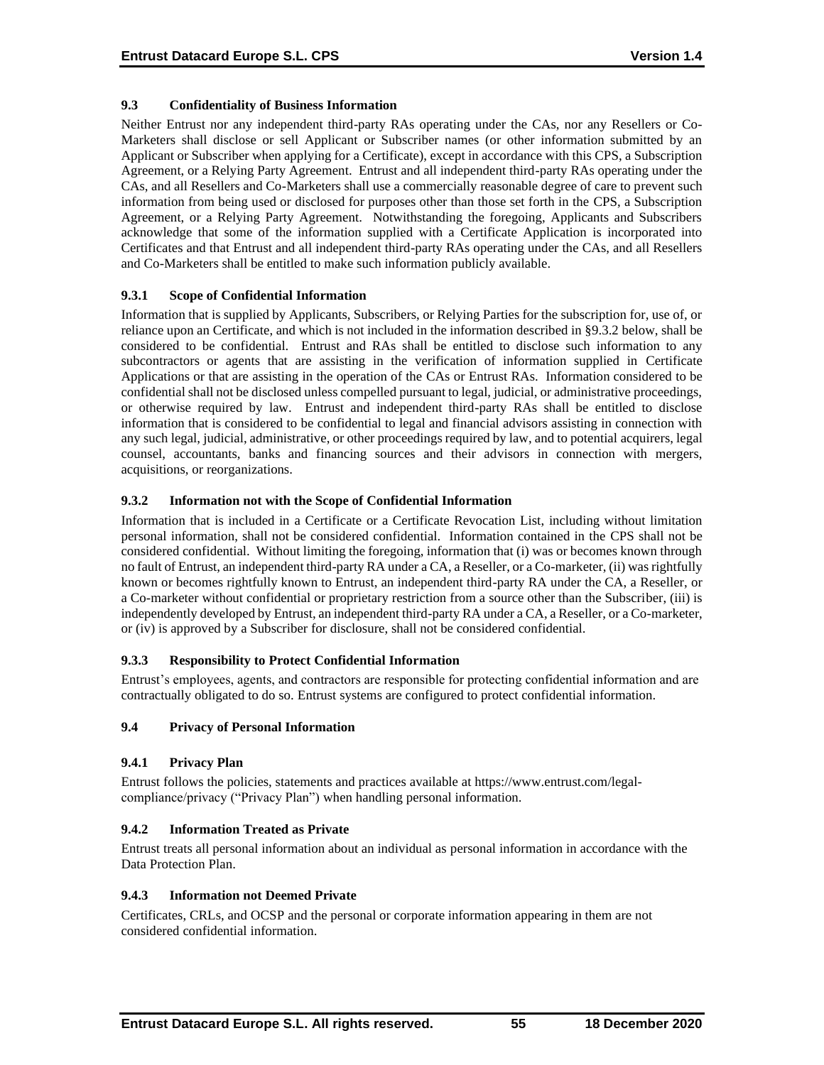### 9.3 Confidentiality of Business Information

Neither Entrust nor any independent third-party RAs operating under the CAs, nor any Resellers or Co-Marketers shall disclose or sell Applicant or Subscriber names (or other information submitted by an Applicant or Subscriber when applying for a Certificate), except in accordance with this CPS, a Subscription Agreement, or a Relying Party Agreement. Entrust and all independent third-party RAs operating under the CAs, and all Resellers and Co-Marketers shall use a commercially reasonable degree of care to prevent such information from being used or disclosed for purposes other than those set forth in the CPS, a Subscription Agreement, or a Relying Party Agreement. Notwithstanding the foregoing, Applicants and Subscribers acknowledge that some of the information supplied with a Certificate Application is incorporated into Certificates and that Entrust and all independent third-party RAs operating under the CAs, and all Resellers and Co-Marketers shall be entitled to make such information publicly available.

#### 9.3.1 Scope of Confidential Information

Information that is supplied by Applicants, Subscribers, or Relying Parties for the subscription for, use of, or reliance upon an Certificate, and which is not included in the information described in §9.3.2 below, shall be considered to be confidential. Entrust and RAs shall be entitled to disclose such information to any subcontractors or agents that are assisting in the verification of information supplied in Certificate Applications or that are assisting in the operation of the CAs or Entrust RAs. Information considered to be confidential shall not be disclosed unless compelled pursuant to legal, judicial, or administrative proceedings, or otherwise required by law. Entrust and independent third-party RAs shall be entitled to disclose information that is considered to be confidential to legal and financial advisors assisting in connection with any such legal, judicial, administrative, or other proceedings required by law, and to potential acquirers, legal counsel, accountants, banks and financing sources and their advisors in connection with mergers, acquisitions, or reorganizations.

#### 9.3.2 Information not with the Scope of Confidential Information

Information that is included in a Certificate or a Certificate Revocation List, including without limitation personal information, shall not be considered confidential. Information contained in the CPS shall not be considered confidential. Without limiting the foregoing, information that (i) was or becomes known through no fault of Entrust, an independent third-party RA under a CA, a Reseller, or a Co-marketer, (ii) was rightfully known or becomes rightfully known to Entrust, an independent third-party RA under the CA, a Reseller, or a Co-marketer without confidential or proprietary restriction from a source other than the Subscriber, (iii) is independently developed by Entrust, an independent third-party RA under a CA, a Reseller, or a Co-marketer, or (iv) is approved by a Subscriber for disclosure, shall not be considered confidential.

#### 9.3.3 Responsibility to Protect Confidential Information

Entrust's employees, agents, and contractors are responsible for protecting confidential information and are contractually obligated to do so. Entrust systems are configured to protect confidential information.

### 9.4 Privacy of Personal Information

#### 9.4.1 Privacy Plan

Entrust follows the policies, statements and practices available at https://www.entrust.com/legal-compliance/privacy ("Privacy Plan") when handling personal information.

#### 9.4.2 Information Treated as Private

Entrust treats all personal information about an individual as personal information in accordance with the Data Protection Plan.

#### 9.4.3 Information not Deemed Private

Certificates, CRLs, and OCSP and the personal or corporate information appearing in them are not considered confidential information.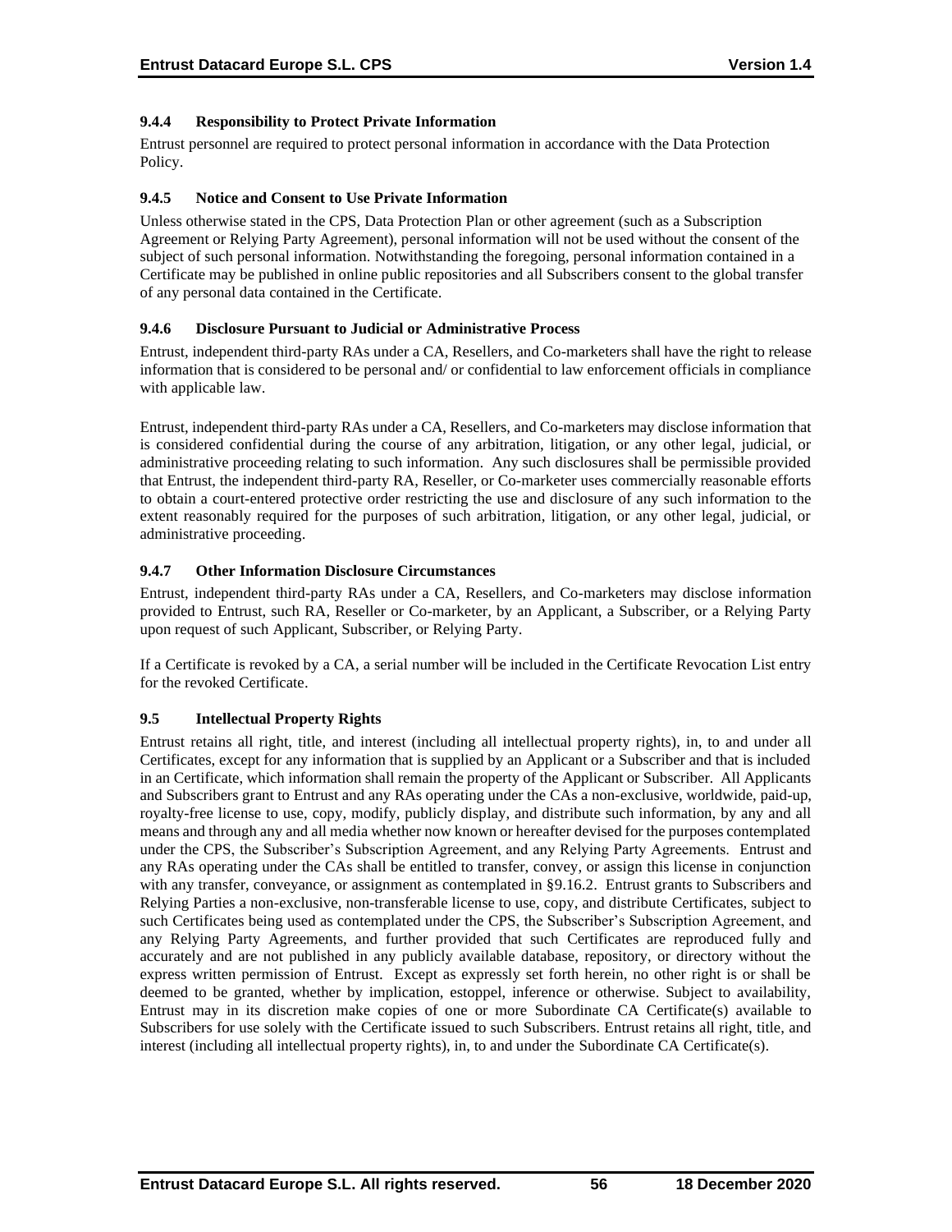### 9.4.4 Responsibility to Protect Private Information

Entrust personnel are required to protect personal information in accordance with the Data Protection Policy.

### 9.4.5 Notice and Consent to Use Private Information

Unless otherwise stated in the CPS, Data Protection Plan or other agreement (such as a Subscription Agreement or Relying Party Agreement), personal information will not be used without the consent of the subject of such personal information. Notwithstanding the foregoing, personal information contained in a Certificate may be published in online public repositories and all Subscribers consent to the global transfer of any personal data contained in the Certificate.

### 9.4.6 Disclosure Pursuant to Judicial or Administrative Process

Entrust, independent third-party RAs under a CA, Resellers, and Co-marketers shall have the right to release information that is considered to be personal and/ or confidential to law enforcement officials in compliance with applicable law.

Entrust, independent third-party RAs under a CA, Resellers, and Co-marketers may disclose information that is considered confidential during the course of any arbitration, litigation, or any other legal, judicial, or administrative proceeding relating to such information. Any such disclosures shall be permissible provided that Entrust, the independent third-party RA, Reseller, or Co-marketer uses commercially reasonable efforts to obtain a court-entered protective order restricting the use and disclosure of any such information to the extent reasonably required for the purposes of such arbitration, litigation, or any other legal, judicial, or administrative proceeding.

### 9.4.7 Other Information Disclosure Circumstances

Entrust, independent third-party RAs under a CA, Resellers, and Co-marketers may disclose information provided to Entrust, such RA, Reseller or Co-marketer, by an Applicant, a Subscriber, or a Relying Party upon request of such Applicant, Subscriber, or Relying Party.

If a Certificate is revoked by a CA, a serial number will be included in the Certificate Revocation List entry for the revoked Certificate.

## 9.5 Intellectual Property Rights

Entrust retains all right, title, and interest (including all intellectual property rights), in, to and under all Certificates, except for any information that is supplied by an Applicant or a Subscriber and that is included in an Certificate, which information shall remain the property of the Applicant or Subscriber. All Applicants and Subscribers grant to Entrust and any RAs operating under the CAs a non-exclusive, worldwide, paid-up, royalty-free license to use, copy, modify, publicly display, and distribute such information, by any and all means and through any and all media whether now known or hereafter devised for the purposes contemplated under the CPS, the Subscriber's Subscription Agreement, and any Relying Party Agreements. Entrust and any RAs operating under the CAs shall be entitled to transfer, convey, or assign this license in conjunction with any transfer, conveyance, or assignment as contemplated in §9.16.2. Entrust grants to Subscribers and Relying Parties a non-exclusive, non-transferable license to use, copy, and distribute Certificates, subject to such Certificates being used as contemplated under the CPS, the Subscriber's Subscription Agreement, and any Relying Party Agreements, and further provided that such Certificates are reproduced fully and accurately and are not published in any publicly available database, repository, or directory without the express written permission of Entrust. Except as expressly set forth herein, no other right is or shall be deemed to be granted, whether by implication, estoppel, inference or otherwise. Subject to availability, Entrust may in its discretion make copies of one or more Subordinate CA Certificate(s) available to Subscribers for use solely with the Certificate issued to such Subscribers. Entrust retains all right, title, and interest (including all intellectual property rights), in, to and under the Subordinate CA Certificate(s).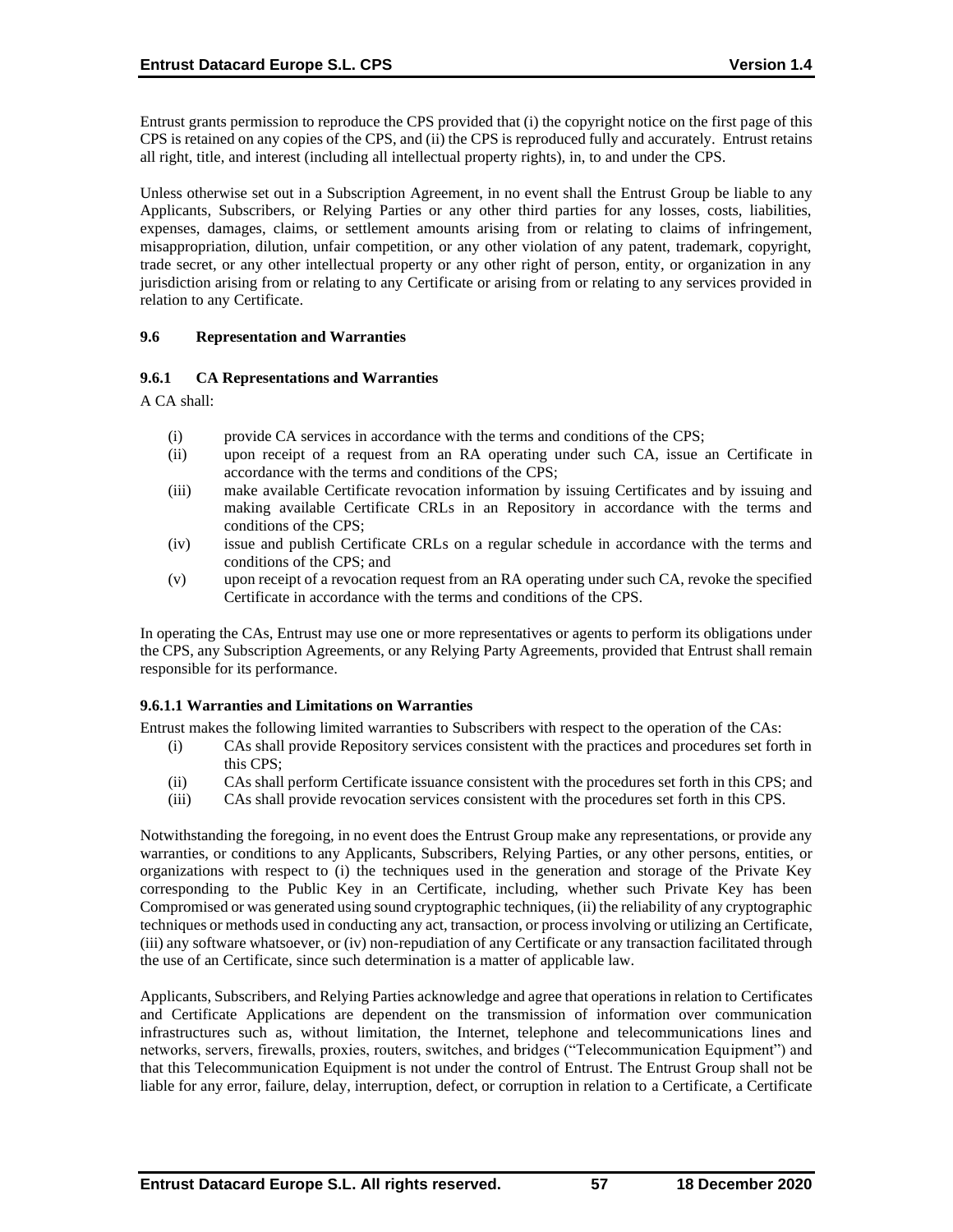Entrust grants permission to reproduce the CPS provided that (i) the copyright notice on the first page of this CPS is retained on any copies of the CPS, and (ii) the CPS is reproduced fully and accurately. Entrust retains all right, title, and interest (including all intellectual property rights), in, to and under the CPS.

Unless otherwise set out in a Subscription Agreement, in no event shall the Entrust Group be liable to any Applicants, Subscribers, or Relying Parties or any other third parties for any losses, costs, liabilities, expenses, damages, claims, or settlement amounts arising from or relating to claims of infringement, misappropriation, dilution, unfair competition, or any other violation of any patent, trademark, copyright, trade secret, or any other intellectual property or any other right of person, entity, or organization in any jurisdiction arising from or relating to any Certificate or arising from or relating to any services provided in relation to any Certificate.

### 9.6 Representation and Warranties

#### 9.6.1 CA Representations and Warranties

A CA shall:

- (i) provide CA services in accordance with the terms and conditions of the CPS;
- (ii) upon receipt of a request from an RA operating under such CA, issue an Certificate in accordance with the terms and conditions of the CPS;
- (iii) make available Certificate revocation information by issuing Certificates and by issuing and making available Certificate CRLs in an Repository in accordance with the terms and conditions of the CPS;
- (iv) issue and publish Certificate CRLs on a regular schedule in accordance with the terms and conditions of the CPS; and
- (v) upon receipt of a revocation request from an RA operating under such CA, revoke the specified Certificate in accordance with the terms and conditions of the CPS.

In operating the CAs, Entrust may use one or more representatives or agents to perform its obligations under the CPS, any Subscription Agreements, or any Relying Party Agreements, provided that Entrust shall remain responsible for its performance.

#### 9.6.1.1 Warranties and Limitations on Warranties

Entrust makes the following limited warranties to Subscribers with respect to the operation of the CAs:

- (i) CAs shall provide Repository services consistent with the practices and procedures set forth in this CPS;
- (ii) CAs shall perform Certificate issuance consistent with the procedures set forth in this CPS; and
- (iii) CAs shall provide revocation services consistent with the procedures set forth in this CPS.

Notwithstanding the foregoing, in no event does the Entrust Group make any representations, or provide any warranties, or conditions to any Applicants, Subscribers, Relying Parties, or any other persons, entities, or organizations with respect to (i) the techniques used in the generation and storage of the Private Key corresponding to the Public Key in an Certificate, including, whether such Private Key has been Compromised or was generated using sound cryptographic techniques, (ii) the reliability of any cryptographic techniques or methods used in conducting any act, transaction, or process involving or utilizing an Certificate, (iii) any software whatsoever, or (iv) non-repudiation of any Certificate or any transaction facilitated through the use of an Certificate, since such determination is a matter of applicable law.

Applicants, Subscribers, and Relying Parties acknowledge and agree that operations in relation to Certificates and Certificate Applications are dependent on the transmission of information over communication infrastructures such as, without limitation, the Internet, telephone and telecommunications lines and networks, servers, firewalls, proxies, routers, switches, and bridges ("Telecommunication Equipment") and that this Telecommunication Equipment is not under the control of Entrust. The Entrust Group shall not be liable for any error, failure, delay, interruption, defect, or corruption in relation to a Certificate, a Certificate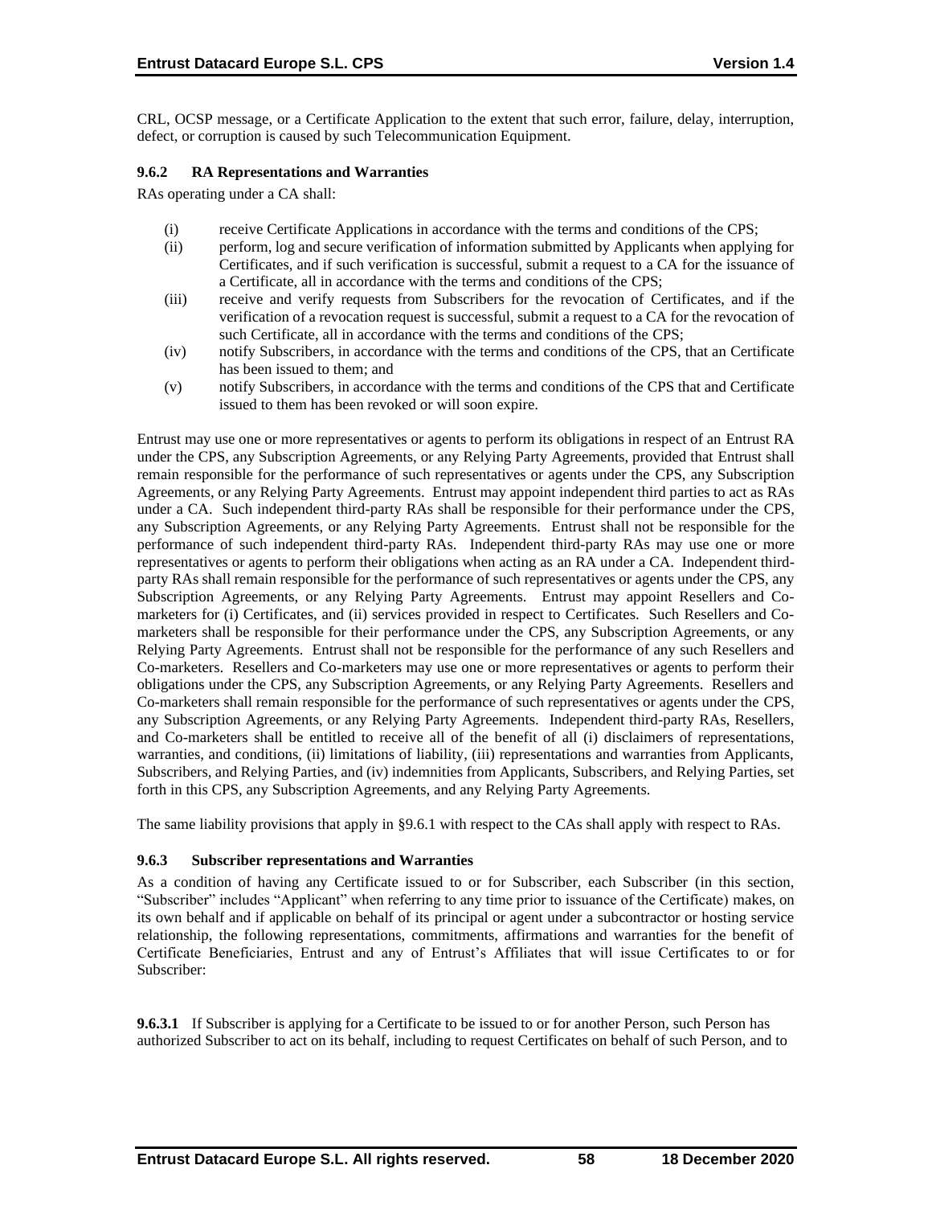CRL, OCSP message, or a Certificate Application to the extent that such error, failure, delay, interruption, defect, or corruption is caused by such Telecommunication Equipment.

### 9.6.2 RA Representations and Warranties

RAs operating under a CA shall:

- (i) receive Certificate Applications in accordance with the terms and conditions of the CPS;
- (ii) perform, log and secure verification of information submitted by Applicants when applying for Certificates, and if such verification is successful, submit a request to a CA for the issuance of a Certificate, all in accordance with the terms and conditions of the CPS;
- (iii) receive and verify requests from Subscribers for the revocation of Certificates, and if the verification of a revocation request is successful, submit a request to a CA for the revocation of such Certificate, all in accordance with the terms and conditions of the CPS;
- (iv) notify Subscribers, in accordance with the terms and conditions of the CPS, that an Certificate has been issued to them; and
- (v) notify Subscribers, in accordance with the terms and conditions of the CPS that and Certificate issued to them has been revoked or will soon expire.

Entrust may use one or more representatives or agents to perform its obligations in respect of an Entrust RA under the CPS, any Subscription Agreements, or any Relying Party Agreements, provided that Entrust shall remain responsible for the performance of such representatives or agents under the CPS, any Subscription Agreements, or any Relying Party Agreements. Entrust may appoint independent third parties to act as RAs under a CA. Such independent third-party RAs shall be responsible for their performance under the CPS, any Subscription Agreements, or any Relying Party Agreements. Entrust shall not be responsible for the performance of such independent third-party RAs. Independent third-party RAs may use one or more representatives or agents to perform their obligations when acting as an RA under a CA. Independent third-party RAs shall remain responsible for the performance of such representatives or agents under the CPS, any Subscription Agreements, or any Relying Party Agreements. Entrust may appoint Resellers and Co-marketers for (i) Certificates, and (ii) services provided in respect to Certificates. Such Resellers and Co-marketers shall be responsible for their performance under the CPS, any Subscription Agreements, or any Relying Party Agreements. Entrust shall not be responsible for the performance of any such Resellers and Co-marketers. Resellers and Co-marketers may use one or more representatives or agents to perform their obligations under the CPS, any Subscription Agreements, or any Relying Party Agreements. Resellers and Co-marketers shall remain responsible for the performance of such representatives or agents under the CPS, any Subscription Agreements, or any Relying Party Agreements. Independent third-party RAs, Resellers, and Co-marketers shall be entitled to receive all of the benefit of all (i) disclaimers of representations, warranties, and conditions, (ii) limitations of liability, (iii) representations and warranties from Applicants, Subscribers, and Relying Parties, and (iv) indemnities from Applicants, Subscribers, and Relying Parties, set forth in this CPS, any Subscription Agreements, and any Relying Party Agreements.

The same liability provisions that apply in §9.6.1 with respect to the CAs shall apply with respect to RAs.

### 9.6.3 Subscriber representations and Warranties

As a condition of having any Certificate issued to or for Subscriber, each Subscriber (in this section, "Subscriber" includes "Applicant" when referring to any time prior to issuance of the Certificate) makes, on its own behalf and if applicable on behalf of its principal or agent under a subcontractor or hosting service relationship, the following representations, commitments, affirmations and warranties for the benefit of Certificate Beneficiaries, Entrust and any of Entrust's Affiliates that will issue Certificates to or for Subscriber:

**9.6.3.1** If Subscriber is applying for a Certificate to be issued to or for another Person, such Person has authorized Subscriber to act on its behalf, including to request Certificates on behalf of such Person, and to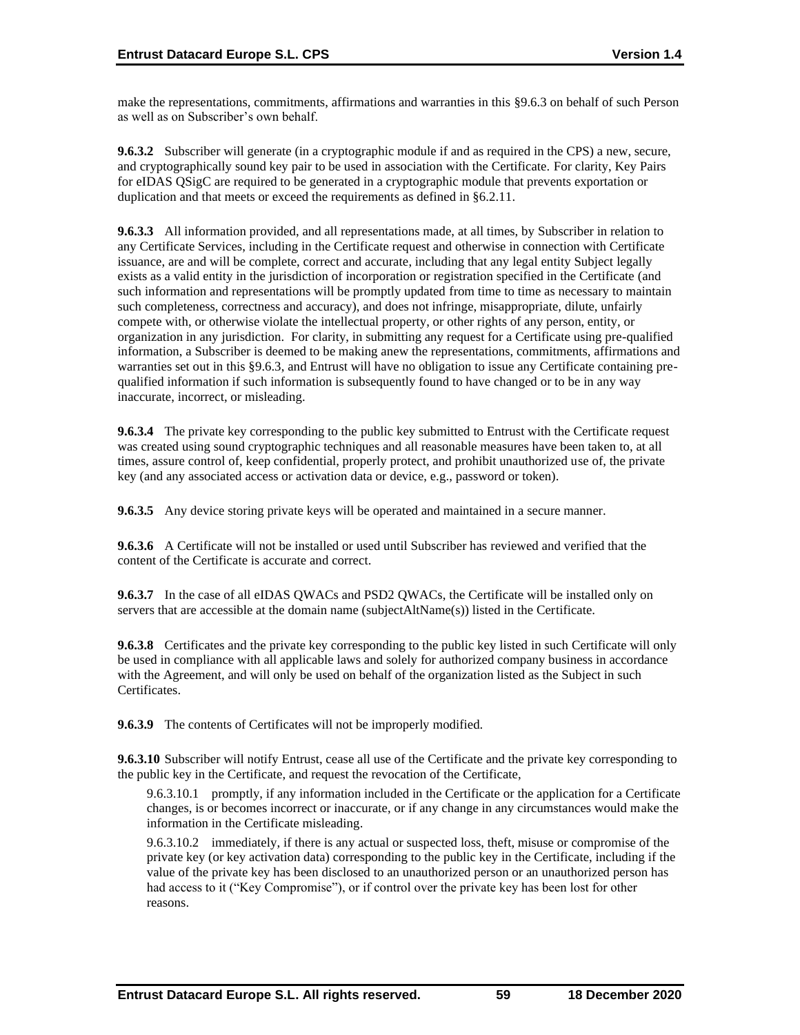make the representations, commitments, affirmations and warranties in this §9.6.3 on behalf of such Person as well as on Subscriber's own behalf.

**9.6.3.2** Subscriber will generate (in a cryptographic module if and as required in the CPS) a new, secure, and cryptographically sound key pair to be used in association with the Certificate. For clarity, Key Pairs for eIDAS QSigC are required to be generated in a cryptographic module that prevents exportation or duplication and that meets or exceed the requirements as defined in §6.2.11.

**9.6.3.3** All information provided, and all representations made, at all times, by Subscriber in relation to any Certificate Services, including in the Certificate request and otherwise in connection with Certificate issuance, are and will be complete, correct and accurate, including that any legal entity Subject legally exists as a valid entity in the jurisdiction of incorporation or registration specified in the Certificate (and such information and representations will be promptly updated from time to time as necessary to maintain such completeness, correctness and accuracy), and does not infringe, misappropriate, dilute, unfairly compete with, or otherwise violate the intellectual property, or other rights of any person, entity, or organization in any jurisdiction. For clarity, in submitting any request for a Certificate using pre-qualified information, a Subscriber is deemed to be making anew the representations, commitments, affirmations and warranties set out in this §9.6.3, and Entrust will have no obligation to issue any Certificate containing pre-qualified information if such information is subsequently found to have changed or to be in any way inaccurate, incorrect, or misleading.

**9.6.3.4** The private key corresponding to the public key submitted to Entrust with the Certificate request was created using sound cryptographic techniques and all reasonable measures have been taken to, at all times, assure control of, keep confidential, properly protect, and prohibit unauthorized use of, the private key (and any associated access or activation data or device, e.g., password or token).

**9.6.3.5** Any device storing private keys will be operated and maintained in a secure manner.

**9.6.3.6** A Certificate will not be installed or used until Subscriber has reviewed and verified that the content of the Certificate is accurate and correct.

**9.6.3.7** In the case of all eIDAS QWACs and PSD2 QWACs, the Certificate will be installed only on servers that are accessible at the domain name (subjectAltName(s)) listed in the Certificate.

**9.6.3.8** Certificates and the private key corresponding to the public key listed in such Certificate will only be used in compliance with all applicable laws and solely for authorized company business in accordance with the Agreement, and will only be used on behalf of the organization listed as the Subject in such Certificates.

**9.6.3.9** The contents of Certificates will not be improperly modified.

**9.6.3.10** Subscriber will notify Entrust, cease all use of the Certificate and the private key corresponding to the public key in the Certificate, and request the revocation of the Certificate,

9.6.3.10.1 promptly, if any information included in the Certificate or the application for a Certificate changes, is or becomes incorrect or inaccurate, or if any change in any circumstances would make the information in the Certificate misleading.

9.6.3.10.2 immediately, if there is any actual or suspected loss, theft, misuse or compromise of the private key (or key activation data) corresponding to the public key in the Certificate, including if the value of the private key has been disclosed to an unauthorized person or an unauthorized person has had access to it ("Key Compromise"), or if control over the private key has been lost for other reasons.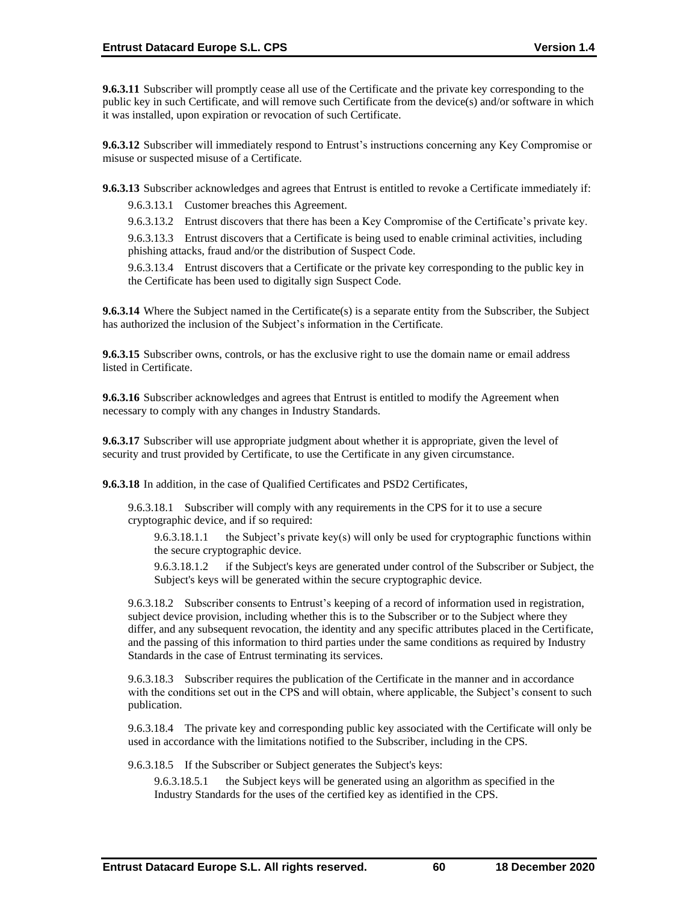**9.6.3.11** Subscriber will promptly cease all use of the Certificate and the private key corresponding to the public key in such Certificate, and will remove such Certificate from the device(s) and/or software in which it was installed, upon expiration or revocation of such Certificate.

**9.6.3.12** Subscriber will immediately respond to Entrust's instructions concerning any Key Compromise or misuse or suspected misuse of a Certificate.

**9.6.3.13** Subscriber acknowledges and agrees that Entrust is entitled to revoke a Certificate immediately if:

9.6.3.13.1 Customer breaches this Agreement.

9.6.3.13.2 Entrust discovers that there has been a Key Compromise of the Certificate's private key.

9.6.3.13.3 Entrust discovers that a Certificate is being used to enable criminal activities, including phishing attacks, fraud and/or the distribution of Suspect Code.

9.6.3.13.4 Entrust discovers that a Certificate or the private key corresponding to the public key in the Certificate has been used to digitally sign Suspect Code.

**9.6.3.14** Where the Subject named in the Certificate(s) is a separate entity from the Subscriber, the Subject has authorized the inclusion of the Subject's information in the Certificate.

**9.6.3.15** Subscriber owns, controls, or has the exclusive right to use the domain name or email address listed in Certificate.

**9.6.3.16** Subscriber acknowledges and agrees that Entrust is entitled to modify the Agreement when necessary to comply with any changes in Industry Standards.

**9.6.3.17** Subscriber will use appropriate judgment about whether it is appropriate, given the level of security and trust provided by Certificate, to use the Certificate in any given circumstance.

**9.6.3.18** In addition, in the case of Qualified Certificates and PSD2 Certificates,

9.6.3.18.1 Subscriber will comply with any requirements in the CPS for it to use a secure cryptographic device, and if so required:

9.6.3.18.1.1 the Subject's private key(s) will only be used for cryptographic functions within the secure cryptographic device.

9.6.3.18.1.2 if the Subject's keys are generated under control of the Subscriber or Subject, the Subject's keys will be generated within the secure cryptographic device.

9.6.3.18.2 Subscriber consents to Entrust's keeping of a record of information used in registration, subject device provision, including whether this is to the Subscriber or to the Subject where they differ, and any subsequent revocation, the identity and any specific attributes placed in the Certificate, and the passing of this information to third parties under the same conditions as required by Industry Standards in the case of Entrust terminating its services.

9.6.3.18.3 Subscriber requires the publication of the Certificate in the manner and in accordance with the conditions set out in the CPS and will obtain, where applicable, the Subject's consent to such publication.

9.6.3.18.4 The private key and corresponding public key associated with the Certificate will only be used in accordance with the limitations notified to the Subscriber, including in the CPS.

9.6.3.18.5 If the Subscriber or Subject generates the Subject's keys:

9.6.3.18.5.1 the Subject keys will be generated using an algorithm as specified in the Industry Standards for the uses of the certified key as identified in the CPS.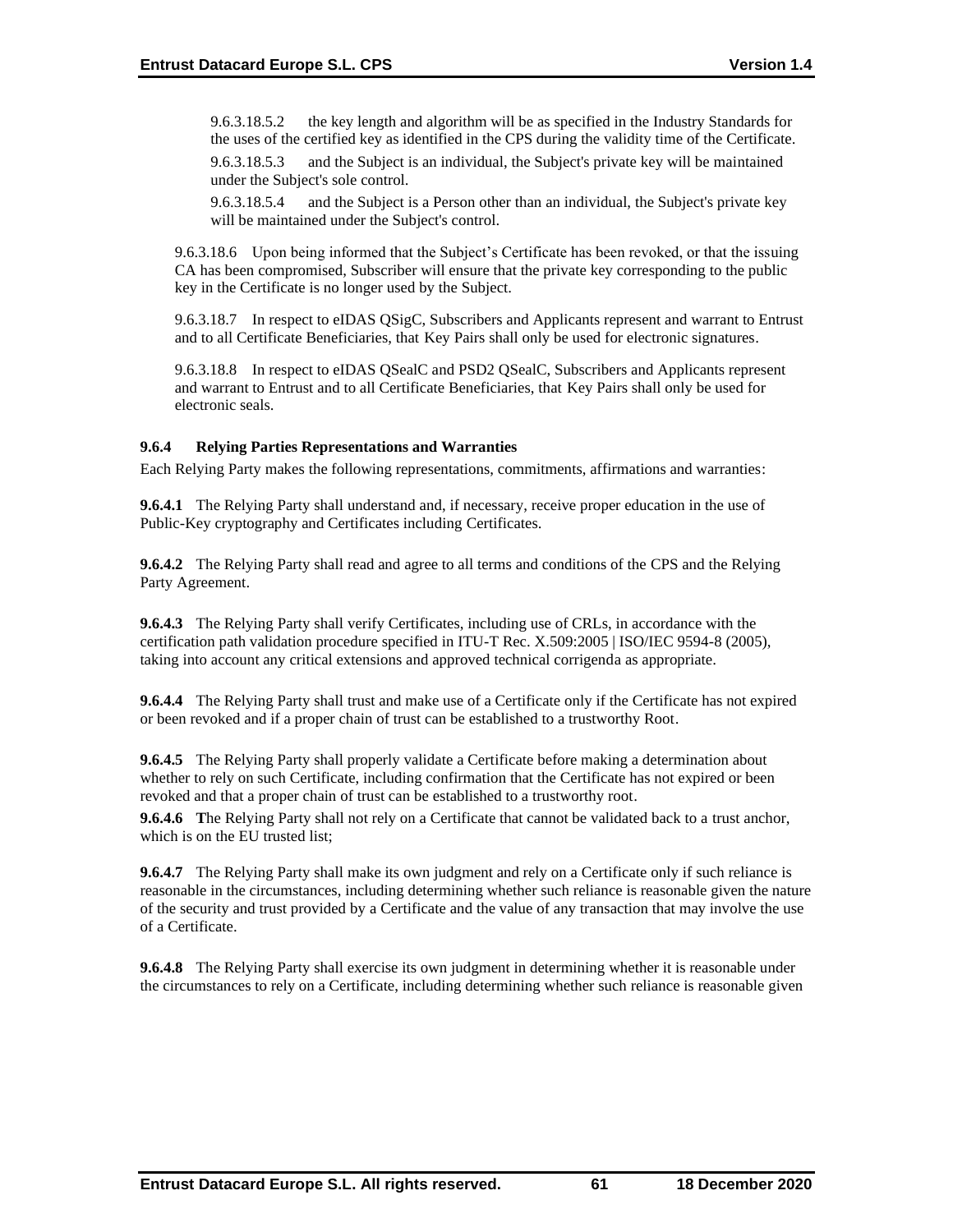9.6.3.18.5.2 the key length and algorithm will be as specified in the Industry Standards for the uses of the certified key as identified in the CPS during the validity time of the Certificate.

9.6.3.18.5.3 and the Subject is an individual, the Subject's private key will be maintained under the Subject's sole control.

9.6.3.18.5.4 and the Subject is a Person other than an individual, the Subject's private key will be maintained under the Subject's control.

9.6.3.18.6 Upon being informed that the Subject's Certificate has been revoked, or that the issuing CA has been compromised, Subscriber will ensure that the private key corresponding to the public key in the Certificate is no longer used by the Subject.

9.6.3.18.7 In respect to eIDAS QSigC, Subscribers and Applicants represent and warrant to Entrust and to all Certificate Beneficiaries, that Key Pairs shall only be used for electronic signatures.

9.6.3.18.8 In respect to eIDAS QSealC and PSD2 QSealC, Subscribers and Applicants represent and warrant to Entrust and to all Certificate Beneficiaries, that Key Pairs shall only be used for electronic seals.

### 9.6.4 Relying Parties Representations and Warranties

Each Relying Party makes the following representations, commitments, affirmations and warranties:

**9.6.4.1** The Relying Party shall understand and, if necessary, receive proper education in the use of Public-Key cryptography and Certificates including Certificates.

**9.6.4.2** The Relying Party shall read and agree to all terms and conditions of the CPS and the Relying Party Agreement.

**9.6.4.3** The Relying Party shall verify Certificates, including use of CRLs, in accordance with the certification path validation procedure specified in ITU-T Rec. X.509:2005 | ISO/IEC 9594-8 (2005), taking into account any critical extensions and approved technical corrigenda as appropriate.

**9.6.4.4** The Relying Party shall trust and make use of a Certificate only if the Certificate has not expired or been revoked and if a proper chain of trust can be established to a trustworthy Root.

**9.6.4.5** The Relying Party shall properly validate a Certificate before making a determination about whether to rely on such Certificate, including confirmation that the Certificate has not expired or been revoked and that a proper chain of trust can be established to a trustworthy root.

**9.6.4.6** **T**he Relying Party shall not rely on a Certificate that cannot be validated back to a trust anchor, which is on the EU trusted list;

**9.6.4.7** The Relying Party shall make its own judgment and rely on a Certificate only if such reliance is reasonable in the circumstances, including determining whether such reliance is reasonable given the nature of the security and trust provided by a Certificate and the value of any transaction that may involve the use of a Certificate.

**9.6.4.8** The Relying Party shall exercise its own judgment in determining whether it is reasonable under the circumstances to rely on a Certificate, including determining whether such reliance is reasonable given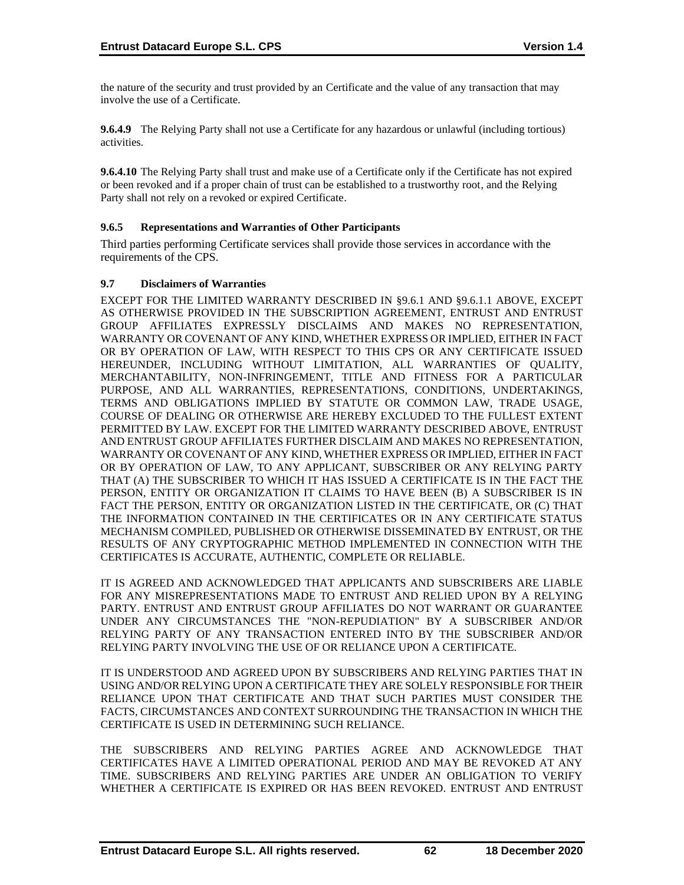the nature of the security and trust provided by an Certificate and the value of any transaction that may involve the use of a Certificate.

**9.6.4.9** The Relying Party shall not use a Certificate for any hazardous or unlawful (including tortious) activities.

**9.6.4.10** The Relying Party shall trust and make use of a Certificate only if the Certificate has not expired or been revoked and if a proper chain of trust can be established to a trustworthy root, and the Relying Party shall not rely on a revoked or expired Certificate.

#### 9.6.5 Representations and Warranties of Other Participants

Third parties performing Certificate services shall provide those services in accordance with the requirements of the CPS.

### 9.7 Disclaimers of Warranties

EXCEPT FOR THE LIMITED WARRANTY DESCRIBED IN §9.6.1 AND §9.6.1.1 ABOVE, EXCEPT AS OTHERWISE PROVIDED IN THE SUBSCRIPTION AGREEMENT, ENTRUST AND ENTRUST GROUP AFFILIATES EXPRESSLY DISCLAIMS AND MAKES NO REPRESENTATION, WARRANTY OR COVENANT OF ANY KIND, WHETHER EXPRESS OR IMPLIED, EITHER IN FACT OR BY OPERATION OF LAW, WITH RESPECT TO THIS CPS OR ANY CERTIFICATE ISSUED HEREUNDER, INCLUDING WITHOUT LIMITATION, ALL WARRANTIES OF QUALITY, MERCHANTABILITY, NON-INFRINGEMENT, TITLE AND FITNESS FOR A PARTICULAR PURPOSE, AND ALL WARRANTIES, REPRESENTATIONS, CONDITIONS, UNDERTAKINGS, TERMS AND OBLIGATIONS IMPLIED BY STATUTE OR COMMON LAW, TRADE USAGE, COURSE OF DEALING OR OTHERWISE ARE HEREBY EXCLUDED TO THE FULLEST EXTENT PERMITTED BY LAW. EXCEPT FOR THE LIMITED WARRANTY DESCRIBED ABOVE, ENTRUST AND ENTRUST GROUP AFFILIATES FURTHER DISCLAIM AND MAKES NO REPRESENTATION, WARRANTY OR COVENANT OF ANY KIND, WHETHER EXPRESS OR IMPLIED, EITHER IN FACT OR BY OPERATION OF LAW, TO ANY APPLICANT, SUBSCRIBER OR ANY RELYING PARTY THAT (A) THE SUBSCRIBER TO WHICH IT HAS ISSUED A CERTIFICATE IS IN THE FACT THE PERSON, ENTITY OR ORGANIZATION IT CLAIMS TO HAVE BEEN (B) A SUBSCRIBER IS IN FACT THE PERSON, ENTITY OR ORGANIZATION LISTED IN THE CERTIFICATE, OR (C) THAT THE INFORMATION CONTAINED IN THE CERTIFICATES OR IN ANY CERTIFICATE STATUS MECHANISM COMPILED, PUBLISHED OR OTHERWISE DISSEMINATED BY ENTRUST, OR THE RESULTS OF ANY CRYPTOGRAPHIC METHOD IMPLEMENTED IN CONNECTION WITH THE CERTIFICATES IS ACCURATE, AUTHENTIC, COMPLETE OR RELIABLE.

IT IS AGREED AND ACKNOWLEDGED THAT APPLICANTS AND SUBSCRIBERS ARE LIABLE FOR ANY MISREPRESENTATIONS MADE TO ENTRUST AND RELIED UPON BY A RELYING PARTY. ENTRUST AND ENTRUST GROUP AFFILIATES DO NOT WARRANT OR GUARANTEE UNDER ANY CIRCUMSTANCES THE "NON-REPUDIATION" BY A SUBSCRIBER AND/OR RELYING PARTY OF ANY TRANSACTION ENTERED INTO BY THE SUBSCRIBER AND/OR RELYING PARTY INVOLVING THE USE OF OR RELIANCE UPON A CERTIFICATE.

IT IS UNDERSTOOD AND AGREED UPON BY SUBSCRIBERS AND RELYING PARTIES THAT IN USING AND/OR RELYING UPON A CERTIFICATE THEY ARE SOLELY RESPONSIBLE FOR THEIR RELIANCE UPON THAT CERTIFICATE AND THAT SUCH PARTIES MUST CONSIDER THE FACTS, CIRCUMSTANCES AND CONTEXT SURROUNDING THE TRANSACTION IN WHICH THE CERTIFICATE IS USED IN DETERMINING SUCH RELIANCE.

THE SUBSCRIBERS AND RELYING PARTIES AGREE AND ACKNOWLEDGE THAT CERTIFICATES HAVE A LIMITED OPERATIONAL PERIOD AND MAY BE REVOKED AT ANY TIME. SUBSCRIBERS AND RELYING PARTIES ARE UNDER AN OBLIGATION TO VERIFY WHETHER A CERTIFICATE IS EXPIRED OR HAS BEEN REVOKED. ENTRUST AND ENTRUST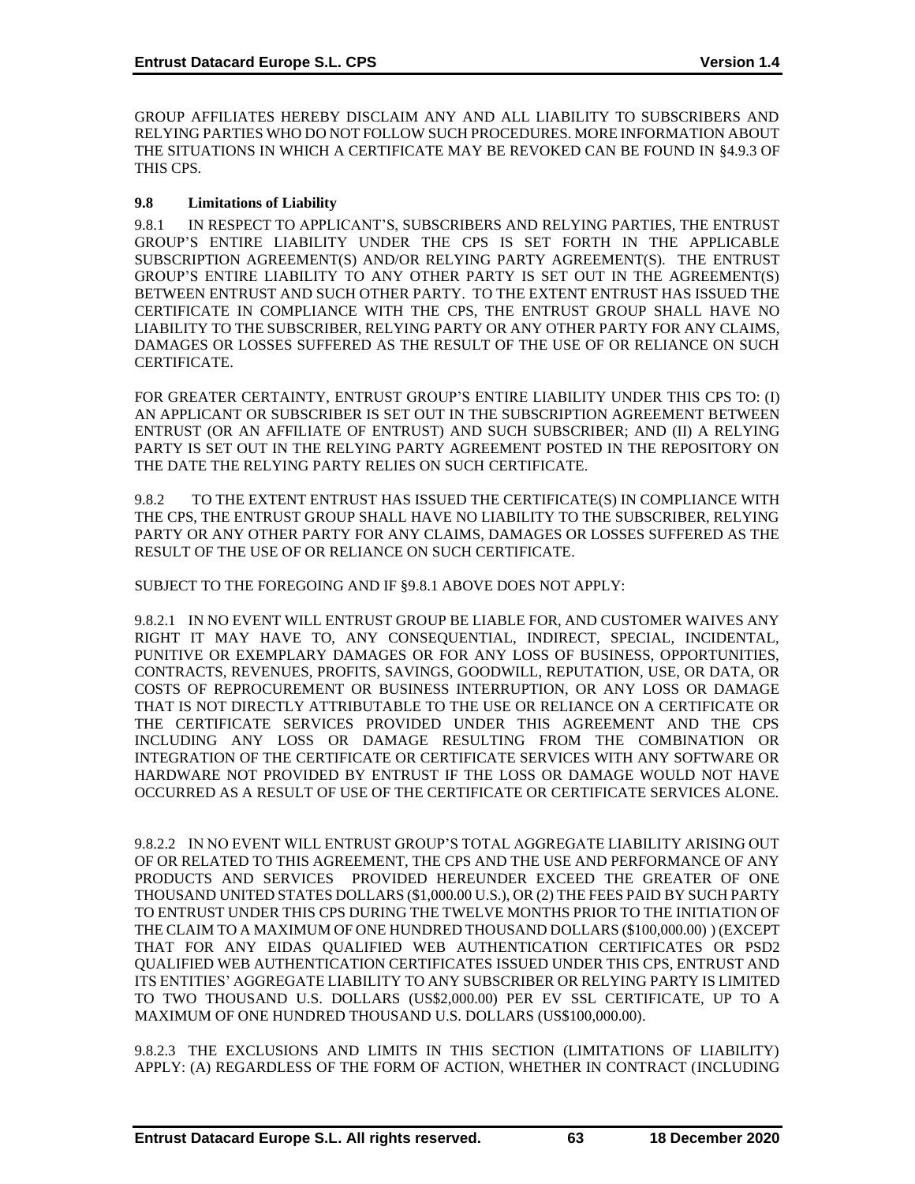GROUP AFFILIATES HEREBY DISCLAIM ANY AND ALL LIABILITY TO SUBSCRIBERS AND RELYING PARTIES WHO DO NOT FOLLOW SUCH PROCEDURES. MORE INFORMATION ABOUT THE SITUATIONS IN WHICH A CERTIFICATE MAY BE REVOKED CAN BE FOUND IN §4.9.3 OF THIS CPS.

### 9.8 Limitations of Liability

9.8.1 IN RESPECT TO APPLICANT'S, SUBSCRIBERS AND RELYING PARTIES, THE ENTRUST GROUP'S ENTIRE LIABILITY UNDER THE CPS IS SET FORTH IN THE APPLICABLE SUBSCRIPTION AGREEMENT(S) AND/OR RELYING PARTY AGREEMENT(S). THE ENTRUST GROUP'S ENTIRE LIABILITY TO ANY OTHER PARTY IS SET OUT IN THE AGREEMENT(S) BETWEEN ENTRUST AND SUCH OTHER PARTY. TO THE EXTENT ENTRUST HAS ISSUED THE CERTIFICATE IN COMPLIANCE WITH THE CPS, THE ENTRUST GROUP SHALL HAVE NO LIABILITY TO THE SUBSCRIBER, RELYING PARTY OR ANY OTHER PARTY FOR ANY CLAIMS, DAMAGES OR LOSSES SUFFERED AS THE RESULT OF THE USE OF OR RELIANCE ON SUCH CERTIFICATE.

FOR GREATER CERTAINTY, ENTRUST GROUP'S ENTIRE LIABILITY UNDER THIS CPS TO: (I) AN APPLICANT OR SUBSCRIBER IS SET OUT IN THE SUBSCRIPTION AGREEMENT BETWEEN ENTRUST (OR AN AFFILIATE OF ENTRUST) AND SUCH SUBSCRIBER; AND (II) A RELYING PARTY IS SET OUT IN THE RELYING PARTY AGREEMENT POSTED IN THE REPOSITORY ON THE DATE THE RELYING PARTY RELIES ON SUCH CERTIFICATE.

9.8.2 TO THE EXTENT ENTRUST HAS ISSUED THE CERTIFICATE(S) IN COMPLIANCE WITH THE CPS, THE ENTRUST GROUP SHALL HAVE NO LIABILITY TO THE SUBSCRIBER, RELYING PARTY OR ANY OTHER PARTY FOR ANY CLAIMS, DAMAGES OR LOSSES SUFFERED AS THE RESULT OF THE USE OF OR RELIANCE ON SUCH CERTIFICATE.

SUBJECT TO THE FOREGOING AND IF §9.8.1 ABOVE DOES NOT APPLY:

9.8.2.1 IN NO EVENT WILL ENTRUST GROUP BE LIABLE FOR, AND CUSTOMER WAIVES ANY RIGHT IT MAY HAVE TO, ANY CONSEQUENTIAL, INDIRECT, SPECIAL, INCIDENTAL, PUNITIVE OR EXEMPLARY DAMAGES OR FOR ANY LOSS OF BUSINESS, OPPORTUNITIES, CONTRACTS, REVENUES, PROFITS, SAVINGS, GOODWILL, REPUTATION, USE, OR DATA, OR COSTS OF REPROCUREMENT OR BUSINESS INTERRUPTION, OR ANY LOSS OR DAMAGE THAT IS NOT DIRECTLY ATTRIBUTABLE TO THE USE OR RELIANCE ON A CERTIFICATE OR THE CERTIFICATE SERVICES PROVIDED UNDER THIS AGREEMENT AND THE CPS INCLUDING ANY LOSS OR DAMAGE RESULTING FROM THE COMBINATION OR INTEGRATION OF THE CERTIFICATE OR CERTIFICATE SERVICES WITH ANY SOFTWARE OR HARDWARE NOT PROVIDED BY ENTRUST IF THE LOSS OR DAMAGE WOULD NOT HAVE OCCURRED AS A RESULT OF USE OF THE CERTIFICATE OR CERTIFICATE SERVICES ALONE.

9.8.2.2 IN NO EVENT WILL ENTRUST GROUP'S TOTAL AGGREGATE LIABILITY ARISING OUT OF OR RELATED TO THIS AGREEMENT, THE CPS AND THE USE AND PERFORMANCE OF ANY PRODUCTS AND SERVICES PROVIDED HEREUNDER EXCEED THE GREATER OF ONE THOUSAND UNITED STATES DOLLARS ($1,000.00 U.S.), OR (2) THE FEES PAID BY SUCH PARTY TO ENTRUST UNDER THIS CPS DURING THE TWELVE MONTHS PRIOR TO THE INITIATION OF THE CLAIM TO A MAXIMUM OF ONE HUNDRED THOUSAND DOLLARS ($100,000.00) ) (EXCEPT THAT FOR ANY EIDAS QUALIFIED WEB AUTHENTICATION CERTIFICATES OR PSD2 QUALIFIED WEB AUTHENTICATION CERTIFICATES ISSUED UNDER THIS CPS, ENTRUST AND ITS ENTITIES' AGGREGATE LIABILITY TO ANY SUBSCRIBER OR RELYING PARTY IS LIMITED TO TWO THOUSAND U.S. DOLLARS (US$2,000.00) PER EV SSL CERTIFICATE, UP TO A MAXIMUM OF ONE HUNDRED THOUSAND U.S. DOLLARS (US$100,000.00).

9.8.2.3 THE EXCLUSIONS AND LIMITS IN THIS SECTION (LIMITATIONS OF LIABILITY) APPLY: (A) REGARDLESS OF THE FORM OF ACTION, WHETHER IN CONTRACT (INCLUDING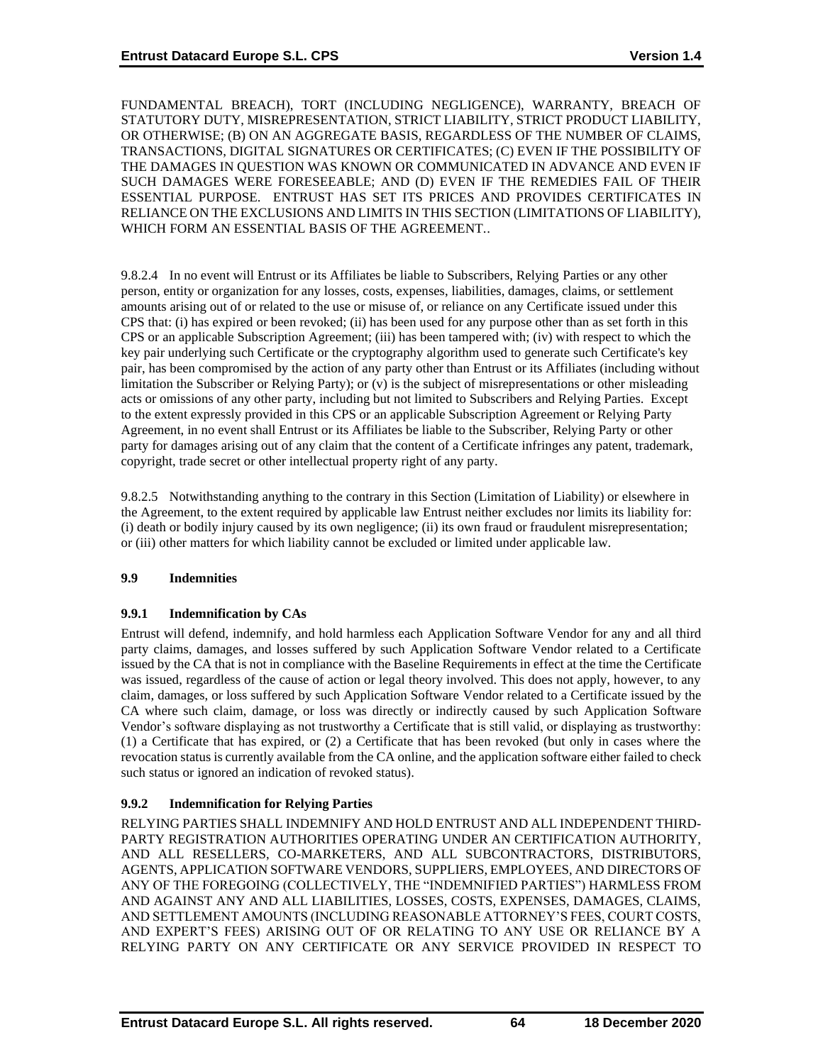FUNDAMENTAL BREACH), TORT (INCLUDING NEGLIGENCE), WARRANTY, BREACH OF STATUTORY DUTY, MISREPRESENTATION, STRICT LIABILITY, STRICT PRODUCT LIABILITY, OR OTHERWISE; (B) ON AN AGGREGATE BASIS, REGARDLESS OF THE NUMBER OF CLAIMS, TRANSACTIONS, DIGITAL SIGNATURES OR CERTIFICATES; (C) EVEN IF THE POSSIBILITY OF THE DAMAGES IN QUESTION WAS KNOWN OR COMMUNICATED IN ADVANCE AND EVEN IF SUCH DAMAGES WERE FORESEEABLE; AND (D) EVEN IF THE REMEDIES FAIL OF THEIR ESSENTIAL PURPOSE. ENTRUST HAS SET ITS PRICES AND PROVIDES CERTIFICATES IN RELIANCE ON THE EXCLUSIONS AND LIMITS IN THIS SECTION (LIMITATIONS OF LIABILITY), WHICH FORM AN ESSENTIAL BASIS OF THE AGREEMENT..

9.8.2.4 In no event will Entrust or its Affiliates be liable to Subscribers, Relying Parties or any other person, entity or organization for any losses, costs, expenses, liabilities, damages, claims, or settlement amounts arising out of or related to the use or misuse of, or reliance on any Certificate issued under this CPS that: (i) has expired or been revoked; (ii) has been used for any purpose other than as set forth in this CPS or an applicable Subscription Agreement; (iii) has been tampered with; (iv) with respect to which the key pair underlying such Certificate or the cryptography algorithm used to generate such Certificate's key pair, has been compromised by the action of any party other than Entrust or its Affiliates (including without limitation the Subscriber or Relying Party); or (v) is the subject of misrepresentations or other misleading acts or omissions of any other party, including but not limited to Subscribers and Relying Parties. Except to the extent expressly provided in this CPS or an applicable Subscription Agreement or Relying Party Agreement, in no event shall Entrust or its Affiliates be liable to the Subscriber, Relying Party or other party for damages arising out of any claim that the content of a Certificate infringes any patent, trademark, copyright, trade secret or other intellectual property right of any party.

9.8.2.5 Notwithstanding anything to the contrary in this Section (Limitation of Liability) or elsewhere in the Agreement, to the extent required by applicable law Entrust neither excludes nor limits its liability for: (i) death or bodily injury caused by its own negligence; (ii) its own fraud or fraudulent misrepresentation; or (iii) other matters for which liability cannot be excluded or limited under applicable law.

## 9.9 Indemnities

### 9.9.1 Indemnification by CAs

Entrust will defend, indemnify, and hold harmless each Application Software Vendor for any and all third party claims, damages, and losses suffered by such Application Software Vendor related to a Certificate issued by the CA that is not in compliance with the Baseline Requirements in effect at the time the Certificate was issued, regardless of the cause of action or legal theory involved. This does not apply, however, to any claim, damages, or loss suffered by such Application Software Vendor related to a Certificate issued by the CA where such claim, damage, or loss was directly or indirectly caused by such Application Software Vendor's software displaying as not trustworthy a Certificate that is still valid, or displaying as trustworthy: (1) a Certificate that has expired, or (2) a Certificate that has been revoked (but only in cases where the revocation status is currently available from the CA online, and the application software either failed to check such status or ignored an indication of revoked status).

### 9.9.2 Indemnification for Relying Parties

RELYING PARTIES SHALL INDEMNIFY AND HOLD ENTRUST AND ALL INDEPENDENT THIRD-PARTY REGISTRATION AUTHORITIES OPERATING UNDER AN CERTIFICATION AUTHORITY, AND ALL RESELLERS, CO-MARKETERS, AND ALL SUBCONTRACTORS, DISTRIBUTORS, AGENTS, APPLICATION SOFTWARE VENDORS, SUPPLIERS, EMPLOYEES, AND DIRECTORS OF ANY OF THE FOREGOING (COLLECTIVELY, THE "INDEMNIFIED PARTIES") HARMLESS FROM AND AGAINST ANY AND ALL LIABILITIES, LOSSES, COSTS, EXPENSES, DAMAGES, CLAIMS, AND SETTLEMENT AMOUNTS (INCLUDING REASONABLE ATTORNEY'S FEES, COURT COSTS, AND EXPERT'S FEES) ARISING OUT OF OR RELATING TO ANY USE OR RELIANCE BY A RELYING PARTY ON ANY CERTIFICATE OR ANY SERVICE PROVIDED IN RESPECT TO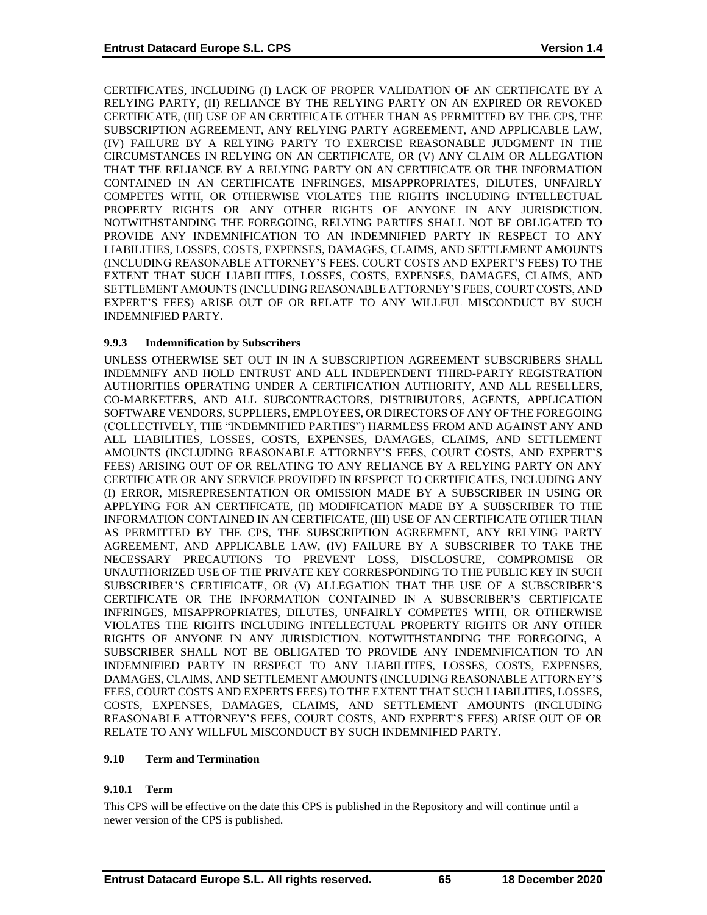CERTIFICATES, INCLUDING (I) LACK OF PROPER VALIDATION OF AN CERTIFICATE BY A RELYING PARTY, (II) RELIANCE BY THE RELYING PARTY ON AN EXPIRED OR REVOKED CERTIFICATE, (III) USE OF AN CERTIFICATE OTHER THAN AS PERMITTED BY THE CPS, THE SUBSCRIPTION AGREEMENT, ANY RELYING PARTY AGREEMENT, AND APPLICABLE LAW, (IV) FAILURE BY A RELYING PARTY TO EXERCISE REASONABLE JUDGMENT IN THE CIRCUMSTANCES IN RELYING ON AN CERTIFICATE, OR (V) ANY CLAIM OR ALLEGATION THAT THE RELIANCE BY A RELYING PARTY ON AN CERTIFICATE OR THE INFORMATION CONTAINED IN AN CERTIFICATE INFRINGES, MISAPPROPRIATES, DILUTES, UNFAIRLY COMPETES WITH, OR OTHERWISE VIOLATES THE RIGHTS INCLUDING INTELLECTUAL PROPERTY RIGHTS OR ANY OTHER RIGHTS OF ANYONE IN ANY JURISDICTION. NOTWITHSTANDING THE FOREGOING, RELYING PARTIES SHALL NOT BE OBLIGATED TO PROVIDE ANY INDEMNIFICATION TO AN INDEMNIFIED PARTY IN RESPECT TO ANY LIABILITIES, LOSSES, COSTS, EXPENSES, DAMAGES, CLAIMS, AND SETTLEMENT AMOUNTS (INCLUDING REASONABLE ATTORNEY'S FEES, COURT COSTS AND EXPERT'S FEES) TO THE EXTENT THAT SUCH LIABILITIES, LOSSES, COSTS, EXPENSES, DAMAGES, CLAIMS, AND SETTLEMENT AMOUNTS (INCLUDING REASONABLE ATTORNEY'S FEES, COURT COSTS, AND EXPERT'S FEES) ARISE OUT OF OR RELATE TO ANY WILLFUL MISCONDUCT BY SUCH INDEMNIFIED PARTY.

#### 9.9.3 Indemnification by Subscribers

UNLESS OTHERWISE SET OUT IN IN A SUBSCRIPTION AGREEMENT SUBSCRIBERS SHALL INDEMNIFY AND HOLD ENTRUST AND ALL INDEPENDENT THIRD-PARTY REGISTRATION AUTHORITIES OPERATING UNDER A CERTIFICATION AUTHORITY, AND ALL RESELLERS, CO-MARKETERS, AND ALL SUBCONTRACTORS, DISTRIBUTORS, AGENTS, APPLICATION SOFTWARE VENDORS, SUPPLIERS, EMPLOYEES, OR DIRECTORS OF ANY OF THE FOREGOING (COLLECTIVELY, THE "INDEMNIFIED PARTIES") HARMLESS FROM AND AGAINST ANY AND ALL LIABILITIES, LOSSES, COSTS, EXPENSES, DAMAGES, CLAIMS, AND SETTLEMENT AMOUNTS (INCLUDING REASONABLE ATTORNEY'S FEES, COURT COSTS, AND EXPERT'S FEES) ARISING OUT OF OR RELATING TO ANY RELIANCE BY A RELYING PARTY ON ANY CERTIFICATE OR ANY SERVICE PROVIDED IN RESPECT TO CERTIFICATES, INCLUDING ANY (I) ERROR, MISREPRESENTATION OR OMISSION MADE BY A SUBSCRIBER IN USING OR APPLYING FOR AN CERTIFICATE, (II) MODIFICATION MADE BY A SUBSCRIBER TO THE INFORMATION CONTAINED IN AN CERTIFICATE, (III) USE OF AN CERTIFICATE OTHER THAN AS PERMITTED BY THE CPS, THE SUBSCRIPTION AGREEMENT, ANY RELYING PARTY AGREEMENT, AND APPLICABLE LAW, (IV) FAILURE BY A SUBSCRIBER TO TAKE THE NECESSARY PRECAUTIONS TO PREVENT LOSS, DISCLOSURE, COMPROMISE OR UNAUTHORIZED USE OF THE PRIVATE KEY CORRESPONDING TO THE PUBLIC KEY IN SUCH SUBSCRIBER'S CERTIFICATE, OR (V) ALLEGATION THAT THE USE OF A SUBSCRIBER'S CERTIFICATE OR THE INFORMATION CONTAINED IN A SUBSCRIBER'S CERTIFICATE INFRINGES, MISAPPROPRIATES, DILUTES, UNFAIRLY COMPETES WITH, OR OTHERWISE VIOLATES THE RIGHTS INCLUDING INTELLECTUAL PROPERTY RIGHTS OR ANY OTHER RIGHTS OF ANYONE IN ANY JURISDICTION. NOTWITHSTANDING THE FOREGOING, A SUBSCRIBER SHALL NOT BE OBLIGATED TO PROVIDE ANY INDEMNIFICATION TO AN INDEMNIFIED PARTY IN RESPECT TO ANY LIABILITIES, LOSSES, COSTS, EXPENSES, DAMAGES, CLAIMS, AND SETTLEMENT AMOUNTS (INCLUDING REASONABLE ATTORNEY'S FEES, COURT COSTS AND EXPERTS FEES) TO THE EXTENT THAT SUCH LIABILITIES, LOSSES, COSTS, EXPENSES, DAMAGES, CLAIMS, AND SETTLEMENT AMOUNTS (INCLUDING REASONABLE ATTORNEY'S FEES, COURT COSTS, AND EXPERT'S FEES) ARISE OUT OF OR RELATE TO ANY WILLFUL MISCONDUCT BY SUCH INDEMNIFIED PARTY.

### 9.10 Term and Termination

#### 9.10.1 Term

This CPS will be effective on the date this CPS is published in the Repository and will continue until a newer version of the CPS is published.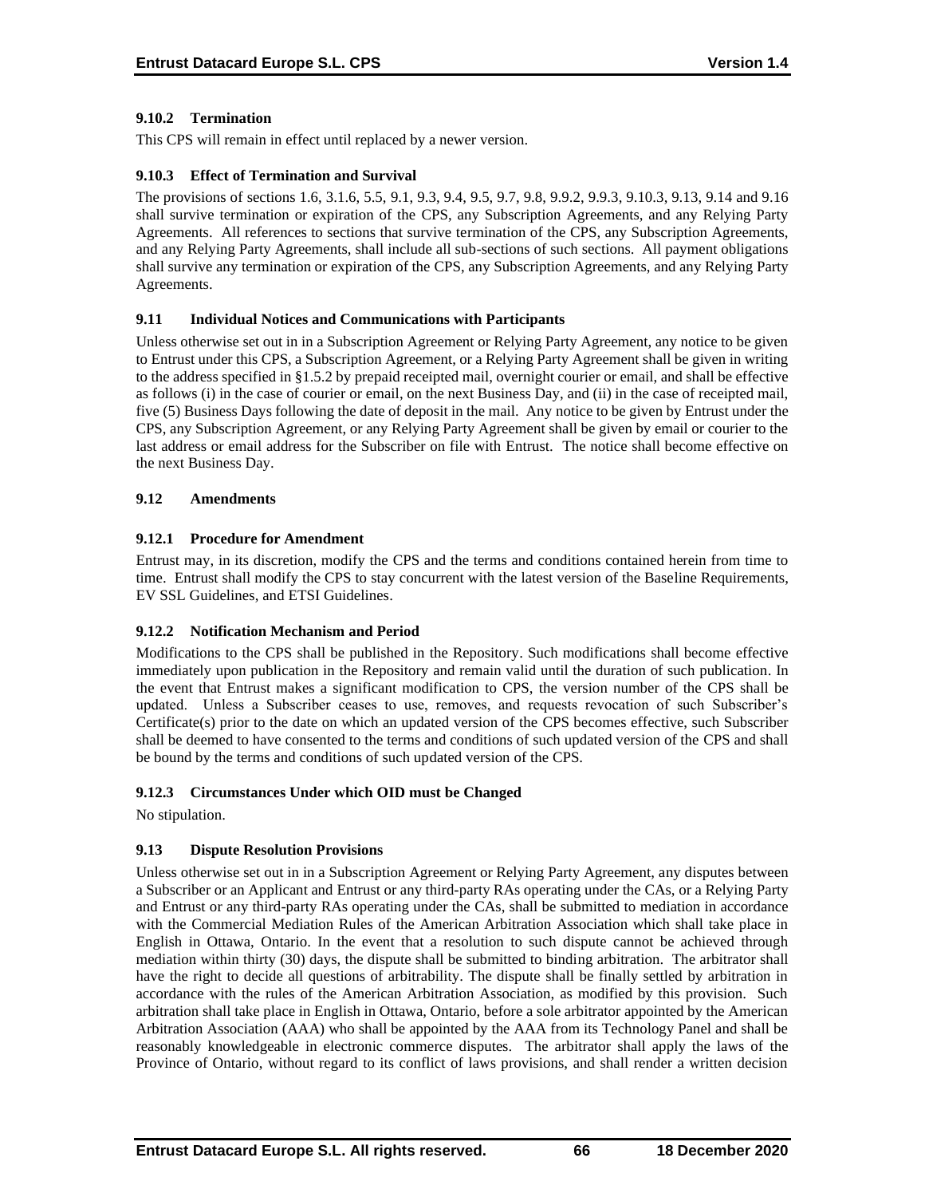### 9.10.2 Termination

This CPS will remain in effect until replaced by a newer version.

### 9.10.3 Effect of Termination and Survival

The provisions of sections 1.6, 3.1.6, 5.5, 9.1, 9.3, 9.4, 9.5, 9.7, 9.8, 9.9.2, 9.9.3, 9.10.3, 9.13, 9.14 and 9.16 shall survive termination or expiration of the CPS, any Subscription Agreements, and any Relying Party Agreements. All references to sections that survive termination of the CPS, any Subscription Agreements, and any Relying Party Agreements, shall include all sub-sections of such sections. All payment obligations shall survive any termination or expiration of the CPS, any Subscription Agreements, and any Relying Party Agreements.

## 9.11 Individual Notices and Communications with Participants

Unless otherwise set out in in a Subscription Agreement or Relying Party Agreement, any notice to be given to Entrust under this CPS, a Subscription Agreement, or a Relying Party Agreement shall be given in writing to the address specified in §1.5.2 by prepaid receipted mail, overnight courier or email, and shall be effective as follows (i) in the case of courier or email, on the next Business Day, and (ii) in the case of receipted mail, five (5) Business Days following the date of deposit in the mail. Any notice to be given by Entrust under the CPS, any Subscription Agreement, or any Relying Party Agreement shall be given by email or courier to the last address or email address for the Subscriber on file with Entrust. The notice shall become effective on the next Business Day.

## 9.12 Amendments

### 9.12.1 Procedure for Amendment

Entrust may, in its discretion, modify the CPS and the terms and conditions contained herein from time to time. Entrust shall modify the CPS to stay concurrent with the latest version of the Baseline Requirements, EV SSL Guidelines, and ETSI Guidelines.

### 9.12.2 Notification Mechanism and Period

Modifications to the CPS shall be published in the Repository. Such modifications shall become effective immediately upon publication in the Repository and remain valid until the duration of such publication. In the event that Entrust makes a significant modification to CPS, the version number of the CPS shall be updated. Unless a Subscriber ceases to use, removes, and requests revocation of such Subscriber's Certificate(s) prior to the date on which an updated version of the CPS becomes effective, such Subscriber shall be deemed to have consented to the terms and conditions of such updated version of the CPS and shall be bound by the terms and conditions of such updated version of the CPS.

### 9.12.3 Circumstances Under which OID must be Changed

No stipulation.

## 9.13 Dispute Resolution Provisions

Unless otherwise set out in in a Subscription Agreement or Relying Party Agreement, any disputes between a Subscriber or an Applicant and Entrust or any third-party RAs operating under the CAs, or a Relying Party and Entrust or any third-party RAs operating under the CAs, shall be submitted to mediation in accordance with the Commercial Mediation Rules of the American Arbitration Association which shall take place in English in Ottawa, Ontario. In the event that a resolution to such dispute cannot be achieved through mediation within thirty (30) days, the dispute shall be submitted to binding arbitration. The arbitrator shall have the right to decide all questions of arbitrability. The dispute shall be finally settled by arbitration in accordance with the rules of the American Arbitration Association, as modified by this provision. Such arbitration shall take place in English in Ottawa, Ontario, before a sole arbitrator appointed by the American Arbitration Association (AAA) who shall be appointed by the AAA from its Technology Panel and shall be reasonably knowledgeable in electronic commerce disputes. The arbitrator shall apply the laws of the Province of Ontario, without regard to its conflict of laws provisions, and shall render a written decision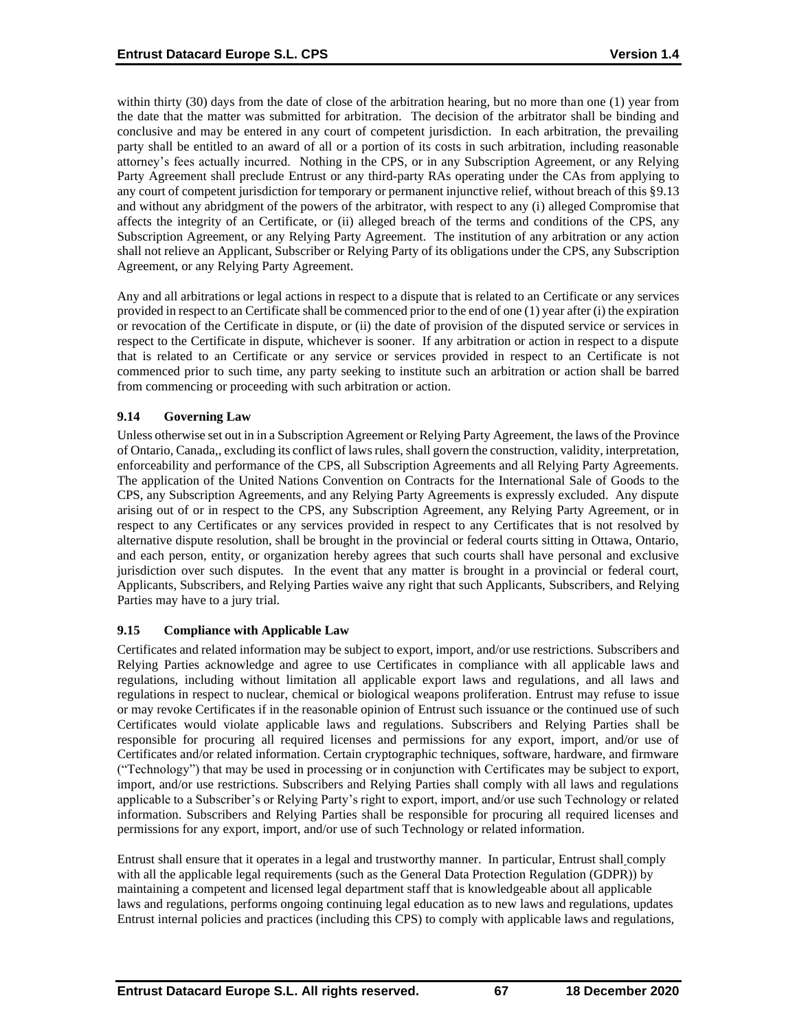within thirty (30) days from the date of close of the arbitration hearing, but no more than one (1) year from the date that the matter was submitted for arbitration. The decision of the arbitrator shall be binding and conclusive and may be entered in any court of competent jurisdiction. In each arbitration, the prevailing party shall be entitled to an award of all or a portion of its costs in such arbitration, including reasonable attorney's fees actually incurred. Nothing in the CPS, or in any Subscription Agreement, or any Relying Party Agreement shall preclude Entrust or any third-party RAs operating under the CAs from applying to any court of competent jurisdiction for temporary or permanent injunctive relief, without breach of this §9.13 and without any abridgment of the powers of the arbitrator, with respect to any (i) alleged Compromise that affects the integrity of an Certificate, or (ii) alleged breach of the terms and conditions of the CPS, any Subscription Agreement, or any Relying Party Agreement. The institution of any arbitration or any action shall not relieve an Applicant, Subscriber or Relying Party of its obligations under the CPS, any Subscription Agreement, or any Relying Party Agreement.

Any and all arbitrations or legal actions in respect to a dispute that is related to an Certificate or any services provided in respect to an Certificate shall be commenced prior to the end of one (1) year after (i) the expiration or revocation of the Certificate in dispute, or (ii) the date of provision of the disputed service or services in respect to the Certificate in dispute, whichever is sooner. If any arbitration or action in respect to a dispute that is related to an Certificate or any service or services provided in respect to an Certificate is not commenced prior to such time, any party seeking to institute such an arbitration or action shall be barred from commencing or proceeding with such arbitration or action.

### 9.14 Governing Law

Unless otherwise set out in in a Subscription Agreement or Relying Party Agreement, the laws of the Province of Ontario, Canada,, excluding its conflict of laws rules, shall govern the construction, validity, interpretation, enforceability and performance of the CPS, all Subscription Agreements and all Relying Party Agreements. The application of the United Nations Convention on Contracts for the International Sale of Goods to the CPS, any Subscription Agreements, and any Relying Party Agreements is expressly excluded. Any dispute arising out of or in respect to the CPS, any Subscription Agreement, any Relying Party Agreement, or in respect to any Certificates or any services provided in respect to any Certificates that is not resolved by alternative dispute resolution, shall be brought in the provincial or federal courts sitting in Ottawa, Ontario, and each person, entity, or organization hereby agrees that such courts shall have personal and exclusive jurisdiction over such disputes. In the event that any matter is brought in a provincial or federal court, Applicants, Subscribers, and Relying Parties waive any right that such Applicants, Subscribers, and Relying Parties may have to a jury trial.

### 9.15 Compliance with Applicable Law

Certificates and related information may be subject to export, import, and/or use restrictions. Subscribers and Relying Parties acknowledge and agree to use Certificates in compliance with all applicable laws and regulations, including without limitation all applicable export laws and regulations, and all laws and regulations in respect to nuclear, chemical or biological weapons proliferation. Entrust may refuse to issue or may revoke Certificates if in the reasonable opinion of Entrust such issuance or the continued use of such Certificates would violate applicable laws and regulations. Subscribers and Relying Parties shall be responsible for procuring all required licenses and permissions for any export, import, and/or use of Certificates and/or related information. Certain cryptographic techniques, software, hardware, and firmware ("Technology") that may be used in processing or in conjunction with Certificates may be subject to export, import, and/or use restrictions. Subscribers and Relying Parties shall comply with all laws and regulations applicable to a Subscriber's or Relying Party's right to export, import, and/or use such Technology or related information. Subscribers and Relying Parties shall be responsible for procuring all required licenses and permissions for any export, import, and/or use of such Technology or related information.

Entrust shall ensure that it operates in a legal and trustworthy manner. In particular, Entrust shall comply with all the applicable legal requirements (such as the General Data Protection Regulation (GDPR)) by maintaining a competent and licensed legal department staff that is knowledgeable about all applicable laws and regulations, performs ongoing continuing legal education as to new laws and regulations, updates Entrust internal policies and practices (including this CPS) to comply with applicable laws and regulations,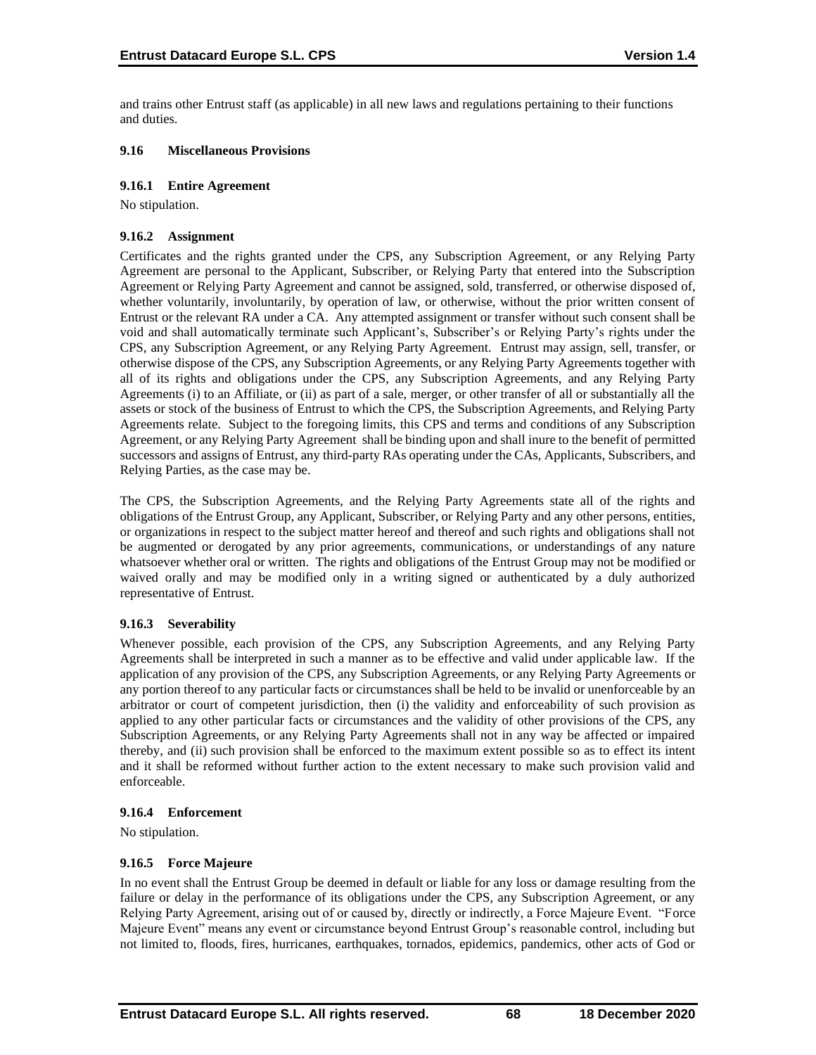and trains other Entrust staff (as applicable) in all new laws and regulations pertaining to their functions and duties.

### 9.16 Miscellaneous Provisions

#### 9.16.1 Entire Agreement

No stipulation.

#### 9.16.2 Assignment

Certificates and the rights granted under the CPS, any Subscription Agreement, or any Relying Party Agreement are personal to the Applicant, Subscriber, or Relying Party that entered into the Subscription Agreement or Relying Party Agreement and cannot be assigned, sold, transferred, or otherwise disposed of, whether voluntarily, involuntarily, by operation of law, or otherwise, without the prior written consent of Entrust or the relevant RA under a CA. Any attempted assignment or transfer without such consent shall be void and shall automatically terminate such Applicant's, Subscriber's or Relying Party's rights under the CPS, any Subscription Agreement, or any Relying Party Agreement. Entrust may assign, sell, transfer, or otherwise dispose of the CPS, any Subscription Agreements, or any Relying Party Agreements together with all of its rights and obligations under the CPS, any Subscription Agreements, and any Relying Party Agreements (i) to an Affiliate, or (ii) as part of a sale, merger, or other transfer of all or substantially all the assets or stock of the business of Entrust to which the CPS, the Subscription Agreements, and Relying Party Agreements relate. Subject to the foregoing limits, this CPS and terms and conditions of any Subscription Agreement, or any Relying Party Agreement shall be binding upon and shall inure to the benefit of permitted successors and assigns of Entrust, any third-party RAs operating under the CAs, Applicants, Subscribers, and Relying Parties, as the case may be.

The CPS, the Subscription Agreements, and the Relying Party Agreements state all of the rights and obligations of the Entrust Group, any Applicant, Subscriber, or Relying Party and any other persons, entities, or organizations in respect to the subject matter hereof and thereof and such rights and obligations shall not be augmented or derogated by any prior agreements, communications, or understandings of any nature whatsoever whether oral or written. The rights and obligations of the Entrust Group may not be modified or waived orally and may be modified only in a writing signed or authenticated by a duly authorized representative of Entrust.

#### 9.16.3 Severability

Whenever possible, each provision of the CPS, any Subscription Agreements, and any Relying Party Agreements shall be interpreted in such a manner as to be effective and valid under applicable law. If the application of any provision of the CPS, any Subscription Agreements, or any Relying Party Agreements or any portion thereof to any particular facts or circumstances shall be held to be invalid or unenforceable by an arbitrator or court of competent jurisdiction, then (i) the validity and enforceability of such provision as applied to any other particular facts or circumstances and the validity of other provisions of the CPS, any Subscription Agreements, or any Relying Party Agreements shall not in any way be affected or impaired thereby, and (ii) such provision shall be enforced to the maximum extent possible so as to effect its intent and it shall be reformed without further action to the extent necessary to make such provision valid and enforceable.

#### 9.16.4 Enforcement

No stipulation.

#### 9.16.5 Force Majeure

In no event shall the Entrust Group be deemed in default or liable for any loss or damage resulting from the failure or delay in the performance of its obligations under the CPS, any Subscription Agreement, or any Relying Party Agreement, arising out of or caused by, directly or indirectly, a Force Majeure Event. "Force Majeure Event" means any event or circumstance beyond Entrust Group's reasonable control, including but not limited to, floods, fires, hurricanes, earthquakes, tornados, epidemics, pandemics, other acts of God or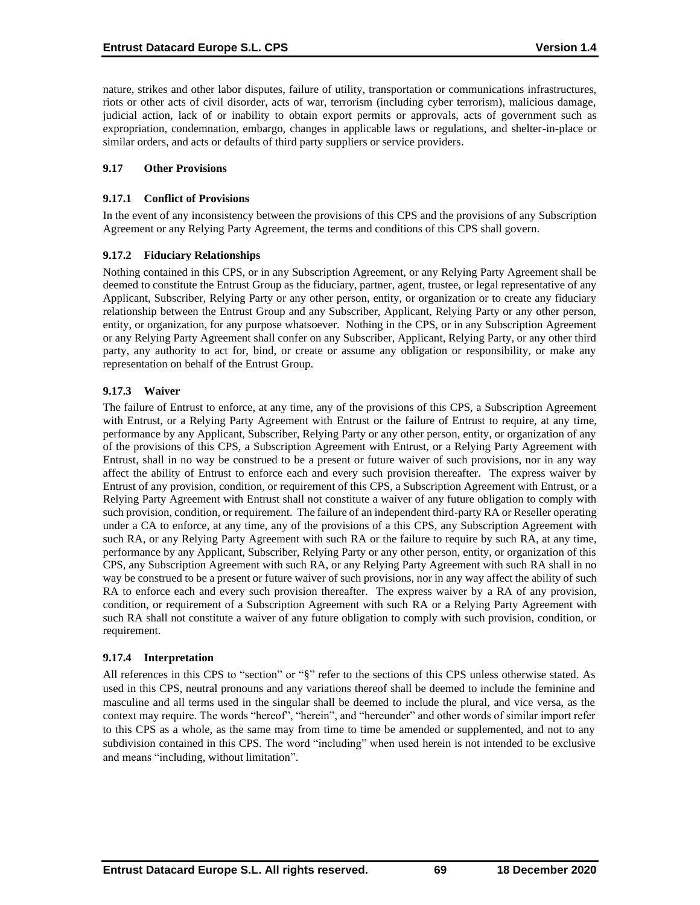nature, strikes and other labor disputes, failure of utility, transportation or communications infrastructures, riots or other acts of civil disorder, acts of war, terrorism (including cyber terrorism), malicious damage, judicial action, lack of or inability to obtain export permits or approvals, acts of government such as expropriation, condemnation, embargo, changes in applicable laws or regulations, and shelter-in-place or similar orders, and acts or defaults of third party suppliers or service providers.

### 9.17 Other Provisions

#### 9.17.1 Conflict of Provisions

In the event of any inconsistency between the provisions of this CPS and the provisions of any Subscription Agreement or any Relying Party Agreement, the terms and conditions of this CPS shall govern.

#### 9.17.2 Fiduciary Relationships

Nothing contained in this CPS, or in any Subscription Agreement, or any Relying Party Agreement shall be deemed to constitute the Entrust Group as the fiduciary, partner, agent, trustee, or legal representative of any Applicant, Subscriber, Relying Party or any other person, entity, or organization or to create any fiduciary relationship between the Entrust Group and any Subscriber, Applicant, Relying Party or any other person, entity, or organization, for any purpose whatsoever. Nothing in the CPS, or in any Subscription Agreement or any Relying Party Agreement shall confer on any Subscriber, Applicant, Relying Party, or any other third party, any authority to act for, bind, or create or assume any obligation or responsibility, or make any representation on behalf of the Entrust Group.

#### 9.17.3 Waiver

The failure of Entrust to enforce, at any time, any of the provisions of this CPS, a Subscription Agreement with Entrust, or a Relying Party Agreement with Entrust or the failure of Entrust to require, at any time, performance by any Applicant, Subscriber, Relying Party or any other person, entity, or organization of any of the provisions of this CPS, a Subscription Agreement with Entrust, or a Relying Party Agreement with Entrust, shall in no way be construed to be a present or future waiver of such provisions, nor in any way affect the ability of Entrust to enforce each and every such provision thereafter. The express waiver by Entrust of any provision, condition, or requirement of this CPS, a Subscription Agreement with Entrust, or a Relying Party Agreement with Entrust shall not constitute a waiver of any future obligation to comply with such provision, condition, or requirement. The failure of an independent third-party RA or Reseller operating under a CA to enforce, at any time, any of the provisions of a this CPS, any Subscription Agreement with such RA, or any Relying Party Agreement with such RA or the failure to require by such RA, at any time, performance by any Applicant, Subscriber, Relying Party or any other person, entity, or organization of this CPS, any Subscription Agreement with such RA, or any Relying Party Agreement with such RA shall in no way be construed to be a present or future waiver of such provisions, nor in any way affect the ability of such RA to enforce each and every such provision thereafter. The express waiver by a RA of any provision, condition, or requirement of a Subscription Agreement with such RA or a Relying Party Agreement with such RA shall not constitute a waiver of any future obligation to comply with such provision, condition, or requirement.

#### 9.17.4 Interpretation

All references in this CPS to "section" or "§" refer to the sections of this CPS unless otherwise stated. As used in this CPS, neutral pronouns and any variations thereof shall be deemed to include the feminine and masculine and all terms used in the singular shall be deemed to include the plural, and vice versa, as the context may require. The words "hereof", "herein", and "hereunder" and other words of similar import refer to this CPS as a whole, as the same may from time to time be amended or supplemented, and not to any subdivision contained in this CPS. The word "including" when used herein is not intended to be exclusive and means "including, without limitation".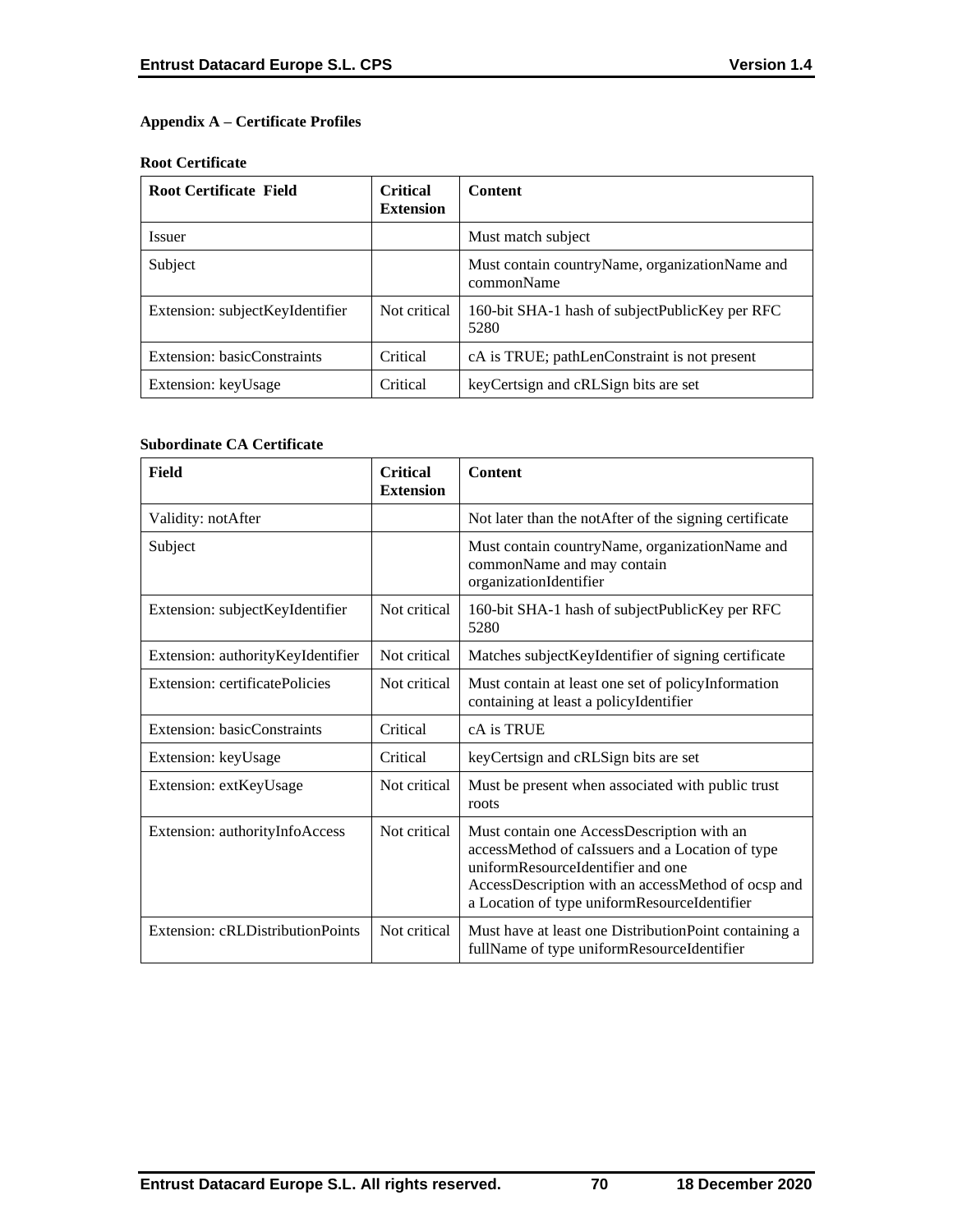**Appendix A – Certificate Profiles**

**Root Certificate**

| Root Certificate Field | Critical Extension | Content |
|---|---|---|
| Issuer | | Must match subject |
| Subject | | Must contain countryName, organizationName and commonName |
| Extension: subjectKeyIdentifier | Not critical | 160-bit SHA-1 hash of subjectPublicKey per RFC 5280 |
| Extension: basicConstraints | Critical | cA is TRUE; pathLenConstraint is not present |
| Extension: keyUsage | Critical | keyCertsign and cRLSign bits are set |

**Subordinate CA Certificate**

| Field | Critical Extension | Content |
|---|---|---|
| Validity: notAfter | | Not later than the notAfter of the signing certificate |
| Subject | | Must contain countryName, organizationName and commonName and may contain organizationIdentifier |
| Extension: subjectKeyIdentifier | Not critical | 160-bit SHA-1 hash of subjectPublicKey per RFC 5280 |
| Extension: authorityKeyIdentifier | Not critical | Matches subjectKeyIdentifier of signing certificate |
| Extension: certificatePolicies | Not critical | Must contain at least one set of policyInformation containing at least a policyIdentifier |
| Extension: basicConstraints | Critical | cA is TRUE |
| Extension: keyUsage | Critical | keyCertsign and cRLSign bits are set |
| Extension: extKeyUsage | Not critical | Must be present when associated with public trust roots |
| Extension: authorityInfoAccess | Not critical | Must contain one AccessDescription with an accessMethod of caIssuers and a Location of type uniformResourceIdentifier and one AccessDescription with an accessMethod of ocsp and a Location of type uniformResourceIdentifier |
| Extension: cRLDistributionPoints | Not critical | Must have at least one DistributionPoint containing a fullName of type uniformResourceIdentifier |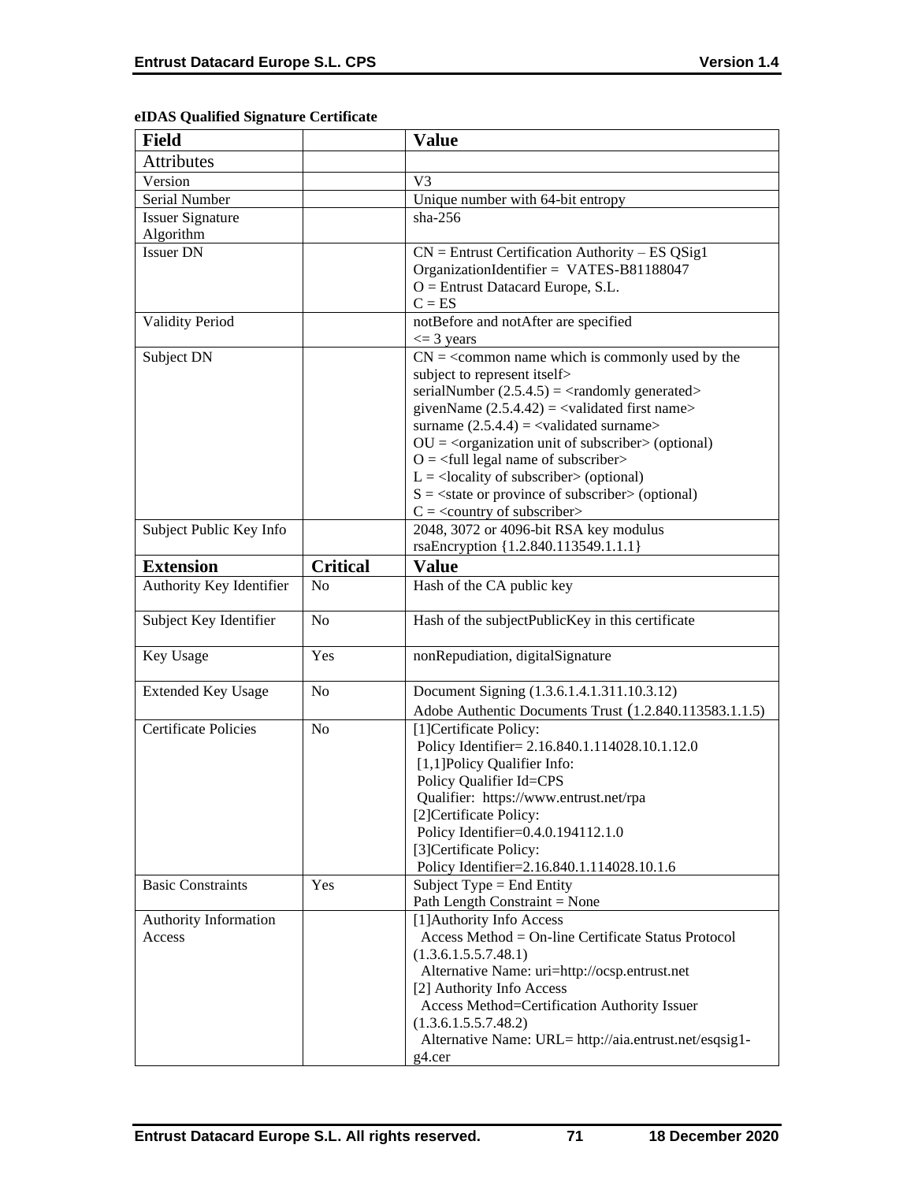**eIDAS Qualified Signature Certificate**

| Field | | Value |
|---|---|---|
| Attributes | | |
| Version | | V3 |
| Serial Number | | Unique number with 64-bit entropy |
| Issuer Signature Algorithm | | sha-256 |
| Issuer DN | | CN = Entrust Certification Authority – ES QSig1<br>OrganizationIdentifier = VATES-B81188047<br>O = Entrust Datacard Europe, S.L.<br>C = ES |
| Validity Period | | notBefore and notAfter are specified<br><= 3 years |
| Subject DN | | CN = <common name which is commonly used by the subject to represent itself><br>serialNumber (2.5.4.5) = <randomly generated><br>givenName (2.5.4.42) = <validated first name><br>surname (2.5.4.4) = <validated surname><br>OU = <organization unit of subscriber> (optional)<br>O = <full legal name of subscriber><br>L = <locality of subscriber> (optional)<br>S = <state or province of subscriber> (optional)<br>C = <country of subscriber> |
| Subject Public Key Info | | 2048, 3072 or 4096-bit RSA key modulus<br>rsaEncryption {1.2.840.113549.1.1.1} |
| **Extension** | **Critical** | **Value** |
| Authority Key Identifier | No | Hash of the CA public key |
| Subject Key Identifier | No | Hash of the subjectPublicKey in this certificate |
| Key Usage | Yes | nonRepudiation, digitalSignature |
| Extended Key Usage | No | Document Signing (1.3.6.1.4.1.311.10.3.12)<br>Adobe Authentic Documents Trust (1.2.840.113583.1.1.5) |
| Certificate Policies | No | [1]Certificate Policy:<br>Policy Identifier= 2.16.840.1.114028.10.1.12.0<br>[1,1]Policy Qualifier Info:<br>Policy Qualifier Id=CPS<br>Qualifier: https://www.entrust.net/rpa<br>[2]Certificate Policy:<br>Policy Identifier=0.4.0.194112.1.0<br>[3]Certificate Policy:<br>Policy Identifier=2.16.840.1.114028.10.1.6 |
| Basic Constraints | Yes | Subject Type = End Entity<br>Path Length Constraint = None |
| Authority Information Access | | [1]Authority Info Access<br>Access Method = On-line Certificate Status Protocol (1.3.6.1.5.5.7.48.1)<br>Alternative Name: uri=http://ocsp.entrust.net<br>[2] Authority Info Access<br>Access Method=Certification Authority Issuer (1.3.6.1.5.5.7.48.2)<br>Alternative Name: URL= http://aia.entrust.net/esqsig1-g4.cer |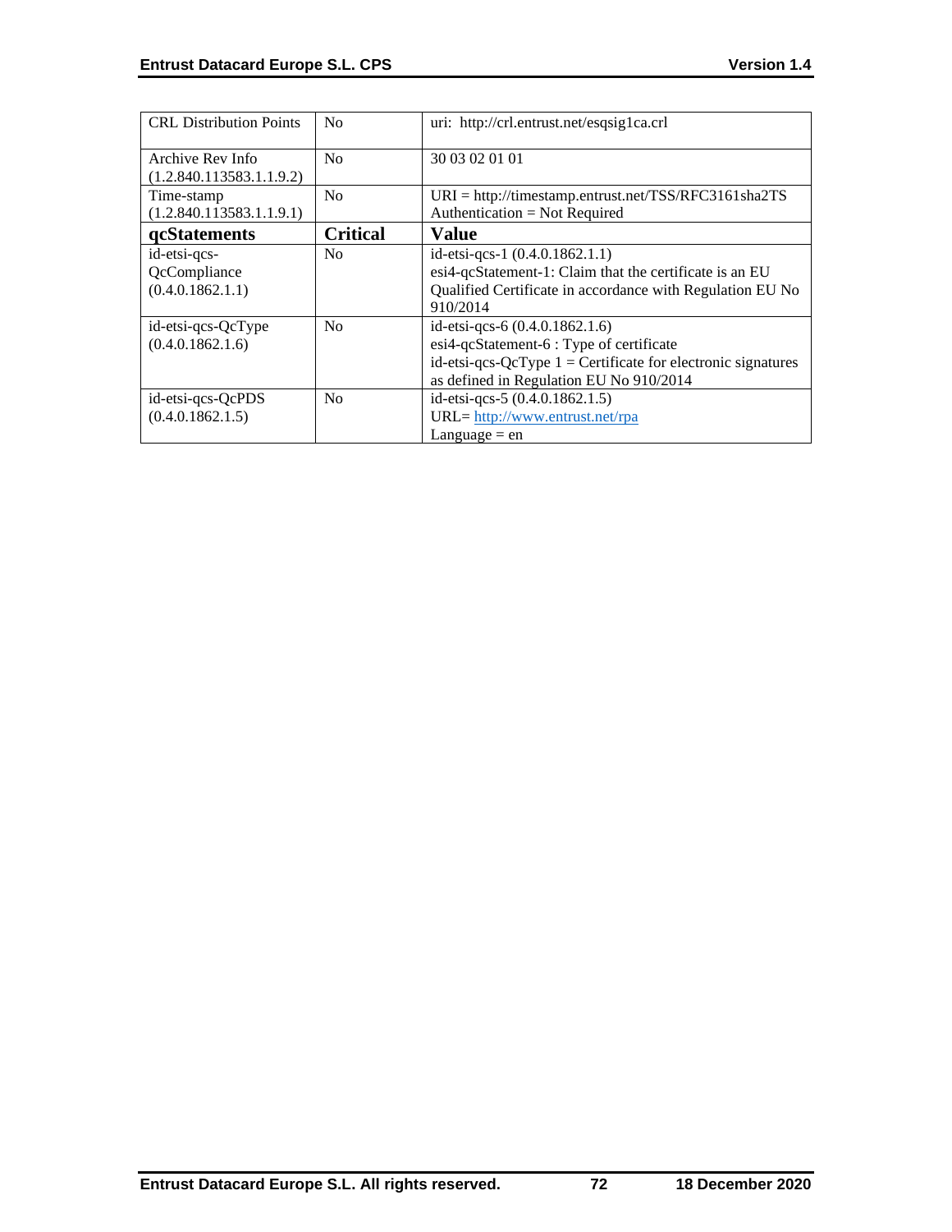| CRL Distribution Points | No | uri: http://crl.entrust.net/esqsig1ca.crl |
|---|---|---|
| Archive Rev Info (1.2.840.113583.1.1.9.2) | No | 30 03 02 01 01 |
| Time-stamp (1.2.840.113583.1.1.9.1) | No | URI = http://timestamp.entrust.net/TSS/RFC3161sha2TS<br>Authentication = Not Required |
| **qcStatements** | **Critical** | **Value** |
| id-etsi-qcs-QcCompliance (0.4.0.1862.1.1) | No | id-etsi-qcs-1 (0.4.0.1862.1.1)<br>esi4-qcStatement-1: Claim that the certificate is an EU Qualified Certificate in accordance with Regulation EU No 910/2014 |
| id-etsi-qcs-QcType (0.4.0.1862.1.6) | No | id-etsi-qcs-6 (0.4.0.1862.1.6)<br>esi4-qcStatement-6 : Type of certificate<br>id-etsi-qcs-QcType 1 = Certificate for electronic signatures as defined in Regulation EU No 910/2014 |
| id-etsi-qcs-QcPDS (0.4.0.1862.1.5) | No | id-etsi-qcs-5 (0.4.0.1862.1.5)<br>URL= http://www.entrust.net/rpa<br>Language = en |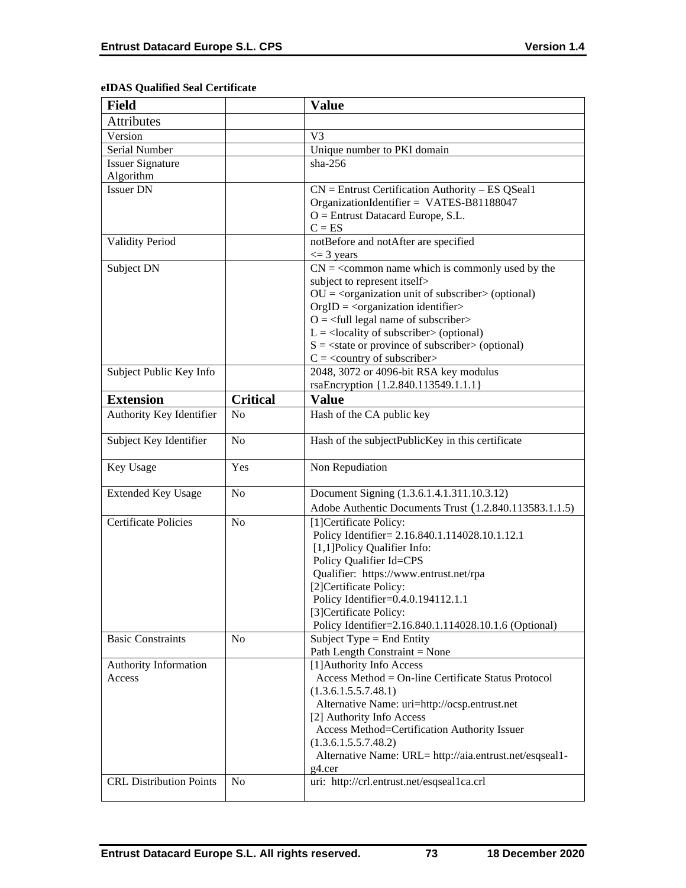**eIDAS Qualified Seal Certificate**

| Field | | Value |
|---|---|---|
| Attributes | | |
| Version | | V3 |
| Serial Number | | Unique number to PKI domain |
| Issuer Signature Algorithm | | sha-256 |
| Issuer DN | | CN = Entrust Certification Authority – ES QSeal1<br>OrganizationIdentifier = VATES-B81188047<br>O = Entrust Datacard Europe, S.L.<br>C = ES |
| Validity Period | | notBefore and notAfter are specified<br><= 3 years |
| Subject DN | | CN = <common name which is commonly used by the subject to represent itself><br>OU = <organization unit of subscriber> (optional)<br>OrgID = <organization identifier><br>O = <full legal name of subscriber><br>L = <locality of subscriber> (optional)<br>S = <state or province of subscriber> (optional)<br>C = <country of subscriber> |
| Subject Public Key Info | | 2048, 3072 or 4096-bit RSA key modulus<br>rsaEncryption {1.2.840.113549.1.1.1} |
| **Extension** | **Critical** | **Value** |
| Authority Key Identifier | No | Hash of the CA public key |
| Subject Key Identifier | No | Hash of the subjectPublicKey in this certificate |
| Key Usage | Yes | Non Repudiation |
| Extended Key Usage | No | Document Signing (1.3.6.1.4.1.311.10.3.12)<br>Adobe Authentic Documents Trust (1.2.840.113583.1.1.5) |
| Certificate Policies | No | [1]Certificate Policy:<br>Policy Identifier= 2.16.840.1.114028.10.1.12.1<br>[1,1]Policy Qualifier Info:<br>Policy Qualifier Id=CPS<br>Qualifier: https://www.entrust.net/rpa<br>[2]Certificate Policy:<br>Policy Identifier=0.4.0.194112.1.1<br>[3]Certificate Policy:<br>Policy Identifier=2.16.840.1.114028.10.1.6 (Optional) |
| Basic Constraints | No | Subject Type = End Entity<br>Path Length Constraint = None |
| Authority Information Access | | [1]Authority Info Access<br>Access Method = On-line Certificate Status Protocol (1.3.6.1.5.5.7.48.1)<br>Alternative Name: uri=http://ocsp.entrust.net<br>[2] Authority Info Access<br>Access Method=Certification Authority Issuer (1.3.6.1.5.5.7.48.2)<br>Alternative Name: URL= http://aia.entrust.net/esqseal1-g4.cer |
| CRL Distribution Points | No | uri: http://crl.entrust.net/esqseal1ca.crl |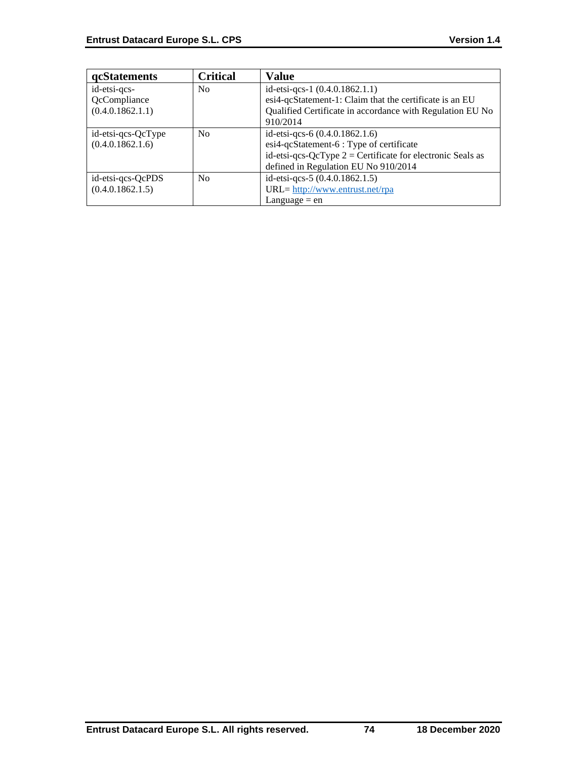| qcStatements | Critical | Value |
|---|---|---|
| id-etsi-qcs-QcCompliance (0.4.0.1862.1.1) | No | id-etsi-qcs-1 (0.4.0.1862.1.1)<br>esi4-qcStatement-1: Claim that the certificate is an EU Qualified Certificate in accordance with Regulation EU No 910/2014 |
| id-etsi-qcs-QcType (0.4.0.1862.1.6) | No | id-etsi-qcs-6 (0.4.0.1862.1.6)<br>esi4-qcStatement-6 : Type of certificate<br>id-etsi-qcs-QcType 2 = Certificate for electronic Seals as defined in Regulation EU No 910/2014 |
| id-etsi-qcs-QcPDS (0.4.0.1862.1.5) | No | id-etsi-qcs-5 (0.4.0.1862.1.5)<br>URL= http://www.entrust.net/rpa<br>Language = en |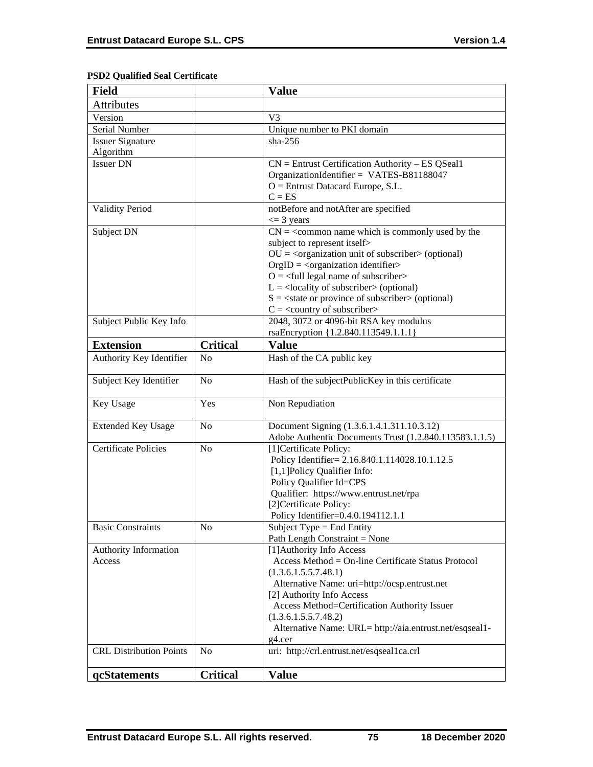**PSD2 Qualified Seal Certificate**

| Field | | Value |
|---|---|---|
| Attributes | | |
| Version | | V3 |
| Serial Number | | Unique number to PKI domain |
| Issuer Signature Algorithm | | sha-256 |
| Issuer DN | | CN = Entrust Certification Authority – ES QSeal1<br>OrganizationIdentifier = VATES-B81188047<br>O = Entrust Datacard Europe, S.L.<br>C = ES |
| Validity Period | | notBefore and notAfter are specified<br><= 3 years |
| Subject DN | | CN = <common name which is commonly used by the subject to represent itself><br>OU = <organization unit of subscriber> (optional)<br>OrgID = <organization identifier><br>O = <full legal name of subscriber><br>L = <locality of subscriber> (optional)<br>S = <state or province of subscriber> (optional)<br>C = <country of subscriber> |
| Subject Public Key Info | | 2048, 3072 or 4096-bit RSA key modulus<br>rsaEncryption {1.2.840.113549.1.1.1} |
| **Extension** | **Critical** | **Value** |
| Authority Key Identifier | No | Hash of the CA public key |
| Subject Key Identifier | No | Hash of the subjectPublicKey in this certificate |
| Key Usage | Yes | Non Repudiation |
| Extended Key Usage | No | Document Signing (1.3.6.1.4.1.311.10.3.12)<br>Adobe Authentic Documents Trust (1.2.840.113583.1.1.5) |
| Certificate Policies | No | [1]Certificate Policy:<br>Policy Identifier= 2.16.840.1.114028.10.1.12.5<br>[1,1]Policy Qualifier Info:<br>Policy Qualifier Id=CPS<br>Qualifier: https://www.entrust.net/rpa<br>[2]Certificate Policy:<br>Policy Identifier=0.4.0.194112.1.1 |
| Basic Constraints | No | Subject Type = End Entity<br>Path Length Constraint = None |
| Authority Information Access | | [1]Authority Info Access<br>Access Method = On-line Certificate Status Protocol (1.3.6.1.5.5.7.48.1)<br>Alternative Name: uri=http://ocsp.entrust.net<br>[2] Authority Info Access<br>Access Method=Certification Authority Issuer (1.3.6.1.5.5.7.48.2)<br>Alternative Name: URL= http://aia.entrust.net/esqseal1-g4.cer |
| CRL Distribution Points | No | uri: http://crl.entrust.net/esqseal1ca.crl |
| **qcStatements** | **Critical** | **Value** |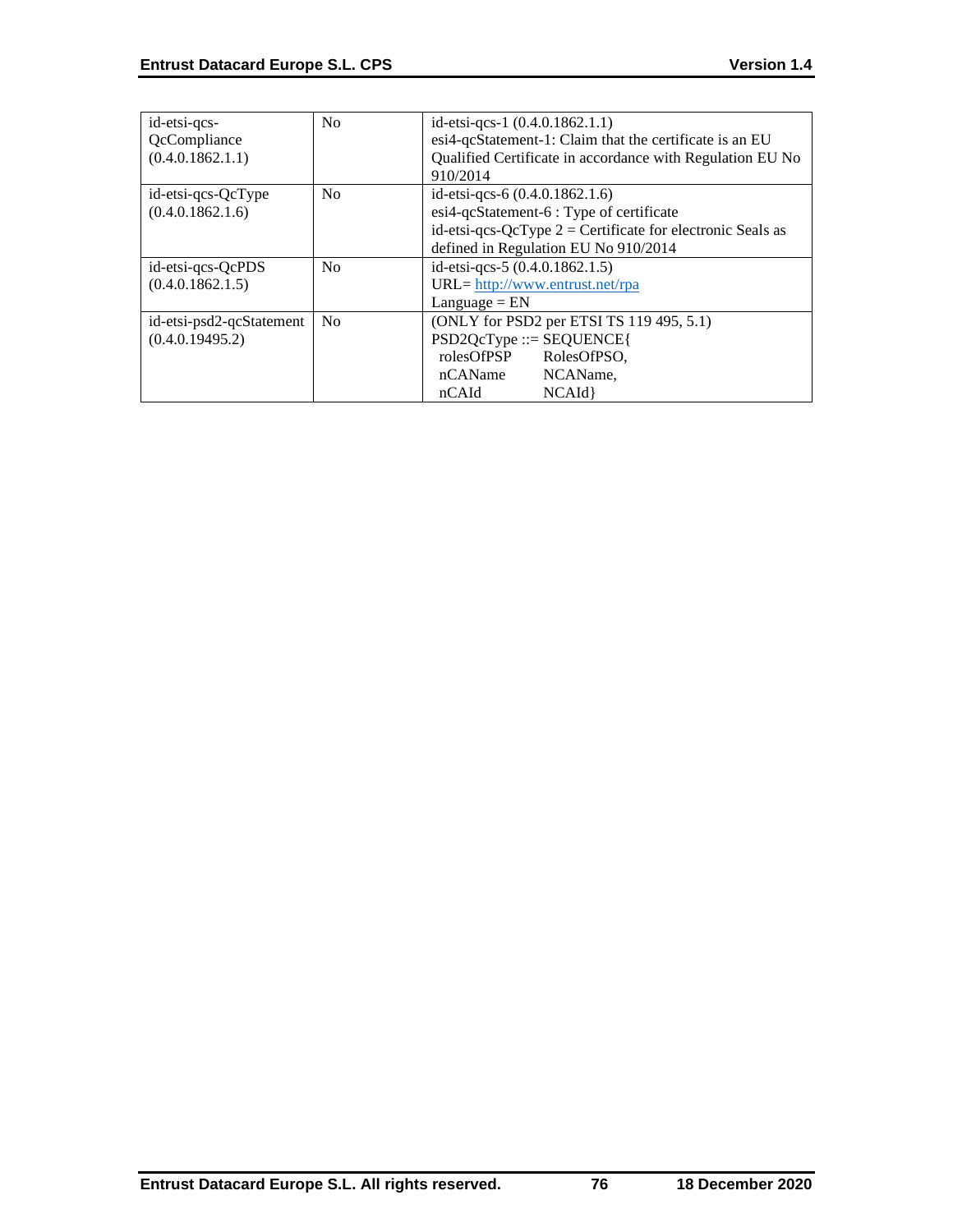| id-etsi-qcs-QcCompliance (0.4.0.1862.1.1) | No | id-etsi-qcs-1 (0.4.0.1862.1.1)<br>esi4-qcStatement-1: Claim that the certificate is an EU Qualified Certificate in accordance with Regulation EU No 910/2014 |
|---|---|---|
| id-etsi-qcs-QcType (0.4.0.1862.1.6) | No | id-etsi-qcs-6 (0.4.0.1862.1.6)<br>esi4-qcStatement-6 : Type of certificate<br>id-etsi-qcs-QcType 2 = Certificate for electronic Seals as defined in Regulation EU No 910/2014 |
| id-etsi-qcs-QcPDS (0.4.0.1862.1.5) | No | id-etsi-qcs-5 (0.4.0.1862.1.5)<br>URL= http://www.entrust.net/rpa<br>Language = EN |
| id-etsi-psd2-qcStatement (0.4.0.19495.2) | No | (ONLY for PSD2 per ETSI TS 119 495, 5.1)<br>PSD2QcType ::= SEQUENCE{<br>rolesOfPSP RolesOfPSO,<br>nCAName NCAName,<br>nCAId NCAId} |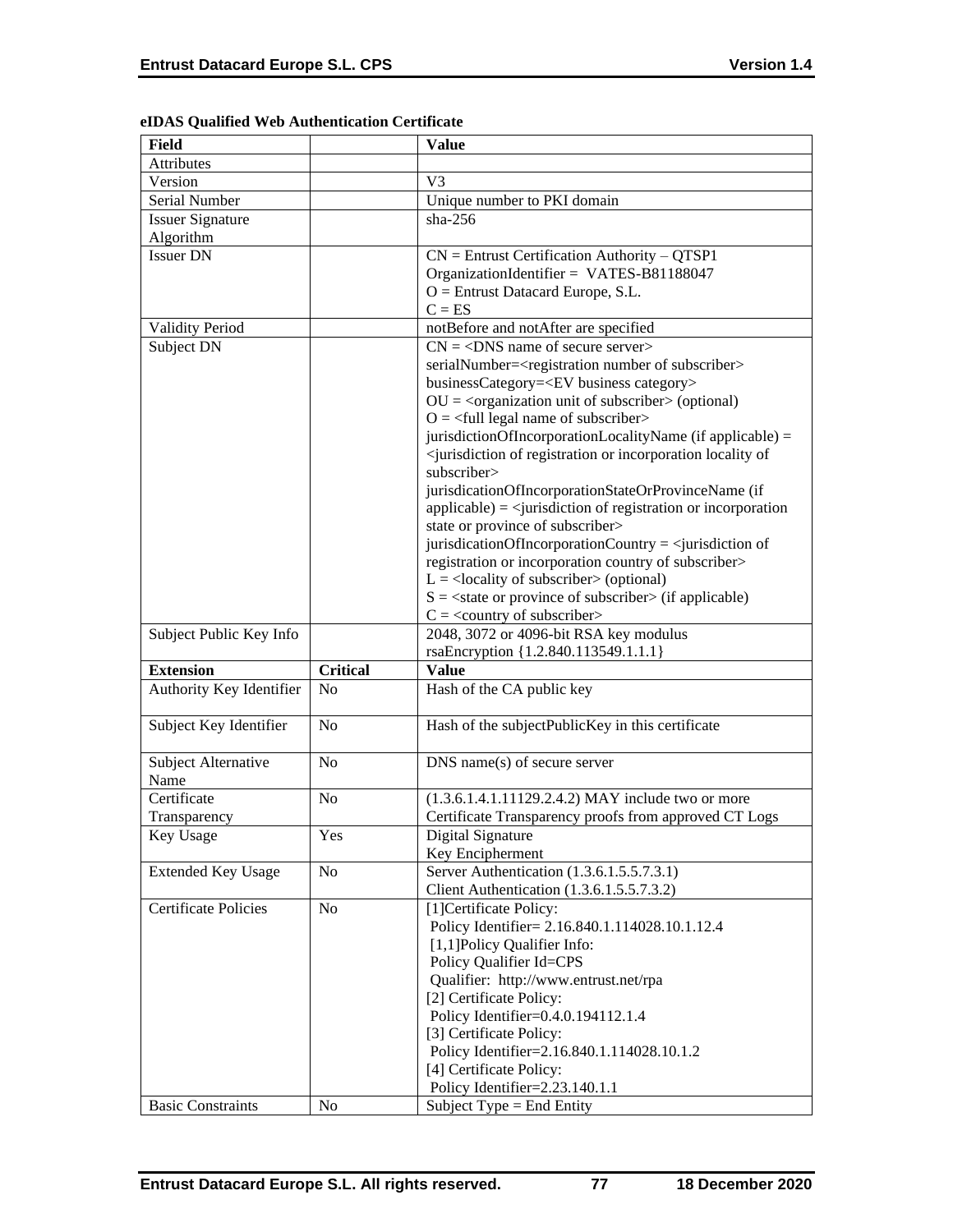**eIDAS Qualified Web Authentication Certificate**

| Field | | Value |
|---|---|---|
| Attributes | | |
| Version | | V3 |
| Serial Number | | Unique number to PKI domain |
| Issuer Signature Algorithm | | sha-256 |
| Issuer DN | | CN = Entrust Certification Authority – QTSP1<br>OrganizationIdentifier = VATES-B81188047<br>O = Entrust Datacard Europe, S.L.<br>C = ES |
| Validity Period | | notBefore and notAfter are specified |
| Subject DN | | CN = <DNS name of secure server><br>serialNumber=<registration number of subscriber><br>businessCategory=<EV business category><br>OU = <organization unit of subscriber> (optional)<br>O = <full legal name of subscriber><br>jurisdictionOfIncorporationLocalityName (if applicable) = <jurisdiction of registration or incorporation locality of subscriber><br>jurisdicationOfIncorporationStateOrProvinceName (if applicable) = <jurisdiction of registration or incorporation state or province of subscriber><br>jurisdicationOfIncorporationCountry = <jurisdiction of registration or incorporation country of subscriber><br>L = <locality of subscriber> (optional)<br>S = <state or province of subscriber> (if applicable)<br>C = <country of subscriber> |
| Subject Public Key Info | | 2048, 3072 or 4096-bit RSA key modulus<br>rsaEncryption {1.2.840.113549.1.1.1} |
| **Extension** | **Critical** | **Value** |
| Authority Key Identifier | No | Hash of the CA public key |
| Subject Key Identifier | No | Hash of the subjectPublicKey in this certificate |
| Subject Alternative Name | No | DNS name(s) of secure server |
| Certificate Transparency | No | (1.3.6.1.4.1.11129.2.4.2) MAY include two or more Certificate Transparency proofs from approved CT Logs |
| Key Usage | Yes | Digital Signature<br>Key Encipherment |
| Extended Key Usage | No | Server Authentication (1.3.6.1.5.5.7.3.1)<br>Client Authentication (1.3.6.1.5.5.7.3.2) |
| Certificate Policies | No | [1]Certificate Policy:<br>Policy Identifier= 2.16.840.1.114028.10.1.12.4<br>[1,1]Policy Qualifier Info:<br>Policy Qualifier Id=CPS<br>Qualifier: http://www.entrust.net/rpa<br>[2] Certificate Policy:<br>Policy Identifier=0.4.0.194112.1.4<br>[3] Certificate Policy:<br>Policy Identifier=2.16.840.1.114028.10.1.2<br>[4] Certificate Policy:<br>Policy Identifier=2.23.140.1.1 |
| Basic Constraints | No | Subject Type = End Entity |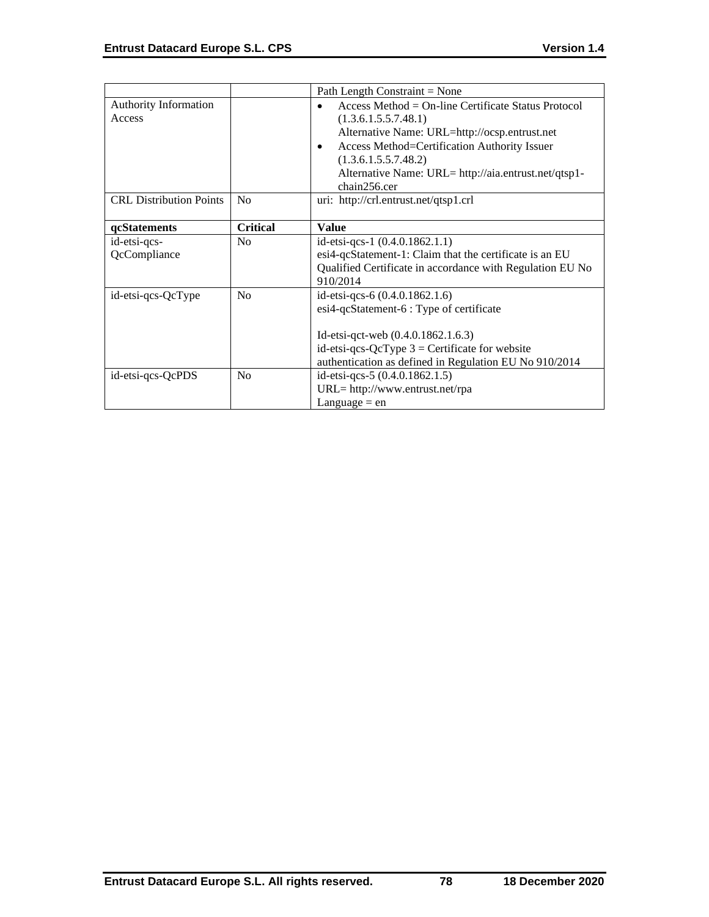| | | |
|---|---|---|
| | | Path Length Constraint = None |
| Authority Information Access | | • Access Method = On-line Certificate Status Protocol (1.3.6.1.5.5.7.48.1) Alternative Name: URL=http://ocsp.entrust.net<br>• Access Method=Certification Authority Issuer (1.3.6.1.5.5.7.48.2) Alternative Name: URL= http://aia.entrust.net/qtsp1-chain256.cer |
| CRL Distribution Points | No | uri: http://crl.entrust.net/qtsp1.crl |
| **qcStatements** | **Critical** | **Value** |
| id-etsi-qcs-QcCompliance | No | id-etsi-qcs-1 (0.4.0.1862.1.1)<br>esi4-qcStatement-1: Claim that the certificate is an EU Qualified Certificate in accordance with Regulation EU No 910/2014 |
| id-etsi-qcs-QcType | No | id-etsi-qcs-6 (0.4.0.1862.1.6)<br>esi4-qcStatement-6 : Type of certificate<br><br>Id-etsi-qct-web (0.4.0.1862.1.6.3)<br>id-etsi-qcs-QcType 3 = Certificate for website authentication as defined in Regulation EU No 910/2014 |
| id-etsi-qcs-QcPDS | No | id-etsi-qcs-5 (0.4.0.1862.1.5)<br>URL= http://www.entrust.net/rpa<br>Language = en |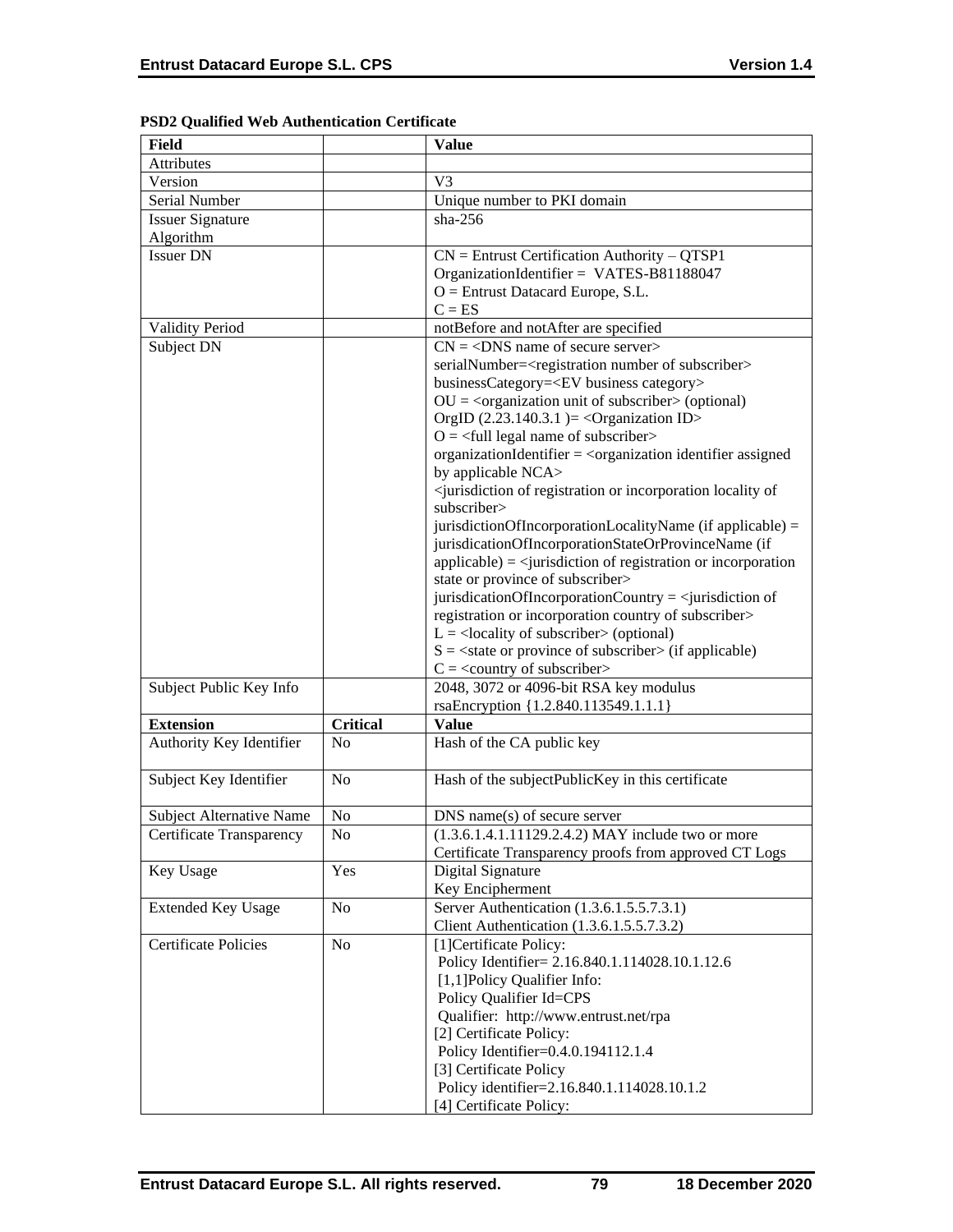**PSD2 Qualified Web Authentication Certificate**

| Field | | Value |
|---|---|---|
| Attributes | | |
| Version | | V3 |
| Serial Number | | Unique number to PKI domain |
| Issuer Signature Algorithm | | sha-256 |
| Issuer DN | | CN = Entrust Certification Authority – QTSP1<br>OrganizationIdentifier = VATES-B81188047<br>O = Entrust Datacard Europe, S.L.<br>C = ES |
| Validity Period | | notBefore and notAfter are specified |
| Subject DN | | CN = <DNS name of secure server><br>serialNumber=<registration number of subscriber><br>businessCategory=<EV business category><br>OU = <organization unit of subscriber> (optional)<br>OrgID (2.23.140.3.1 )= <Organization ID><br>O = <full legal name of subscriber><br>organizationIdentifier = <organization identifier assigned by applicable NCA><br><jurisdiction of registration or incorporation locality of subscriber><br>jurisdictionOfIncorporationLocalityName (if applicable) = jurisdicationOfIncorporationStateOrProvinceName (if applicable) = <jurisdiction of registration or incorporation state or province of subscriber><br>jurisdicationOfIncorporationCountry = <jurisdiction of registration or incorporation country of subscriber><br>L = <locality of subscriber> (optional)<br>S = <state or province of subscriber> (if applicable)<br>C = <country of subscriber> |
| Subject Public Key Info | | 2048, 3072 or 4096-bit RSA key modulus<br>rsaEncryption {1.2.840.113549.1.1.1} |
| **Extension** | **Critical** | **Value** |
| Authority Key Identifier | No | Hash of the CA public key |
| Subject Key Identifier | No | Hash of the subjectPublicKey in this certificate |
| Subject Alternative Name | No | DNS name(s) of secure server |
| Certificate Transparency | No | (1.3.6.1.4.1.11129.2.4.2) MAY include two or more Certificate Transparency proofs from approved CT Logs |
| Key Usage | Yes | Digital Signature<br>Key Encipherment |
| Extended Key Usage | No | Server Authentication (1.3.6.1.5.5.7.3.1)<br>Client Authentication (1.3.6.1.5.5.7.3.2) |
| Certificate Policies | No | [1]Certificate Policy:<br>Policy Identifier= 2.16.840.1.114028.10.1.12.6<br>[1,1]Policy Qualifier Info:<br>Policy Qualifier Id=CPS<br>Qualifier: http://www.entrust.net/rpa<br>[2] Certificate Policy:<br>Policy Identifier=0.4.0.194112.1.4<br>[3] Certificate Policy<br>Policy identifier=2.16.840.1.114028.10.1.2<br>[4] Certificate Policy: |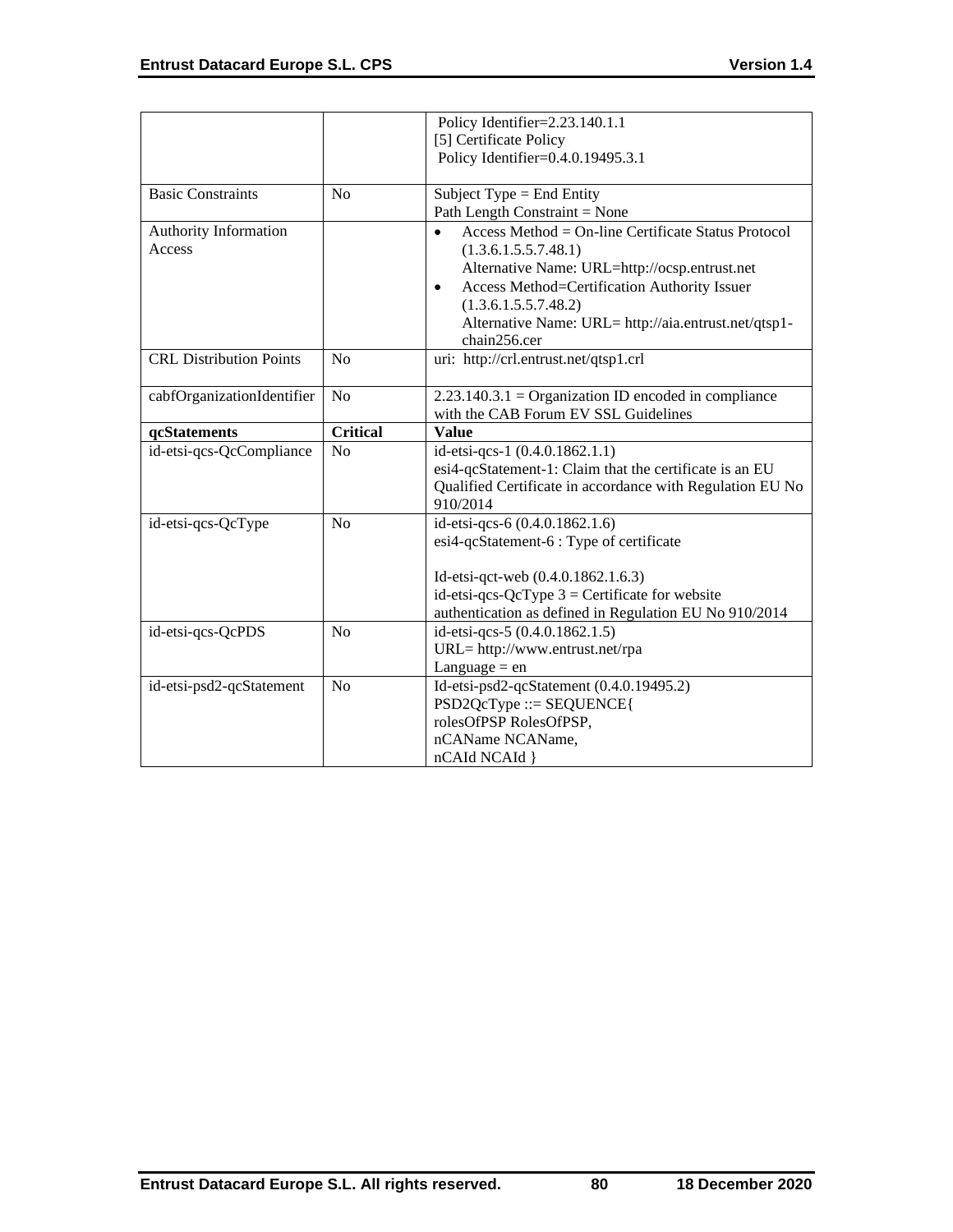|  |  | Policy Identifier=2.23.140.1.1<br>[5] Certificate Policy<br>Policy Identifier=0.4.0.19495.3.1 |
| --- | --- | --- |
| Basic Constraints | No | Subject Type = End Entity<br>Path Length Constraint = None |
| Authority Information Access |  | • Access Method = On-line Certificate Status Protocol (1.3.6.1.5.5.7.48.1)<br>Alternative Name: URL=http://ocsp.entrust.net<br>• Access Method=Certification Authority Issuer (1.3.6.1.5.5.7.48.2)<br>Alternative Name: URL= http://aia.entrust.net/qtsp1-chain256.cer |
| CRL Distribution Points | No | uri: http://crl.entrust.net/qtsp1.crl |
| cabfOrganizationIdentifier | No | 2.23.140.3.1 = Organization ID encoded in compliance with the CAB Forum EV SSL Guidelines |
| **qcStatements** | **Critical** | **Value** |
| id-etsi-qcs-QcCompliance | No | id-etsi-qcs-1 (0.4.0.1862.1.1)<br>esi4-qcStatement-1: Claim that the certificate is an EU Qualified Certificate in accordance with Regulation EU No 910/2014 |
| id-etsi-qcs-QcType | No | id-etsi-qcs-6 (0.4.0.1862.1.6)<br>esi4-qcStatement-6 : Type of certificate<br><br>Id-etsi-qct-web (0.4.0.1862.1.6.3)<br>id-etsi-qcs-QcType 3 = Certificate for website authentication as defined in Regulation EU No 910/2014 |
| id-etsi-qcs-QcPDS | No | id-etsi-qcs-5 (0.4.0.1862.1.5)<br>URL= http://www.entrust.net/rpa<br>Language = en |
| id-etsi-psd2-qcStatement | No | Id-etsi-psd2-qcStatement (0.4.0.19495.2)<br>PSD2QcType ::= SEQUENCE{<br>rolesOfPSP RolesOfPSP,<br>nCAName NCAName,<br>nCAId NCAId } |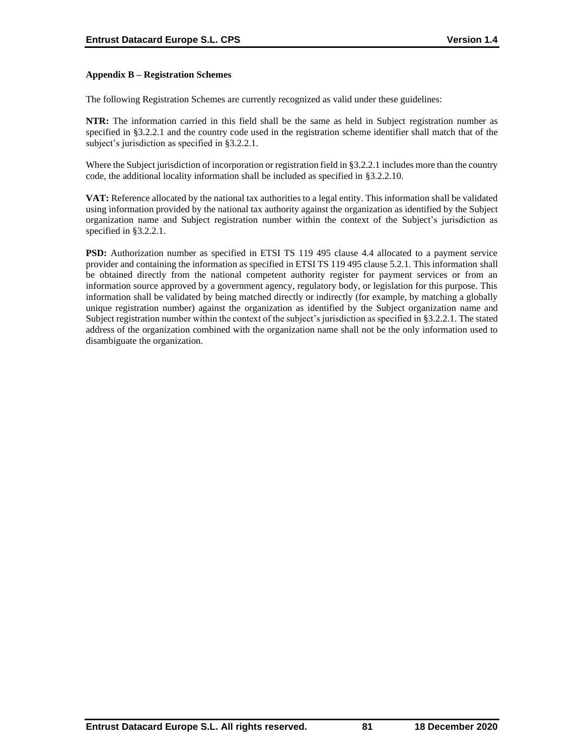**Appendix B – Registration Schemes**

The following Registration Schemes are currently recognized as valid under these guidelines:

**NTR:** The information carried in this field shall be the same as held in Subject registration number as specified in §3.2.2.1 and the country code used in the registration scheme identifier shall match that of the subject's jurisdiction as specified in §3.2.2.1.

Where the Subject jurisdiction of incorporation or registration field in §3.2.2.1 includes more than the country code, the additional locality information shall be included as specified in §3.2.2.10.

**VAT:** Reference allocated by the national tax authorities to a legal entity. This information shall be validated using information provided by the national tax authority against the organization as identified by the Subject organization name and Subject registration number within the context of the Subject's jurisdiction as specified in §3.2.2.1.

**PSD:** Authorization number as specified in ETSI TS 119 495 clause 4.4 allocated to a payment service provider and containing the information as specified in ETSI TS 119 495 clause 5.2.1. This information shall be obtained directly from the national competent authority register for payment services or from an information source approved by a government agency, regulatory body, or legislation for this purpose. This information shall be validated by being matched directly or indirectly (for example, by matching a globally unique registration number) against the organization as identified by the Subject organization name and Subject registration number within the context of the subject's jurisdiction as specified in §3.2.2.1. The stated address of the organization combined with the organization name shall not be the only information used to disambiguate the organization.